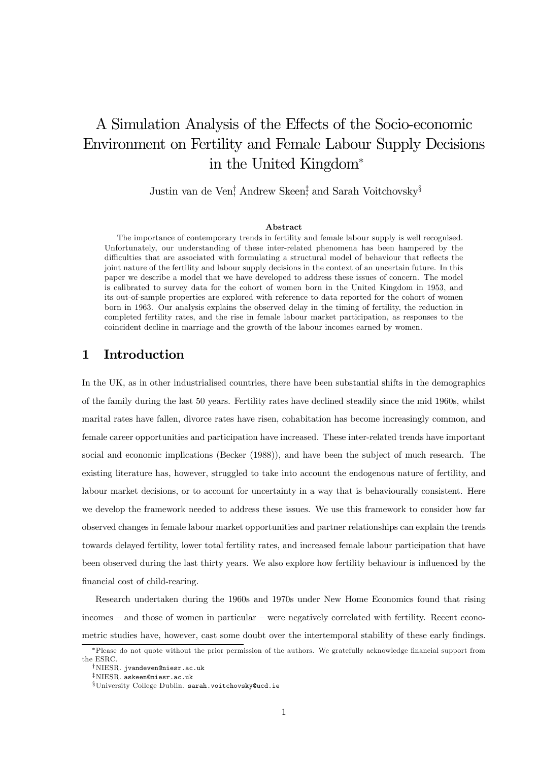# A Simulation Analysis of the Effects of the Socio-economic Environment on Fertility and Female Labour Supply Decisions in the United Kingdom*

Justin van de Ven[†], Andrew Skeen[‡], and Sarah Voitchovsky[§]

**Abstract**

The importance of contemporary trends in fertility and female labour supply is well recognised. Unfortunately, our understanding of these inter-related phenomena has been hampered by the difficulties that are associated with formulating a structural model of behaviour that reflects the joint nature of the fertility and labour supply decisions in the context of an uncertain future. In this paper we describe a model that we have developed to address these issues of concern. The model is calibrated to survey data for the cohort of women born in the United Kingdom in 1953, and its out-of-sample properties are explored with reference to data reported for the cohort of women born in 1963. Our analysis explains the observed delay in the timing of fertility, the reduction in completed fertility rates, and the rise in female labour market participation, as responses to the coincident decline in marriage and the growth of the labour incomes earned by women.

## 1 Introduction

In the UK, as in other industrialised countries, there have been substantial shifts in the demographics of the family during the last 50 years. Fertility rates have declined steadily since the mid 1960s, whilst marital rates have fallen, divorce rates have risen, cohabitation has become increasingly common, and female career opportunities and participation have increased. These inter-related trends have important social and economic implications (Becker (1988)), and have been the subject of much research. The existing literature has, however, struggled to take into account the endogenous nature of fertility, and labour market decisions, or to account for uncertainty in a way that is behaviourally consistent. Here we develop the framework needed to address these issues. We use this framework to consider how far observed changes in female labour market opportunities and partner relationships can explain the trends towards delayed fertility, lower total fertility rates, and increased female labour participation that have been observed during the last thirty years. We also explore how fertility behaviour is influenced by the financial cost of child-rearing.

Research undertaken during the 1960s and 1970s under New Home Economics found that rising incomes – and those of women in particular – were negatively correlated with fertility. Recent econometric studies have, however, cast some doubt over the intertemporal stability of these early findings.

*Please do not quote without the prior permission of the authors. We gratefully acknowledge financial support from the ESRC.

[†]NIESR. jvandeven@niesr.ac.uk

[‡]NIESR. askeen@niesr.ac.uk

[§]University College Dublin. sarah.voitchovsky@ucd.ie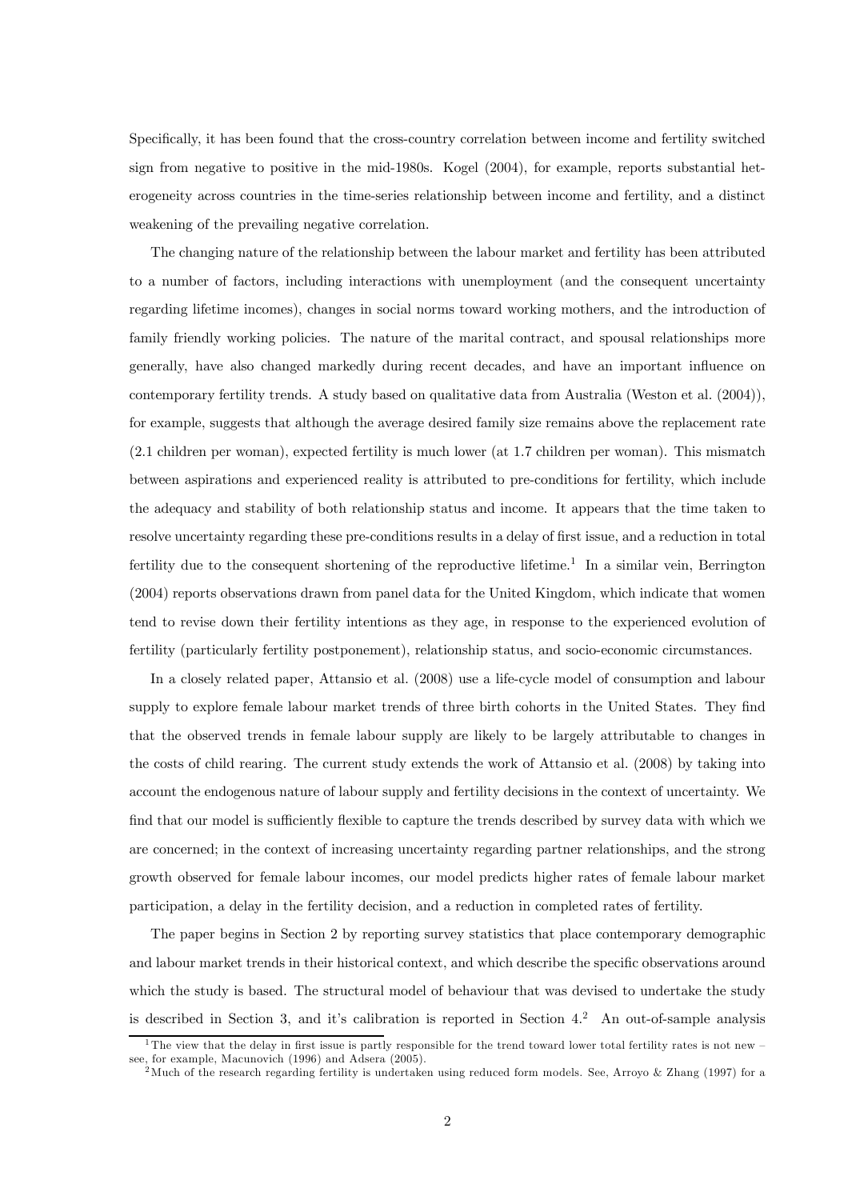Specifically, it has been found that the cross-country correlation between income and fertility switched sign from negative to positive in the mid-1980s. Kogel (2004), for example, reports substantial heterogeneity across countries in the time-series relationship between income and fertility, and a distinct weakening of the prevailing negative correlation.

The changing nature of the relationship between the labour market and fertility has been attributed to a number of factors, including interactions with unemployment (and the consequent uncertainty regarding lifetime incomes), changes in social norms toward working mothers, and the introduction of family friendly working policies. The nature of the marital contract, and spousal relationships more generally, have also changed markedly during recent decades, and have an important influence on contemporary fertility trends. A study based on qualitative data from Australia (Weston et al. (2004)), for example, suggests that although the average desired family size remains above the replacement rate (2.1 children per woman), expected fertility is much lower (at 1.7 children per woman). This mismatch between aspirations and experienced reality is attributed to pre-conditions for fertility, which include the adequacy and stability of both relationship status and income. It appears that the time taken to resolve uncertainty regarding these pre-conditions results in a delay of first issue, and a reduction in total fertility due to the consequent shortening of the reproductive lifetime.[1] In a similar vein, Berrington (2004) reports observations drawn from panel data for the United Kingdom, which indicate that women tend to revise down their fertility intentions as they age, in response to the experienced evolution of fertility (particularly fertility postponement), relationship status, and socio-economic circumstances.

In a closely related paper, Attansio et al. (2008) use a life-cycle model of consumption and labour supply to explore female labour market trends of three birth cohorts in the United States. They find that the observed trends in female labour supply are likely to be largely attributable to changes in the costs of child rearing. The current study extends the work of Attansio et al. (2008) by taking into account the endogenous nature of labour supply and fertility decisions in the context of uncertainty. We find that our model is sufficiently flexible to capture the trends described by survey data with which we are concerned; in the context of increasing uncertainty regarding partner relationships, and the strong growth observed for female labour incomes, our model predicts higher rates of female labour market participation, a delay in the fertility decision, and a reduction in completed rates of fertility.

The paper begins in Section 2 by reporting survey statistics that place contemporary demographic and labour market trends in their historical context, and which describe the specific observations around which the study is based. The structural model of behaviour that was devised to undertake the study is described in Section 3, and it's calibration is reported in Section 4.[2] An out-of-sample analysis

[1] The view that the delay in first issue is partly responsible for the trend toward lower total fertility rates is not new – see, for example, Macunovich (1996) and Adsera (2005).

[2] Much of the research regarding fertility is undertaken using reduced form models. See, Arroyo & Zhang (1997) for a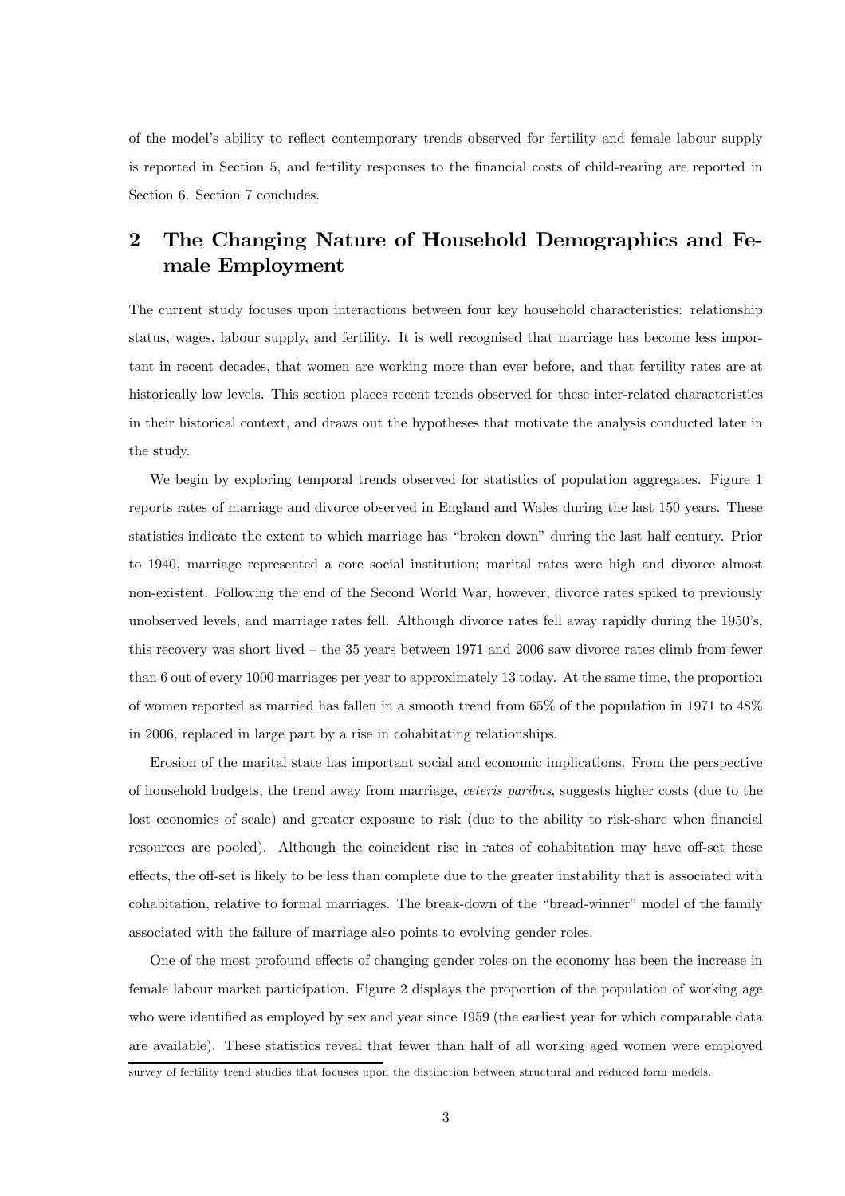of the model's ability to reflect contemporary trends observed for fertility and female labour supply is reported in Section 5, and fertility responses to the financial costs of child-rearing are reported in Section 6. Section 7 concludes.

## 2 The Changing Nature of Household Demographics and Female Employment

The current study focuses upon interactions between four key household characteristics: relationship status, wages, labour supply, and fertility. It is well recognised that marriage has become less important in recent decades, that women are working more than ever before, and that fertility rates are at historically low levels. This section places recent trends observed for these inter-related characteristics in their historical context, and draws out the hypotheses that motivate the analysis conducted later in the study.

We begin by exploring temporal trends observed for statistics of population aggregates. Figure 1 reports rates of marriage and divorce observed in England and Wales during the last 150 years. These statistics indicate the extent to which marriage has "broken down" during the last half century. Prior to 1940, marriage represented a core social institution; marital rates were high and divorce almost non-existent. Following the end of the Second World War, however, divorce rates spiked to previously unobserved levels, and marriage rates fell. Although divorce rates fell away rapidly during the 1950's, this recovery was short lived – the 35 years between 1971 and 2006 saw divorce rates climb from fewer than 6 out of every 1000 marriages per year to approximately 13 today. At the same time, the proportion of women reported as married has fallen in a smooth trend from 65% of the population in 1971 to 48% in 2006, replaced in large part by a rise in cohabitating relationships.

Erosion of the marital state has important social and economic implications. From the perspective of household budgets, the trend away from marriage, *ceteris paribus*, suggests higher costs (due to the lost economies of scale) and greater exposure to risk (due to the ability to risk-share when financial resources are pooled). Although the coincident rise in rates of cohabitation may have off-set these effects, the off-set is likely to be less than complete due to the greater instability that is associated with cohabitation, relative to formal marriages. The break-down of the "bread-winner" model of the family associated with the failure of marriage also points to evolving gender roles.

One of the most profound effects of changing gender roles on the economy has been the increase in female labour market participation. Figure 2 displays the proportion of the population of working age who were identified as employed by sex and year since 1959 (the earliest year for which comparable data are available). These statistics reveal that fewer than half of all working aged women were employed

survey of fertility trend studies that focuses upon the distinction between structural and reduced form models.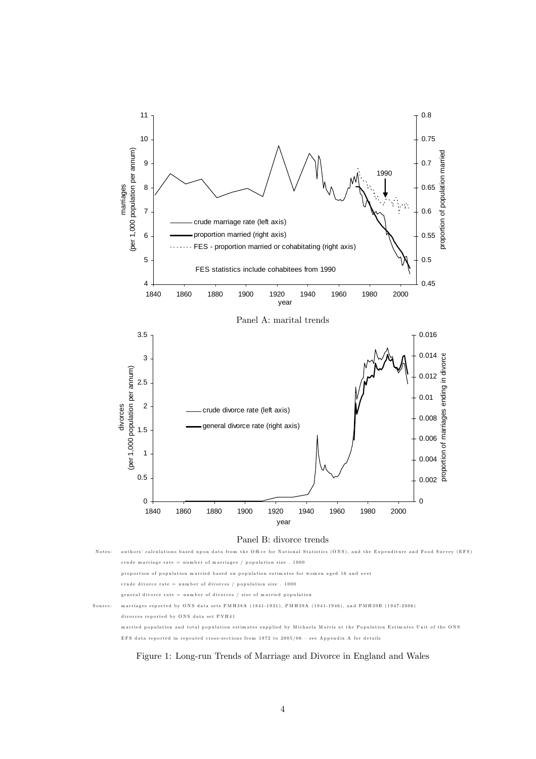Panel A: marital trends

Panel B: divorce trends

Notes: authors' calculations based upon data from the Office for National Statistics (ONS), and the Expenditure and Food Survey (EFS)

crude marriage rate = number of marriages / population size . 1000

proportion of population married based on population estimates for women aged 16 and over

crude divorce rate = number of divorces / population size . 1000

general divorce rate = number of divorces / size of married population

Source: marriages reported by ONS data sets PMH38A (1841-1931), PMH39A (1941-1946), and PMH39B (1947-2006)

divorces reported by ONS data set PVH41

married population and total population estimates supplied by Michaela Morris at the Population Estimates Unit of the ONS

EFS data reported in repeated cross-sections from 1972 to 2005/06 – see Appendix A for details

Figure 1: Long-run Trends of Marriage and Divorce in England and Wales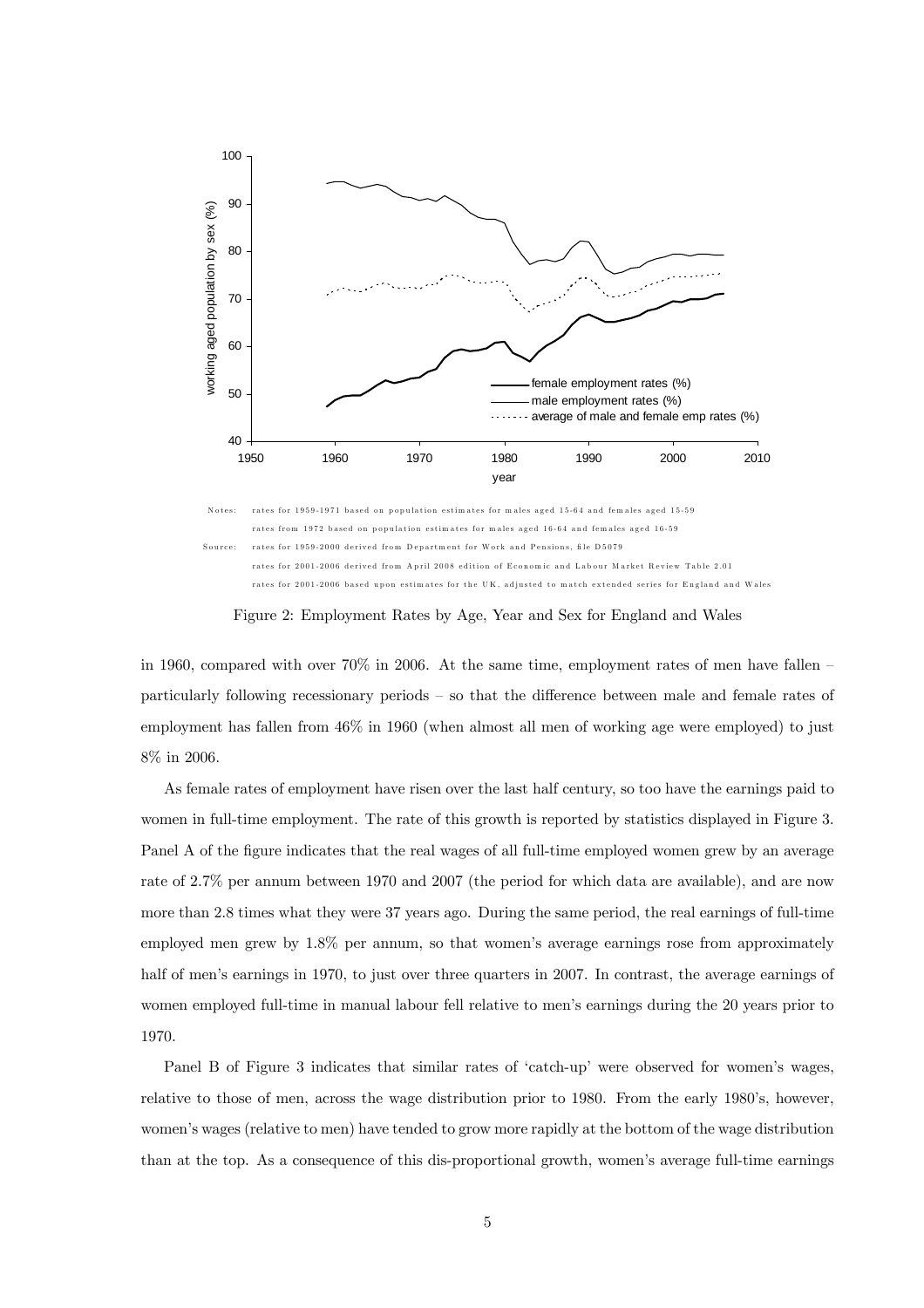Notes: rates for 1959-1971 based on population estimates for males aged 15-64 and females aged 15-59

rates from 1972 based on population estimates for males aged 16-64 and females aged 16-59

Source: rates for 1959-2000 derived from Department for Work and Pensions, file D5079

rates for 2001-2006 derived from April 2008 edition of Economic and Labour Market Review Table 2.01

rates for 2001-2006 based upon estimates for the UK, adjusted to match extended series for England and Wales

Figure 2: Employment Rates by Age, Year and Sex for England and Wales

in 1960, compared with over 70% in 2006. At the same time, employment rates of men have fallen – particularly following recessionary periods – so that the difference between male and female rates of employment has fallen from 46% in 1960 (when almost all men of working age were employed) to just 8% in 2006.

As female rates of employment have risen over the last half century, so too have the earnings paid to women in full-time employment. The rate of this growth is reported by statistics displayed in Figure 3. Panel A of the figure indicates that the real wages of all full-time employed women grew by an average rate of 2.7% per annum between 1970 and 2007 (the period for which data are available), and are now more than 2.8 times what they were 37 years ago. During the same period, the real earnings of full-time employed men grew by 1.8% per annum, so that women's average earnings rose from approximately half of men's earnings in 1970, to just over three quarters in 2007. In contrast, the average earnings of women employed full-time in manual labour fell relative to men's earnings during the 20 years prior to 1970.

Panel B of Figure 3 indicates that similar rates of 'catch-up' were observed for women's wages, relative to those of men, across the wage distribution prior to 1980. From the early 1980's, however, women's wages (relative to men) have tended to grow more rapidly at the bottom of the wage distribution than at the top. As a consequence of this dis-proportional growth, women's average full-time earnings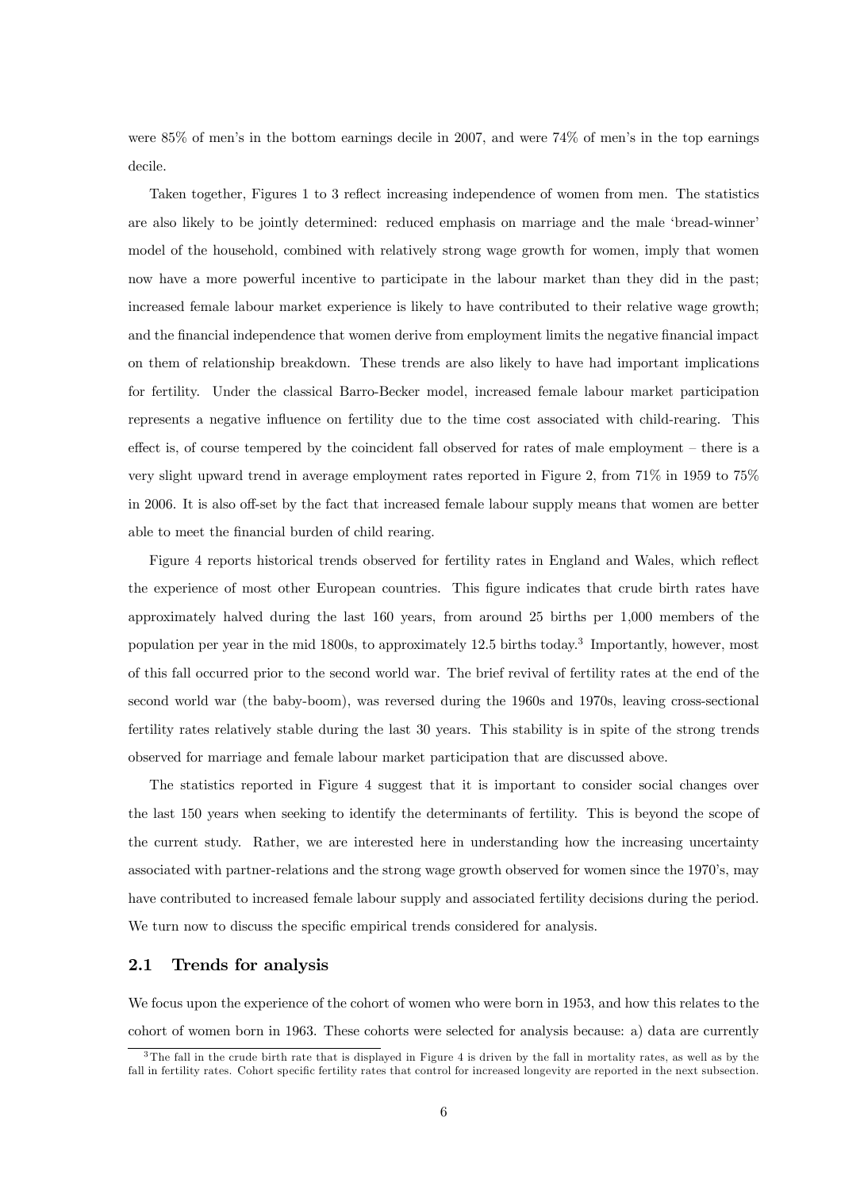were 85% of men's in the bottom earnings decile in 2007, and were 74% of men's in the top earnings decile.

Taken together, Figures 1 to 3 reflect increasing independence of women from men. The statistics are also likely to be jointly determined: reduced emphasis on marriage and the male 'bread-winner' model of the household, combined with relatively strong wage growth for women, imply that women now have a more powerful incentive to participate in the labour market than they did in the past; increased female labour market experience is likely to have contributed to their relative wage growth; and the financial independence that women derive from employment limits the negative financial impact on them of relationship breakdown. These trends are also likely to have had important implications for fertility. Under the classical Barro-Becker model, increased female labour market participation represents a negative influence on fertility due to the time cost associated with child-rearing. This effect is, of course tempered by the coincident fall observed for rates of male employment – there is a very slight upward trend in average employment rates reported in Figure 2, from 71% in 1959 to 75% in 2006. It is also off-set by the fact that increased female labour supply means that women are better able to meet the financial burden of child rearing.

Figure 4 reports historical trends observed for fertility rates in England and Wales, which reflect the experience of most other European countries. This figure indicates that crude birth rates have approximately halved during the last 160 years, from around 25 births per 1,000 members of the population per year in the mid 1800s, to approximately 12.5 births today.[3] Importantly, however, most of this fall occurred prior to the second world war. The brief revival of fertility rates at the end of the second world war (the baby-boom), was reversed during the 1960s and 1970s, leaving cross-sectional fertility rates relatively stable during the last 30 years. This stability is in spite of the strong trends observed for marriage and female labour market participation that are discussed above.

The statistics reported in Figure 4 suggest that it is important to consider social changes over the last 150 years when seeking to identify the determinants of fertility. This is beyond the scope of the current study. Rather, we are interested here in understanding how the increasing uncertainty associated with partner-relations and the strong wage growth observed for women since the 1970's, may have contributed to increased female labour supply and associated fertility decisions during the period. We turn now to discuss the specific empirical trends considered for analysis.

## 2.1 Trends for analysis

We focus upon the experience of the cohort of women who were born in 1953, and how this relates to the cohort of women born in 1963. These cohorts were selected for analysis because: a) data are currently

[3] The fall in the crude birth rate that is displayed in Figure 4 is driven by the fall in mortality rates, as well as by the fall in fertility rates. Cohort specific fertility rates that control for increased longevity are reported in the next subsection.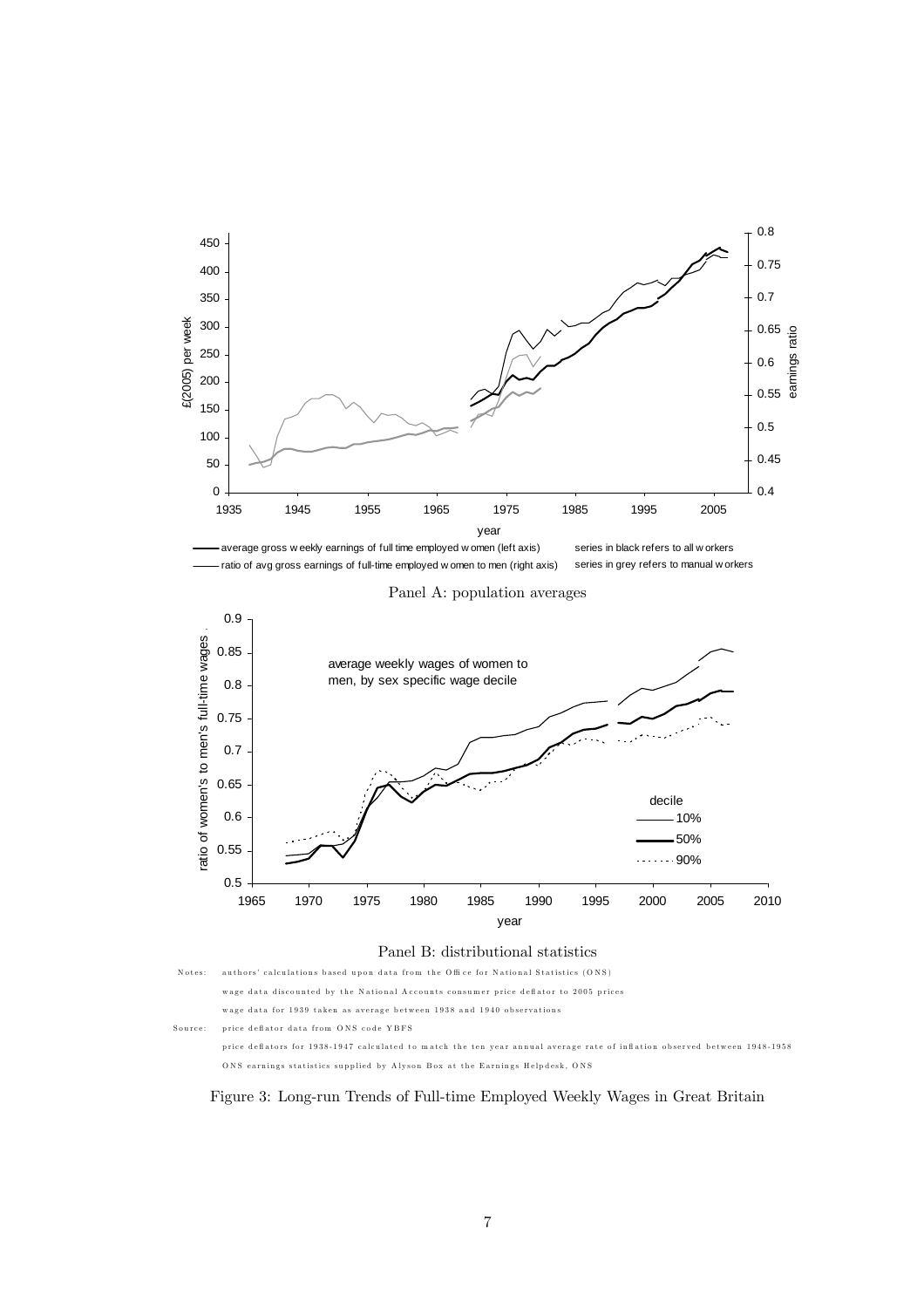Panel A: population averages

Panel B: distributional statistics

Notes: authors' calculations based upon data from the Office for National Statistics (ONS)
wage data discounted by the National Accounts consumer price deflator to 2005 prices
wage data for 1939 taken as average between 1938 and 1940 observations

Source: price deflator data from ONS code YBFS
price deflators for 1938-1947 calculated to match the ten year annual average rate of inflation observed between 1948-1958
ONS earnings statistics supplied by Alyson Box at the Earnings Helpdesk, ONS

Figure 3: Long-run Trends of Full-time Employed Weekly Wages in Great Britain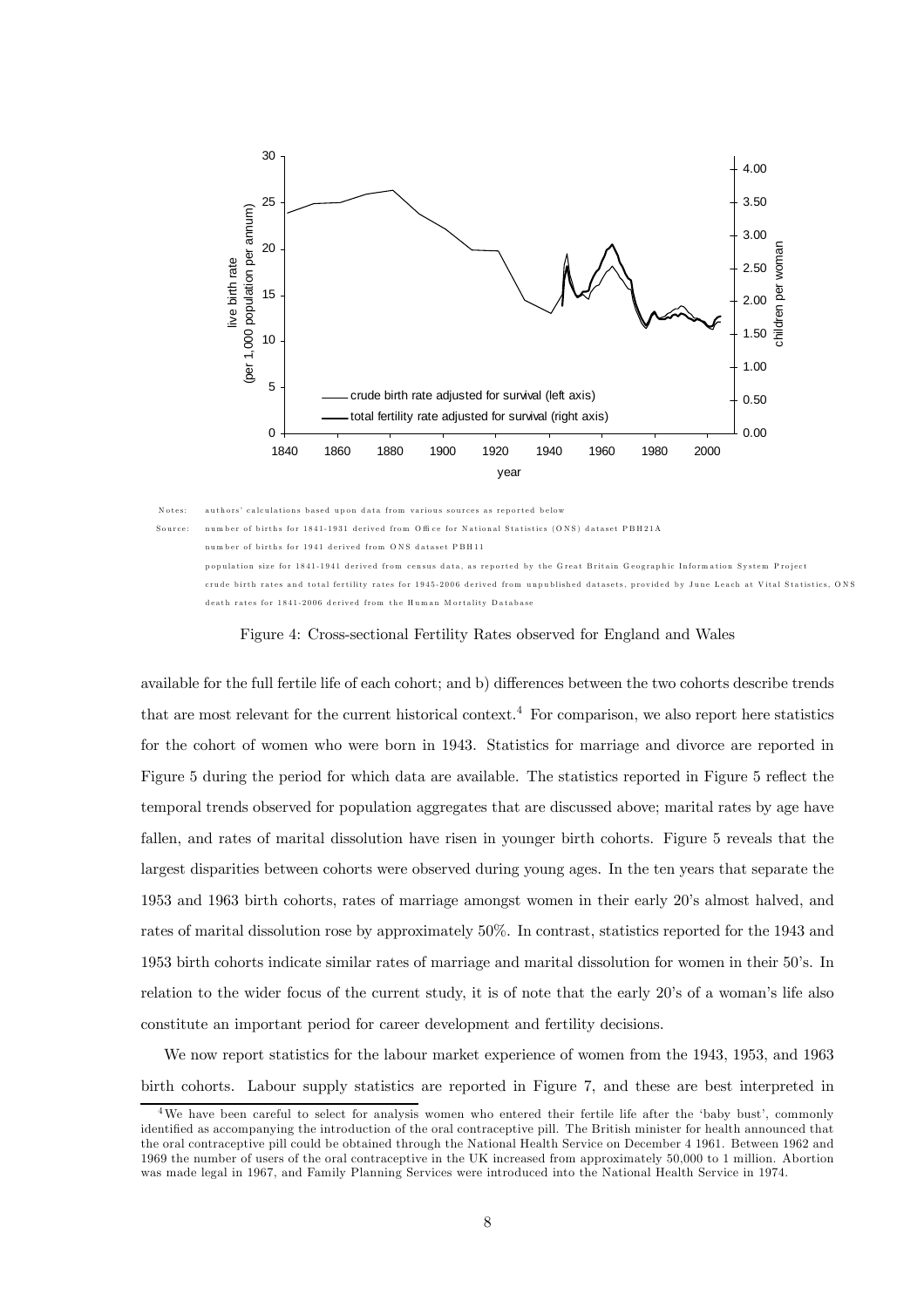Notes: authors' calculations based upon data from various sources as reported below

Source: number of births for 1841-1931 derived from Office for National Statistics (ONS) dataset PBH21A

number of births for 1941 derived from ONS dataset PBH11

population size for 1841-1941 derived from census data, as reported by the Great Britain Geographic Information System Project

crude birth rates and total fertility rates for 1945-2006 derived from unpublished datasets, provided by June Leach at Vital Statistics, ONS

death rates for 1841-2006 derived from the Human Mortality Database

Figure 4: Cross-sectional Fertility Rates observed for England and Wales

available for the full fertile life of each cohort; and b) differences between the two cohorts describe trends that are most relevant for the current historical context.[4] For comparison, we also report here statistics for the cohort of women who were born in 1943. Statistics for marriage and divorce are reported in Figure 5 during the period for which data are available. The statistics reported in Figure 5 reflect the temporal trends observed for population aggregates that are discussed above; marital rates by age have fallen, and rates of marital dissolution have risen in younger birth cohorts. Figure 5 reveals that the largest disparities between cohorts were observed during young ages. In the ten years that separate the 1953 and 1963 birth cohorts, rates of marriage amongst women in their early 20's almost halved, and rates of marital dissolution rose by approximately 50%. In contrast, statistics reported for the 1943 and 1953 birth cohorts indicate similar rates of marriage and marital dissolution for women in their 50's. In relation to the wider focus of the current study, it is of note that the early 20's of a woman's life also constitute an important period for career development and fertility decisions.

We now report statistics for the labour market experience of women from the 1943, 1953, and 1963 birth cohorts. Labour supply statistics are reported in Figure 7, and these are best interpreted in

[4] We have been careful to select for analysis women who entered their fertile life after the 'baby bust', commonly identified as accompanying the introduction of the oral contraceptive pill. The British minister for health announced that the oral contraceptive pill could be obtained through the National Health Service on December 4 1961. Between 1962 and 1969 the number of users of the oral contraceptive in the UK increased from approximately 50,000 to 1 million. Abortion was made legal in 1967, and Family Planning Services were introduced into the National Health Service in 1974.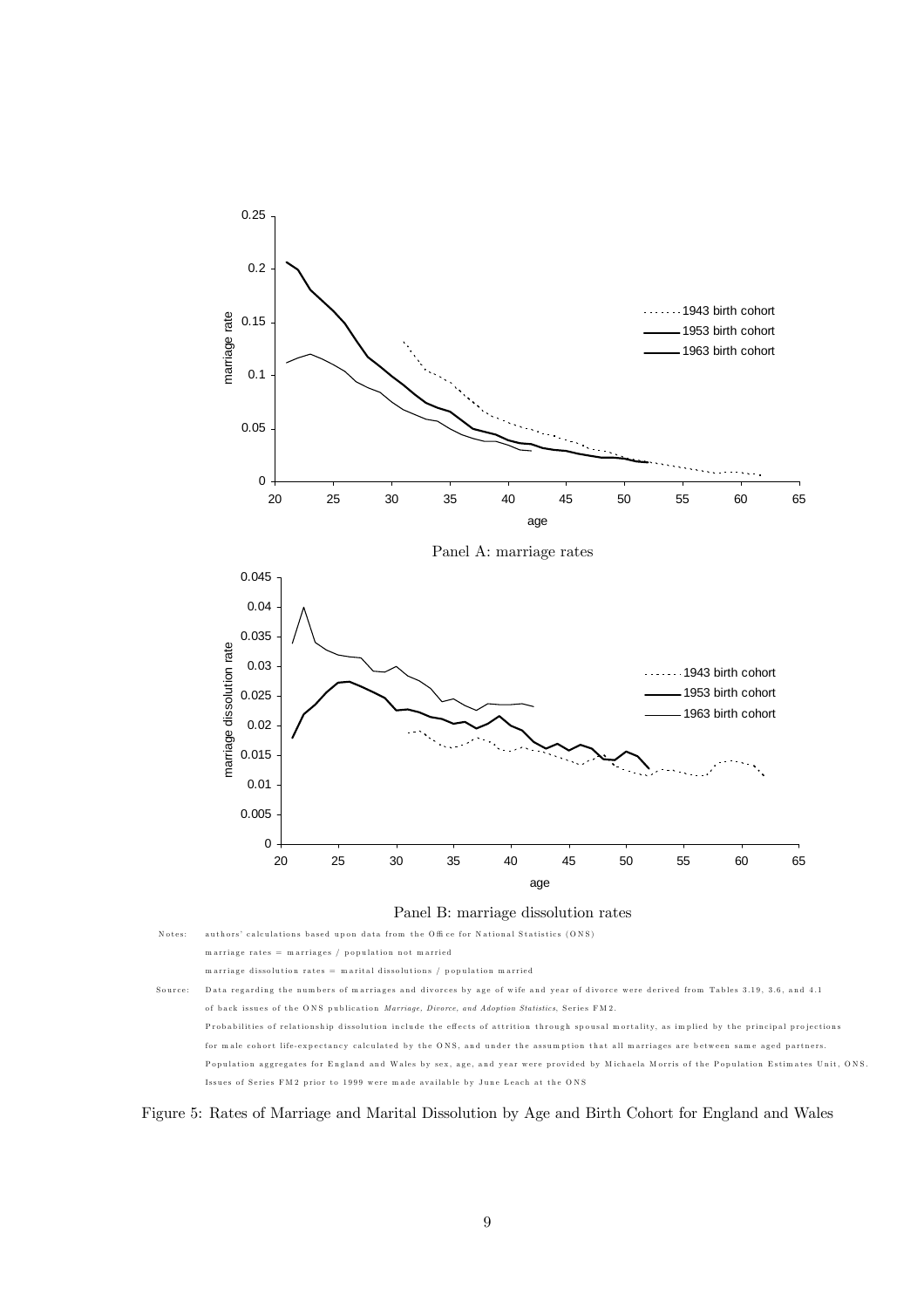Panel A: marriage rates

Panel B: marriage dissolution rates

Notes: authors' calculations based upon data from the Office for National Statistics (ONS)
marriage rates = marriages / population not married
marriage dissolution rates = marital dissolutions / population married

Source: Data regarding the numbers of marriages and divorces by age of wife and year of divorce were derived from Tables 3.19, 3.6, and 4.1 of back issues of the ONS publication *Marriage, Divorce, and Adoption Statistics*, Series FM2.
Probabilities of relationship dissolution include the effects of attrition through spousal mortality, as implied by the principal projections for male cohort life-expectancy calculated by the ONS, and under the assumption that all marriages are between same aged partners.
Population aggregates for England and Wales by sex, age, and year were provided by Michaela Morris of the Population Estimates Unit, ONS.
Issues of Series FM2 prior to 1999 were made available by June Leach at the ONS

Figure 5: Rates of Marriage and Marital Dissolution by Age and Birth Cohort for England and Wales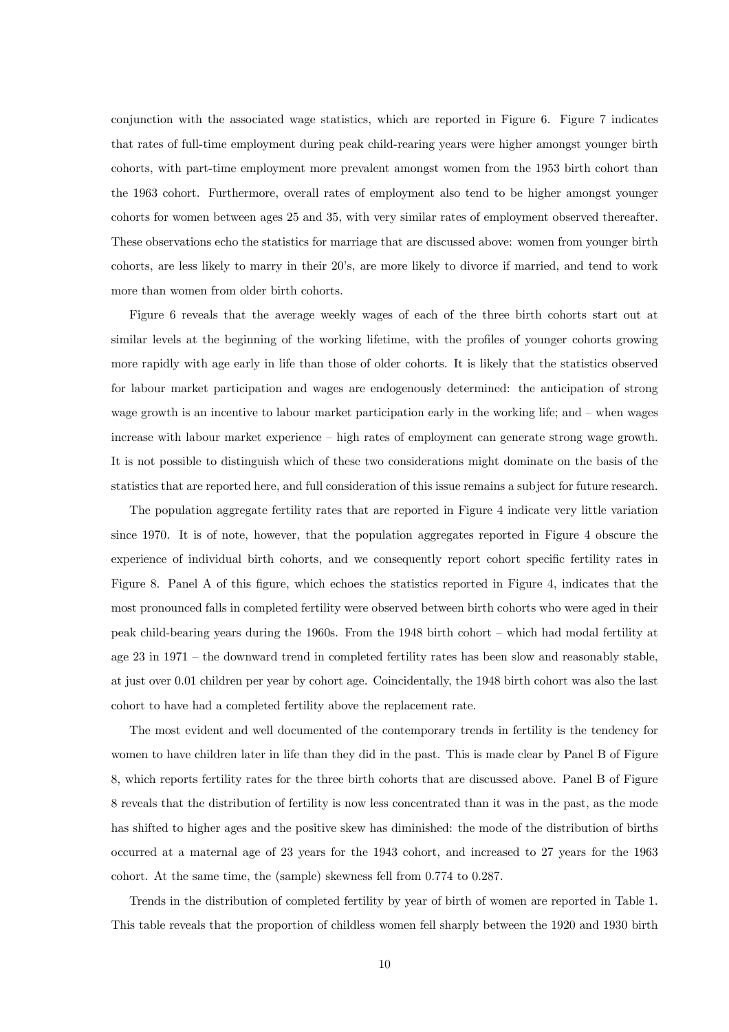conjunction with the associated wage statistics, which are reported in Figure 6. Figure 7 indicates that rates of full-time employment during peak child-rearing years were higher amongst younger birth cohorts, with part-time employment more prevalent amongst women from the 1953 birth cohort than the 1963 cohort. Furthermore, overall rates of employment also tend to be higher amongst younger cohorts for women between ages 25 and 35, with very similar rates of employment observed thereafter. These observations echo the statistics for marriage that are discussed above: women from younger birth cohorts, are less likely to marry in their 20's, are more likely to divorce if married, and tend to work more than women from older birth cohorts.

Figure 6 reveals that the average weekly wages of each of the three birth cohorts start out at similar levels at the beginning of the working lifetime, with the profiles of younger cohorts growing more rapidly with age early in life than those of older cohorts. It is likely that the statistics observed for labour market participation and wages are endogenously determined: the anticipation of strong wage growth is an incentive to labour market participation early in the working life; and – when wages increase with labour market experience – high rates of employment can generate strong wage growth. It is not possible to distinguish which of these two considerations might dominate on the basis of the statistics that are reported here, and full consideration of this issue remains a subject for future research.

The population aggregate fertility rates that are reported in Figure 4 indicate very little variation since 1970. It is of note, however, that the population aggregates reported in Figure 4 obscure the experience of individual birth cohorts, and we consequently report cohort specific fertility rates in Figure 8. Panel A of this figure, which echoes the statistics reported in Figure 4, indicates that the most pronounced falls in completed fertility were observed between birth cohorts who were aged in their peak child-bearing years during the 1960s. From the 1948 birth cohort – which had modal fertility at age 23 in 1971 – the downward trend in completed fertility rates has been slow and reasonably stable, at just over 0.01 children per year by cohort age. Coincidentally, the 1948 birth cohort was also the last cohort to have had a completed fertility above the replacement rate.

The most evident and well documented of the contemporary trends in fertility is the tendency for women to have children later in life than they did in the past. This is made clear by Panel B of Figure 8, which reports fertility rates for the three birth cohorts that are discussed above. Panel B of Figure 8 reveals that the distribution of fertility is now less concentrated than it was in the past, as the mode has shifted to higher ages and the positive skew has diminished: the mode of the distribution of births occurred at a maternal age of 23 years for the 1943 cohort, and increased to 27 years for the 1963 cohort. At the same time, the (sample) skewness fell from 0.774 to 0.287.

Trends in the distribution of completed fertility by year of birth of women are reported in Table 1. This table reveals that the proportion of childless women fell sharply between the 1920 and 1930 birth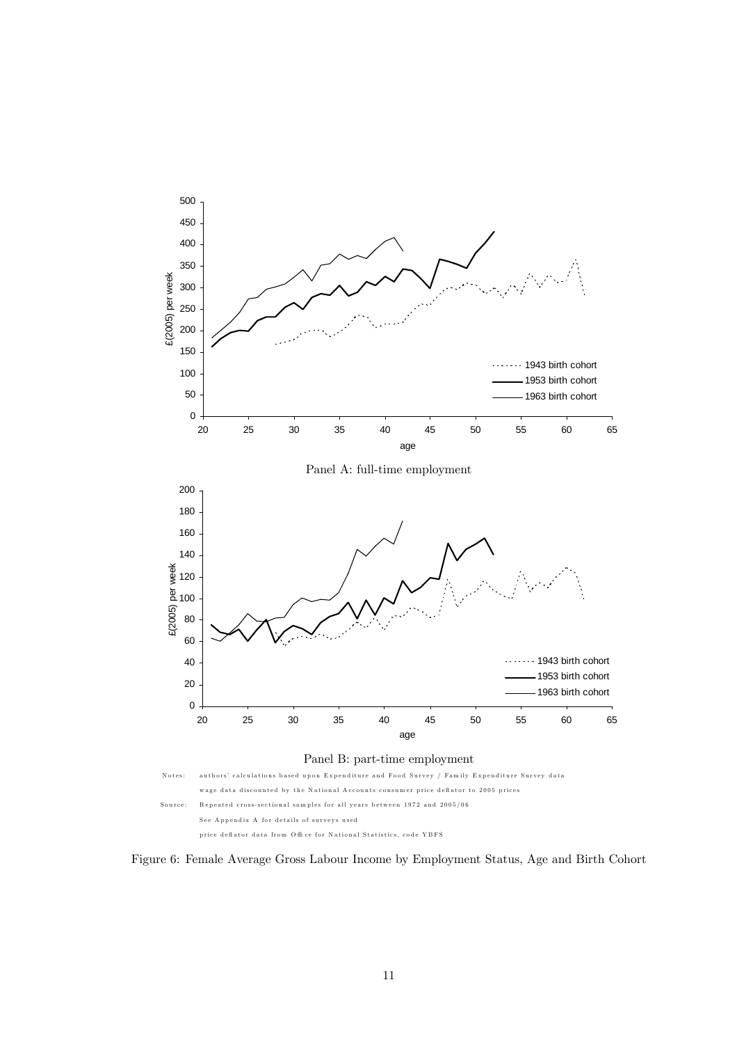Panel A: full-time employment

Panel B: part-time employment

Notes: authors' calculations based upon Expenditure and Food Survey / Family Expenditure Survey data
wage data discounted by the National Accounts consumer price deflator to 2005 prices

Source: Repeated cross-sectional samples for all years between 1972 and 2005/06
See Appendix A for details of surveys used
price deflator data from Office for National Statistics, code YBFS

Figure 6: Female Average Gross Labour Income by Employment Status, Age and Birth Cohort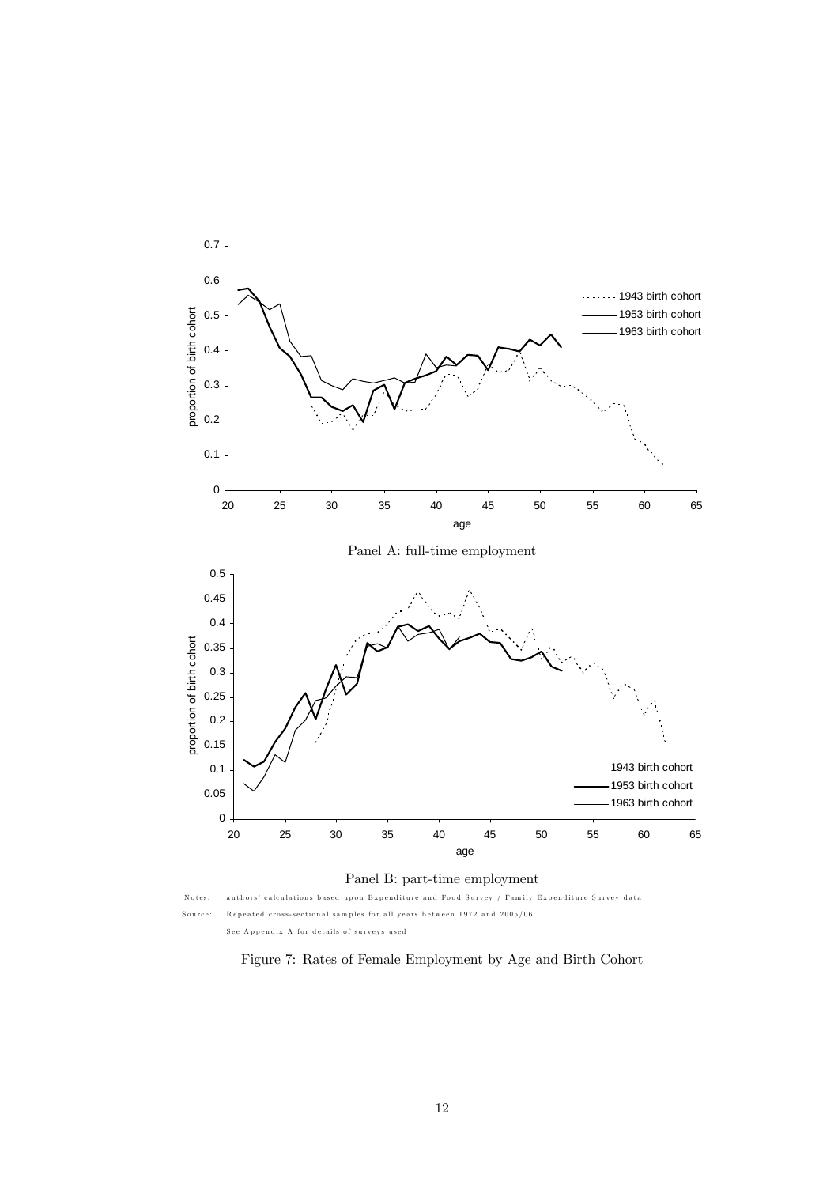Panel A: full-time employment

Panel B: part-time employment

Notes: authors' calculations based upon Expenditure and Food Survey / Family Expenditure Survey data

Source: Repeated cross-sectional samples for all years between 1972 and 2005/06

See Appendix A for details of surveys used

Figure 7: Rates of Female Employment by Age and Birth Cohort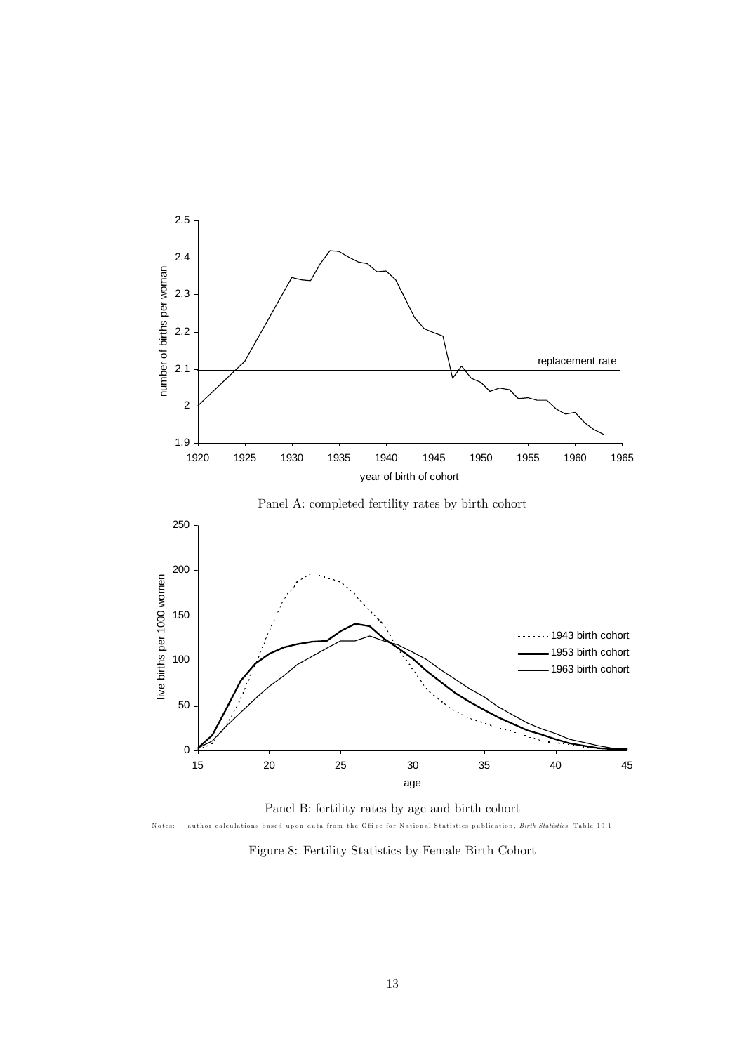Panel A: completed fertility rates by birth cohort

Panel B: fertility rates by age and birth cohort

Notes: author calculations based upon data from the Office for National Statistics publication, *Birth Statistics*, Table 10.1

Figure 8: Fertility Statistics by Female Birth Cohort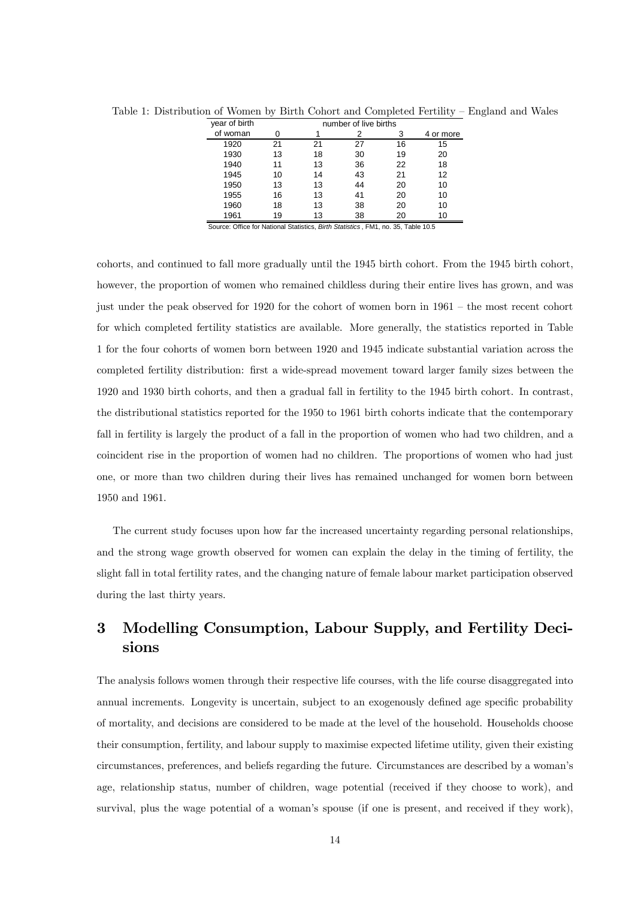Table 1: Distribution of Women by Birth Cohort and Completed Fertility – England and Wales

| year of birth of woman | number of live births | | | | |
|---|---|---|---|---|---|
| | 0 | 1 | 2 | 3 | 4 or more |
| 1920 | 21 | 21 | 27 | 16 | 15 |
| 1930 | 13 | 18 | 30 | 19 | 20 |
| 1940 | 11 | 13 | 36 | 22 | 18 |
| 1945 | 10 | 14 | 43 | 21 | 12 |
| 1950 | 13 | 13 | 44 | 20 | 10 |
| 1955 | 16 | 13 | 41 | 20 | 10 |
| 1960 | 18 | 13 | 38 | 20 | 10 |
| 1961 | 19 | 13 | 38 | 20 | 10 |

Source: Office for National Statistics, *Birth Statistics*, FM1, no. 35, Table 10.5

cohorts, and continued to fall more gradually until the 1945 birth cohort. From the 1945 birth cohort, however, the proportion of women who remained childless during their entire lives has grown, and was just under the peak observed for 1920 for the cohort of women born in 1961 – the most recent cohort for which completed fertility statistics are available. More generally, the statistics reported in Table 1 for the four cohorts of women born between 1920 and 1945 indicate substantial variation across the completed fertility distribution: first a wide-spread movement toward larger family sizes between the 1920 and 1930 birth cohorts, and then a gradual fall in fertility to the 1945 birth cohort. In contrast, the distributional statistics reported for the 1950 to 1961 birth cohorts indicate that the contemporary fall in fertility is largely the product of a fall in the proportion of women who had two children, and a coincident rise in the proportion of women had no children. The proportions of women who had just one, or more than two children during their lives has remained unchanged for women born between 1950 and 1961.

The current study focuses upon how far the increased uncertainty regarding personal relationships, and the strong wage growth observed for women can explain the delay in the timing of fertility, the slight fall in total fertility rates, and the changing nature of female labour market participation observed during the last thirty years.

# 3 Modelling Consumption, Labour Supply, and Fertility Decisions

The analysis follows women through their respective life courses, with the life course disaggregated into annual increments. Longevity is uncertain, subject to an exogenously defined age specific probability of mortality, and decisions are considered to be made at the level of the household. Households choose their consumption, fertility, and labour supply to maximise expected lifetime utility, given their existing circumstances, preferences, and beliefs regarding the future. Circumstances are described by a woman's age, relationship status, number of children, wage potential (received if they choose to work), and survival, plus the wage potential of a woman's spouse (if one is present, and received if they work),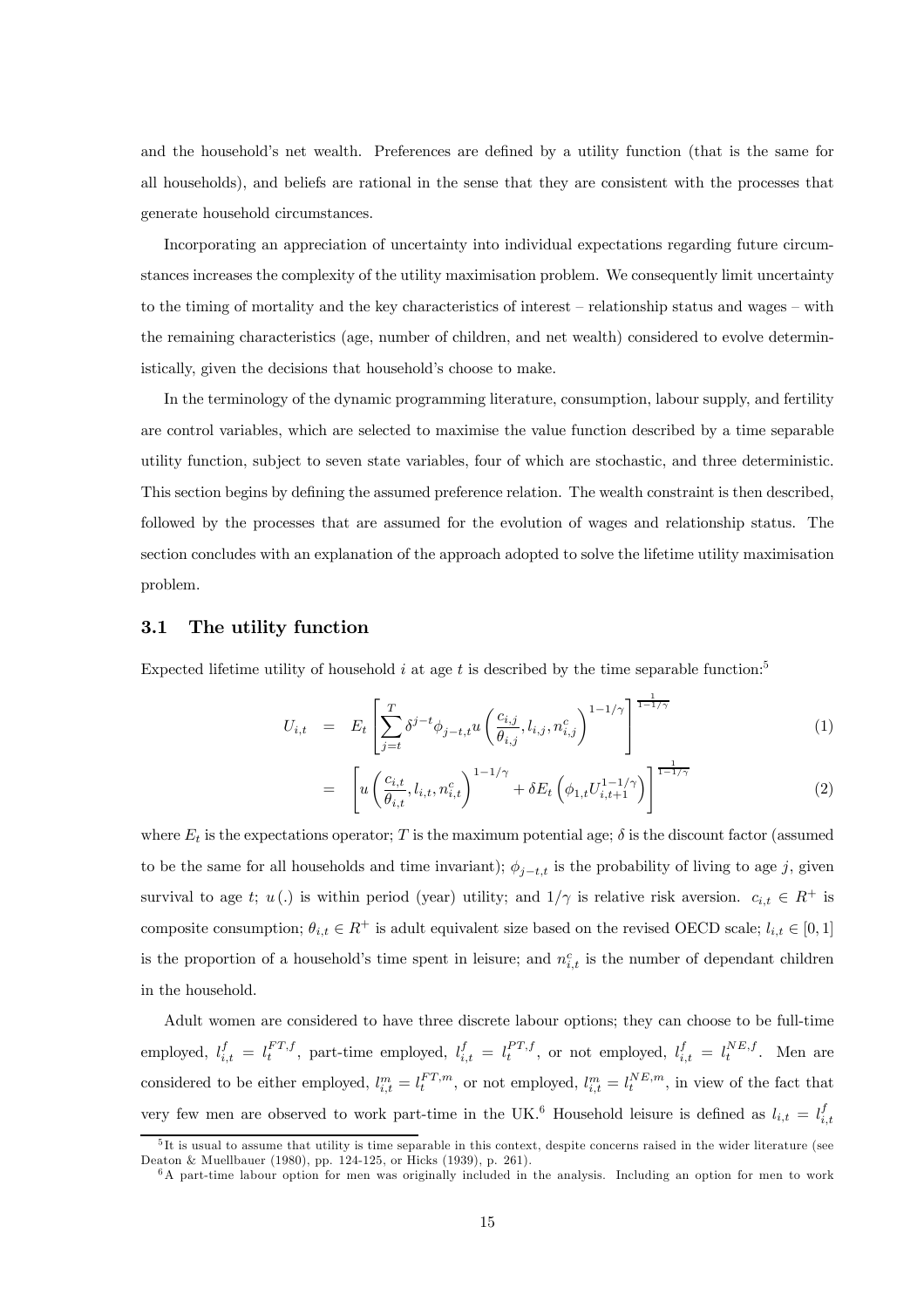and the household's net wealth. Preferences are defined by a utility function (that is the same for all households), and beliefs are rational in the sense that they are consistent with the processes that generate household circumstances.

Incorporating an appreciation of uncertainty into individual expectations regarding future circumstances increases the complexity of the utility maximisation problem. We consequently limit uncertainty to the timing of mortality and the key characteristics of interest – relationship status and wages – with the remaining characteristics (age, number of children, and net wealth) considered to evolve deterministically, given the decisions that household's choose to make.

In the terminology of the dynamic programming literature, consumption, labour supply, and fertility are control variables, which are selected to maximise the value function described by a time separable utility function, subject to seven state variables, four of which are stochastic, and three deterministic. This section begins by defining the assumed preference relation. The wealth constraint is then described, followed by the processes that are assumed for the evolution of wages and relationship status. The section concludes with an explanation of the approach adopted to solve the lifetime utility maximisation problem.

## 3.1 The utility function

Expected lifetime utility of household $i$ at age $t$ is described by the time separable function:[5]

$$U_{i,t} = E_t \left[ \sum_{j=t}^{T} \delta^{j-t} \phi_{j-t,t} u \left( \frac{c_{i,j}}{\theta_{i,j}}, l_{i,j}, n_{i,j}^c \right)^{1-1/\gamma} \right]^{\frac{1}{1-1/\gamma}} \tag{1}$$

$$= \left[ u \left( \frac{c_{i,t}}{\theta_{i,t}}, l_{i,t}, n_{i,t}^c \right)^{1-1/\gamma} + \delta E_t \left( \phi_{1,t} U_{i,t+1}^{1-1/\gamma} \right) \right]^{\frac{1}{1-1/\gamma}} \tag{2}$$

where $E_t$ is the expectations operator; $T$ is the maximum potential age; $\delta$ is the discount factor (assumed to be the same for all households and time invariant); $\phi_{j-t,t}$ is the probability of living to age $j$, given survival to age $t$; $u(.)$ is within period (year) utility; and $1/\gamma$ is relative risk aversion. $c_{i,t} \in R^+$ is composite consumption; $\theta_{i,t} \in R^+$ is adult equivalent size based on the revised OECD scale; $l_{i,t} \in [0,1]$ is the proportion of a household's time spent in leisure; and $n_{i,t}^c$ is the number of dependant children in the household.

Adult women are considered to have three discrete labour options; they can choose to be full-time employed, $l_{i,t}^f = l_t^{FT,f}$, part-time employed, $l_{i,t}^f = l_t^{PT,f}$, or not employed, $l_{i,t}^f = l_t^{NE,f}$. Men are considered to be either employed, $l_{i,t}^m = l_t^{FT,m}$, or not employed, $l_{i,t}^m = l_t^{NE,m}$, in view of the fact that very few men are observed to work part-time in the UK.[6] Household leisure is defined as $l_{i,t} = l_{i,t}^f$

[5] It is usual to assume that utility is time separable in this context, despite concerns raised in the wider literature (see Deaton & Muellbauer (1980), pp. 124-125, or Hicks (1939), p. 261).

[6] A part-time labour option for men was originally included in the analysis. Including an option for men to work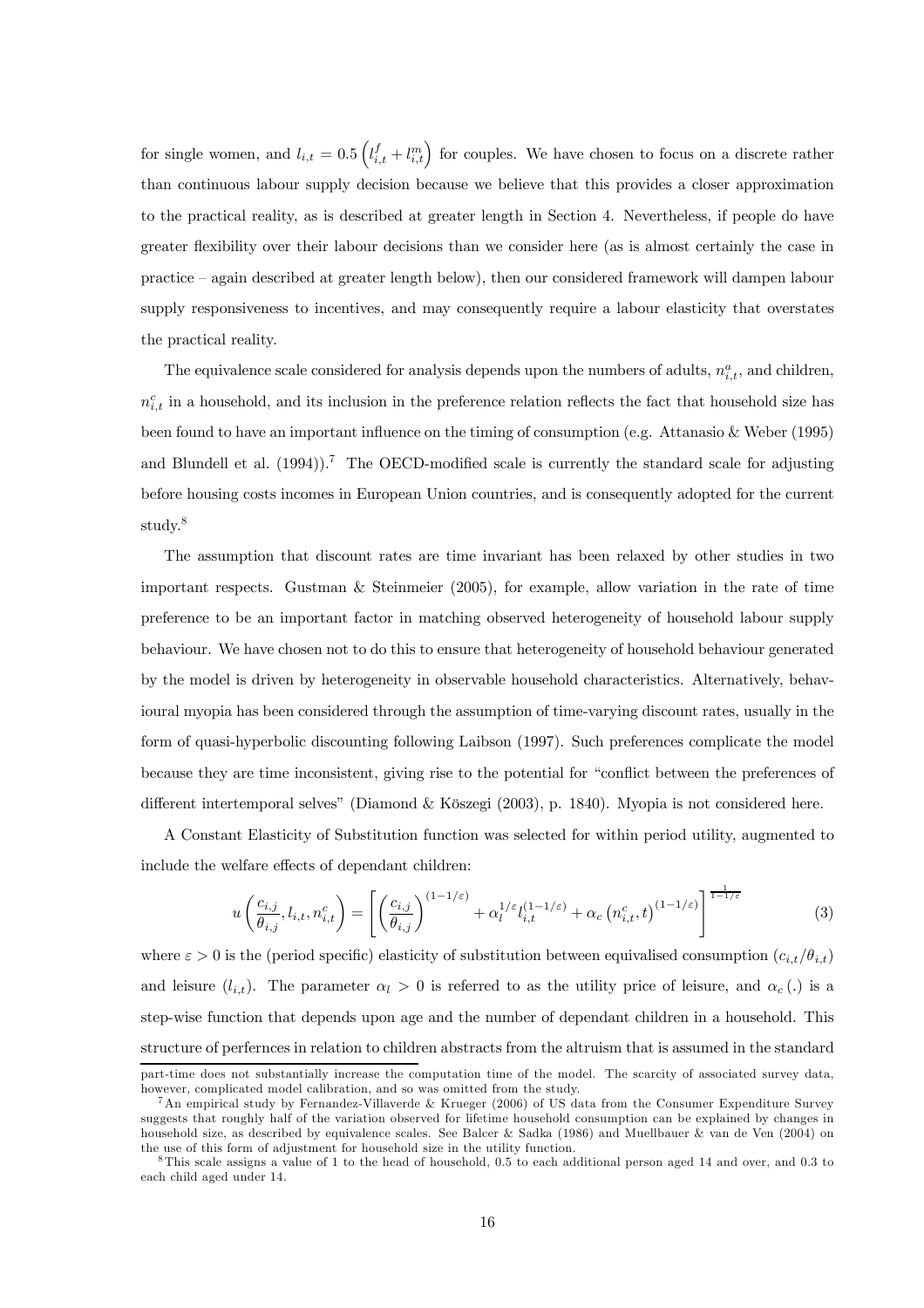for single women, and $l_{i,t} = 0.5\left(l_{i,t}^{f} + l_{i,t}^{m}\right)$ for couples. We have chosen to focus on a discrete rather than continuous labour supply decision because we believe that this provides a closer approximation to the practical reality, as is described at greater length in Section 4. Nevertheless, if people do have greater flexibility over their labour decisions than we consider here (as is almost certainly the case in practice – again described at greater length below), then our considered framework will dampen labour supply responsiveness to incentives, and may consequently require a labour elasticity that overstates the practical reality.

The equivalence scale considered for analysis depends upon the numbers of adults, $n_{i,t}^{a}$, and children, $n_{i,t}^{c}$ in a household, and its inclusion in the preference relation reflects the fact that household size has been found to have an important influence on the timing of consumption (e.g. Attanasio & Weber (1995) and Blundell et al. (1994)).[7] The OECD-modified scale is currently the standard scale for adjusting before housing costs incomes in European Union countries, and is consequently adopted for the current study.[8]

The assumption that discount rates are time invariant has been relaxed by other studies in two important respects. Gustman & Steinmeier (2005), for example, allow variation in the rate of time preference to be an important factor in matching observed heterogeneity of household labour supply behaviour. We have chosen not to do this to ensure that heterogeneity of household behaviour generated by the model is driven by heterogeneity in observable household characteristics. Alternatively, behavioural myopia has been considered through the assumption of time-varying discount rates, usually in the form of quasi-hyperbolic discounting following Laibson (1997). Such preferences complicate the model because they are time inconsistent, giving rise to the potential for "conflict between the preferences of different intertemporal selves" (Diamond & Köszegi (2003), p. 1840). Myopia is not considered here.

A Constant Elasticity of Substitution function was selected for within period utility, augmented to include the welfare effects of dependant children:

$$u\left(\frac{c_{i,j}}{\theta_{i,j}}, l_{i,t}, n_{i,t}^{c}\right) = \left[\left(\frac{c_{i,j}}{\theta_{i,j}}\right)^{(1-1/\varepsilon)} + \alpha_l^{1/\varepsilon} l_{i,t}^{(1-1/\varepsilon)} + \alpha_c\left(n_{i,t}^{c}, t\right)^{(1-1/\varepsilon)}\right]^{\frac{1}{1-1/\varepsilon}} \tag{3}$$

where $\varepsilon > 0$ is the (period specific) elasticity of substitution between equivalised consumption ($c_{i,t}/\theta_{i,t}$) and leisure ($l_{i,t}$). The parameter $\alpha_l > 0$ is referred to as the utility price of leisure, and $\alpha_c(.)$ is a step-wise function that depends upon age and the number of dependant children in a household. This structure of perfernces in relation to children abstracts from the altruism that is assumed in the standard

---

part-time does not substantially increase the computation time of the model. The scarcity of associated survey data, however, complicated model calibration, and so was omitted from the study.

[7] An empirical study by Fernandez-Villaverde & Krueger (2006) of US data from the Consumer Expenditure Survey suggests that roughly half of the variation observed for lifetime household consumption can be explained by changes in household size, as described by equivalence scales. See Balcer & Sadka (1986) and Muellbauer & van de Ven (2004) on the use of this form of adjustment for household size in the utility function.

[8] This scale assigns a value of 1 to the head of household, 0.5 to each additional person aged 14 and over, and 0.3 to each child aged under 14.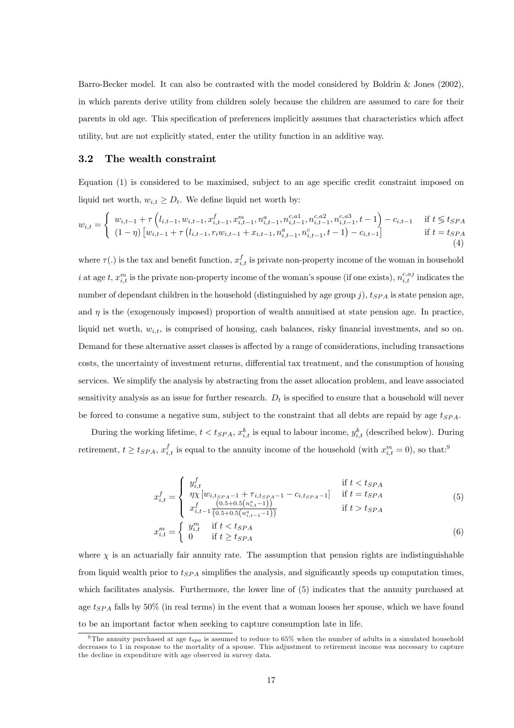Barro-Becker model. It can also be contrasted with the model considered by Boldrin & Jones (2002), in which parents derive utility from children solely because the children are assumed to care for their parents in old age. This specification of preferences implicitly assumes that characteristics which affect utility, but are not explicitly stated, enter the utility function in an additive way.

### 3.2 The wealth constraint

Equation (1) is considered to be maximised, subject to an age specific credit constraint imposed on liquid net worth, $w_{i,t} \geq D_t$. We define liquid net worth by:

$$w_{i,t} = \begin{cases} w_{i,t-1} + \tau\left(l_{i,t-1}, w_{i,t-1}, x^f_{i,t-1}, x^m_{i,t-1}, n^a_{i,t-1}, n^{c,a1}_{i,t-1}, n^{c,a2}_{i,t-1}, n^{c,a3}_{i,t-1}, t-1\right) - c_{i,t-1} & \text{if } t \lessgtr t_{SPA} \\ (1-\eta)\left[w_{i,t-1} + \tau\left(l_{i,t-1}, r_i w_{i,t-1} + x_{i,t-1}, n^a_{i,t-1}, n^c_{i,t-1}, t-1\right) - c_{i,t-1}\right] & \text{if } t = t_{SPA} \end{cases} \tag{4}$$

where $\tau(.)$ is the tax and benefit function, $x^f_{i,t}$ is private non-property income of the woman in household $i$ at age $t$, $x^m_{i,t}$ is the private non-property income of the woman's spouse (if one exists), $n^{c,aj}_{i,t}$ indicates the number of dependant children in the household (distinguished by age group $j$), $t_{SPA}$ is state pension age, and $\eta$ is the (exogenously imposed) proportion of wealth annuitised at state pension age. In practice, liquid net worth, $w_{i,t}$, is comprised of housing, cash balances, risky financial investments, and so on. Demand for these alternative asset classes is affected by a range of considerations, including transactions costs, the uncertainty of investment returns, differential tax treatment, and the consumption of housing services. We simplify the analysis by abstracting from the asset allocation problem, and leave associated sensitivity analysis as an issue for further research. $D_t$ is specified to ensure that a household will never be forced to consume a negative sum, subject to the constraint that all debts are repaid by age $t_{SPA}$.

During the working lifetime, $t < t_{SPA}$, $x^k_{i,t}$ is equal to labour income, $y^k_{i,t}$ (described below). During retirement, $t \geq t_{SPA}$, $x^f_{i,t}$ is equal to the annuity income of the household (with $x^m_{i,t} = 0$), so that:[9]

$$x^f_{i,t} = \begin{cases} y^f_{i,t} & \text{if } t < t_{SPA} \\ \eta\chi\left[w_{i,t_{SPA}-1} + \tau_{i,t_{SPA}-1} - c_{i,t_{SPA}-1}\right] & \text{if } t = t_{SPA} \\ x^f_{i,t-1}\frac{\left(0.5+0.5\left(n^a_{i,t}-1\right)\right)}{\left(0.5+0.5\left(n^a_{i,t-1}-1\right)\right)} & \text{if } t > t_{SPA} \end{cases} \tag{5}$$

$$x^m_{i,t} = \begin{cases} y^m_{i,t} & \text{if } t < t_{SPA} \\ 0 & \text{if } t \geq t_{SPA} \end{cases} \tag{6}$$

where $\chi$ is an actuarially fair annuity rate. The assumption that pension rights are indistinguishable from liquid wealth prior to $t_{SPA}$ simplifies the analysis, and significantly speeds up computation times, which facilitates analysis. Furthermore, the lower line of (5) indicates that the annuity purchased at age $t_{SPA}$ falls by 50% (in real terms) in the event that a woman looses her spouse, which we have found to be an important factor when seeking to capture consumption late in life.

[9] The annuity purchased at age $t_{spa}$ is assumed to reduce to 65% when the number of adults in a simulated household decreases to 1 in response to the mortality of a spouse. This adjustment to retirement income was necessary to capture the decline in expenditure with age observed in survey data.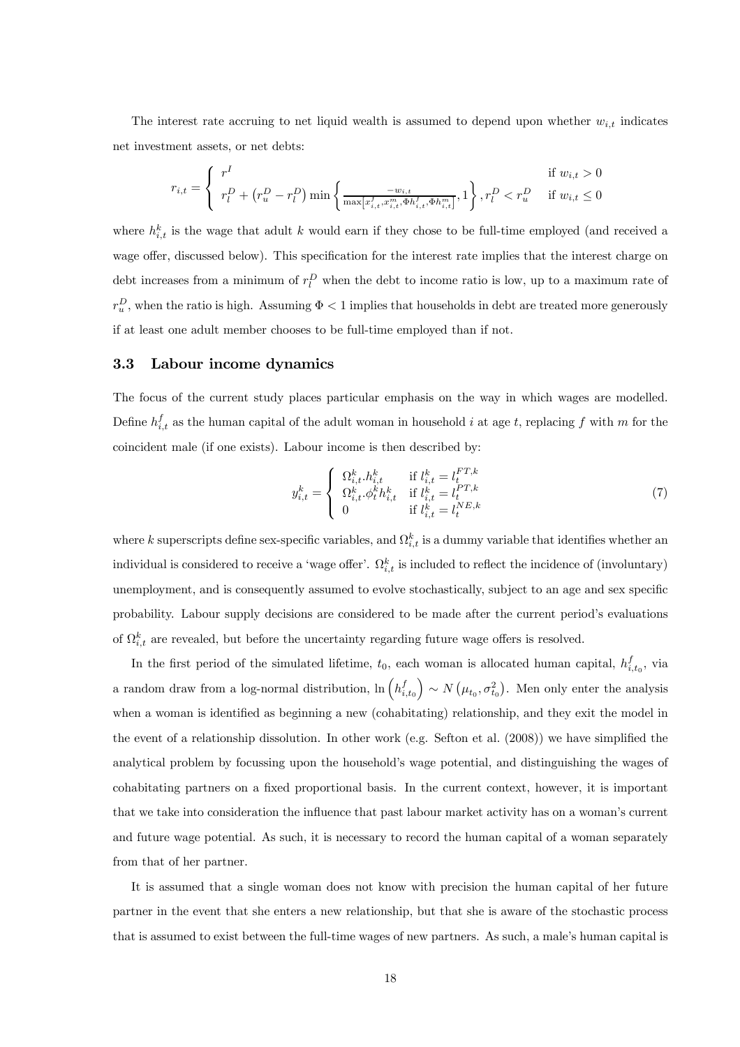The interest rate accruing to net liquid wealth is assumed to depend upon whether $w_{i,t}$ indicates net investment assets, or net debts:

$$r_{i,t} = \begin{cases} r^I & \text{if } w_{i,t} > 0 \\ r_l^D + \left(r_u^D - r_l^D\right) \min\left\{ \frac{-w_{i,t}}{\max\left[x_{i,t}^f, x_{i,t}^m, \Phi h_{i,t}^f, \Phi h_{i,t}^m\right]}, 1 \right\}, r_l^D < r_u^D & \text{if } w_{i,t} \leq 0 \end{cases}$$

where $h_{i,t}^k$ is the wage that adult $k$ would earn if they chose to be full-time employed (and received a wage offer, discussed below). This specification for the interest rate implies that the interest charge on debt increases from a minimum of $r_l^D$ when the debt to income ratio is low, up to a maximum rate of $r_u^D$, when the ratio is high. Assuming $\Phi < 1$ implies that households in debt are treated more generously if at least one adult member chooses to be full-time employed than if not.

### 3.3 Labour income dynamics

The focus of the current study places particular emphasis on the way in which wages are modelled. Define $h_{i,t}^f$ as the human capital of the adult woman in household $i$ at age $t$, replacing $f$ with $m$ for the coincident male (if one exists). Labour income is then described by:

$$y_{i,t}^k = \begin{cases} \Omega_{i,t}^k . h_{i,t}^k & \text{if } l_{i,t}^k = l_t^{FT,k} \\ \Omega_{i,t}^k . \phi_t^k h_{i,t}^k & \text{if } l_{i,t}^k = l_t^{PT,k} \\ 0 & \text{if } l_{i,t}^k = l_t^{NE,k} \end{cases} \tag{7}$$

where $k$ superscripts define sex-specific variables, and $\Omega_{i,t}^k$ is a dummy variable that identifies whether an individual is considered to receive a 'wage offer'. $\Omega_{i,t}^k$ is included to reflect the incidence of (involuntary) unemployment, and is consequently assumed to evolve stochastically, subject to an age and sex specific probability. Labour supply decisions are considered to be made after the current period's evaluations of $\Omega_{i,t}^k$ are revealed, but before the uncertainty regarding future wage offers is resolved.

In the first period of the simulated lifetime, $t_0$, each woman is allocated human capital, $h_{i,t_0}^f$, via a random draw from a log-normal distribution, $\ln\left(h_{i,t_0}^f\right) \sim N\left(\mu_{t_0}, \sigma_{t_0}^2\right)$. Men only enter the analysis when a woman is identified as beginning a new (cohabitating) relationship, and they exit the model in the event of a relationship dissolution. In other work (e.g. Sefton et al. (2008)) we have simplified the analytical problem by focussing upon the household's wage potential, and distinguishing the wages of cohabitating partners on a fixed proportional basis. In the current context, however, it is important that we take into consideration the influence that past labour market activity has on a woman's current and future wage potential. As such, it is necessary to record the human capital of a woman separately from that of her partner.

It is assumed that a single woman does not know with precision the human capital of her future partner in the event that she enters a new relationship, but that she is aware of the stochastic process that is assumed to exist between the full-time wages of new partners. As such, a male's human capital is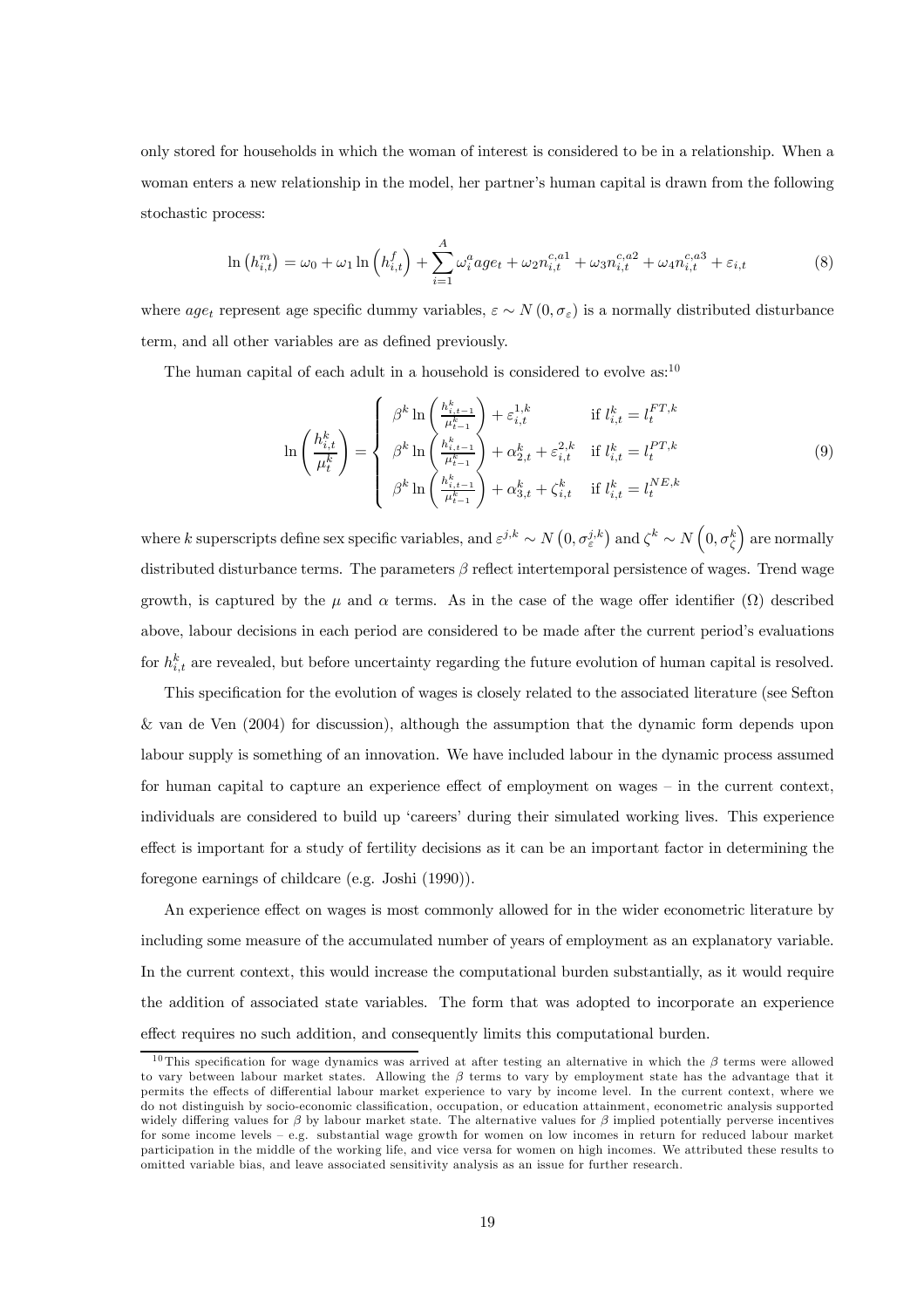only stored for households in which the woman of interest is considered to be in a relationship. When a woman enters a new relationship in the model, her partner's human capital is drawn from the following stochastic process:

$$\ln\left(h_{i,t}^{m}\right) = \omega_0 + \omega_1 \ln\left(h_{i,t}^{f}\right) + \sum_{i=1}^{A} \omega_i^a age_t + \omega_2 n_{i,t}^{c,a1} + \omega_3 n_{i,t}^{c,a2} + \omega_4 n_{i,t}^{c,a3} + \varepsilon_{i,t} \tag{8}$$

where $age_t$ represent age specific dummy variables, $\varepsilon \sim N(0, \sigma_\varepsilon)$ is a normally distributed disturbance term, and all other variables are as defined previously.

The human capital of each adult in a household is considered to evolve as:[10]

$$\ln\left(\frac{h_{i,t}^{k}}{\mu_t^k}\right) = \begin{cases} \beta^k \ln\left(\frac{h_{i,t-1}^{k}}{\mu_{t-1}^{k}}\right) + \varepsilon_{i,t}^{1,k} & \text{if } l_{i,t}^{k} = l_t^{FT,k} \\ \beta^k \ln\left(\frac{h_{i,t-1}^{k}}{\mu_{t-1}^{k}}\right) + \alpha_{2,t}^{k} + \varepsilon_{i,t}^{2,k} & \text{if } l_{i,t}^{k} = l_t^{PT,k} \\ \beta^k \ln\left(\frac{h_{i,t-1}^{k}}{\mu_{t-1}^{k}}\right) + \alpha_{3,t}^{k} + \zeta_{i,t}^{k} & \text{if } l_{i,t}^{k} = l_t^{NE,k} \end{cases} \tag{9}$$

where $k$ superscripts define sex specific variables, and $\varepsilon^{j,k} \sim N\left(0, \sigma_\varepsilon^{j,k}\right)$ and $\zeta^k \sim N\left(0, \sigma_\zeta^k\right)$ are normally distributed disturbance terms. The parameters $\beta$ reflect intertemporal persistence of wages. Trend wage growth, is captured by the $\mu$ and $\alpha$ terms. As in the case of the wage offer identifier ($\Omega$) described above, labour decisions in each period are considered to be made after the current period's evaluations for $h_{i,t}^{k}$ are revealed, but before uncertainty regarding the future evolution of human capital is resolved.

This specification for the evolution of wages is closely related to the associated literature (see Sefton & van de Ven (2004) for discussion), although the assumption that the dynamic form depends upon labour supply is something of an innovation. We have included labour in the dynamic process assumed for human capital to capture an experience effect of employment on wages – in the current context, individuals are considered to build up 'careers' during their simulated working lives. This experience effect is important for a study of fertility decisions as it can be an important factor in determining the foregone earnings of childcare (e.g. Joshi (1990)).

An experience effect on wages is most commonly allowed for in the wider econometric literature by including some measure of the accumulated number of years of employment as an explanatory variable. In the current context, this would increase the computational burden substantially, as it would require the addition of associated state variables. The form that was adopted to incorporate an experience effect requires no such addition, and consequently limits this computational burden.

[10] This specification for wage dynamics was arrived at after testing an alternative in which the $\beta$ terms were allowed to vary between labour market states. Allowing the $\beta$ terms to vary by employment state has the advantage that it permits the effects of differential labour market experience to vary by income level. In the current context, where we do not distinguish by socio-economic classification, occupation, or education attainment, econometric analysis supported widely differing values for $\beta$ by labour market state. The alternative values for $\beta$ implied potentially perverse incentives for some income levels – e.g. substantial wage growth for women on low incomes in return for reduced labour market participation in the middle of the working life, and vice versa for women on high incomes. We attributed these results to omitted variable bias, and leave associated sensitivity analysis as an issue for further research.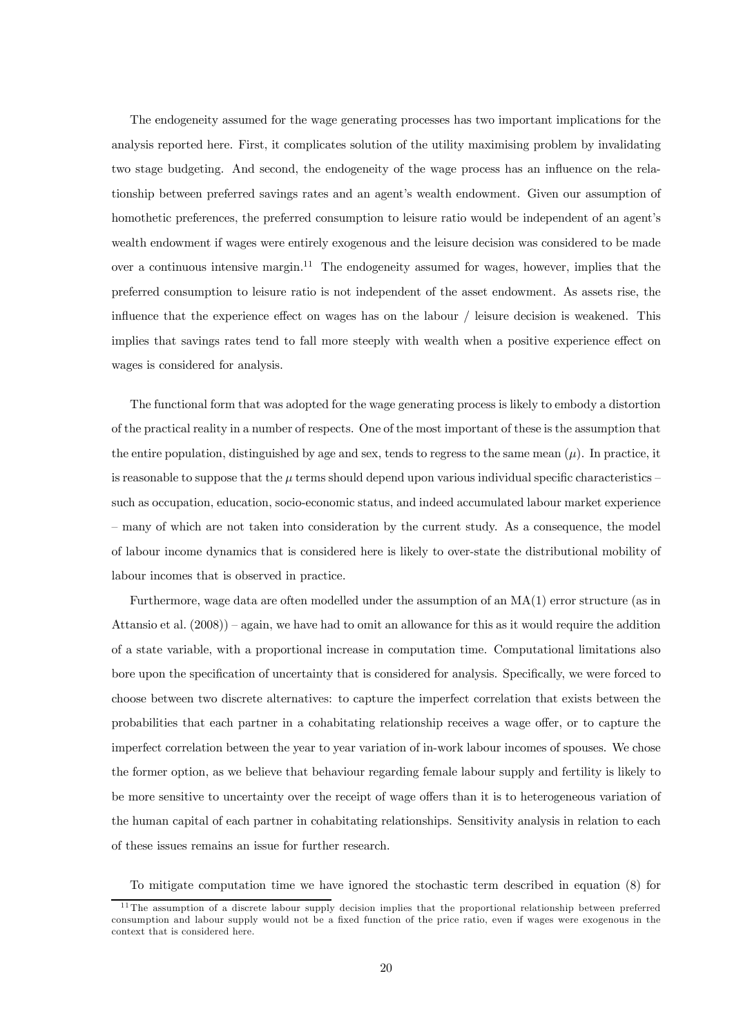The endogeneity assumed for the wage generating processes has two important implications for the analysis reported here. First, it complicates solution of the utility maximising problem by invalidating two stage budgeting. And second, the endogeneity of the wage process has an influence on the relationship between preferred savings rates and an agent's wealth endowment. Given our assumption of homothetic preferences, the preferred consumption to leisure ratio would be independent of an agent's wealth endowment if wages were entirely exogenous and the leisure decision was considered to be made over a continuous intensive margin.[11] The endogeneity assumed for wages, however, implies that the preferred consumption to leisure ratio is not independent of the asset endowment. As assets rise, the influence that the experience effect on wages has on the labour / leisure decision is weakened. This implies that savings rates tend to fall more steeply with wealth when a positive experience effect on wages is considered for analysis.

The functional form that was adopted for the wage generating process is likely to embody a distortion of the practical reality in a number of respects. One of the most important of these is the assumption that the entire population, distinguished by age and sex, tends to regress to the same mean ($\mu$). In practice, it is reasonable to suppose that the $\mu$ terms should depend upon various individual specific characteristics – such as occupation, education, socio-economic status, and indeed accumulated labour market experience – many of which are not taken into consideration by the current study. As a consequence, the model of labour income dynamics that is considered here is likely to over-state the distributional mobility of labour incomes that is observed in practice.

Furthermore, wage data are often modelled under the assumption of an MA(1) error structure (as in Attansio et al. (2008)) – again, we have had to omit an allowance for this as it would require the addition of a state variable, with a proportional increase in computation time. Computational limitations also bore upon the specification of uncertainty that is considered for analysis. Specifically, we were forced to choose between two discrete alternatives: to capture the imperfect correlation that exists between the probabilities that each partner in a cohabitating relationship receives a wage offer, or to capture the imperfect correlation between the year to year variation of in-work labour incomes of spouses. We chose the former option, as we believe that behaviour regarding female labour supply and fertility is likely to be more sensitive to uncertainty over the receipt of wage offers than it is to heterogeneous variation of the human capital of each partner in cohabitating relationships. Sensitivity analysis in relation to each of these issues remains an issue for further research.

To mitigate computation time we have ignored the stochastic term described in equation (8) for

[11] The assumption of a discrete labour supply decision implies that the proportional relationship between preferred consumption and labour supply would not be a fixed function of the price ratio, even if wages were exogenous in the context that is considered here.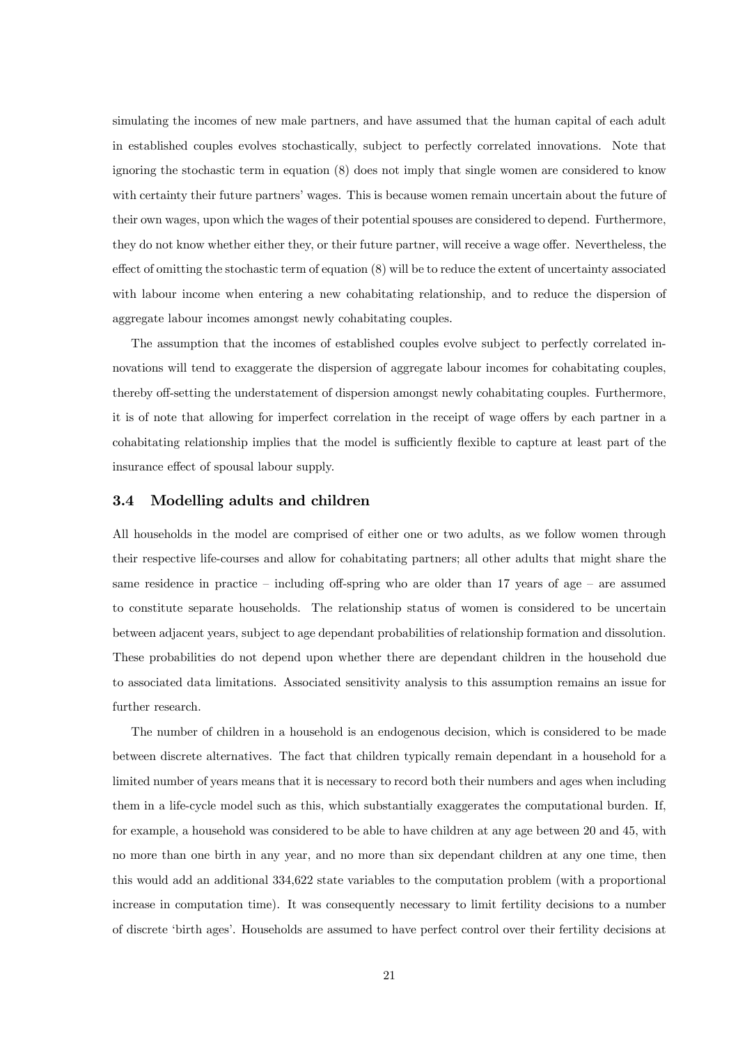simulating the incomes of new male partners, and have assumed that the human capital of each adult in established couples evolves stochastically, subject to perfectly correlated innovations. Note that ignoring the stochastic term in equation (8) does not imply that single women are considered to know with certainty their future partners' wages. This is because women remain uncertain about the future of their own wages, upon which the wages of their potential spouses are considered to depend. Furthermore, they do not know whether either they, or their future partner, will receive a wage offer. Nevertheless, the effect of omitting the stochastic term of equation (8) will be to reduce the extent of uncertainty associated with labour income when entering a new cohabitating relationship, and to reduce the dispersion of aggregate labour incomes amongst newly cohabitating couples.

The assumption that the incomes of established couples evolve subject to perfectly correlated innovations will tend to exaggerate the dispersion of aggregate labour incomes for cohabitating couples, thereby off-setting the understatement of dispersion amongst newly cohabitating couples. Furthermore, it is of note that allowing for imperfect correlation in the receipt of wage offers by each partner in a cohabitating relationship implies that the model is sufficiently flexible to capture at least part of the insurance effect of spousal labour supply.

### 3.4 Modelling adults and children

All households in the model are comprised of either one or two adults, as we follow women through their respective life-courses and allow for cohabitating partners; all other adults that might share the same residence in practice – including off-spring who are older than 17 years of age – are assumed to constitute separate households. The relationship status of women is considered to be uncertain between adjacent years, subject to age dependant probabilities of relationship formation and dissolution. These probabilities do not depend upon whether there are dependant children in the household due to associated data limitations. Associated sensitivity analysis to this assumption remains an issue for further research.

The number of children in a household is an endogenous decision, which is considered to be made between discrete alternatives. The fact that children typically remain dependant in a household for a limited number of years means that it is necessary to record both their numbers and ages when including them in a life-cycle model such as this, which substantially exaggerates the computational burden. If, for example, a household was considered to be able to have children at any age between 20 and 45, with no more than one birth in any year, and no more than six dependant children at any one time, then this would add an additional 334,622 state variables to the computation problem (with a proportional increase in computation time). It was consequently necessary to limit fertility decisions to a number of discrete 'birth ages'. Households are assumed to have perfect control over their fertility decisions at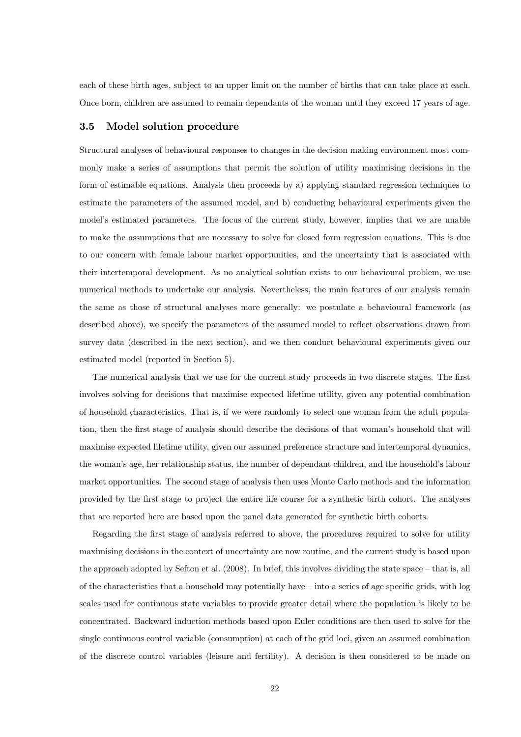each of these birth ages, subject to an upper limit on the number of births that can take place at each. Once born, children are assumed to remain dependants of the woman until they exceed 17 years of age.

### 3.5 Model solution procedure

Structural analyses of behavioural responses to changes in the decision making environment most commonly make a series of assumptions that permit the solution of utility maximising decisions in the form of estimable equations. Analysis then proceeds by a) applying standard regression techniques to estimate the parameters of the assumed model, and b) conducting behavioural experiments given the model's estimated parameters. The focus of the current study, however, implies that we are unable to make the assumptions that are necessary to solve for closed form regression equations. This is due to our concern with female labour market opportunities, and the uncertainty that is associated with their intertemporal development. As no analytical solution exists to our behavioural problem, we use numerical methods to undertake our analysis. Nevertheless, the main features of our analysis remain the same as those of structural analyses more generally: we postulate a behavioural framework (as described above), we specify the parameters of the assumed model to reflect observations drawn from survey data (described in the next section), and we then conduct behavioural experiments given our estimated model (reported in Section 5).

The numerical analysis that we use for the current study proceeds in two discrete stages. The first involves solving for decisions that maximise expected lifetime utility, given any potential combination of household characteristics. That is, if we were randomly to select one woman from the adult population, then the first stage of analysis should describe the decisions of that woman's household that will maximise expected lifetime utility, given our assumed preference structure and intertemporal dynamics, the woman's age, her relationship status, the number of dependant children, and the household's labour market opportunities. The second stage of analysis then uses Monte Carlo methods and the information provided by the first stage to project the entire life course for a synthetic birth cohort. The analyses that are reported here are based upon the panel data generated for synthetic birth cohorts.

Regarding the first stage of analysis referred to above, the procedures required to solve for utility maximising decisions in the context of uncertainty are now routine, and the current study is based upon the approach adopted by Sefton et al. (2008). In brief, this involves dividing the state space – that is, all of the characteristics that a household may potentially have – into a series of age specific grids, with log scales used for continuous state variables to provide greater detail where the population is likely to be concentrated. Backward induction methods based upon Euler conditions are then used to solve for the single continuous control variable (consumption) at each of the grid loci, given an assumed combination of the discrete control variables (leisure and fertility). A decision is then considered to be made on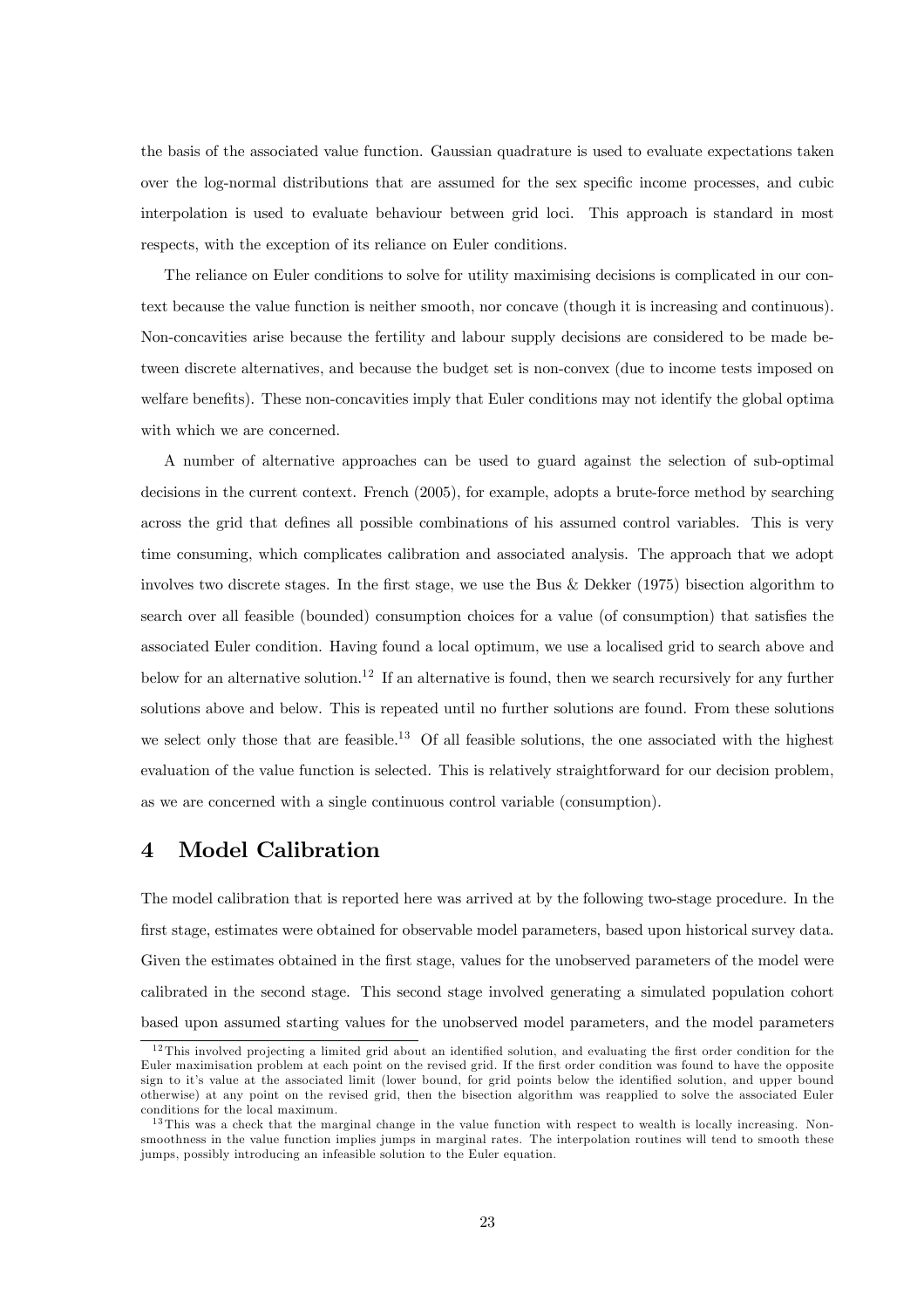the basis of the associated value function. Gaussian quadrature is used to evaluate expectations taken over the log-normal distributions that are assumed for the sex specific income processes, and cubic interpolation is used to evaluate behaviour between grid loci. This approach is standard in most respects, with the exception of its reliance on Euler conditions.

The reliance on Euler conditions to solve for utility maximising decisions is complicated in our context because the value function is neither smooth, nor concave (though it is increasing and continuous). Non-concavities arise because the fertility and labour supply decisions are considered to be made between discrete alternatives, and because the budget set is non-convex (due to income tests imposed on welfare benefits). These non-concavities imply that Euler conditions may not identify the global optima with which we are concerned.

A number of alternative approaches can be used to guard against the selection of sub-optimal decisions in the current context. French (2005), for example, adopts a brute-force method by searching across the grid that defines all possible combinations of his assumed control variables. This is very time consuming, which complicates calibration and associated analysis. The approach that we adopt involves two discrete stages. In the first stage, we use the Bus & Dekker (1975) bisection algorithm to search over all feasible (bounded) consumption choices for a value (of consumption) that satisfies the associated Euler condition. Having found a local optimum, we use a localised grid to search above and below for an alternative solution.[12] If an alternative is found, then we search recursively for any further solutions above and below. This is repeated until no further solutions are found. From these solutions we select only those that are feasible.[13] Of all feasible solutions, the one associated with the highest evaluation of the value function is selected. This is relatively straightforward for our decision problem, as we are concerned with a single continuous control variable (consumption).

# 4 Model Calibration

The model calibration that is reported here was arrived at by the following two-stage procedure. In the first stage, estimates were obtained for observable model parameters, based upon historical survey data. Given the estimates obtained in the first stage, values for the unobserved parameters of the model were calibrated in the second stage. This second stage involved generating a simulated population cohort based upon assumed starting values for the unobserved model parameters, and the model parameters

[12] This involved projecting a limited grid about an identified solution, and evaluating the first order condition for the Euler maximisation problem at each point on the revised grid. If the first order condition was found to have the opposite sign to it's value at the associated limit (lower bound, for grid points below the identified solution, and upper bound otherwise) at any point on the revised grid, then the bisection algorithm was reapplied to solve the associated Euler conditions for the local maximum.

[13] This was a check that the marginal change in the value function with respect to wealth is locally increasing. Non-smoothness in the value function implies jumps in marginal rates. The interpolation routines will tend to smooth these jumps, possibly introducing an infeasible solution to the Euler equation.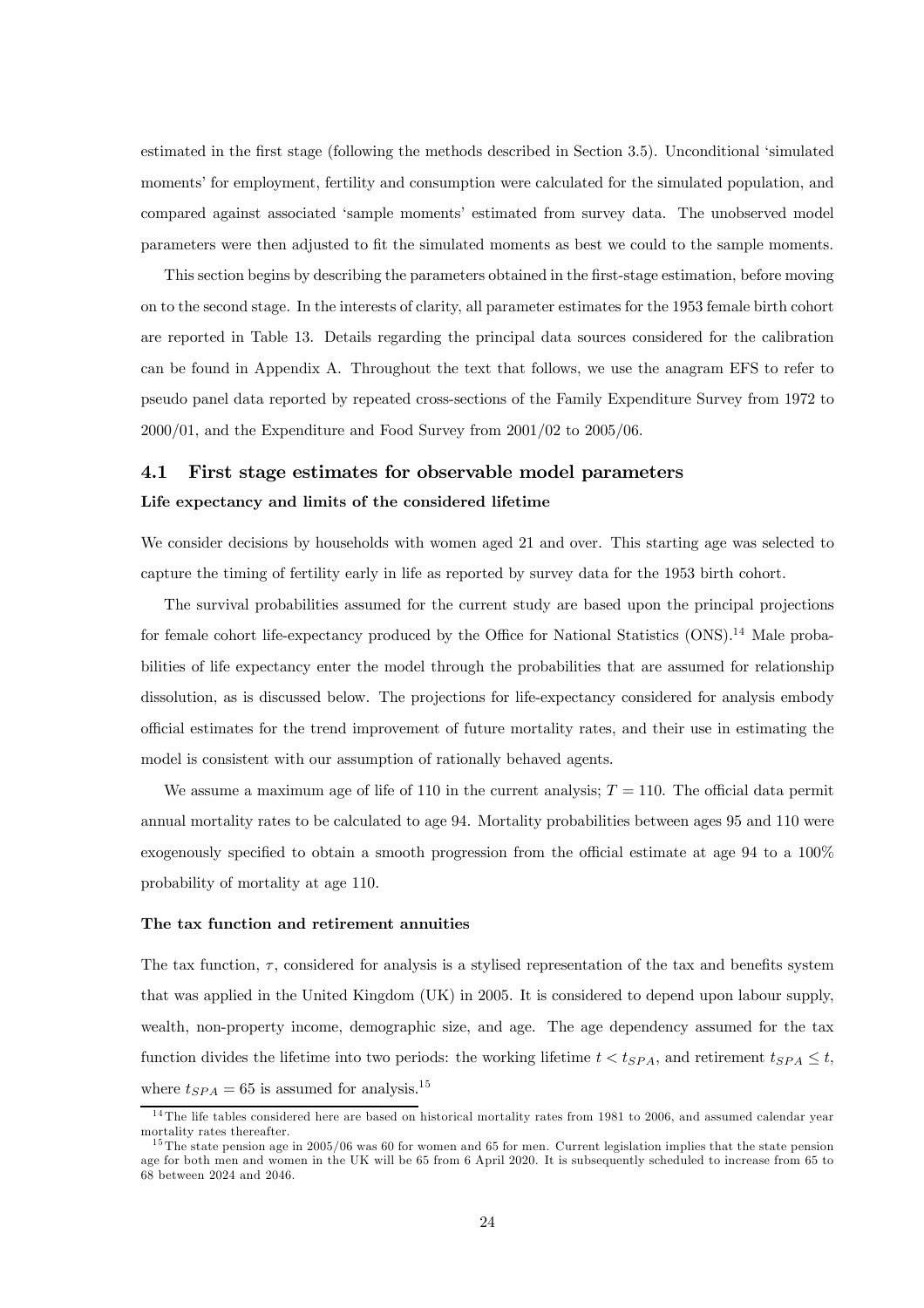estimated in the first stage (following the methods described in Section 3.5). Unconditional 'simulated moments' for employment, fertility and consumption were calculated for the simulated population, and compared against associated 'sample moments' estimated from survey data. The unobserved model parameters were then adjusted to fit the simulated moments as best we could to the sample moments.

This section begins by describing the parameters obtained in the first-stage estimation, before moving on to the second stage. In the interests of clarity, all parameter estimates for the 1953 female birth cohort are reported in Table 13. Details regarding the principal data sources considered for the calibration can be found in Appendix A. Throughout the text that follows, we use the anagram EFS to refer to pseudo panel data reported by repeated cross-sections of the Family Expenditure Survey from 1972 to 2000/01, and the Expenditure and Food Survey from 2001/02 to 2005/06.

## 4.1 First stage estimates for observable model parameters

**Life expectancy and limits of the considered lifetime**

We consider decisions by households with women aged 21 and over. This starting age was selected to capture the timing of fertility early in life as reported by survey data for the 1953 birth cohort.

The survival probabilities assumed for the current study are based upon the principal projections for female cohort life-expectancy produced by the Office for National Statistics (ONS).[14] Male probabilities of life expectancy enter the model through the probabilities that are assumed for relationship dissolution, as is discussed below. The projections for life-expectancy considered for analysis embody official estimates for the trend improvement of future mortality rates, and their use in estimating the model is consistent with our assumption of rationally behaved agents.

We assume a maximum age of life of 110 in the current analysis; $T = 110$. The official data permit annual mortality rates to be calculated to age 94. Mortality probabilities between ages 95 and 110 were exogenously specified to obtain a smooth progression from the official estimate at age 94 to a 100% probability of mortality at age 110.

**The tax function and retirement annuities**

The tax function, $\tau$, considered for analysis is a stylised representation of the tax and benefits system that was applied in the United Kingdom (UK) in 2005. It is considered to depend upon labour supply, wealth, non-property income, demographic size, and age. The age dependency assumed for the tax function divides the lifetime into two periods: the working lifetime $t < t_{SPA}$, and retirement $t_{SPA} \leq t$, where $t_{SPA} = 65$ is assumed for analysis.[15]

[14] The life tables considered here are based on historical mortality rates from 1981 to 2006, and assumed calendar year mortality rates thereafter.

[15] The state pension age in 2005/06 was 60 for women and 65 for men. Current legislation implies that the state pension age for both men and women in the UK will be 65 from 6 April 2020. It is subsequently scheduled to increase from 65 to 68 between 2024 and 2046.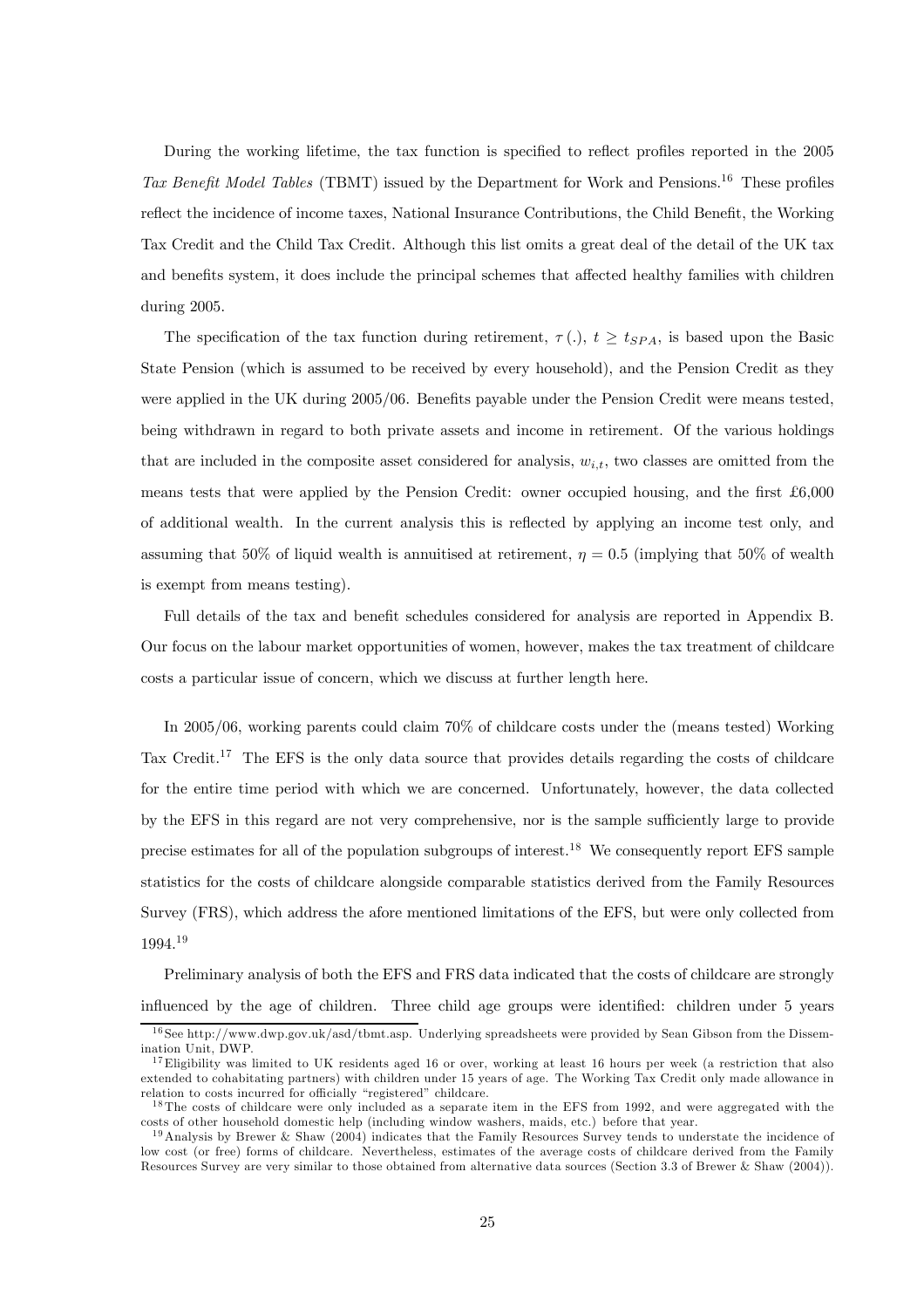During the working lifetime, the tax function is specified to reflect profiles reported in the 2005 *Tax Benefit Model Tables* (TBMT) issued by the Department for Work and Pensions.[16] These profiles reflect the incidence of income taxes, National Insurance Contributions, the Child Benefit, the Working Tax Credit and the Child Tax Credit. Although this list omits a great deal of the detail of the UK tax and benefits system, it does include the principal schemes that affected healthy families with children during 2005.

The specification of the tax function during retirement, $\tau(.)$, $t \geq t_{SPA}$, is based upon the Basic State Pension (which is assumed to be received by every household), and the Pension Credit as they were applied in the UK during 2005/06. Benefits payable under the Pension Credit were means tested, being withdrawn in regard to both private assets and income in retirement. Of the various holdings that are included in the composite asset considered for analysis, $w_{i,t}$, two classes are omitted from the means tests that were applied by the Pension Credit: owner occupied housing, and the first £6,000 of additional wealth. In the current analysis this is reflected by applying an income test only, and assuming that 50% of liquid wealth is annuitised at retirement, $\eta = 0.5$ (implying that 50% of wealth is exempt from means testing).

Full details of the tax and benefit schedules considered for analysis are reported in Appendix B. Our focus on the labour market opportunities of women, however, makes the tax treatment of childcare costs a particular issue of concern, which we discuss at further length here.

In 2005/06, working parents could claim 70% of childcare costs under the (means tested) Working Tax Credit.[17] The EFS is the only data source that provides details regarding the costs of childcare for the entire time period with which we are concerned. Unfortunately, however, the data collected by the EFS in this regard are not very comprehensive, nor is the sample sufficiently large to provide precise estimates for all of the population subgroups of interest.[18] We consequently report EFS sample statistics for the costs of childcare alongside comparable statistics derived from the Family Resources Survey (FRS), which address the afore mentioned limitations of the EFS, but were only collected from 1994.[19]

Preliminary analysis of both the EFS and FRS data indicated that the costs of childcare are strongly influenced by the age of children. Three child age groups were identified: children under 5 years

[16] See http://www.dwp.gov.uk/asd/tbmt.asp. Underlying spreadsheets were provided by Sean Gibson from the Dissemination Unit, DWP.

[17] Eligibility was limited to UK residents aged 16 or over, working at least 16 hours per week (a restriction that also extended to cohabitating partners) with children under 15 years of age. The Working Tax Credit only made allowance in relation to costs incurred for officially "registered" childcare.

[18] The costs of childcare were only included as a separate item in the EFS from 1992, and were aggregated with the costs of other household domestic help (including window washers, maids, etc.) before that year.

[19] Analysis by Brewer & Shaw (2004) indicates that the Family Resources Survey tends to understate the incidence of low cost (or free) forms of childcare. Nevertheless, estimates of the average costs of childcare derived from the Family Resources Survey are very similar to those obtained from alternative data sources (Section 3.3 of Brewer & Shaw (2004)).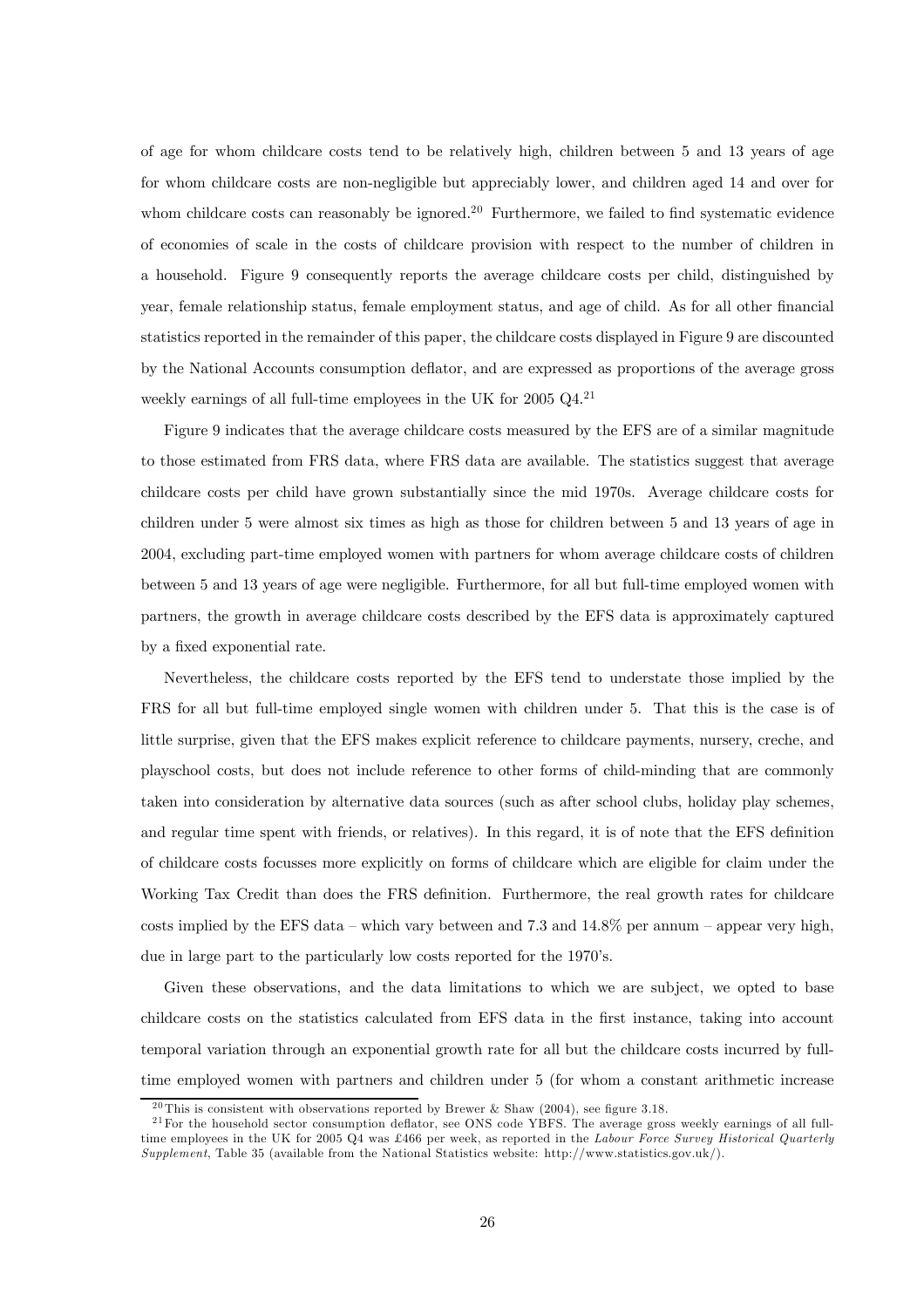of age for whom childcare costs tend to be relatively high, children between 5 and 13 years of age for whom childcare costs are non-negligible but appreciably lower, and children aged 14 and over for whom childcare costs can reasonably be ignored.[20] Furthermore, we failed to find systematic evidence of economies of scale in the costs of childcare provision with respect to the number of children in a household. Figure 9 consequently reports the average childcare costs per child, distinguished by year, female relationship status, female employment status, and age of child. As for all other financial statistics reported in the remainder of this paper, the childcare costs displayed in Figure 9 are discounted by the National Accounts consumption deflator, and are expressed as proportions of the average gross weekly earnings of all full-time employees in the UK for 2005 Q4.[21]

Figure 9 indicates that the average childcare costs measured by the EFS are of a similar magnitude to those estimated from FRS data, where FRS data are available. The statistics suggest that average childcare costs per child have grown substantially since the mid 1970s. Average childcare costs for children under 5 were almost six times as high as those for children between 5 and 13 years of age in 2004, excluding part-time employed women with partners for whom average childcare costs of children between 5 and 13 years of age were negligible. Furthermore, for all but full-time employed women with partners, the growth in average childcare costs described by the EFS data is approximately captured by a fixed exponential rate.

Nevertheless, the childcare costs reported by the EFS tend to understate those implied by the FRS for all but full-time employed single women with children under 5. That this is the case is of little surprise, given that the EFS makes explicit reference to childcare payments, nursery, creche, and playschool costs, but does not include reference to other forms of child-minding that are commonly taken into consideration by alternative data sources (such as after school clubs, holiday play schemes, and regular time spent with friends, or relatives). In this regard, it is of note that the EFS definition of childcare costs focusses more explicitly on forms of childcare which are eligible for claim under the Working Tax Credit than does the FRS definition. Furthermore, the real growth rates for childcare costs implied by the EFS data – which vary between and 7.3 and 14.8% per annum – appear very high, due in large part to the particularly low costs reported for the 1970's.

Given these observations, and the data limitations to which we are subject, we opted to base childcare costs on the statistics calculated from EFS data in the first instance, taking into account temporal variation through an exponential growth rate for all but the childcare costs incurred by full-time employed women with partners and children under 5 (for whom a constant arithmetic increase

[20] This is consistent with observations reported by Brewer & Shaw (2004), see figure 3.18.

[21] For the household sector consumption deflator, see ONS code YBFS. The average gross weekly earnings of all full-time employees in the UK for 2005 Q4 was £466 per week, as reported in the *Labour Force Survey Historical Quarterly Supplement*, Table 35 (available from the National Statistics website: http://www.statistics.gov.uk/).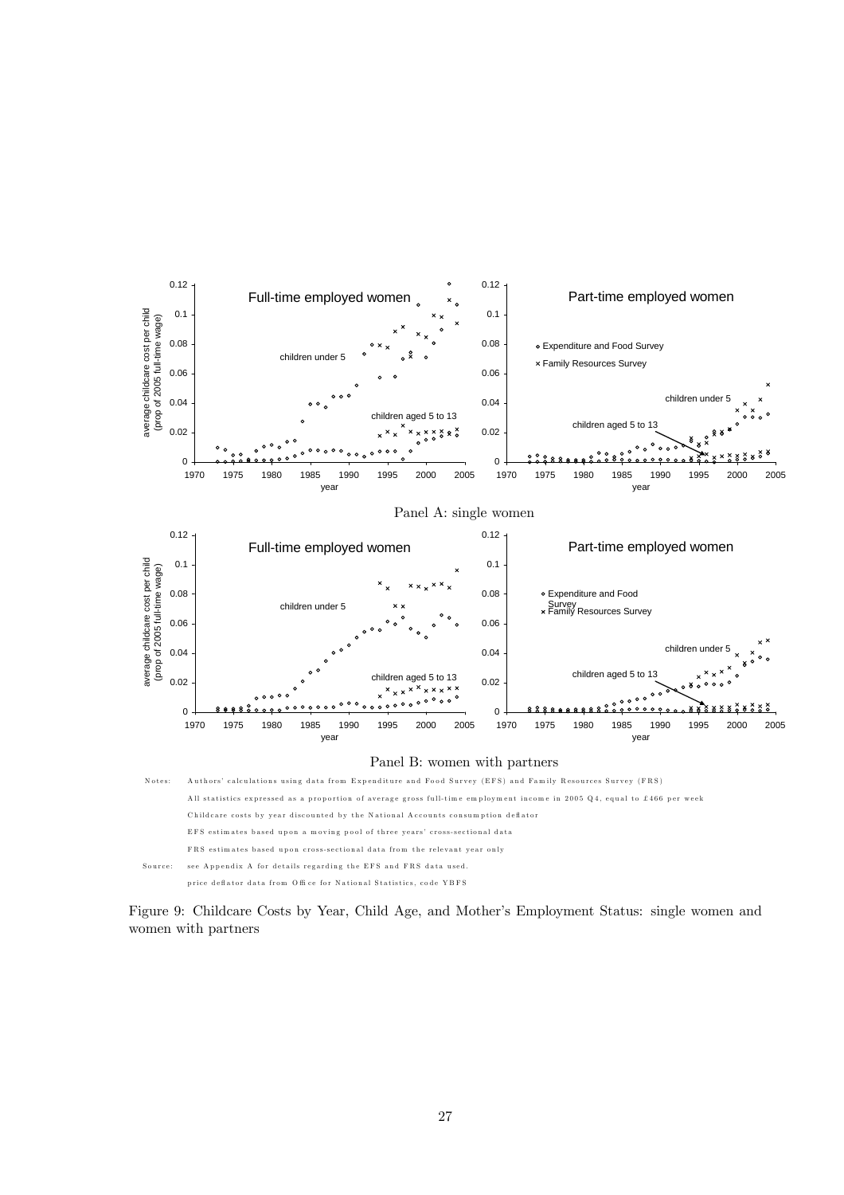Panel A: single women

Panel B: women with partners

Notes: Authors' calculations using data from Expenditure and Food Survey (EFS) and Family Resources Survey (FRS)

All statistics expressed as a proportion of average gross full-time employment income in 2005 Q4, equal to £466 per week

Childcare costs by year discounted by the National Accounts consumption deflator

EFS estimates based upon a moving pool of three years' cross-sectional data

FRS estimates based upon cross-sectional data from the relevant year only

Source: see Appendix A for details regarding the EFS and FRS data used.

price deflator data from Office for National Statistics, code YBFS

Figure 9: Childcare Costs by Year, Child Age, and Mother's Employment Status: single women and women with partners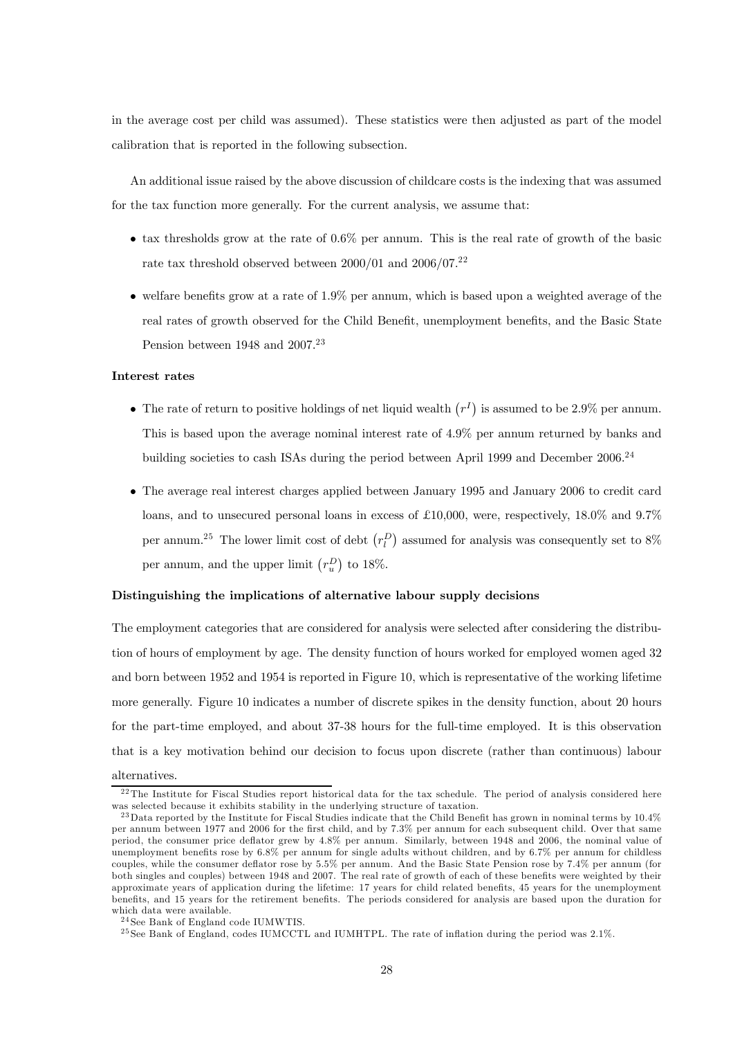in the average cost per child was assumed). These statistics were then adjusted as part of the model calibration that is reported in the following subsection.

An additional issue raised by the above discussion of childcare costs is the indexing that was assumed for the tax function more generally. For the current analysis, we assume that:

- tax thresholds grow at the rate of 0.6% per annum. This is the real rate of growth of the basic rate tax threshold observed between 2000/01 and 2006/07.[22]
- welfare benefits grow at a rate of 1.9% per annum, which is based upon a weighted average of the real rates of growth observed for the Child Benefit, unemployment benefits, and the Basic State Pension between 1948 and 2007.[23]

**Interest rates**

- The rate of return to positive holdings of net liquid wealth $(r^I)$ is assumed to be 2.9% per annum. This is based upon the average nominal interest rate of 4.9% per annum returned by banks and building societies to cash ISAs during the period between April 1999 and December 2006.[24]
- The average real interest charges applied between January 1995 and January 2006 to credit card loans, and to unsecured personal loans in excess of £10,000, were, respectively, 18.0% and 9.7% per annum.[25] The lower limit cost of debt $(r_l^D)$ assumed for analysis was consequently set to 8% per annum, and the upper limit $(r_u^D)$ to 18%.

**Distinguishing the implications of alternative labour supply decisions**

The employment categories that are considered for analysis were selected after considering the distribution of hours of employment by age. The density function of hours worked for employed women aged 32 and born between 1952 and 1954 is reported in Figure 10, which is representative of the working lifetime more generally. Figure 10 indicates a number of discrete spikes in the density function, about 20 hours for the part-time employed, and about 37-38 hours for the full-time employed. It is this observation that is a key motivation behind our decision to focus upon discrete (rather than continuous) labour alternatives.

---

[22] The Institute for Fiscal Studies report historical data for the tax schedule. The period of analysis considered here was selected because it exhibits stability in the underlying structure of taxation.

[23] Data reported by the Institute for Fiscal Studies indicate that the Child Benefit has grown in nominal terms by 10.4% per annum between 1977 and 2006 for the first child, and by 7.3% per annum for each subsequent child. Over that same period, the consumer price deflator grew by 4.8% per annum. Similarly, between 1948 and 2006, the nominal value of unemployment benefits rose by 6.8% per annum for single adults without children, and by 6.7% per annum for childless couples, while the consumer deflator rose by 5.5% per annum. And the Basic State Pension rose by 7.4% per annum (for both singles and couples) between 1948 and 2007. The real rate of growth of each of these benefits were weighted by their approximate years of application during the lifetime: 17 years for child related benefits, 45 years for the unemployment benefits, and 15 years for the retirement benefits. The periods considered for analysis are based upon the duration for which data were available.

[24] See Bank of England code IUMWTIS.

[25] See Bank of England, codes IUMCCTL and IUMHTPL. The rate of inflation during the period was 2.1%.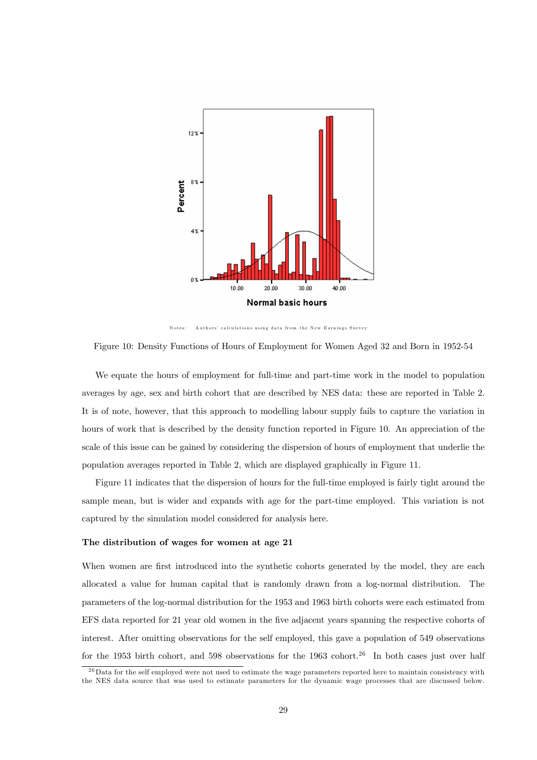Notes: Authors' calculations using data from the New Earnings Survey

Figure 10: Density Functions of Hours of Employment for Women Aged 32 and Born in 1952-54

We equate the hours of employment for full-time and part-time work in the model to population averages by age, sex and birth cohort that are described by NES data: these are reported in Table 2. It is of note, however, that this approach to modelling labour supply fails to capture the variation in hours of work that is described by the density function reported in Figure 10. An appreciation of the scale of this issue can be gained by considering the dispersion of hours of employment that underlie the population averages reported in Table 2, which are displayed graphically in Figure 11.

Figure 11 indicates that the dispersion of hours for the full-time employed is fairly tight around the sample mean, but is wider and expands with age for the part-time employed. This variation is not captured by the simulation model considered for analysis here.

**The distribution of wages for women at age 21**

When women are first introduced into the synthetic cohorts generated by the model, they are each allocated a value for human capital that is randomly drawn from a log-normal distribution. The parameters of the log-normal distribution for the 1953 and 1963 birth cohorts were each estimated from EFS data reported for 21 year old women in the five adjacent years spanning the respective cohorts of interest. After omitting observations for the self employed, this gave a population of 549 observations for the 1953 birth cohort, and 598 observations for the 1963 cohort.[26] In both cases just over half

[26] Data for the self employed were not used to estimate the wage parameters reported here to maintain consistency with the NES data source that was used to estimate parameters for the dynamic wage processes that are discussed below.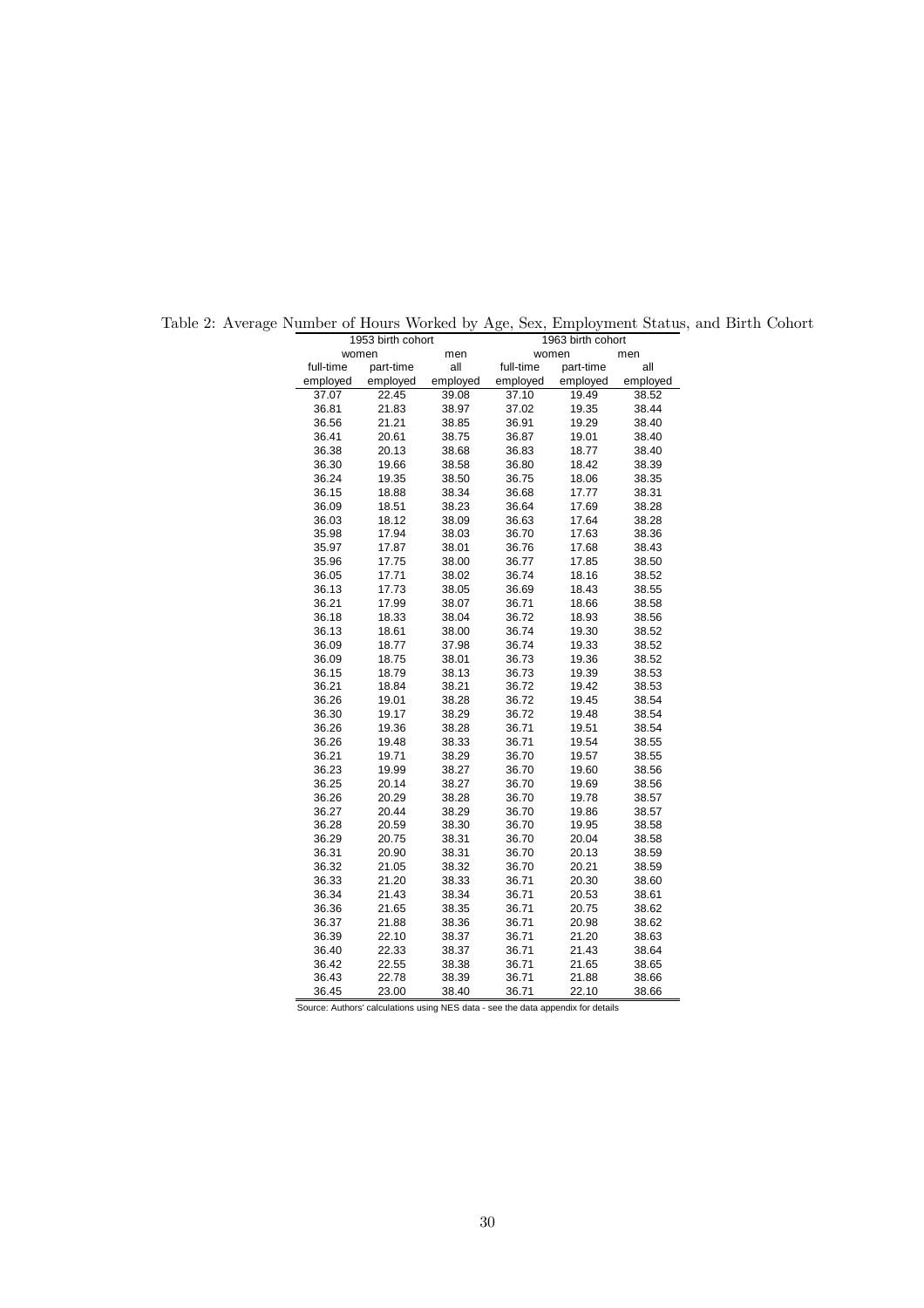Table 2: Average Number of Hours Worked by Age, Sex, Employment Status, and Birth Cohort

| 1953 birth cohort | | | 1963 birth cohort | | |
|---|---|---|---|---|---|
| women | | men | women | | men |
| full-time employed | part-time employed | all employed | full-time employed | part-time employed | all employed |
| 37.07 | 22.45 | 39.08 | 37.10 | 19.49 | 38.52 |
| 36.81 | 21.83 | 38.97 | 37.02 | 19.35 | 38.44 |
| 36.56 | 21.21 | 38.85 | 36.91 | 19.29 | 38.40 |
| 36.41 | 20.61 | 38.75 | 36.87 | 19.01 | 38.40 |
| 36.38 | 20.13 | 38.68 | 36.83 | 18.77 | 38.40 |
| 36.30 | 19.66 | 38.58 | 36.80 | 18.42 | 38.39 |
| 36.24 | 19.35 | 38.50 | 36.75 | 18.06 | 38.35 |
| 36.15 | 18.88 | 38.34 | 36.68 | 17.77 | 38.31 |
| 36.09 | 18.51 | 38.23 | 36.64 | 17.69 | 38.28 |
| 36.03 | 18.12 | 38.09 | 36.63 | 17.64 | 38.28 |
| 35.98 | 17.94 | 38.03 | 36.70 | 17.63 | 38.36 |
| 35.97 | 17.87 | 38.01 | 36.76 | 17.68 | 38.43 |
| 35.96 | 17.75 | 38.00 | 36.77 | 17.85 | 38.50 |
| 36.05 | 17.71 | 38.02 | 36.74 | 18.16 | 38.52 |
| 36.13 | 17.73 | 38.05 | 36.69 | 18.43 | 38.55 |
| 36.21 | 17.99 | 38.07 | 36.71 | 18.66 | 38.58 |
| 36.18 | 18.33 | 38.04 | 36.72 | 18.93 | 38.56 |
| 36.13 | 18.61 | 38.00 | 36.74 | 19.30 | 38.52 |
| 36.09 | 18.77 | 37.98 | 36.74 | 19.33 | 38.52 |
| 36.09 | 18.75 | 38.01 | 36.73 | 19.36 | 38.52 |
| 36.15 | 18.79 | 38.13 | 36.73 | 19.39 | 38.53 |
| 36.21 | 18.84 | 38.21 | 36.72 | 19.42 | 38.53 |
| 36.26 | 19.01 | 38.28 | 36.72 | 19.45 | 38.54 |
| 36.30 | 19.17 | 38.29 | 36.72 | 19.48 | 38.54 |
| 36.26 | 19.36 | 38.28 | 36.71 | 19.51 | 38.54 |
| 36.26 | 19.48 | 38.33 | 36.71 | 19.54 | 38.55 |
| 36.21 | 19.71 | 38.29 | 36.70 | 19.57 | 38.55 |
| 36.23 | 19.99 | 38.27 | 36.70 | 19.60 | 38.56 |
| 36.25 | 20.14 | 38.27 | 36.70 | 19.69 | 38.56 |
| 36.26 | 20.29 | 38.28 | 36.70 | 19.78 | 38.57 |
| 36.27 | 20.44 | 38.29 | 36.70 | 19.86 | 38.57 |
| 36.28 | 20.59 | 38.30 | 36.70 | 19.95 | 38.58 |
| 36.29 | 20.75 | 38.31 | 36.70 | 20.04 | 38.58 |
| 36.31 | 20.90 | 38.31 | 36.70 | 20.13 | 38.59 |
| 36.32 | 21.05 | 38.32 | 36.70 | 20.21 | 38.59 |
| 36.33 | 21.20 | 38.33 | 36.71 | 20.30 | 38.60 |
| 36.34 | 21.43 | 38.34 | 36.71 | 20.53 | 38.61 |
| 36.36 | 21.65 | 38.35 | 36.71 | 20.75 | 38.62 |
| 36.37 | 21.88 | 38.36 | 36.71 | 20.98 | 38.62 |
| 36.39 | 22.10 | 38.37 | 36.71 | 21.20 | 38.63 |
| 36.40 | 22.33 | 38.37 | 36.71 | 21.43 | 38.64 |
| 36.42 | 22.55 | 38.38 | 36.71 | 21.65 | 38.65 |
| 36.43 | 22.78 | 38.39 | 36.71 | 21.88 | 38.66 |
| 36.45 | 23.00 | 38.40 | 36.71 | 22.10 | 38.66 |

Source: Authors' calculations using NES data - see the data appendix for details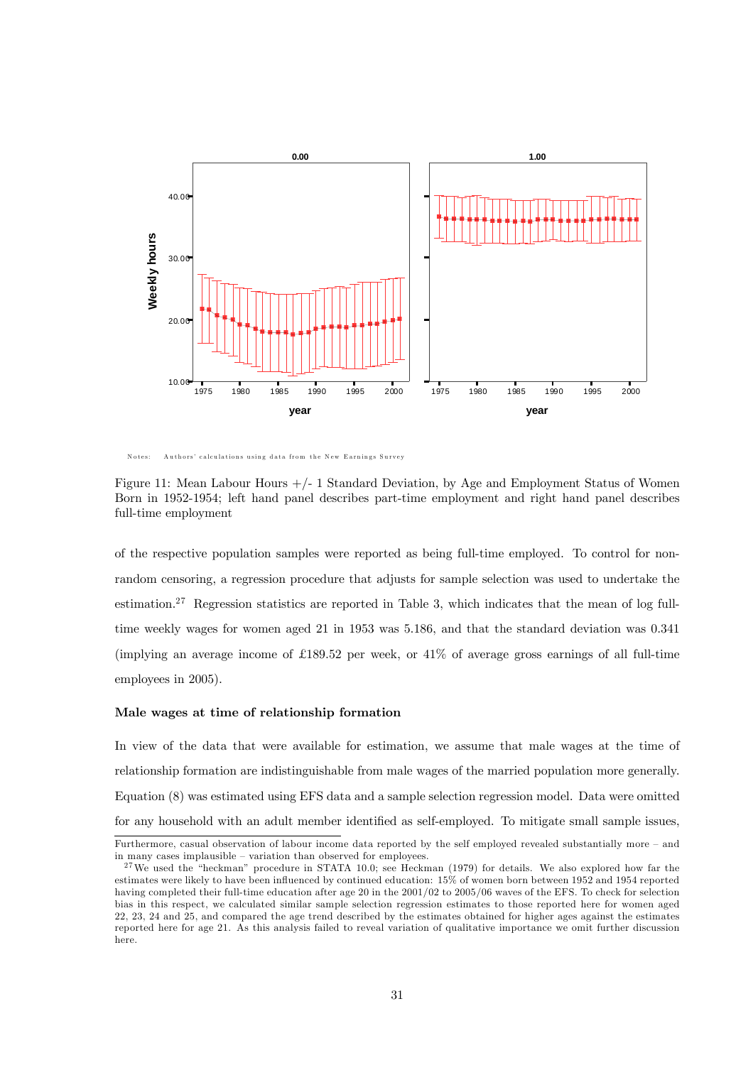Notes: Authors' calculations using data from the New Earnings Survey

Figure 11: Mean Labour Hours +/- 1 Standard Deviation, by Age and Employment Status of Women Born in 1952-1954; left hand panel describes part-time employment and right hand panel describes full-time employment

of the respective population samples were reported as being full-time employed. To control for non-random censoring, a regression procedure that adjusts for sample selection was used to undertake the estimation.[27] Regression statistics are reported in Table 3, which indicates that the mean of log full-time weekly wages for women aged 21 in 1953 was 5.186, and that the standard deviation was 0.341 (implying an average income of £189.52 per week, or 41% of average gross earnings of all full-time employees in 2005).

**Male wages at time of relationship formation**

In view of the data that were available for estimation, we assume that male wages at the time of relationship formation are indistinguishable from male wages of the married population more generally. Equation (8) was estimated using EFS data and a sample selection regression model. Data were omitted for any household with an adult member identified as self-employed. To mitigate small sample issues,

Furthermore, casual observation of labour income data reported by the self employed revealed substantially more – and in many cases implausible – variation than observed for employees.

[27] We used the "heckman" procedure in STATA 10.0; see Heckman (1979) for details. We also explored how far the estimates were likely to have been influenced by continued education: 15% of women born between 1952 and 1954 reported having completed their full-time education after age 20 in the 2001/02 to 2005/06 waves of the EFS. To check for selection bias in this respect, we calculated similar sample selection regression estimates to those reported here for women aged 22, 23, 24 and 25, and compared the age trend described by the estimates obtained for higher ages against the estimates reported here for age 21. As this analysis failed to reveal variation of qualitative importance we omit further discussion here.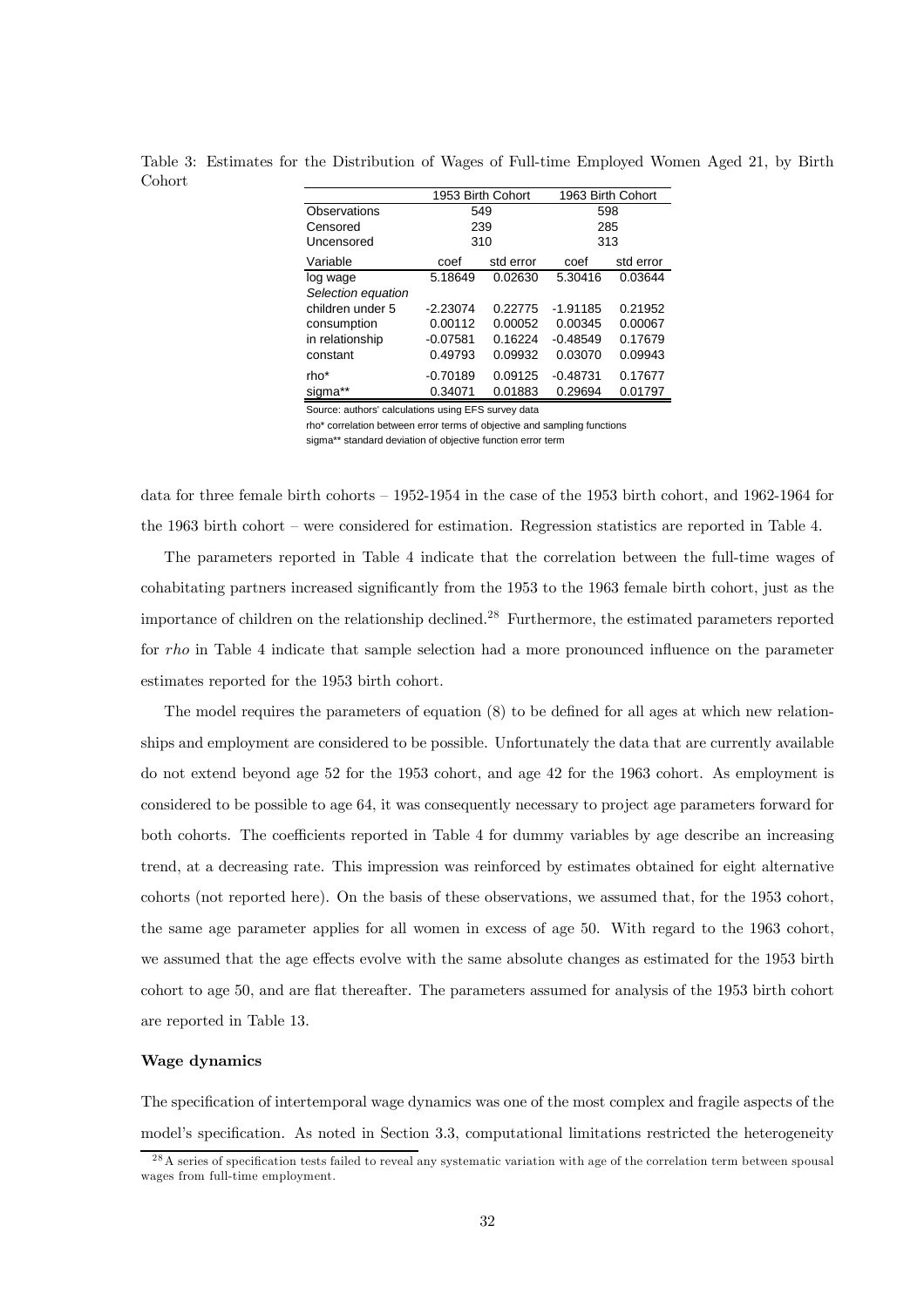Table 3: Estimates for the Distribution of Wages of Full-time Employed Women Aged 21, by Birth Cohort

| | 1953 Birth Cohort | | 1963 Birth Cohort | |
|---|---|---|---|---|
| Observations | 549 | | 598 | |
| Censored | 239 | | 285 | |
| Uncensored | 310 | | 313 | |
| Variable | coef | std error | coef | std error |
| log wage | 5.18649 | 0.02630 | 5.30416 | 0.03644 |
| *Selection equation* | | | | |
| children under 5 | -2.23074 | 0.22775 | -1.91185 | 0.21952 |
| consumption | 0.00112 | 0.00052 | 0.00345 | 0.00067 |
| in relationship | -0.07581 | 0.16224 | -0.48549 | 0.17679 |
| constant | 0.49793 | 0.09932 | 0.03070 | 0.09943 |
| rho* | -0.70189 | 0.09125 | -0.48731 | 0.17677 |
| sigma** | 0.34071 | 0.01883 | 0.29694 | 0.01797 |

Source: authors' calculations using EFS survey data

rho* correlation between error terms of objective and sampling functions

sigma** standard deviation of objective function error term

data for three female birth cohorts – 1952-1954 in the case of the 1953 birth cohort, and 1962-1964 for the 1963 birth cohort – were considered for estimation. Regression statistics are reported in Table 4.

The parameters reported in Table 4 indicate that the correlation between the full-time wages of cohabitating partners increased significantly from the 1953 to the 1963 female birth cohort, just as the importance of children on the relationship declined.[28] Furthermore, the estimated parameters reported for *rho* in Table 4 indicate that sample selection had a more pronounced influence on the parameter estimates reported for the 1953 birth cohort.

The model requires the parameters of equation (8) to be defined for all ages at which new relationships and employment are considered to be possible. Unfortunately the data that are currently available do not extend beyond age 52 for the 1953 cohort, and age 42 for the 1963 cohort. As employment is considered to be possible to age 64, it was consequently necessary to project age parameters forward for both cohorts. The coefficients reported in Table 4 for dummy variables by age describe an increasing trend, at a decreasing rate. This impression was reinforced by estimates obtained for eight alternative cohorts (not reported here). On the basis of these observations, we assumed that, for the 1953 cohort, the same age parameter applies for all women in excess of age 50. With regard to the 1963 cohort, we assumed that the age effects evolve with the same absolute changes as estimated for the 1953 birth cohort to age 50, and are flat thereafter. The parameters assumed for analysis of the 1953 birth cohort are reported in Table 13.

**Wage dynamics**

The specification of intertemporal wage dynamics was one of the most complex and fragile aspects of the model's specification. As noted in Section 3.3, computational limitations restricted the heterogeneity

[28] A series of specification tests failed to reveal any systematic variation with age of the correlation term between spousal wages from full-time employment.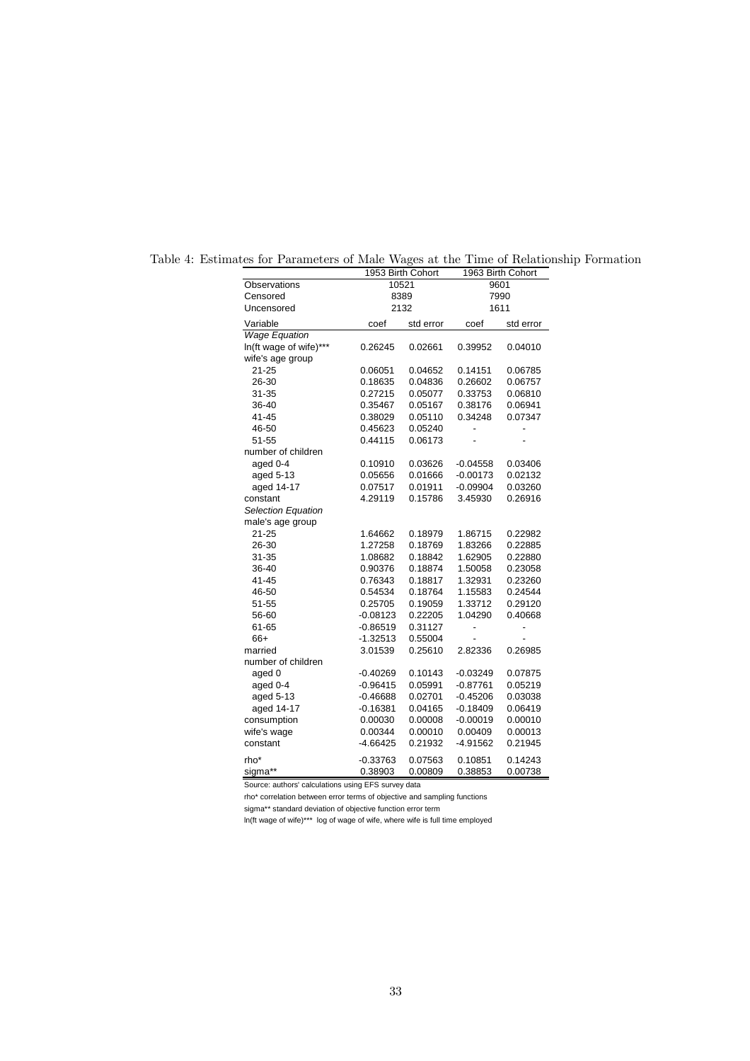Table 4: Estimates for Parameters of Male Wages at the Time of Relationship Formation

| | 1953 Birth Cohort | | 1963 Birth Cohort | |
|---|---|---|---|---|
| Observations | 10521 | | 9601 | |
| Censored | 8389 | | 7990 | |
| Uncensored | 2132 | | 1611 | |
| Variable | coef | std error | coef | std error |
| *Wage Equation* | | | | |
| ln(ft wage of wife)*** | 0.26245 | 0.02661 | 0.39952 | 0.04010 |
| wife's age group | | | | |
| 21-25 | 0.06051 | 0.04652 | 0.14151 | 0.06785 |
| 26-30 | 0.18635 | 0.04836 | 0.26602 | 0.06757 |
| 31-35 | 0.27215 | 0.05077 | 0.33753 | 0.06810 |
| 36-40 | 0.35467 | 0.05167 | 0.38176 | 0.06941 |
| 41-45 | 0.38029 | 0.05110 | 0.34248 | 0.07347 |
| 46-50 | 0.45623 | 0.05240 | - | - |
| 51-55 | 0.44115 | 0.06173 | - | - |
| number of children | | | | |
| aged 0-4 | 0.10910 | 0.03626 | -0.04558 | 0.03406 |
| aged 5-13 | 0.05656 | 0.01666 | -0.00173 | 0.02132 |
| aged 14-17 | 0.07517 | 0.01911 | -0.09904 | 0.03260 |
| constant | 4.29119 | 0.15786 | 3.45930 | 0.26916 |
| *Selection Equation* | | | | |
| male's age group | | | | |
| 21-25 | 1.64662 | 0.18979 | 1.86715 | 0.22982 |
| 26-30 | 1.27258 | 0.18769 | 1.83266 | 0.22885 |
| 31-35 | 1.08682 | 0.18842 | 1.62905 | 0.22880 |
| 36-40 | 0.90376 | 0.18874 | 1.50058 | 0.23058 |
| 41-45 | 0.76343 | 0.18817 | 1.32931 | 0.23260 |
| 46-50 | 0.54534 | 0.18764 | 1.15583 | 0.24544 |
| 51-55 | 0.25705 | 0.19059 | 1.33712 | 0.29120 |
| 56-60 | -0.08123 | 0.22205 | 1.04290 | 0.40668 |
| 61-65 | -0.86519 | 0.31127 | - | - |
| 66+ | -1.32513 | 0.55004 | - | - |
| married | 3.01539 | 0.25610 | 2.82336 | 0.26985 |
| number of children | | | | |
| aged 0 | -0.40269 | 0.10143 | -0.03249 | 0.07875 |
| aged 0-4 | -0.96415 | 0.05991 | -0.87761 | 0.05219 |
| aged 5-13 | -0.46688 | 0.02701 | -0.45206 | 0.03038 |
| aged 14-17 | -0.16381 | 0.04165 | -0.18409 | 0.06419 |
| consumption | 0.00030 | 0.00008 | -0.00019 | 0.00010 |
| wife's wage | 0.00344 | 0.00010 | 0.00409 | 0.00013 |
| constant | -4.66425 | 0.21932 | -4.91562 | 0.21945 |
| rho* | -0.33763 | 0.07563 | 0.10851 | 0.14243 |
| sigma** | 0.38903 | 0.00809 | 0.38853 | 0.00738 |

Source: authors' calculations using EFS survey data

rho* correlation between error terms of objective and sampling functions

sigma** standard deviation of objective function error term

ln(ft wage of wife)*** log of wage of wife, where wife is full time employed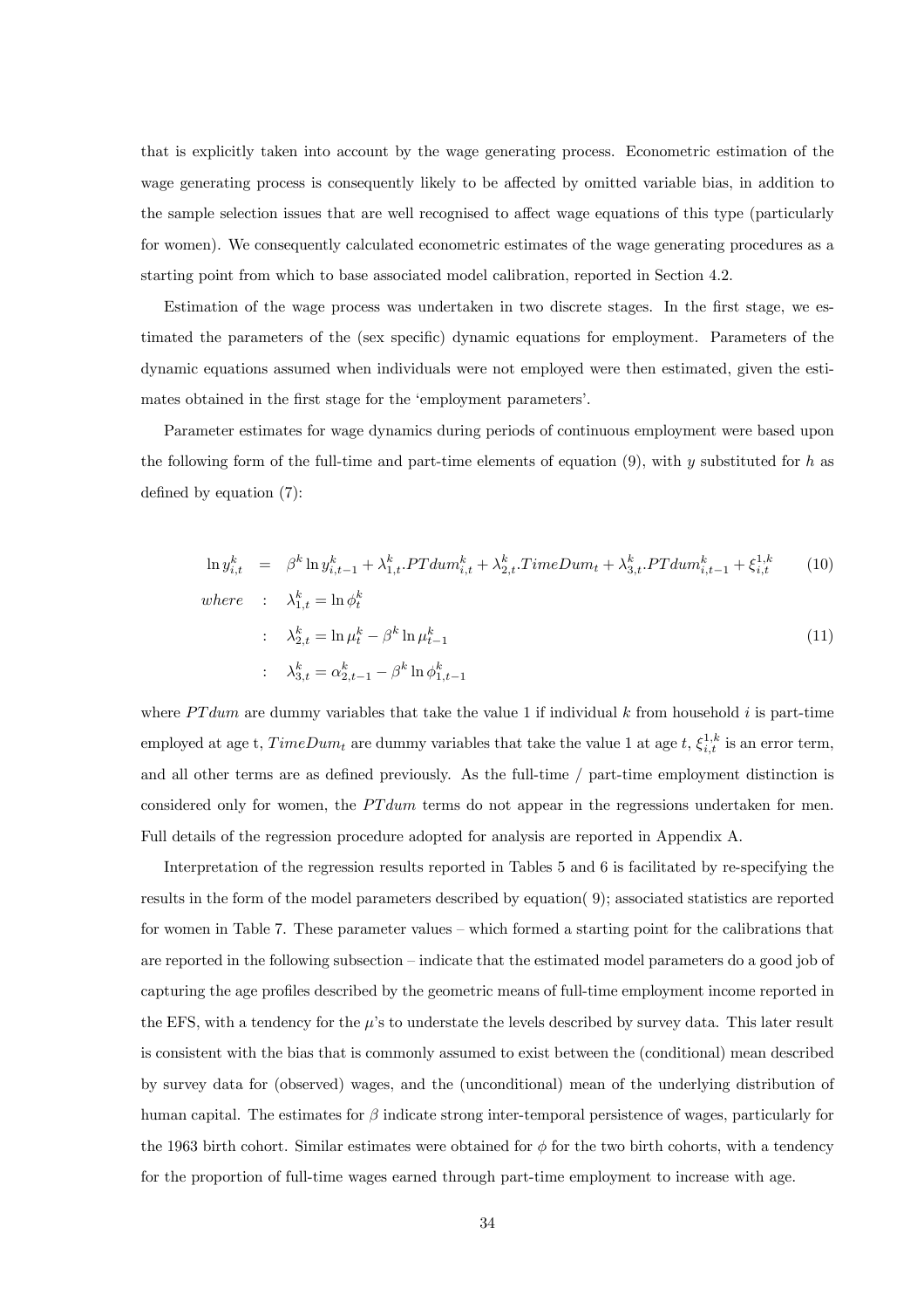that is explicitly taken into account by the wage generating process. Econometric estimation of the wage generating process is consequently likely to be affected by omitted variable bias, in addition to the sample selection issues that are well recognised to affect wage equations of this type (particularly for women). We consequently calculated econometric estimates of the wage generating procedures as a starting point from which to base associated model calibration, reported in Section 4.2.

Estimation of the wage process was undertaken in two discrete stages. In the first stage, we estimated the parameters of the (sex specific) dynamic equations for employment. Parameters of the dynamic equations assumed when individuals were not employed were then estimated, given the estimates obtained in the first stage for the 'employment parameters'.

Parameter estimates for wage dynamics during periods of continuous employment were based upon the following form of the full-time and part-time elements of equation (9), with $y$ substituted for $h$ as defined by equation (7):

$$\ln y_{i,t}^k = \beta^k \ln y_{i,t-1}^k + \lambda_{1,t}^k.PTdum_{i,t}^k + \lambda_{2,t}^k.TimeDum_t + \lambda_{3,t}^k.PTdum_{i,t-1}^k + \xi_{i,t}^{1,k} \tag{10}$$

$$\begin{aligned} where \quad &: \quad \lambda_{1,t}^k = \ln \phi_t^k \\ &: \quad \lambda_{2,t}^k = \ln \mu_t^k - \beta^k \ln \mu_{t-1}^k \\ &: \quad \lambda_{3,t}^k = \alpha_{2,t-1}^k - \beta^k \ln \phi_{1,t-1}^k \end{aligned} \tag{11}$$

where $PTdum$ are dummy variables that take the value 1 if individual $k$ from household $i$ is part-time employed at age t, $TimeDum_t$ are dummy variables that take the value 1 at age $t$, $\xi_{i,t}^{1,k}$ is an error term, and all other terms are as defined previously. As the full-time / part-time employment distinction is considered only for women, the $PTdum$ terms do not appear in the regressions undertaken for men. Full details of the regression procedure adopted for analysis are reported in Appendix A.

Interpretation of the regression results reported in Tables 5 and 6 is facilitated by re-specifying the results in the form of the model parameters described by equation( 9); associated statistics are reported for women in Table 7. These parameter values – which formed a starting point for the calibrations that are reported in the following subsection – indicate that the estimated model parameters do a good job of capturing the age profiles described by the geometric means of full-time employment income reported in the EFS, with a tendency for the $\mu$'s to understate the levels described by survey data. This later result is consistent with the bias that is commonly assumed to exist between the (conditional) mean described by survey data for (observed) wages, and the (unconditional) mean of the underlying distribution of human capital. The estimates for $\beta$ indicate strong inter-temporal persistence of wages, particularly for the 1963 birth cohort. Similar estimates were obtained for $\phi$ for the two birth cohorts, with a tendency for the proportion of full-time wages earned through part-time employment to increase with age.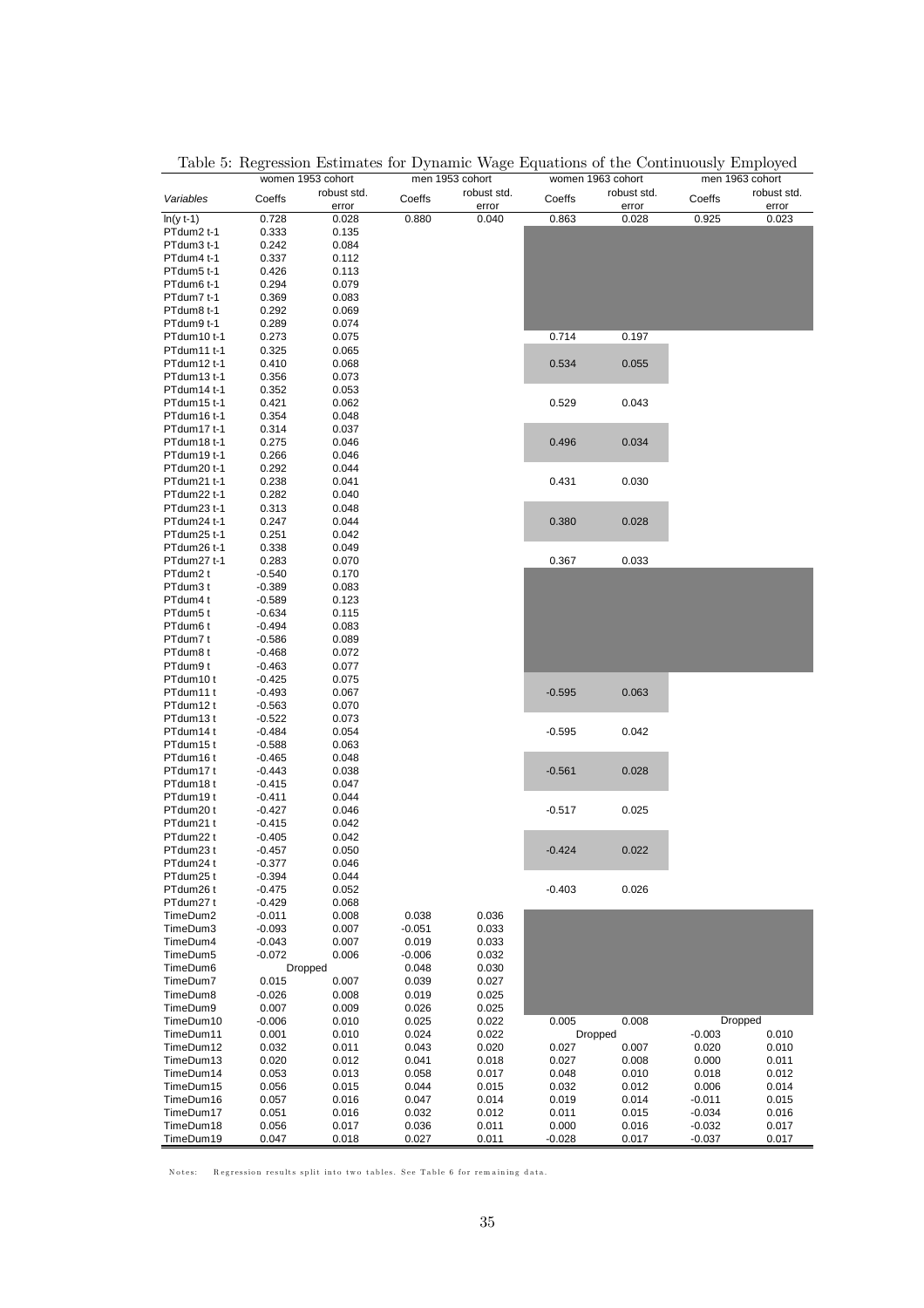Table 5: Regression Estimates for Dynamic Wage Equations of the Continuously Employed

| | women 1953 cohort | | men 1953 cohort | | women 1963 cohort | | men 1963 cohort | |
|---|---|---|---|---|---|---|---|---|
| *Variables* | Coeffs | robust std. error | Coeffs | robust std. error | Coeffs | robust std. error | Coeffs | robust std. error |
| ln(y t-1) | 0.728 | 0.028 | 0.880 | 0.040 | 0.863 | 0.028 | 0.925 | 0.023 |
| PTdum2 t-1 | 0.333 | 0.135 | | | | | | |
| PTdum3 t-1 | 0.242 | 0.084 | | | | | | |
| PTdum4 t-1 | 0.337 | 0.112 | | | | | | |
| PTdum5 t-1 | 0.426 | 0.113 | | | | | | |
| PTdum6 t-1 | 0.294 | 0.079 | | | | | | |
| PTdum7 t-1 | 0.369 | 0.083 | | | | | | |
| PTdum8 t-1 | 0.292 | 0.069 | | | | | | |
| PTdum9 t-1 | 0.289 | 0.074 | | | | | | |
| PTdum10 t-1 | 0.273 | 0.075 | | | 0.714 | 0.197 | | |
| PTdum11 t-1 | 0.325 | 0.065 | | | | | | |
| PTdum12 t-1 | 0.410 | 0.068 | | | 0.534 | 0.055 | | |
| PTdum13 t-1 | 0.356 | 0.073 | | | | | | |
| PTdum14 t-1 | 0.352 | 0.053 | | | | | | |
| PTdum15 t-1 | 0.421 | 0.062 | | | 0.529 | 0.043 | | |
| PTdum16 t-1 | 0.354 | 0.048 | | | | | | |
| PTdum17 t-1 | 0.314 | 0.037 | | | | | | |
| PTdum18 t-1 | 0.275 | 0.046 | | | 0.496 | 0.034 | | |
| PTdum19 t-1 | 0.266 | 0.046 | | | | | | |
| PTdum20 t-1 | 0.292 | 0.044 | | | | | | |
| PTdum21 t-1 | 0.238 | 0.041 | | | 0.431 | 0.030 | | |
| PTdum22 t-1 | 0.282 | 0.040 | | | | | | |
| PTdum23 t-1 | 0.313 | 0.048 | | | | | | |
| PTdum24 t-1 | 0.247 | 0.044 | | | 0.380 | 0.028 | | |
| PTdum25 t-1 | 0.251 | 0.042 | | | | | | |
| PTdum26 t-1 | 0.338 | 0.049 | | | | | | |
| PTdum27 t-1 | 0.283 | 0.070 | | | 0.367 | 0.033 | | |
| PTdum2 t | -0.540 | 0.170 | | | | | | |
| PTdum3 t | -0.389 | 0.083 | | | | | | |
| PTdum4 t | -0.589 | 0.123 | | | | | | |
| PTdum5 t | -0.634 | 0.115 | | | | | | |
| PTdum6 t | -0.494 | 0.083 | | | | | | |
| PTdum7 t | -0.586 | 0.089 | | | | | | |
| PTdum8 t | -0.468 | 0.072 | | | | | | |
| PTdum9 t | -0.463 | 0.077 | | | | | | |
| PTdum10 t | -0.425 | 0.075 | | | | | | |
| PTdum11 t | -0.493 | 0.067 | | | -0.595 | 0.063 | | |
| PTdum12 t | -0.563 | 0.070 | | | | | | |
| PTdum13 t | -0.522 | 0.073 | | | | | | |
| PTdum14 t | -0.484 | 0.054 | | | -0.595 | 0.042 | | |
| PTdum15 t | -0.588 | 0.063 | | | | | | |
| PTdum16 t | -0.465 | 0.048 | | | | | | |
| PTdum17 t | -0.443 | 0.038 | | | -0.561 | 0.028 | | |
| PTdum18 t | -0.415 | 0.047 | | | | | | |
| PTdum19 t | -0.411 | 0.044 | | | | | | |
| PTdum20 t | -0.427 | 0.046 | | | -0.517 | 0.025 | | |
| PTdum21 t | -0.415 | 0.042 | | | | | | |
| PTdum22 t | -0.405 | 0.042 | | | | | | |
| PTdum23 t | -0.457 | 0.050 | | | -0.424 | 0.022 | | |
| PTdum24 t | -0.377 | 0.046 | | | | | | |
| PTdum25 t | -0.394 | 0.044 | | | | | | |
| PTdum26 t | -0.475 | 0.052 | | | -0.403 | 0.026 | | |
| PTdum27 t | -0.429 | 0.068 | | | | | | |
| TimeDum2 | -0.011 | 0.008 | 0.038 | 0.036 | | | | |
| TimeDum3 | -0.093 | 0.007 | -0.051 | 0.033 | | | | |
| TimeDum4 | -0.043 | 0.007 | 0.019 | 0.033 | | | | |
| TimeDum5 | -0.072 | 0.006 | -0.006 | 0.032 | | | | |
| TimeDum6 | Dropped | | 0.048 | 0.030 | | | | |
| TimeDum7 | 0.015 | 0.007 | 0.039 | 0.027 | | | | |
| TimeDum8 | -0.026 | 0.008 | 0.019 | 0.025 | | | | |
| TimeDum9 | 0.007 | 0.009 | 0.026 | 0.025 | | | | |
| TimeDum10 | -0.006 | 0.010 | 0.025 | 0.022 | 0.005 | 0.008 | Dropped | |
| TimeDum11 | 0.001 | 0.010 | 0.024 | 0.022 | Dropped | | -0.003 | 0.010 |
| TimeDum12 | 0.032 | 0.011 | 0.043 | 0.020 | 0.027 | 0.007 | 0.020 | 0.010 |
| TimeDum13 | 0.020 | 0.012 | 0.041 | 0.018 | 0.027 | 0.008 | 0.000 | 0.011 |
| TimeDum14 | 0.053 | 0.013 | 0.058 | 0.017 | 0.048 | 0.010 | 0.018 | 0.012 |
| TimeDum15 | 0.056 | 0.015 | 0.044 | 0.015 | 0.032 | 0.012 | 0.006 | 0.014 |
| TimeDum16 | 0.057 | 0.016 | 0.047 | 0.014 | 0.019 | 0.014 | -0.011 | 0.015 |
| TimeDum17 | 0.051 | 0.016 | 0.032 | 0.012 | 0.011 | 0.015 | -0.034 | 0.016 |
| TimeDum18 | 0.056 | 0.017 | 0.036 | 0.011 | 0.000 | 0.016 | -0.032 | 0.017 |
| TimeDum19 | 0.047 | 0.018 | 0.027 | 0.011 | -0.028 | 0.017 | -0.037 | 0.017 |

Notes: Regression results split into two tables. See Table 6 for remaining data.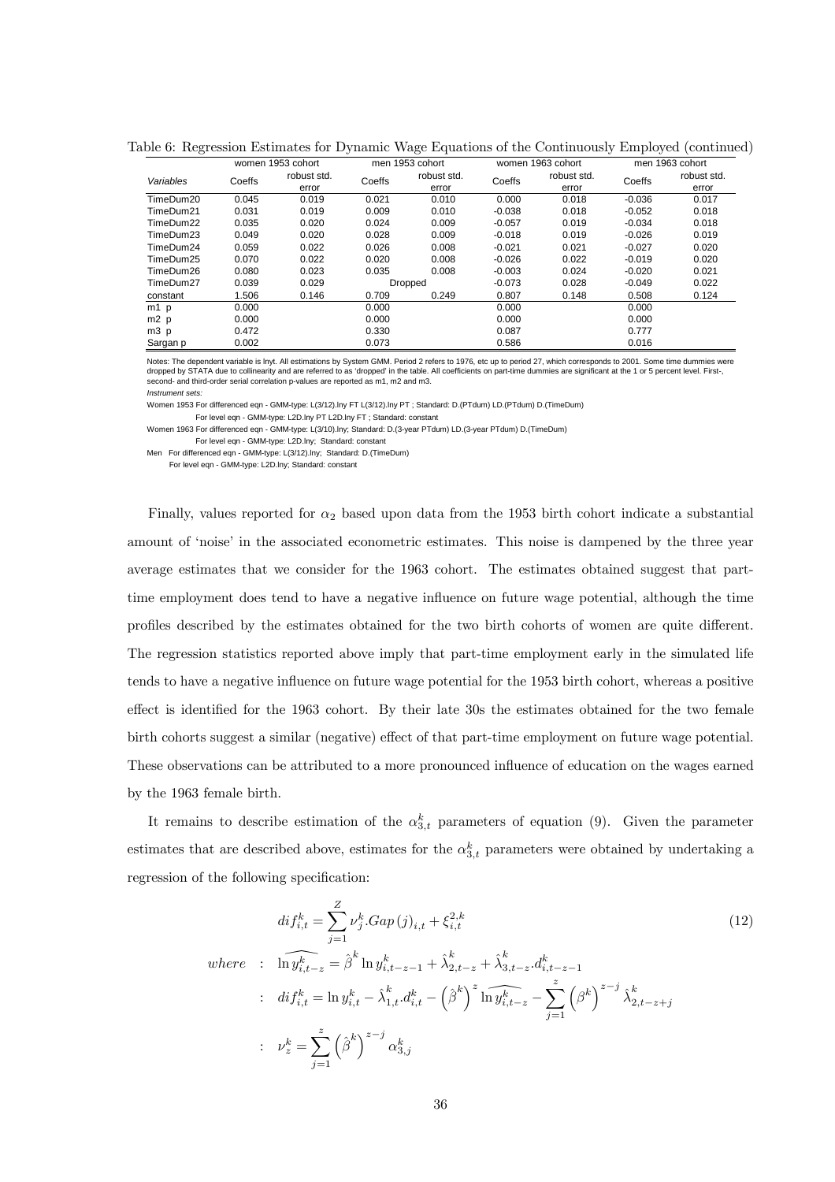Table 6: Regression Estimates for Dynamic Wage Equations of the Continuously Employed (continued)

| | women 1953 cohort | | men 1953 cohort | | women 1963 cohort | | men 1963 cohort | |
|---|---|---|---|---|---|---|---|---|
| *Variables* | Coeffs | robust std. error | Coeffs | robust std. error | Coeffs | robust std. error | Coeffs | robust std. error |
| TimeDum20 | 0.045 | 0.019 | 0.021 | 0.010 | 0.000 | 0.018 | -0.036 | 0.017 |
| TimeDum21 | 0.031 | 0.019 | 0.009 | 0.010 | -0.038 | 0.018 | -0.052 | 0.018 |
| TimeDum22 | 0.035 | 0.020 | 0.024 | 0.009 | -0.057 | 0.019 | -0.034 | 0.018 |
| TimeDum23 | 0.049 | 0.020 | 0.028 | 0.009 | -0.018 | 0.019 | -0.026 | 0.019 |
| TimeDum24 | 0.059 | 0.022 | 0.026 | 0.008 | -0.021 | 0.021 | -0.027 | 0.020 |
| TimeDum25 | 0.070 | 0.022 | 0.020 | 0.008 | -0.026 | 0.022 | -0.019 | 0.020 |
| TimeDum26 | 0.080 | 0.023 | 0.035 | 0.008 | -0.003 | 0.024 | -0.020 | 0.021 |
| TimeDum27 | 0.039 | 0.029 | Dropped | | -0.073 | 0.028 | -0.049 | 0.022 |
| constant | 1.506 | 0.146 | 0.709 | 0.249 | 0.807 | 0.148 | 0.508 | 0.124 |
| m1 p | 0.000 | | 0.000 | | 0.000 | | 0.000 | |
| m2 p | 0.000 | | 0.000 | | 0.000 | | 0.000 | |
| m3 p | 0.472 | | 0.330 | | 0.087 | | 0.777 | |
| Sargan p | 0.002 | | 0.073 | | 0.586 | | 0.016 | |

Notes: The dependent variable is lnyt. All estimations by System GMM. Period 2 refers to 1976, etc up to period 27, which corresponds to 2001. Some time dummies were dropped by STATA due to collinearity and are referred to as 'dropped' in the table. All coefficients on part-time dummies are significant at the 1 or 5 percent level. First-, second- and third-order serial correlation p-values are reported as m1, m2 and m3.

*Instrument sets:*

Women 1953 For differenced eqn - GMM-type: L(3/12).lny FT L(3/12).lny PT ; Standard: D.(PTdum) LD.(PTdum) D.(TimeDum)

For level eqn - GMM-type: L2D.lny PT L2D.lny FT ; Standard: constant

Women 1963 For differenced eqn - GMM-type: L(3/10).lny; Standard: D.(3-year PTdum) LD.(3-year PTdum) D.(TimeDum)

For level eqn - GMM-type: L2D.lny; Standard: constant

Men For differenced eqn - GMM-type: L(3/12).lny; Standard: D.(TimeDum)

For level eqn - GMM-type: L2D.lny; Standard: constant

Finally, values reported for $\alpha_2$ based upon data from the 1953 birth cohort indicate a substantial amount of 'noise' in the associated econometric estimates. This noise is dampened by the three year average estimates that we consider for the 1963 cohort. The estimates obtained suggest that part-time employment does tend to have a negative influence on future wage potential, although the time profiles described by the estimates obtained for the two birth cohorts of women are quite different. The regression statistics reported above imply that part-time employment early in the simulated life tends to have a negative influence on future wage potential for the 1953 birth cohort, whereas a positive effect is identified for the 1963 cohort. By their late 30s the estimates obtained for the two female birth cohorts suggest a similar (negative) effect of that part-time employment on future wage potential. These observations can be attributed to a more pronounced influence of education on the wages earned by the 1963 female birth.

It remains to describe estimation of the $\alpha_{3,t}^k$ parameters of equation (9). Given the parameter estimates that are described above, estimates for the $\alpha_{3,t}^k$ parameters were obtained by undertaking a regression of the following specification:

$$dif_{i,t}^k = \sum_{j=1}^{Z} \nu_j^k.Gap\,(j)_{i,t} + \xi_{i,t}^{2,k} \tag{12}$$

$$\begin{aligned}
where \quad &: \quad \widehat{\ln y_{i,t-z}^k} = \hat{\beta}^k \ln y_{i,t-z-1}^k + \hat{\lambda}_{2,t-z}^k + \hat{\lambda}_{3,t-z}^k.d_{i,t-z-1}^k \\
&: \quad dif_{i,t}^k = \ln y_{i,t}^k - \hat{\lambda}_{1,t}^k.d_{i,t}^k - \left(\hat{\beta}^k\right)^z \widehat{\ln y_{i,t-z}^k} - \sum_{j=1}^{z} \left(\beta^k\right)^{z-j} \hat{\lambda}_{2,t-z+j}^k \\
&: \quad \nu_z^k = \sum_{j=1}^{z} \left(\hat{\beta}^k\right)^{z-j} \alpha_{3,j}^k
\end{aligned}$$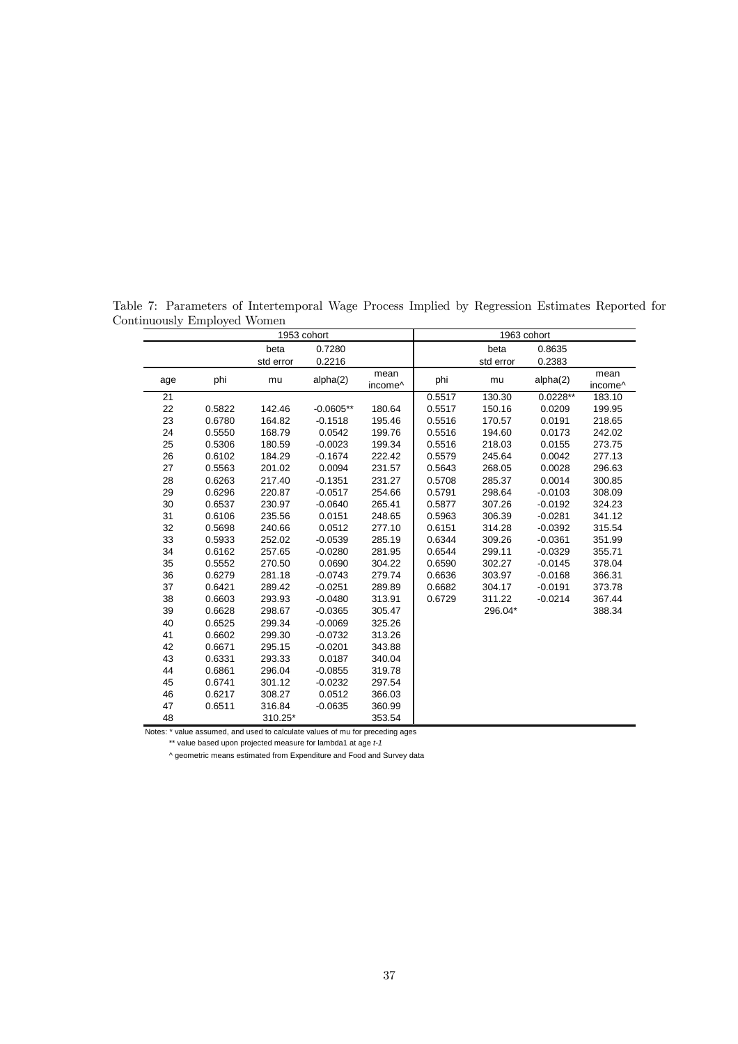Table 7: Parameters of Intertemporal Wage Process Implied by Regression Estimates Reported for Continuously Employed Women

| | 1953 cohort | | | | 1963 cohort | | | |
|---|---|---|---|---|---|---|---|---|
| | | beta | 0.7280 | | | beta | 0.8635 | |
| | | std error | 0.2216 | | | std error | 0.2383 | |
| age | phi | mu | alpha(2) | mean income^ | phi | mu | alpha(2) | mean income^ |
| 21 | | | | | 0.5517 | 130.30 | 0.0228** | 183.10 |
| 22 | 0.5822 | 142.46 | -0.0605** | 180.64 | 0.5517 | 150.16 | 0.0209 | 199.95 |
| 23 | 0.6780 | 164.82 | -0.1518 | 195.46 | 0.5516 | 170.57 | 0.0191 | 218.65 |
| 24 | 0.5550 | 168.79 | 0.0542 | 199.76 | 0.5516 | 194.60 | 0.0173 | 242.02 |
| 25 | 0.5306 | 180.59 | -0.0023 | 199.34 | 0.5516 | 218.03 | 0.0155 | 273.75 |
| 26 | 0.6102 | 184.29 | -0.1674 | 222.42 | 0.5579 | 245.64 | 0.0042 | 277.13 |
| 27 | 0.5563 | 201.02 | 0.0094 | 231.57 | 0.5643 | 268.05 | 0.0028 | 296.63 |
| 28 | 0.6263 | 217.40 | -0.1351 | 231.27 | 0.5708 | 285.37 | 0.0014 | 300.85 |
| 29 | 0.6296 | 220.87 | -0.0517 | 254.66 | 0.5791 | 298.64 | -0.0103 | 308.09 |
| 30 | 0.6537 | 230.97 | -0.0640 | 265.41 | 0.5877 | 307.26 | -0.0192 | 324.23 |
| 31 | 0.6106 | 235.56 | 0.0151 | 248.65 | 0.5963 | 306.39 | -0.0281 | 341.12 |
| 32 | 0.5698 | 240.66 | 0.0512 | 277.10 | 0.6151 | 314.28 | -0.0392 | 315.54 |
| 33 | 0.5933 | 252.02 | -0.0539 | 285.19 | 0.6344 | 309.26 | -0.0361 | 351.99 |
| 34 | 0.6162 | 257.65 | -0.0280 | 281.95 | 0.6544 | 299.11 | -0.0329 | 355.71 |
| 35 | 0.5552 | 270.50 | 0.0690 | 304.22 | 0.6590 | 302.27 | -0.0145 | 378.04 |
| 36 | 0.6279 | 281.18 | -0.0743 | 279.74 | 0.6636 | 303.97 | -0.0168 | 366.31 |
| 37 | 0.6421 | 289.42 | -0.0251 | 289.89 | 0.6682 | 304.17 | -0.0191 | 373.78 |
| 38 | 0.6603 | 293.93 | -0.0480 | 313.91 | 0.6729 | 311.22 | -0.0214 | 367.44 |
| 39 | 0.6628 | 298.67 | -0.0365 | 305.47 | | 296.04* | | 388.34 |
| 40 | 0.6525 | 299.34 | -0.0069 | 325.26 | | | | |
| 41 | 0.6602 | 299.30 | -0.0732 | 313.26 | | | | |
| 42 | 0.6671 | 295.15 | -0.0201 | 343.88 | | | | |
| 43 | 0.6331 | 293.33 | 0.0187 | 340.04 | | | | |
| 44 | 0.6861 | 296.04 | -0.0855 | 319.78 | | | | |
| 45 | 0.6741 | 301.12 | -0.0232 | 297.54 | | | | |
| 46 | 0.6217 | 308.27 | 0.0512 | 366.03 | | | | |
| 47 | 0.6511 | 316.84 | -0.0635 | 360.99 | | | | |
| 48 | | 310.25* | | 353.54 | | | | |

Notes: * value assumed, and used to calculate values of mu for preceding ages

** value based upon projected measure for lambda1 at age *t-1*

^ geometric means estimated from Expenditure and Food and Survey data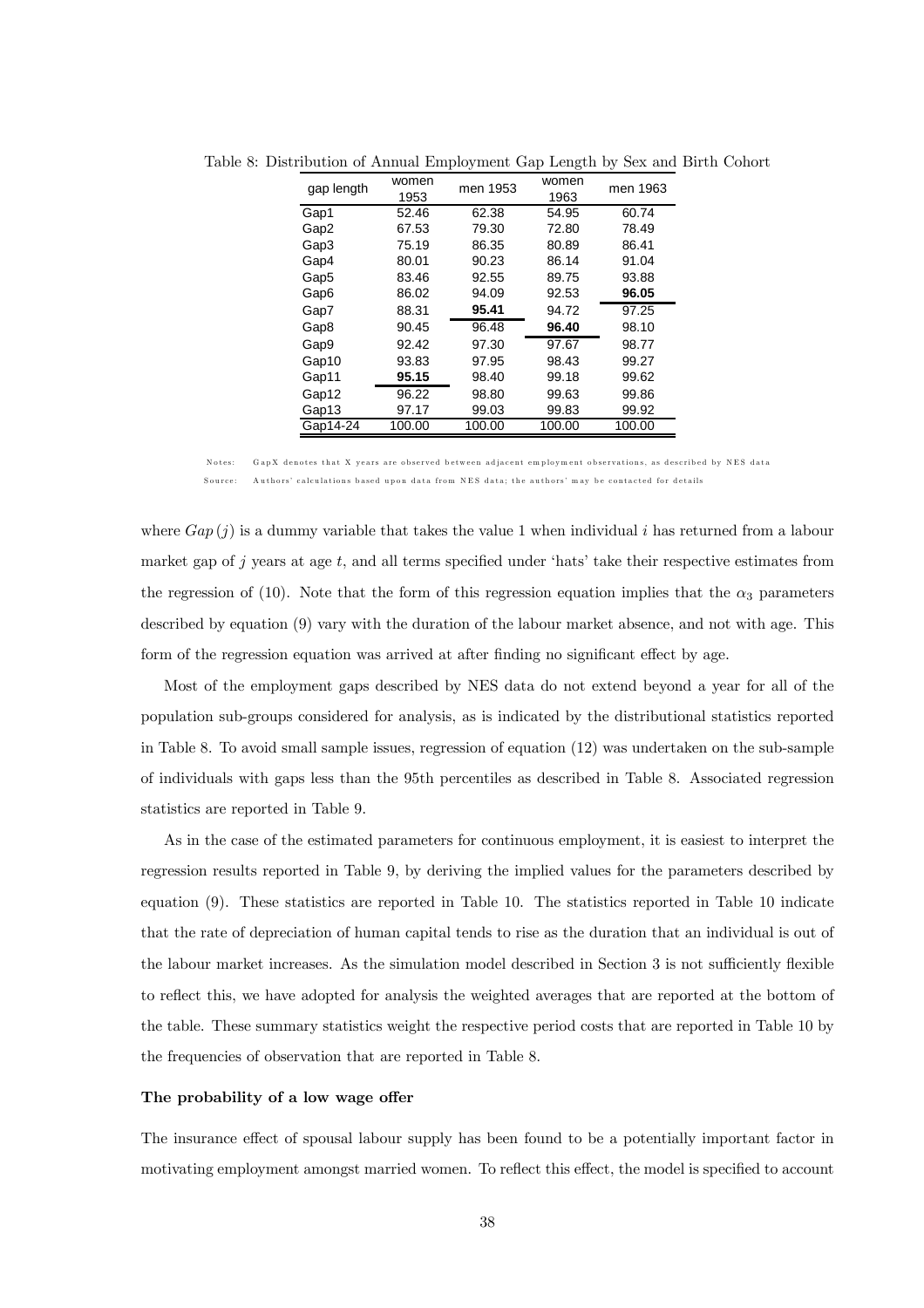Table 8: Distribution of Annual Employment Gap Length by Sex and Birth Cohort

| gap length | women 1953 | men 1953 | women 1963 | men 1963 |
|---|---|---|---|---|
| Gap1 | 52.46 | 62.38 | 54.95 | 60.74 |
| Gap2 | 67.53 | 79.30 | 72.80 | 78.49 |
| Gap3 | 75.19 | 86.35 | 80.89 | 86.41 |
| Gap4 | 80.01 | 90.23 | 86.14 | 91.04 |
| Gap5 | 83.46 | 92.55 | 89.75 | 93.88 |
| Gap6 | 86.02 | 94.09 | 92.53 | **96.05** |
| Gap7 | 88.31 | **95.41** | 94.72 | 97.25 |
| Gap8 | 90.45 | 96.48 | **96.40** | 98.10 |
| Gap9 | 92.42 | 97.30 | 97.67 | 98.77 |
| Gap10 | 93.83 | 97.95 | 98.43 | 99.27 |
| Gap11 | **95.15** | 98.40 | 99.18 | 99.62 |
| Gap12 | 96.22 | 98.80 | 99.63 | 99.86 |
| Gap13 | 97.17 | 99.03 | 99.83 | 99.92 |
| Gap14-24 | 100.00 | 100.00 | 100.00 | 100.00 |

Notes: GapX denotes that X years are observed between adjacent employment observations, as described by NES data

Source: Authors' calculations based upon data from NES data; the authors' may be contacted for details

where $Gap(j)$ is a dummy variable that takes the value 1 when individual $i$ has returned from a labour market gap of $j$ years at age $t$, and all terms specified under 'hats' take their respective estimates from the regression of (10). Note that the form of this regression equation implies that the $\alpha_3$ parameters described by equation (9) vary with the duration of the labour market absence, and not with age. This form of the regression equation was arrived at after finding no significant effect by age.

Most of the employment gaps described by NES data do not extend beyond a year for all of the population sub-groups considered for analysis, as is indicated by the distributional statistics reported in Table 8. To avoid small sample issues, regression of equation (12) was undertaken on the sub-sample of individuals with gaps less than the 95th percentiles as described in Table 8. Associated regression statistics are reported in Table 9.

As in the case of the estimated parameters for continuous employment, it is easiest to interpret the regression results reported in Table 9, by deriving the implied values for the parameters described by equation (9). These statistics are reported in Table 10. The statistics reported in Table 10 indicate that the rate of depreciation of human capital tends to rise as the duration that an individual is out of the labour market increases. As the simulation model described in Section 3 is not sufficiently flexible to reflect this, we have adopted for analysis the weighted averages that are reported at the bottom of the table. These summary statistics weight the respective period costs that are reported in Table 10 by the frequencies of observation that are reported in Table 8.

#### The probability of a low wage offer

The insurance effect of spousal labour supply has been found to be a potentially important factor in motivating employment amongst married women. To reflect this effect, the model is specified to account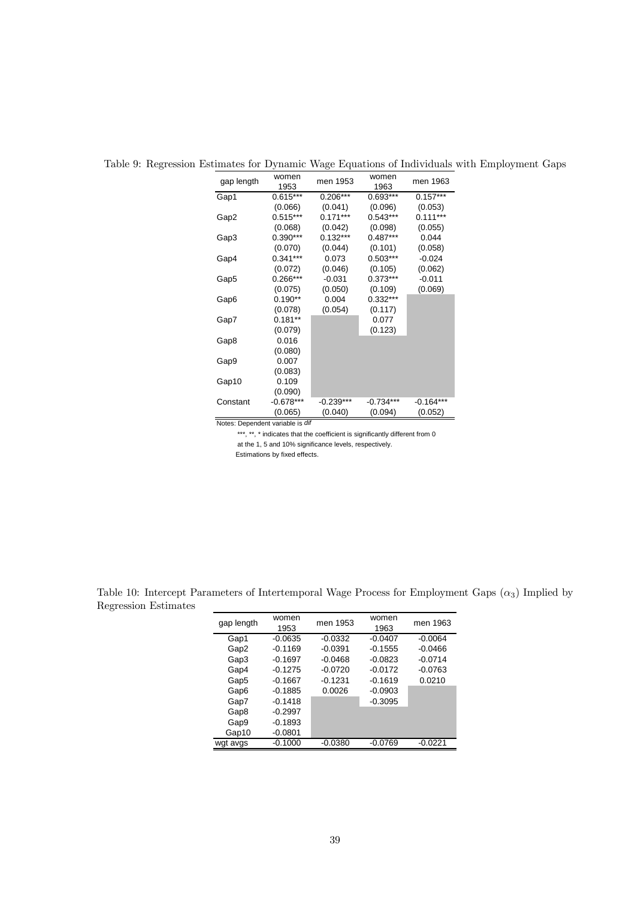Table 9: Regression Estimates for Dynamic Wage Equations of Individuals with Employment Gaps

| gap length | women 1953 | men 1953 | women 1963 | men 1963 |
|---|---|---|---|---|
| Gap1 | 0.615*** | 0.206*** | 0.693*** | 0.157*** |
| | (0.066) | (0.041) | (0.096) | (0.053) |
| Gap2 | 0.515*** | 0.171*** | 0.543*** | 0.111*** |
| | (0.068) | (0.042) | (0.098) | (0.055) |
| Gap3 | 0.390*** | 0.132*** | 0.487*** | 0.044 |
| | (0.070) | (0.044) | (0.101) | (0.058) |
| Gap4 | 0.341*** | 0.073 | 0.503*** | -0.024 |
| | (0.072) | (0.046) | (0.105) | (0.062) |
| Gap5 | 0.266*** | -0.031 | 0.373*** | -0.011 |
| | (0.075) | (0.050) | (0.109) | (0.069) |
| Gap6 | 0.190** | 0.004 | 0.332*** | |
| | (0.078) | (0.054) | (0.117) | |
| Gap7 | 0.181** | | 0.077 | |
| | (0.079) | | (0.123) | |
| Gap8 | 0.016 | | | |
| | (0.080) | | | |
| Gap9 | 0.007 | | | |
| | (0.083) | | | |
| Gap10 | 0.109 | | | |
| | (0.090) | | | |
| Constant | -0.678*** | -0.239*** | -0.734*** | -0.164*** |
| | (0.065) | (0.040) | (0.094) | (0.052) |

Notes: Dependent variable is *dif*

***, **, * indicates that the coefficient is significantly different from 0 at the 1, 5 and 10% significance levels, respectively.

Estimations by fixed effects.

Table 10: Intercept Parameters of Intertemporal Wage Process for Employment Gaps ($\alpha_3$) Implied by Regression Estimates

| gap length | women 1953 | men 1953 | women 1963 | men 1963 |
|---|---|---|---|---|
| Gap1 | -0.0635 | -0.0332 | -0.0407 | -0.0064 |
| Gap2 | -0.1169 | -0.0391 | -0.1555 | -0.0466 |
| Gap3 | -0.1697 | -0.0468 | -0.0823 | -0.0714 |
| Gap4 | -0.1275 | -0.0720 | -0.0172 | -0.0763 |
| Gap5 | -0.1667 | -0.1231 | -0.1619 | 0.0210 |
| Gap6 | -0.1885 | 0.0026 | -0.0903 | |
| Gap7 | -0.1418 | | -0.3095 | |
| Gap8 | -0.2997 | | | |
| Gap9 | -0.1893 | | | |
| Gap10 | -0.0801 | | | |
| wgt avgs | -0.1000 | -0.0380 | -0.0769 | -0.0221 |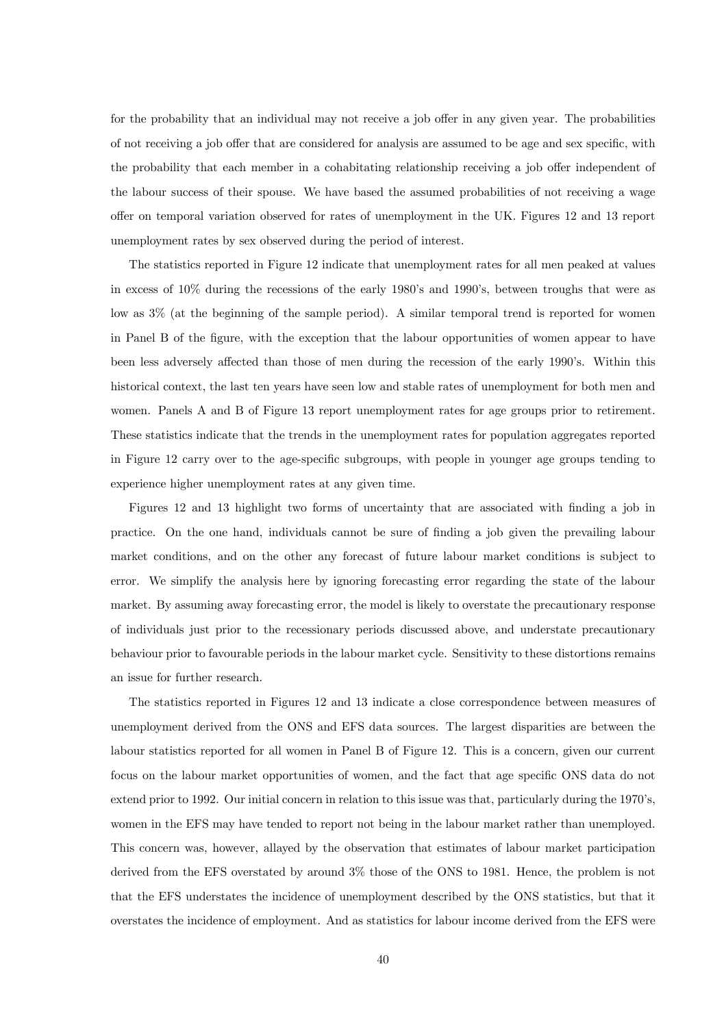for the probability that an individual may not receive a job offer in any given year. The probabilities of not receiving a job offer that are considered for analysis are assumed to be age and sex specific, with the probability that each member in a cohabitating relationship receiving a job offer independent of the labour success of their spouse. We have based the assumed probabilities of not receiving a wage offer on temporal variation observed for rates of unemployment in the UK. Figures 12 and 13 report unemployment rates by sex observed during the period of interest.

The statistics reported in Figure 12 indicate that unemployment rates for all men peaked at values in excess of 10% during the recessions of the early 1980's and 1990's, between troughs that were as low as 3% (at the beginning of the sample period). A similar temporal trend is reported for women in Panel B of the figure, with the exception that the labour opportunities of women appear to have been less adversely affected than those of men during the recession of the early 1990's. Within this historical context, the last ten years have seen low and stable rates of unemployment for both men and women. Panels A and B of Figure 13 report unemployment rates for age groups prior to retirement. These statistics indicate that the trends in the unemployment rates for population aggregates reported in Figure 12 carry over to the age-specific subgroups, with people in younger age groups tending to experience higher unemployment rates at any given time.

Figures 12 and 13 highlight two forms of uncertainty that are associated with finding a job in practice. On the one hand, individuals cannot be sure of finding a job given the prevailing labour market conditions, and on the other any forecast of future labour market conditions is subject to error. We simplify the analysis here by ignoring forecasting error regarding the state of the labour market. By assuming away forecasting error, the model is likely to overstate the precautionary response of individuals just prior to the recessionary periods discussed above, and understate precautionary behaviour prior to favourable periods in the labour market cycle. Sensitivity to these distortions remains an issue for further research.

The statistics reported in Figures 12 and 13 indicate a close correspondence between measures of unemployment derived from the ONS and EFS data sources. The largest disparities are between the labour statistics reported for all women in Panel B of Figure 12. This is a concern, given our current focus on the labour market opportunities of women, and the fact that age specific ONS data do not extend prior to 1992. Our initial concern in relation to this issue was that, particularly during the 1970's, women in the EFS may have tended to report not being in the labour market rather than unemployed. This concern was, however, allayed by the observation that estimates of labour market participation derived from the EFS overstated by around 3% those of the ONS to 1981. Hence, the problem is not that the EFS understates the incidence of unemployment described by the ONS statistics, but that it overstates the incidence of employment. And as statistics for labour income derived from the EFS were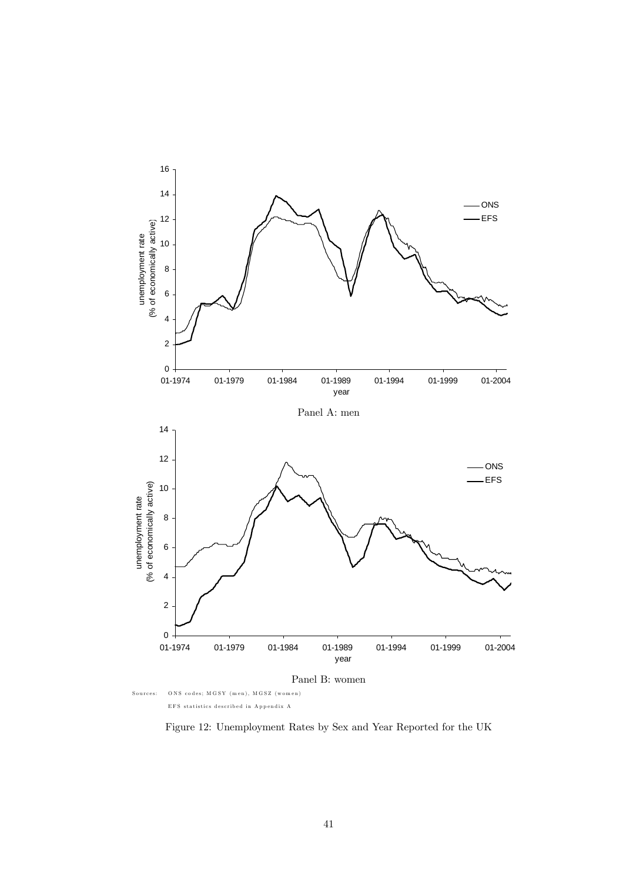Panel A: men

Panel B: women

Sources: ONS codes; MGSY (men), MGSZ (women)

EFS statistics described in Appendix A

Figure 12: Unemployment Rates by Sex and Year Reported for the UK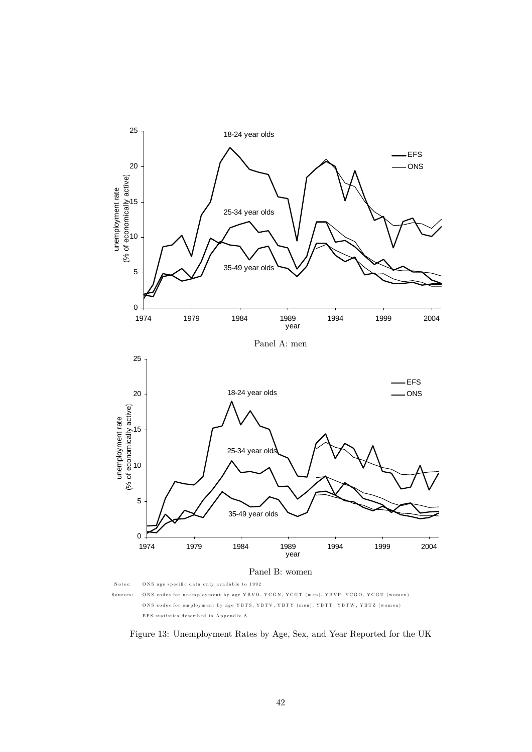Panel A: men

Panel B: women

Notes: ONS age specific data only available to 1992

Sources: ONS codes for unemployment by age YBVO, YCGN, YCGT (men), YBVP, YCGO, YCGU (women)

ONS codes for employment by age YBTS, YBTV, YBTY (men), YBTT, YBTW, YBTZ (women)

EFS statistics described in Appendix A

Figure 13: Unemployment Rates by Age, Sex, and Year Reported for the UK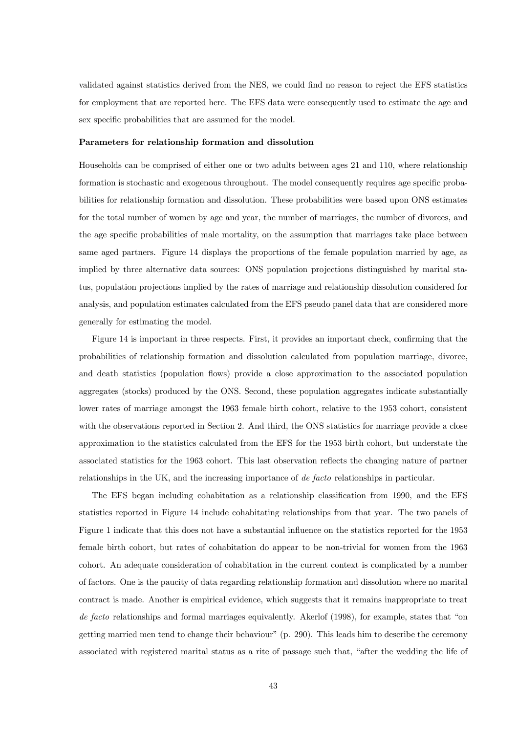validated against statistics derived from the NES, we could find no reason to reject the EFS statistics for employment that are reported here. The EFS data were consequently used to estimate the age and sex specific probabilities that are assumed for the model.

**Parameters for relationship formation and dissolution**

Households can be comprised of either one or two adults between ages 21 and 110, where relationship formation is stochastic and exogenous throughout. The model consequently requires age specific probabilities for relationship formation and dissolution. These probabilities were based upon ONS estimates for the total number of women by age and year, the number of marriages, the number of divorces, and the age specific probabilities of male mortality, on the assumption that marriages take place between same aged partners. Figure 14 displays the proportions of the female population married by age, as implied by three alternative data sources: ONS population projections distinguished by marital status, population projections implied by the rates of marriage and relationship dissolution considered for analysis, and population estimates calculated from the EFS pseudo panel data that are considered more generally for estimating the model.

Figure 14 is important in three respects. First, it provides an important check, confirming that the probabilities of relationship formation and dissolution calculated from population marriage, divorce, and death statistics (population flows) provide a close approximation to the associated population aggregates (stocks) produced by the ONS. Second, these population aggregates indicate substantially lower rates of marriage amongst the 1963 female birth cohort, relative to the 1953 cohort, consistent with the observations reported in Section 2. And third, the ONS statistics for marriage provide a close approximation to the statistics calculated from the EFS for the 1953 birth cohort, but understate the associated statistics for the 1963 cohort. This last observation reflects the changing nature of partner relationships in the UK, and the increasing importance of *de facto* relationships in particular.

The EFS began including cohabitation as a relationship classification from 1990, and the EFS statistics reported in Figure 14 include cohabitating relationships from that year. The two panels of Figure 1 indicate that this does not have a substantial influence on the statistics reported for the 1953 female birth cohort, but rates of cohabitation do appear to be non-trivial for women from the 1963 cohort. An adequate consideration of cohabitation in the current context is complicated by a number of factors. One is the paucity of data regarding relationship formation and dissolution where no marital contract is made. Another is empirical evidence, which suggests that it remains inappropriate to treat *de facto* relationships and formal marriages equivalently. Akerlof (1998), for example, states that "on getting married men tend to change their behaviour" (p. 290). This leads him to describe the ceremony associated with registered marital status as a rite of passage such that, "after the wedding the life of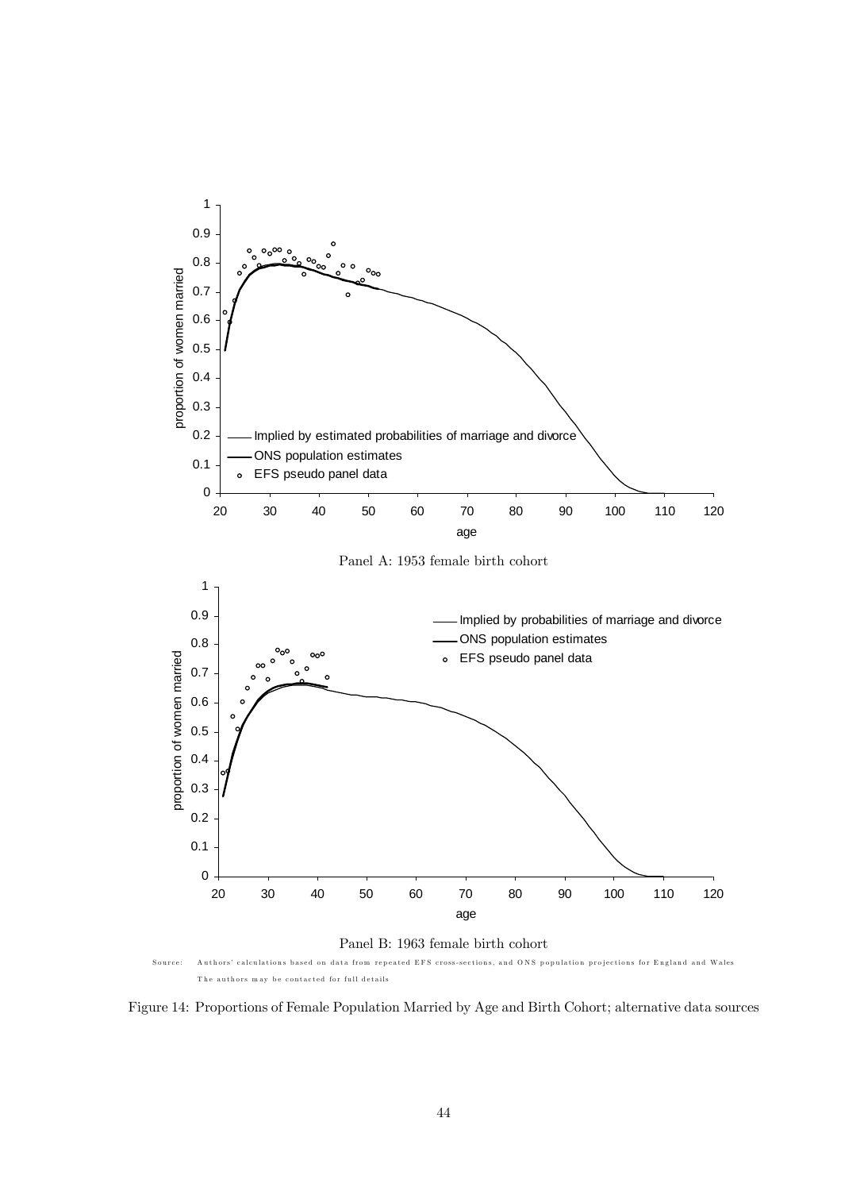Panel A: 1953 female birth cohort

Panel B: 1963 female birth cohort

Source: Authors' calculations based on data from repeated EFS cross-sections, and ONS population projections for England and Wales
The authors may be contacted for full details

Figure 14: Proportions of Female Population Married by Age and Birth Cohort; alternative data sources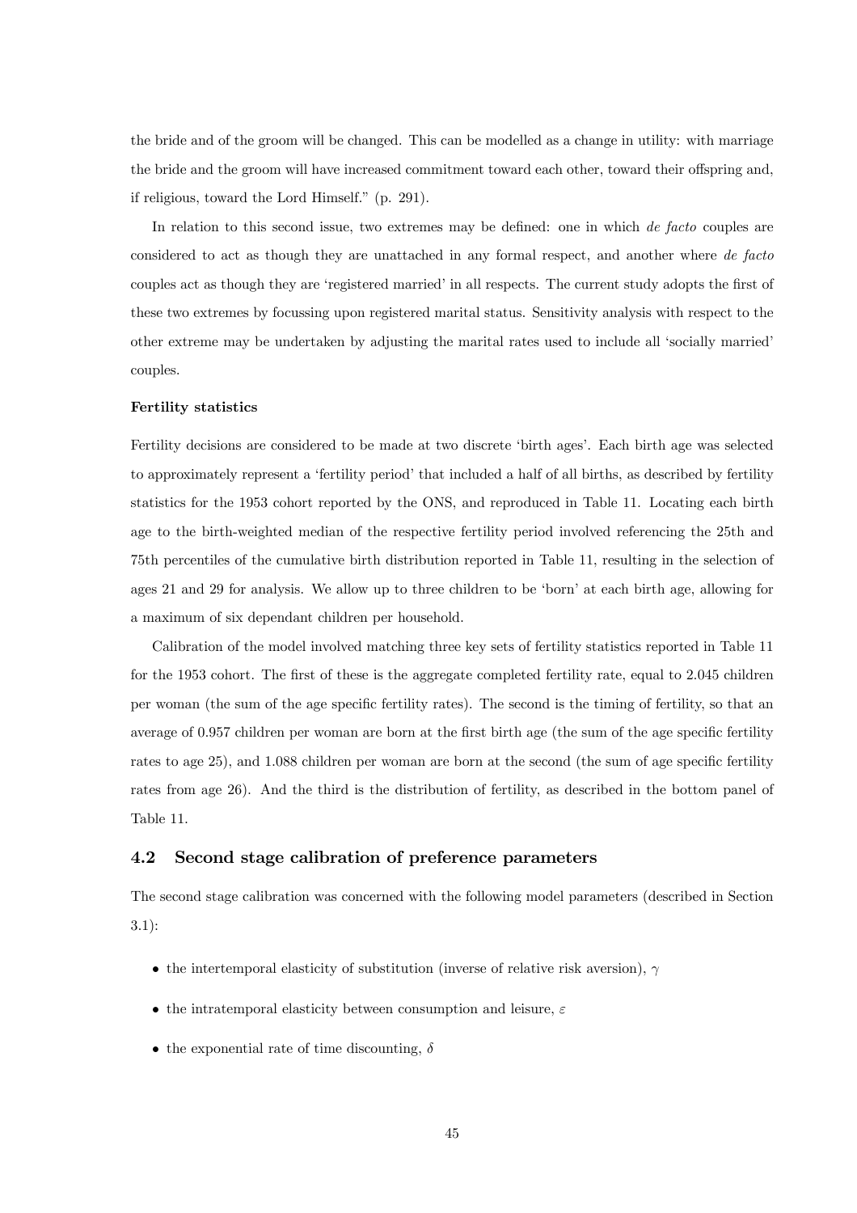the bride and of the groom will be changed. This can be modelled as a change in utility: with marriage the bride and the groom will have increased commitment toward each other, toward their offspring and, if religious, toward the Lord Himself." (p. 291).

In relation to this second issue, two extremes may be defined: one in which *de facto* couples are considered to act as though they are unattached in any formal respect, and another where *de facto* couples act as though they are 'registered married' in all respects. The current study adopts the first of these two extremes by focussing upon registered marital status. Sensitivity analysis with respect to the other extreme may be undertaken by adjusting the marital rates used to include all 'socially married' couples.

**Fertility statistics**

Fertility decisions are considered to be made at two discrete 'birth ages'. Each birth age was selected to approximately represent a 'fertility period' that included a half of all births, as described by fertility statistics for the 1953 cohort reported by the ONS, and reproduced in Table 11. Locating each birth age to the birth-weighted median of the respective fertility period involved referencing the 25th and 75th percentiles of the cumulative birth distribution reported in Table 11, resulting in the selection of ages 21 and 29 for analysis. We allow up to three children to be 'born' at each birth age, allowing for a maximum of six dependant children per household.

Calibration of the model involved matching three key sets of fertility statistics reported in Table 11 for the 1953 cohort. The first of these is the aggregate completed fertility rate, equal to 2.045 children per woman (the sum of the age specific fertility rates). The second is the timing of fertility, so that an average of 0.957 children per woman are born at the first birth age (the sum of the age specific fertility rates to age 25), and 1.088 children per woman are born at the second (the sum of age specific fertility rates from age 26). And the third is the distribution of fertility, as described in the bottom panel of Table 11.

## 4.2 Second stage calibration of preference parameters

The second stage calibration was concerned with the following model parameters (described in Section 3.1):

- the intertemporal elasticity of substitution (inverse of relative risk aversion), $\gamma$
- the intratemporal elasticity between consumption and leisure, $\varepsilon$
- the exponential rate of time discounting, $\delta$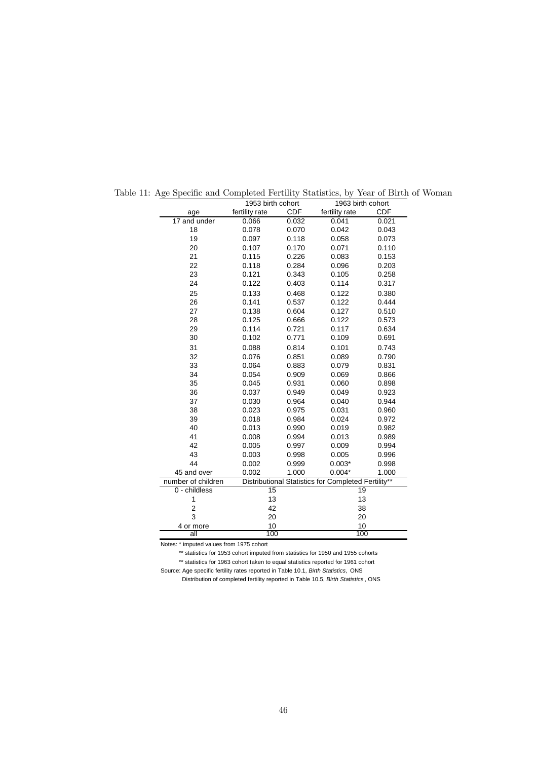Table 11: Age Specific and Completed Fertility Statistics, by Year of Birth of Woman

| | 1953 birth cohort | | 1963 birth cohort | |
|---|---|---|---|---|
| age | fertility rate | CDF | fertility rate | CDF |
| 17 and under | 0.066 | 0.032 | 0.041 | 0.021 |
| 18 | 0.078 | 0.070 | 0.042 | 0.043 |
| 19 | 0.097 | 0.118 | 0.058 | 0.073 |
| 20 | 0.107 | 0.170 | 0.071 | 0.110 |
| 21 | 0.115 | 0.226 | 0.083 | 0.153 |
| 22 | 0.118 | 0.284 | 0.096 | 0.203 |
| 23 | 0.121 | 0.343 | 0.105 | 0.258 |
| 24 | 0.122 | 0.403 | 0.114 | 0.317 |
| 25 | 0.133 | 0.468 | 0.122 | 0.380 |
| 26 | 0.141 | 0.537 | 0.122 | 0.444 |
| 27 | 0.138 | 0.604 | 0.127 | 0.510 |
| 28 | 0.125 | 0.666 | 0.122 | 0.573 |
| 29 | 0.114 | 0.721 | 0.117 | 0.634 |
| 30 | 0.102 | 0.771 | 0.109 | 0.691 |
| 31 | 0.088 | 0.814 | 0.101 | 0.743 |
| 32 | 0.076 | 0.851 | 0.089 | 0.790 |
| 33 | 0.064 | 0.883 | 0.079 | 0.831 |
| 34 | 0.054 | 0.909 | 0.069 | 0.866 |
| 35 | 0.045 | 0.931 | 0.060 | 0.898 |
| 36 | 0.037 | 0.949 | 0.049 | 0.923 |
| 37 | 0.030 | 0.964 | 0.040 | 0.944 |
| 38 | 0.023 | 0.975 | 0.031 | 0.960 |
| 39 | 0.018 | 0.984 | 0.024 | 0.972 |
| 40 | 0.013 | 0.990 | 0.019 | 0.982 |
| 41 | 0.008 | 0.994 | 0.013 | 0.989 |
| 42 | 0.005 | 0.997 | 0.009 | 0.994 |
| 43 | 0.003 | 0.998 | 0.005 | 0.996 |
| 44 | 0.002 | 0.999 | 0.003* | 0.998 |
| 45 and over | 0.002 | 1.000 | 0.004* | 1.000 |
| number of children | Distributional Statistics for Completed Fertility** | | | |
| 0 - childless | 15 | | 19 | |
| 1 | 13 | | 13 | |
| 2 | 42 | | 38 | |
| 3 | 20 | | 20 | |
| 4 or more | 10 | | 10 | |
| all | 100 | | 100 | |

Notes: * imputed values from 1975 cohort

** statistics for 1953 cohort imputed from statistics for 1950 and 1955 cohorts

** statistics for 1963 cohort taken to equal statistics reported for 1961 cohort

Source: Age specific fertility rates reported in Table 10.1, *Birth Statistics,* ONS

Distribution of completed fertility reported in Table 10.5, *Birth Statistics*, ONS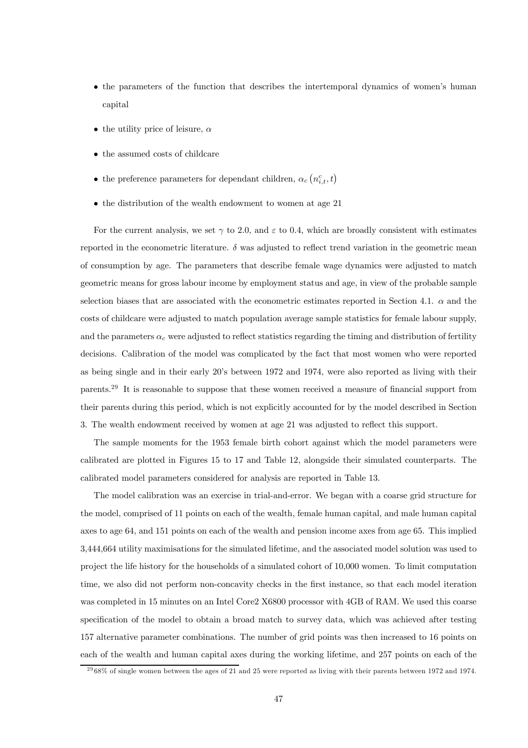- the parameters of the function that describes the intertemporal dynamics of women's human capital
- the utility price of leisure, $\alpha$
- the assumed costs of childcare
- the preference parameters for dependant children, $\alpha_c\left(n^c_{i,t}, t\right)$
- the distribution of the wealth endowment to women at age 21

For the current analysis, we set $\gamma$ to 2.0, and $\varepsilon$ to 0.4, which are broadly consistent with estimates reported in the econometric literature. $\delta$ was adjusted to reflect trend variation in the geometric mean of consumption by age. The parameters that describe female wage dynamics were adjusted to match geometric means for gross labour income by employment status and age, in view of the probable sample selection biases that are associated with the econometric estimates reported in Section 4.1. $\alpha$ and the costs of childcare were adjusted to match population average sample statistics for female labour supply, and the parameters $\alpha_c$ were adjusted to reflect statistics regarding the timing and distribution of fertility decisions. Calibration of the model was complicated by the fact that most women who were reported as being single and in their early 20's between 1972 and 1974, were also reported as living with their parents.[29] It is reasonable to suppose that these women received a measure of financial support from their parents during this period, which is not explicitly accounted for by the model described in Section 3. The wealth endowment received by women at age 21 was adjusted to reflect this support.

The sample moments for the 1953 female birth cohort against which the model parameters were calibrated are plotted in Figures 15 to 17 and Table 12, alongside their simulated counterparts. The calibrated model parameters considered for analysis are reported in Table 13.

The model calibration was an exercise in trial-and-error. We began with a coarse grid structure for the model, comprised of 11 points on each of the wealth, female human capital, and male human capital axes to age 64, and 151 points on each of the wealth and pension income axes from age 65. This implied 3,444,664 utility maximisations for the simulated lifetime, and the associated model solution was used to project the life history for the households of a simulated cohort of 10,000 women. To limit computation time, we also did not perform non-concavity checks in the first instance, so that each model iteration was completed in 15 minutes on an Intel Core2 X6800 processor with 4GB of RAM. We used this coarse specification of the model to obtain a broad match to survey data, which was achieved after testing 157 alternative parameter combinations. The number of grid points was then increased to 16 points on each of the wealth and human capital axes during the working lifetime, and 257 points on each of the

[29] 68% of single women between the ages of 21 and 25 were reported as living with their parents between 1972 and 1974.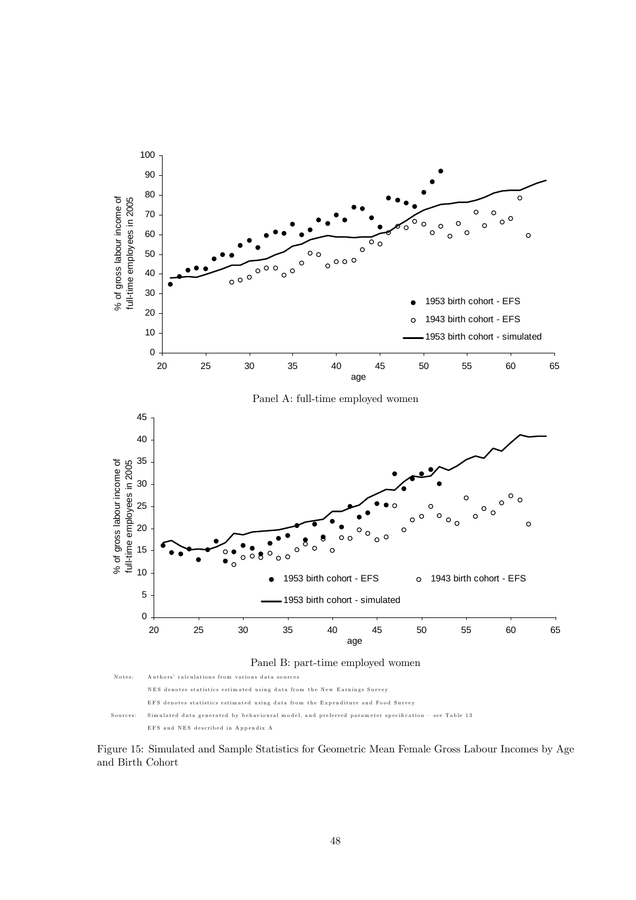Panel A: full-time employed women

Panel B: part-time employed women

Notes: Authors' calculations from various data sources

NES denotes statistics estimated using data from the New Earnings Survey

EFS denotes statistics estimated using data from the Expenditure and Food Survey

Sources: Simulated data generated by behavioural model, and preferred parameter specification – see Table 13

EFS and NES described in Appendix A

Figure 15: Simulated and Sample Statistics for Geometric Mean Female Gross Labour Incomes by Age and Birth Cohort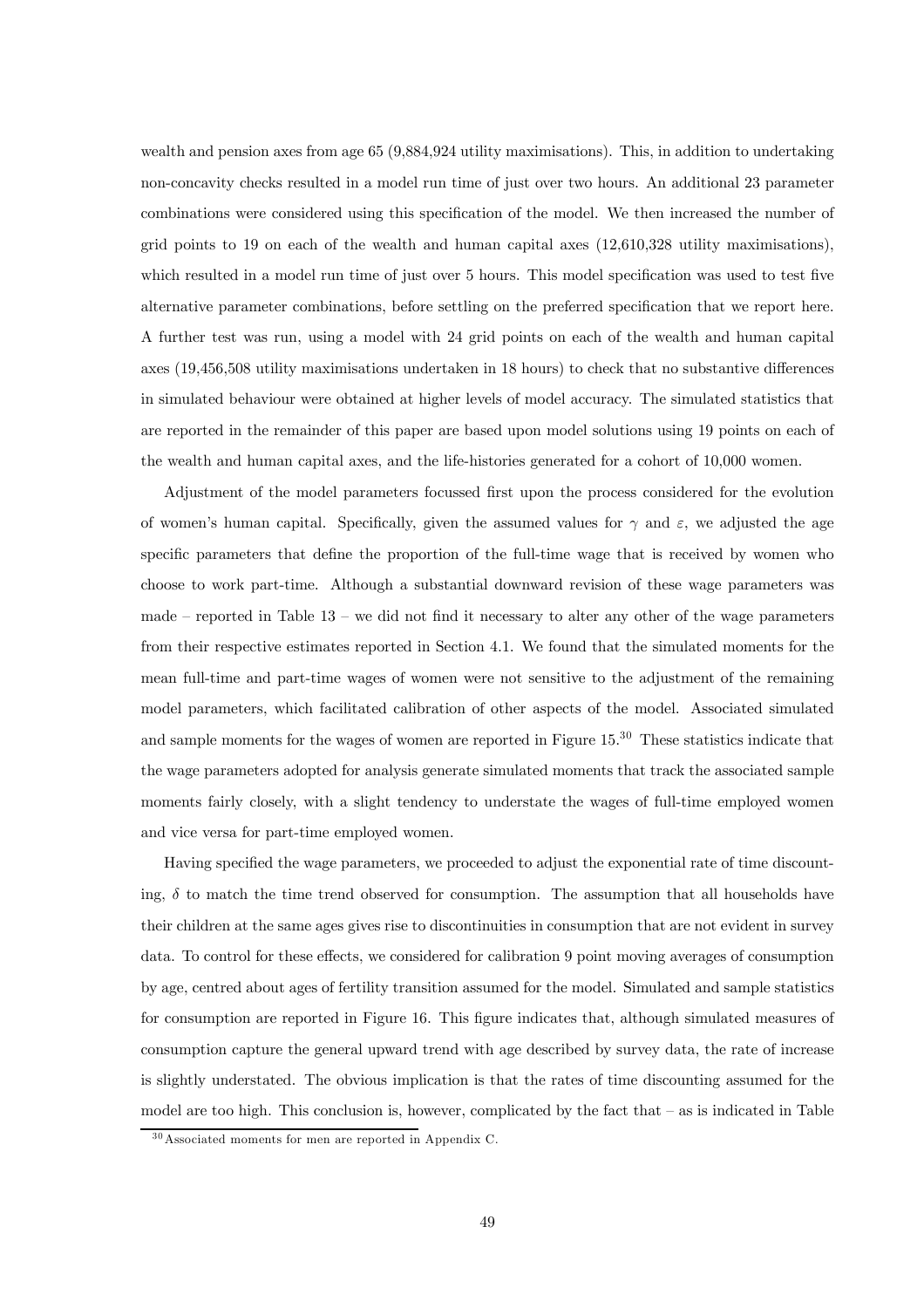wealth and pension axes from age 65 (9,884,924 utility maximisations). This, in addition to undertaking non-concavity checks resulted in a model run time of just over two hours. An additional 23 parameter combinations were considered using this specification of the model. We then increased the number of grid points to 19 on each of the wealth and human capital axes (12,610,328 utility maximisations), which resulted in a model run time of just over 5 hours. This model specification was used to test five alternative parameter combinations, before settling on the preferred specification that we report here. A further test was run, using a model with 24 grid points on each of the wealth and human capital axes (19,456,508 utility maximisations undertaken in 18 hours) to check that no substantive differences in simulated behaviour were obtained at higher levels of model accuracy. The simulated statistics that are reported in the remainder of this paper are based upon model solutions using 19 points on each of the wealth and human capital axes, and the life-histories generated for a cohort of 10,000 women.

Adjustment of the model parameters focussed first upon the process considered for the evolution of women's human capital. Specifically, given the assumed values for $\gamma$ and $\varepsilon$, we adjusted the age specific parameters that define the proportion of the full-time wage that is received by women who choose to work part-time. Although a substantial downward revision of these wage parameters was made – reported in Table 13 – we did not find it necessary to alter any other of the wage parameters from their respective estimates reported in Section 4.1. We found that the simulated moments for the mean full-time and part-time wages of women were not sensitive to the adjustment of the remaining model parameters, which facilitated calibration of other aspects of the model. Associated simulated and sample moments for the wages of women are reported in Figure 15.[30] These statistics indicate that the wage parameters adopted for analysis generate simulated moments that track the associated sample moments fairly closely, with a slight tendency to understate the wages of full-time employed women and vice versa for part-time employed women.

Having specified the wage parameters, we proceeded to adjust the exponential rate of time discounting, $\delta$ to match the time trend observed for consumption. The assumption that all households have their children at the same ages gives rise to discontinuities in consumption that are not evident in survey data. To control for these effects, we considered for calibration 9 point moving averages of consumption by age, centred about ages of fertility transition assumed for the model. Simulated and sample statistics for consumption are reported in Figure 16. This figure indicates that, although simulated measures of consumption capture the general upward trend with age described by survey data, the rate of increase is slightly understated. The obvious implication is that the rates of time discounting assumed for the model are too high. This conclusion is, however, complicated by the fact that – as is indicated in Table

[30] Associated moments for men are reported in Appendix C.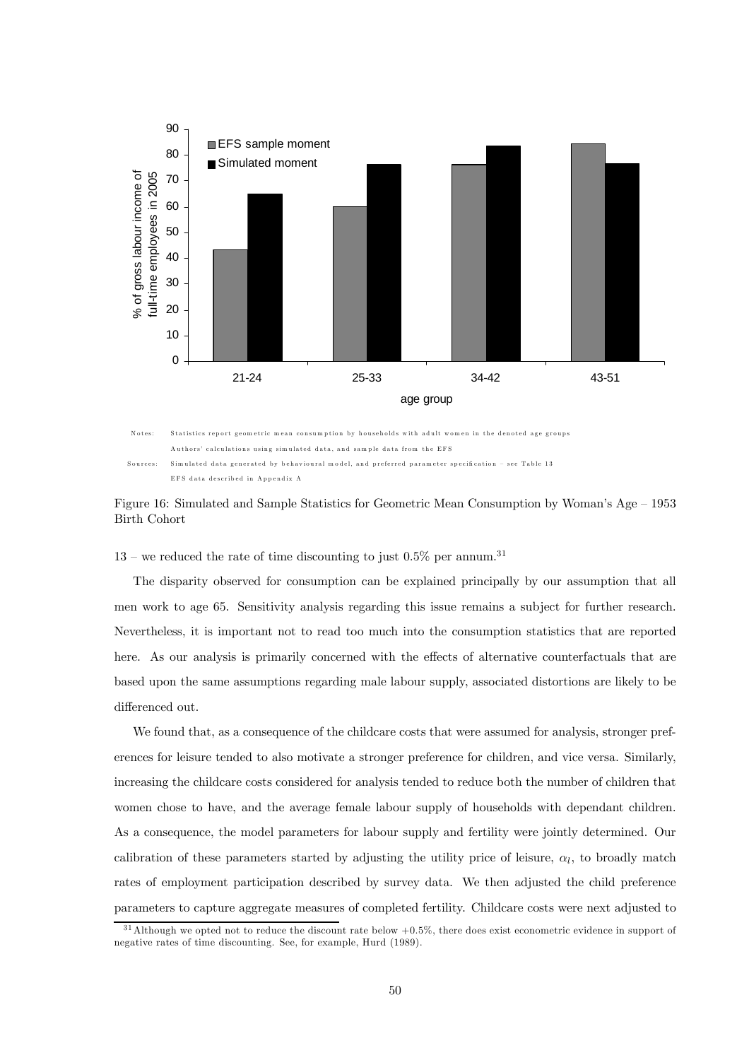Notes: Statistics report geometric mean consumption by households with adult women in the denoted age groups
Authors' calculations using simulated data, and sample data from the EFS

Sources: Simulated data generated by behavioural model, and preferred parameter specification – see Table 13
EFS data described in Appendix A

Figure 16: Simulated and Sample Statistics for Geometric Mean Consumption by Woman's Age – 1953 Birth Cohort

13 – we reduced the rate of time discounting to just 0.5% per annum.[31]

The disparity observed for consumption can be explained principally by our assumption that all men work to age 65. Sensitivity analysis regarding this issue remains a subject for further research. Nevertheless, it is important not to read too much into the consumption statistics that are reported here. As our analysis is primarily concerned with the effects of alternative counterfactuals that are based upon the same assumptions regarding male labour supply, associated distortions are likely to be differenced out.

We found that, as a consequence of the childcare costs that were assumed for analysis, stronger preferences for leisure tended to also motivate a stronger preference for children, and vice versa. Similarly, increasing the childcare costs considered for analysis tended to reduce both the number of children that women chose to have, and the average female labour supply of households with dependant children. As a consequence, the model parameters for labour supply and fertility were jointly determined. Our calibration of these parameters started by adjusting the utility price of leisure, $\alpha_l$, to broadly match rates of employment participation described by survey data. We then adjusted the child preference parameters to capture aggregate measures of completed fertility. Childcare costs were next adjusted to

[31] Although we opted not to reduce the discount rate below +0.5%, there does exist econometric evidence in support of negative rates of time discounting. See, for example, Hurd (1989).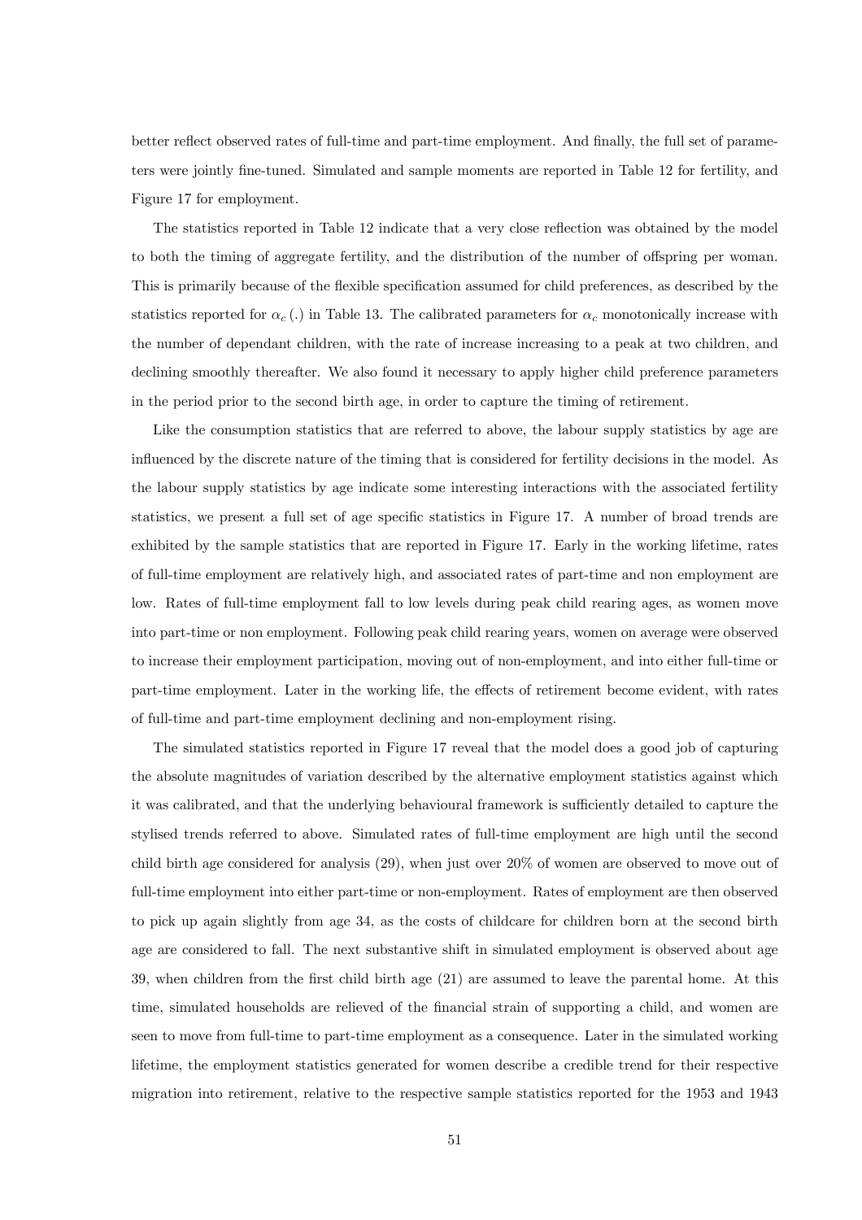better reflect observed rates of full-time and part-time employment. And finally, the full set of parameters were jointly fine-tuned. Simulated and sample moments are reported in Table 12 for fertility, and Figure 17 for employment.

The statistics reported in Table 12 indicate that a very close reflection was obtained by the model to both the timing of aggregate fertility, and the distribution of the number of offspring per woman. This is primarily because of the flexible specification assumed for child preferences, as described by the statistics reported for $\alpha_c(.)$ in Table 13. The calibrated parameters for $\alpha_c$ monotonically increase with the number of dependant children, with the rate of increase increasing to a peak at two children, and declining smoothly thereafter. We also found it necessary to apply higher child preference parameters in the period prior to the second birth age, in order to capture the timing of retirement.

Like the consumption statistics that are referred to above, the labour supply statistics by age are influenced by the discrete nature of the timing that is considered for fertility decisions in the model. As the labour supply statistics by age indicate some interesting interactions with the associated fertility statistics, we present a full set of age specific statistics in Figure 17. A number of broad trends are exhibited by the sample statistics that are reported in Figure 17. Early in the working lifetime, rates of full-time employment are relatively high, and associated rates of part-time and non employment are low. Rates of full-time employment fall to low levels during peak child rearing ages, as women move into part-time or non employment. Following peak child rearing years, women on average were observed to increase their employment participation, moving out of non-employment, and into either full-time or part-time employment. Later in the working life, the effects of retirement become evident, with rates of full-time and part-time employment declining and non-employment rising.

The simulated statistics reported in Figure 17 reveal that the model does a good job of capturing the absolute magnitudes of variation described by the alternative employment statistics against which it was calibrated, and that the underlying behavioural framework is sufficiently detailed to capture the stylised trends referred to above. Simulated rates of full-time employment are high until the second child birth age considered for analysis (29), when just over 20% of women are observed to move out of full-time employment into either part-time or non-employment. Rates of employment are then observed to pick up again slightly from age 34, as the costs of childcare for children born at the second birth age are considered to fall. The next substantive shift in simulated employment is observed about age 39, when children from the first child birth age (21) are assumed to leave the parental home. At this time, simulated households are relieved of the financial strain of supporting a child, and women are seen to move from full-time to part-time employment as a consequence. Later in the simulated working lifetime, the employment statistics generated for women describe a credible trend for their respective migration into retirement, relative to the respective sample statistics reported for the 1953 and 1943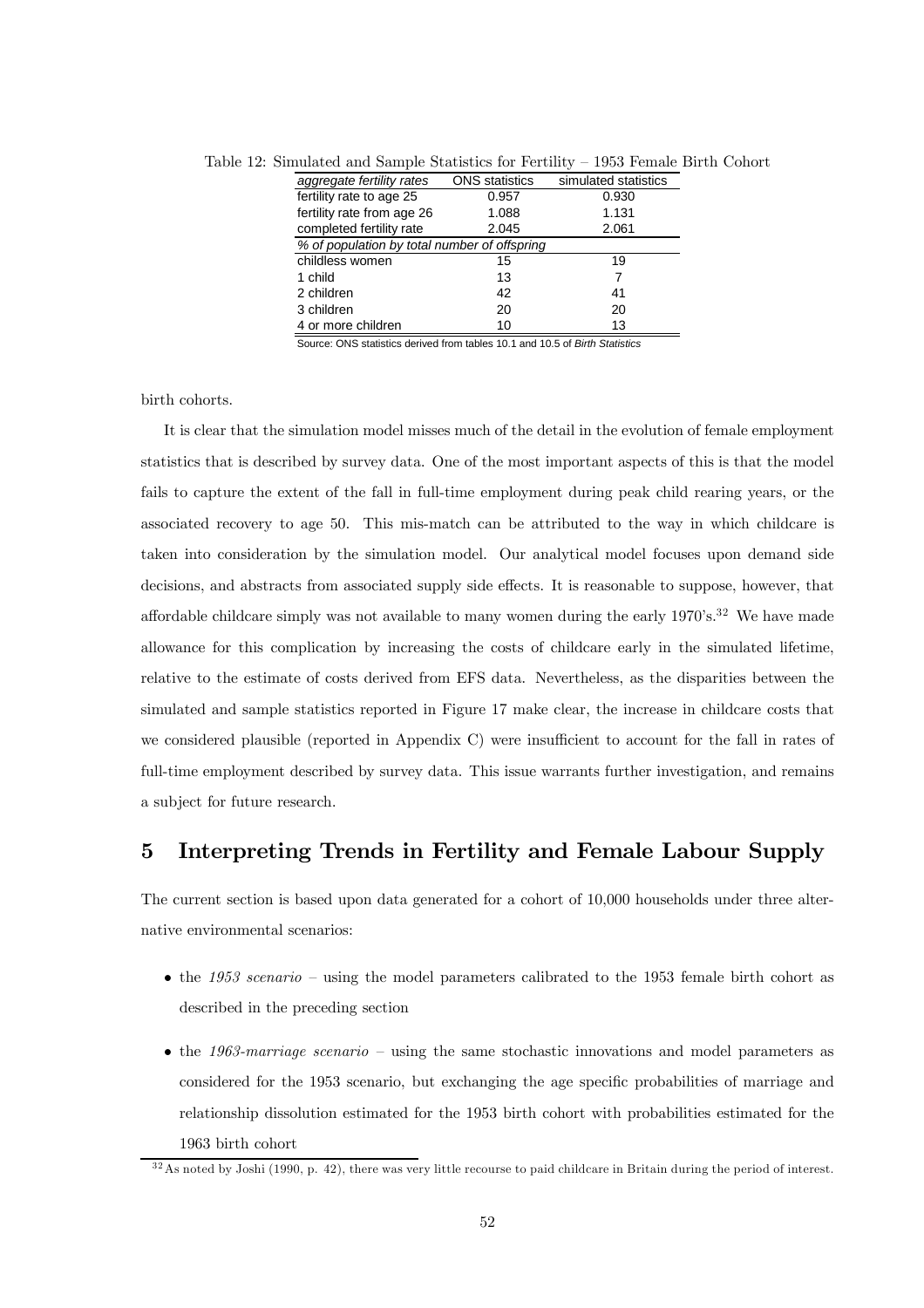Table 12: Simulated and Sample Statistics for Fertility – 1953 Female Birth Cohort

| *aggregate fertility rates* | ONS statistics | simulated statistics |
|---|---|---|
| fertility rate to age 25 | 0.957 | 0.930 |
| fertility rate from age 26 | 1.088 | 1.131 |
| completed fertility rate | 2.045 | 2.061 |
| *% of population by total number of offspring* | | |
| childless women | 15 | 19 |
| 1 child | 13 | 7 |
| 2 children | 42 | 41 |
| 3 children | 20 | 20 |
| 4 or more children | 10 | 13 |

Source: ONS statistics derived from tables 10.1 and 10.5 of *Birth Statistics*

birth cohorts.

It is clear that the simulation model misses much of the detail in the evolution of female employment statistics that is described by survey data. One of the most important aspects of this is that the model fails to capture the extent of the fall in full-time employment during peak child rearing years, or the associated recovery to age 50. This mis-match can be attributed to the way in which childcare is taken into consideration by the simulation model. Our analytical model focuses upon demand side decisions, and abstracts from associated supply side effects. It is reasonable to suppose, however, that affordable childcare simply was not available to many women during the early 1970's.[32] We have made allowance for this complication by increasing the costs of childcare early in the simulated lifetime, relative to the estimate of costs derived from EFS data. Nevertheless, as the disparities between the simulated and sample statistics reported in Figure 17 make clear, the increase in childcare costs that we considered plausible (reported in Appendix C) were insufficient to account for the fall in rates of full-time employment described by survey data. This issue warrants further investigation, and remains a subject for future research.

# 5 Interpreting Trends in Fertility and Female Labour Supply

The current section is based upon data generated for a cohort of 10,000 households under three alternative environmental scenarios:

- the *1953 scenario* – using the model parameters calibrated to the 1953 female birth cohort as described in the preceding section
- the *1963-marriage scenario* – using the same stochastic innovations and model parameters as considered for the 1953 scenario, but exchanging the age specific probabilities of marriage and relationship dissolution estimated for the 1953 birth cohort with probabilities estimated for the 1963 birth cohort

[32] As noted by Joshi (1990, p. 42), there was very little recourse to paid childcare in Britain during the period of interest.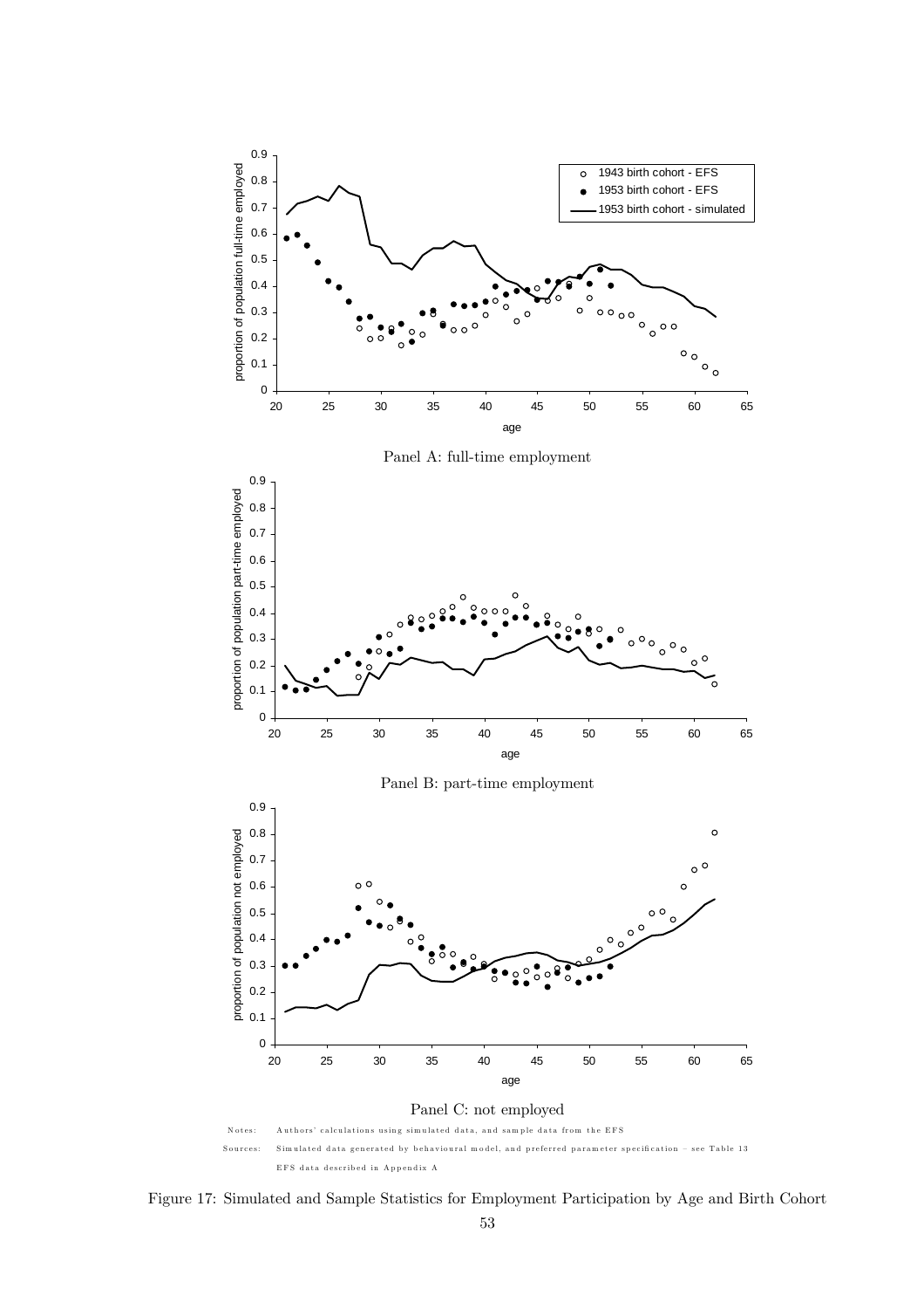Panel A: full-time employment

Panel B: part-time employment

Panel C: not employed

Notes: Authors' calculations using simulated data, and sample data from the EFS

Sources: Simulated data generated by behavioural model, and preferred parameter specification – see Table 13

EFS data described in Appendix A

Figure 17: Simulated and Sample Statistics for Employment Participation by Age and Birth Cohort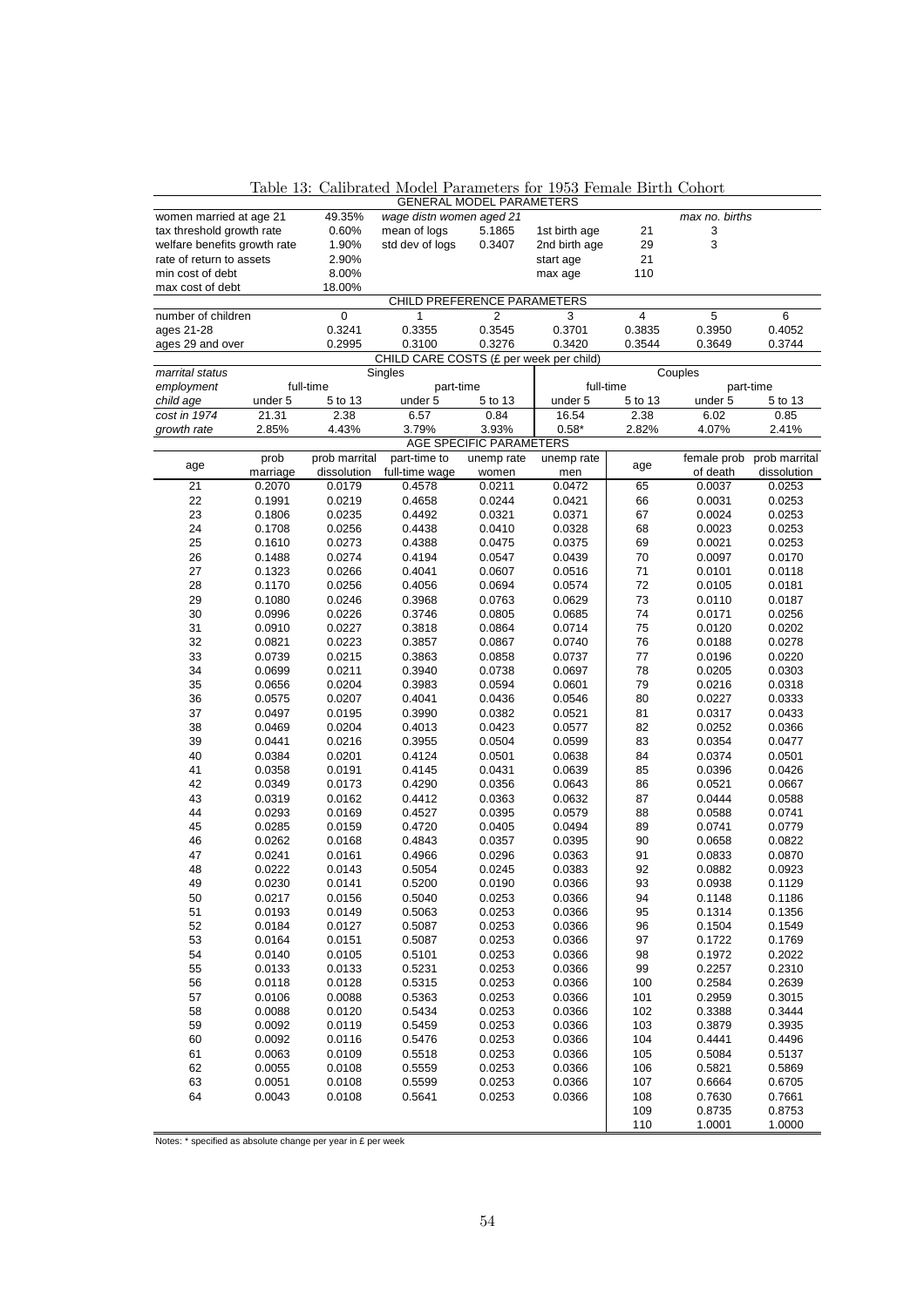Table 13: Calibrated Model Parameters for 1953 Female Birth Cohort

**GENERAL MODEL PARAMETERS**

| | | | | | | |
|---|---|---|---|---|---|---|
| women married at age 21 | 49.35% | *wage distn women aged 21* | | | | *max no. births* |
| tax threshold growth rate | 0.60% | mean of logs | 5.1865 | 1st birth age | 21 | 3 |
| welfare benefits growth rate | 1.90% | std dev of logs | 0.3407 | 2nd birth age | 29 | 3 |
| rate of return to assets | 2.90% | | | start age | 21 | |
| min cost of debt | 8.00% | | | max age | 110 | |
| max cost of debt | 18.00% | | | | | |

**CHILD PREFERENCE PARAMETERS**

| number of children | 0 | 1 | 2 | 3 | 4 | 5 | 6 |
|---|---|---|---|---|---|---|---|
| ages 21-28 | 0.3241 | 0.3355 | 0.3545 | 0.3701 | 0.3835 | 0.3950 | 0.4052 |
| ages 29 and over | 0.2995 | 0.3100 | 0.3276 | 0.3420 | 0.3544 | 0.3649 | 0.3744 |

**CHILD CARE COSTS (£ per week per child)**

| *marrital status* | Singles | | | | Couples | | | |
|---|---|---|---|---|---|---|---|---|
| *employment* | full-time | | part-time | | full-time | | part-time | |
| *child age* | under 5 | 5 to 13 | under 5 | 5 to 13 | under 5 | 5 to 13 | under 5 | 5 to 13 |
| *cost in 1974* | 21.31 | 2.38 | 6.57 | 0.84 | 16.54 | 2.38 | 6.02 | 0.85 |
| *growth rate* | 2.85% | 4.43% | 3.79% | 3.93% | 0.58* | 2.82% | 4.07% | 2.41% |

**AGE SPECIFIC PARAMETERS**

| age | prob marriage | prob marrital dissolution | part-time to full-time wage | unemp rate women | unemp rate men | age | female prob of death | prob marrital dissolution |
|---|---|---|---|---|---|---|---|---|
| 21 | 0.2070 | 0.0179 | 0.4578 | 0.0211 | 0.0472 | 65 | 0.0037 | 0.0253 |
| 22 | 0.1991 | 0.0219 | 0.4658 | 0.0244 | 0.0421 | 66 | 0.0031 | 0.0253 |
| 23 | 0.1806 | 0.0235 | 0.4492 | 0.0321 | 0.0371 | 67 | 0.0024 | 0.0253 |
| 24 | 0.1708 | 0.0256 | 0.4438 | 0.0410 | 0.0328 | 68 | 0.0023 | 0.0253 |
| 25 | 0.1610 | 0.0273 | 0.4388 | 0.0475 | 0.0375 | 69 | 0.0021 | 0.0253 |
| 26 | 0.1488 | 0.0274 | 0.4194 | 0.0547 | 0.0439 | 70 | 0.0097 | 0.0170 |
| 27 | 0.1323 | 0.0266 | 0.4041 | 0.0607 | 0.0516 | 71 | 0.0101 | 0.0118 |
| 28 | 0.1170 | 0.0256 | 0.4056 | 0.0694 | 0.0574 | 72 | 0.0105 | 0.0181 |
| 29 | 0.1080 | 0.0246 | 0.3968 | 0.0763 | 0.0629 | 73 | 0.0110 | 0.0187 |
| 30 | 0.0996 | 0.0226 | 0.3746 | 0.0805 | 0.0685 | 74 | 0.0171 | 0.0256 |
| 31 | 0.0910 | 0.0227 | 0.3818 | 0.0864 | 0.0714 | 75 | 0.0120 | 0.0202 |
| 32 | 0.0821 | 0.0223 | 0.3857 | 0.0867 | 0.0740 | 76 | 0.0188 | 0.0278 |
| 33 | 0.0739 | 0.0215 | 0.3863 | 0.0858 | 0.0737 | 77 | 0.0196 | 0.0220 |
| 34 | 0.0699 | 0.0211 | 0.3940 | 0.0738 | 0.0697 | 78 | 0.0205 | 0.0303 |
| 35 | 0.0656 | 0.0204 | 0.3983 | 0.0594 | 0.0601 | 79 | 0.0216 | 0.0318 |
| 36 | 0.0575 | 0.0207 | 0.4041 | 0.0436 | 0.0546 | 80 | 0.0227 | 0.0333 |
| 37 | 0.0497 | 0.0195 | 0.3990 | 0.0382 | 0.0521 | 81 | 0.0317 | 0.0433 |
| 38 | 0.0469 | 0.0204 | 0.4013 | 0.0423 | 0.0577 | 82 | 0.0252 | 0.0366 |
| 39 | 0.0441 | 0.0216 | 0.3955 | 0.0504 | 0.0599 | 83 | 0.0354 | 0.0477 |
| 40 | 0.0384 | 0.0201 | 0.4124 | 0.0501 | 0.0638 | 84 | 0.0374 | 0.0501 |
| 41 | 0.0358 | 0.0191 | 0.4145 | 0.0431 | 0.0639 | 85 | 0.0396 | 0.0426 |
| 42 | 0.0349 | 0.0173 | 0.4290 | 0.0356 | 0.0643 | 86 | 0.0521 | 0.0667 |
| 43 | 0.0319 | 0.0162 | 0.4412 | 0.0363 | 0.0632 | 87 | 0.0444 | 0.0588 |
| 44 | 0.0293 | 0.0169 | 0.4527 | 0.0395 | 0.0579 | 88 | 0.0588 | 0.0741 |
| 45 | 0.0285 | 0.0159 | 0.4720 | 0.0405 | 0.0494 | 89 | 0.0741 | 0.0779 |
| 46 | 0.0262 | 0.0168 | 0.4843 | 0.0357 | 0.0395 | 90 | 0.0658 | 0.0822 |
| 47 | 0.0241 | 0.0161 | 0.4966 | 0.0296 | 0.0363 | 91 | 0.0833 | 0.0870 |
| 48 | 0.0222 | 0.0143 | 0.5054 | 0.0245 | 0.0383 | 92 | 0.0882 | 0.0923 |
| 49 | 0.0230 | 0.0141 | 0.5200 | 0.0190 | 0.0366 | 93 | 0.0938 | 0.1129 |
| 50 | 0.0217 | 0.0156 | 0.5040 | 0.0253 | 0.0366 | 94 | 0.1148 | 0.1186 |
| 51 | 0.0193 | 0.0149 | 0.5063 | 0.0253 | 0.0366 | 95 | 0.1314 | 0.1356 |
| 52 | 0.0184 | 0.0127 | 0.5087 | 0.0253 | 0.0366 | 96 | 0.1504 | 0.1549 |
| 53 | 0.0164 | 0.0151 | 0.5087 | 0.0253 | 0.0366 | 97 | 0.1722 | 0.1769 |
| 54 | 0.0140 | 0.0105 | 0.5101 | 0.0253 | 0.0366 | 98 | 0.1972 | 0.2022 |
| 55 | 0.0133 | 0.0133 | 0.5231 | 0.0253 | 0.0366 | 99 | 0.2257 | 0.2310 |
| 56 | 0.0118 | 0.0128 | 0.5315 | 0.0253 | 0.0366 | 100 | 0.2584 | 0.2639 |
| 57 | 0.0106 | 0.0088 | 0.5363 | 0.0253 | 0.0366 | 101 | 0.2959 | 0.3015 |
| 58 | 0.0088 | 0.0120 | 0.5434 | 0.0253 | 0.0366 | 102 | 0.3388 | 0.3444 |
| 59 | 0.0092 | 0.0119 | 0.5459 | 0.0253 | 0.0366 | 103 | 0.3879 | 0.3935 |
| 60 | 0.0092 | 0.0116 | 0.5476 | 0.0253 | 0.0366 | 104 | 0.4441 | 0.4496 |
| 61 | 0.0063 | 0.0109 | 0.5518 | 0.0253 | 0.0366 | 105 | 0.5084 | 0.5137 |
| 62 | 0.0055 | 0.0108 | 0.5559 | 0.0253 | 0.0366 | 106 | 0.5821 | 0.5869 |
| 63 | 0.0051 | 0.0108 | 0.5599 | 0.0253 | 0.0366 | 107 | 0.6664 | 0.6705 |
| 64 | 0.0043 | 0.0108 | 0.5641 | 0.0253 | 0.0366 | 108 | 0.7630 | 0.7661 |
| | | | | | | 109 | 0.8735 | 0.8753 |
| | | | | | | 110 | 1.0001 | 1.0000 |

Notes: * specified as absolute change per year in £ per week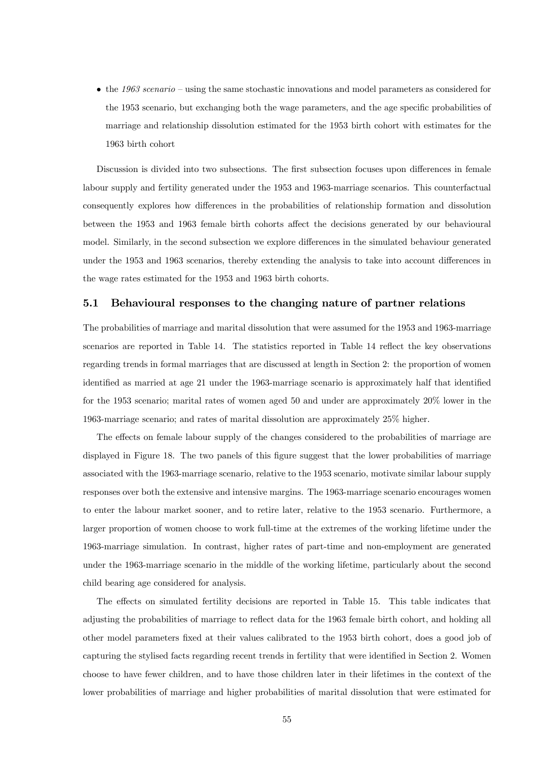- the *1963 scenario* – using the same stochastic innovations and model parameters as considered for the 1953 scenario, but exchanging both the wage parameters, and the age specific probabilities of marriage and relationship dissolution estimated for the 1953 birth cohort with estimates for the 1963 birth cohort

Discussion is divided into two subsections. The first subsection focuses upon differences in female labour supply and fertility generated under the 1953 and 1963-marriage scenarios. This counterfactual consequently explores how differences in the probabilities of relationship formation and dissolution between the 1953 and 1963 female birth cohorts affect the decisions generated by our behavioural model. Similarly, in the second subsection we explore differences in the simulated behaviour generated under the 1953 and 1963 scenarios, thereby extending the analysis to take into account differences in the wage rates estimated for the 1953 and 1963 birth cohorts.

## 5.1 Behavioural responses to the changing nature of partner relations

The probabilities of marriage and marital dissolution that were assumed for the 1953 and 1963-marriage scenarios are reported in Table 14. The statistics reported in Table 14 reflect the key observations regarding trends in formal marriages that are discussed at length in Section 2: the proportion of women identified as married at age 21 under the 1963-marriage scenario is approximately half that identified for the 1953 scenario; marital rates of women aged 50 and under are approximately 20% lower in the 1963-marriage scenario; and rates of marital dissolution are approximately 25% higher.

The effects on female labour supply of the changes considered to the probabilities of marriage are displayed in Figure 18. The two panels of this figure suggest that the lower probabilities of marriage associated with the 1963-marriage scenario, relative to the 1953 scenario, motivate similar labour supply responses over both the extensive and intensive margins. The 1963-marriage scenario encourages women to enter the labour market sooner, and to retire later, relative to the 1953 scenario. Furthermore, a larger proportion of women choose to work full-time at the extremes of the working lifetime under the 1963-marriage simulation. In contrast, higher rates of part-time and non-employment are generated under the 1963-marriage scenario in the middle of the working lifetime, particularly about the second child bearing age considered for analysis.

The effects on simulated fertility decisions are reported in Table 15. This table indicates that adjusting the probabilities of marriage to reflect data for the 1963 female birth cohort, and holding all other model parameters fixed at their values calibrated to the 1953 birth cohort, does a good job of capturing the stylised facts regarding recent trends in fertility that were identified in Section 2. Women choose to have fewer children, and to have those children later in their lifetimes in the context of the lower probabilities of marriage and higher probabilities of marital dissolution that were estimated for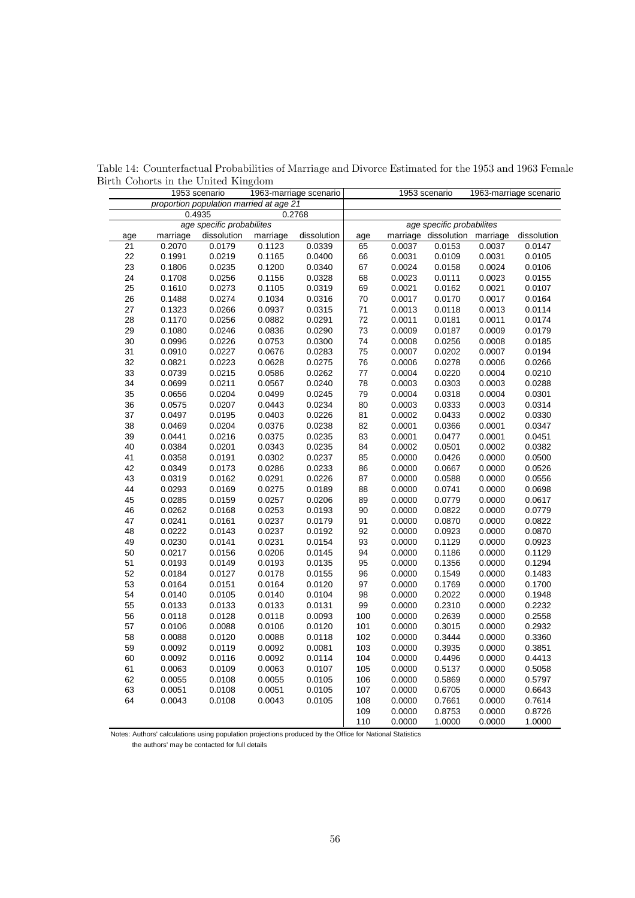Table 14: Counterfactual Probabilities of Marriage and Divorce Estimated for the 1953 and 1963 Female Birth Cohorts in the United Kingdom

| | 1953 scenario | | 1963-marriage scenario | | | 1953 scenario | | 1963-marriage scenario | |
|---|---|---|---|---|---|---|---|---|---|
| | *proportion population married at age 21* | | | | | | | | |
| | 0.4935 | | 0.2768 | | | | | | |
| | *age specific probabilites* | | | | | *age specific probabilites* | | | |
| age | marriage | dissolution | marriage | dissolution | age | marriage | dissolution | marriage | dissolution |
| 21 | 0.2070 | 0.0179 | 0.1123 | 0.0339 | 65 | 0.0037 | 0.0153 | 0.0037 | 0.0147 |
| 22 | 0.1991 | 0.0219 | 0.1165 | 0.0400 | 66 | 0.0031 | 0.0109 | 0.0031 | 0.0105 |
| 23 | 0.1806 | 0.0235 | 0.1200 | 0.0340 | 67 | 0.0024 | 0.0158 | 0.0024 | 0.0106 |
| 24 | 0.1708 | 0.0256 | 0.1156 | 0.0328 | 68 | 0.0023 | 0.0111 | 0.0023 | 0.0155 |
| 25 | 0.1610 | 0.0273 | 0.1105 | 0.0319 | 69 | 0.0021 | 0.0162 | 0.0021 | 0.0107 |
| 26 | 0.1488 | 0.0274 | 0.1034 | 0.0316 | 70 | 0.0017 | 0.0170 | 0.0017 | 0.0164 |
| 27 | 0.1323 | 0.0266 | 0.0937 | 0.0315 | 71 | 0.0013 | 0.0118 | 0.0013 | 0.0114 |
| 28 | 0.1170 | 0.0256 | 0.0882 | 0.0291 | 72 | 0.0011 | 0.0181 | 0.0011 | 0.0174 |
| 29 | 0.1080 | 0.0246 | 0.0836 | 0.0290 | 73 | 0.0009 | 0.0187 | 0.0009 | 0.0179 |
| 30 | 0.0996 | 0.0226 | 0.0753 | 0.0300 | 74 | 0.0008 | 0.0256 | 0.0008 | 0.0185 |
| 31 | 0.0910 | 0.0227 | 0.0676 | 0.0283 | 75 | 0.0007 | 0.0202 | 0.0007 | 0.0194 |
| 32 | 0.0821 | 0.0223 | 0.0628 | 0.0275 | 76 | 0.0006 | 0.0278 | 0.0006 | 0.0266 |
| 33 | 0.0739 | 0.0215 | 0.0586 | 0.0262 | 77 | 0.0004 | 0.0220 | 0.0004 | 0.0210 |
| 34 | 0.0699 | 0.0211 | 0.0567 | 0.0240 | 78 | 0.0003 | 0.0303 | 0.0003 | 0.0288 |
| 35 | 0.0656 | 0.0204 | 0.0499 | 0.0245 | 79 | 0.0004 | 0.0318 | 0.0004 | 0.0301 |
| 36 | 0.0575 | 0.0207 | 0.0443 | 0.0234 | 80 | 0.0003 | 0.0333 | 0.0003 | 0.0314 |
| 37 | 0.0497 | 0.0195 | 0.0403 | 0.0226 | 81 | 0.0002 | 0.0433 | 0.0002 | 0.0330 |
| 38 | 0.0469 | 0.0204 | 0.0376 | 0.0238 | 82 | 0.0001 | 0.0366 | 0.0001 | 0.0347 |
| 39 | 0.0441 | 0.0216 | 0.0375 | 0.0235 | 83 | 0.0001 | 0.0477 | 0.0001 | 0.0451 |
| 40 | 0.0384 | 0.0201 | 0.0343 | 0.0235 | 84 | 0.0002 | 0.0501 | 0.0002 | 0.0382 |
| 41 | 0.0358 | 0.0191 | 0.0302 | 0.0237 | 85 | 0.0000 | 0.0426 | 0.0000 | 0.0500 |
| 42 | 0.0349 | 0.0173 | 0.0286 | 0.0233 | 86 | 0.0000 | 0.0667 | 0.0000 | 0.0526 |
| 43 | 0.0319 | 0.0162 | 0.0291 | 0.0226 | 87 | 0.0000 | 0.0588 | 0.0000 | 0.0556 |
| 44 | 0.0293 | 0.0169 | 0.0275 | 0.0189 | 88 | 0.0000 | 0.0741 | 0.0000 | 0.0698 |
| 45 | 0.0285 | 0.0159 | 0.0257 | 0.0206 | 89 | 0.0000 | 0.0779 | 0.0000 | 0.0617 |
| 46 | 0.0262 | 0.0168 | 0.0253 | 0.0193 | 90 | 0.0000 | 0.0822 | 0.0000 | 0.0779 |
| 47 | 0.0241 | 0.0161 | 0.0237 | 0.0179 | 91 | 0.0000 | 0.0870 | 0.0000 | 0.0822 |
| 48 | 0.0222 | 0.0143 | 0.0237 | 0.0192 | 92 | 0.0000 | 0.0923 | 0.0000 | 0.0870 |
| 49 | 0.0230 | 0.0141 | 0.0231 | 0.0154 | 93 | 0.0000 | 0.1129 | 0.0000 | 0.0923 |
| 50 | 0.0217 | 0.0156 | 0.0206 | 0.0145 | 94 | 0.0000 | 0.1186 | 0.0000 | 0.1129 |
| 51 | 0.0193 | 0.0149 | 0.0193 | 0.0135 | 95 | 0.0000 | 0.1356 | 0.0000 | 0.1294 |
| 52 | 0.0184 | 0.0127 | 0.0178 | 0.0155 | 96 | 0.0000 | 0.1549 | 0.0000 | 0.1483 |
| 53 | 0.0164 | 0.0151 | 0.0164 | 0.0120 | 97 | 0.0000 | 0.1769 | 0.0000 | 0.1700 |
| 54 | 0.0140 | 0.0105 | 0.0140 | 0.0104 | 98 | 0.0000 | 0.2022 | 0.0000 | 0.1948 |
| 55 | 0.0133 | 0.0133 | 0.0133 | 0.0131 | 99 | 0.0000 | 0.2310 | 0.0000 | 0.2232 |
| 56 | 0.0118 | 0.0128 | 0.0118 | 0.0093 | 100 | 0.0000 | 0.2639 | 0.0000 | 0.2558 |
| 57 | 0.0106 | 0.0088 | 0.0106 | 0.0120 | 101 | 0.0000 | 0.3015 | 0.0000 | 0.2932 |
| 58 | 0.0088 | 0.0120 | 0.0088 | 0.0118 | 102 | 0.0000 | 0.3444 | 0.0000 | 0.3360 |
| 59 | 0.0092 | 0.0119 | 0.0092 | 0.0081 | 103 | 0.0000 | 0.3935 | 0.0000 | 0.3851 |
| 60 | 0.0092 | 0.0116 | 0.0092 | 0.0114 | 104 | 0.0000 | 0.4496 | 0.0000 | 0.4413 |
| 61 | 0.0063 | 0.0109 | 0.0063 | 0.0107 | 105 | 0.0000 | 0.5137 | 0.0000 | 0.5058 |
| 62 | 0.0055 | 0.0108 | 0.0055 | 0.0105 | 106 | 0.0000 | 0.5869 | 0.0000 | 0.5797 |
| 63 | 0.0051 | 0.0108 | 0.0051 | 0.0105 | 107 | 0.0000 | 0.6705 | 0.0000 | 0.6643 |
| 64 | 0.0043 | 0.0108 | 0.0043 | 0.0105 | 108 | 0.0000 | 0.7661 | 0.0000 | 0.7614 |
| | | | | | 109 | 0.0000 | 0.8753 | 0.0000 | 0.8726 |
| | | | | | 110 | 0.0000 | 1.0000 | 0.0000 | 1.0000 |

Notes: Authors' calculations using population projections produced by the Office for National Statistics
the authors' may be contacted for full details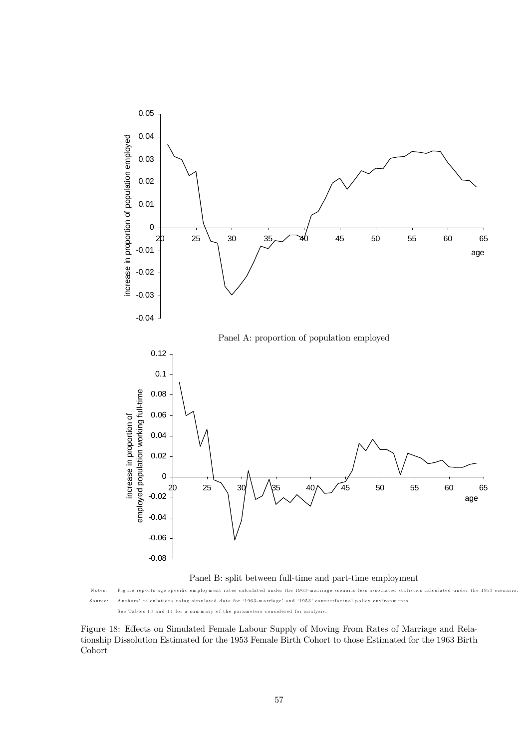Panel A: proportion of population employed

Panel B: split between full-time and part-time employment

Notes: Figure reports age specific employment rates calculated under the 1963-marriage scenario less associated statistics calculated under the 1953 scenario.

Source: Authors' calculations using simulated data for '1963-marriage' and '1953' counterfactual policy environments.

See Tables 13 and 14 for a summary of the parameters considered for analysis.

Figure 18: Effects on Simulated Female Labour Supply of Moving From Rates of Marriage and Relationship Dissolution Estimated for the 1953 Female Birth Cohort to those Estimated for the 1963 Birth Cohort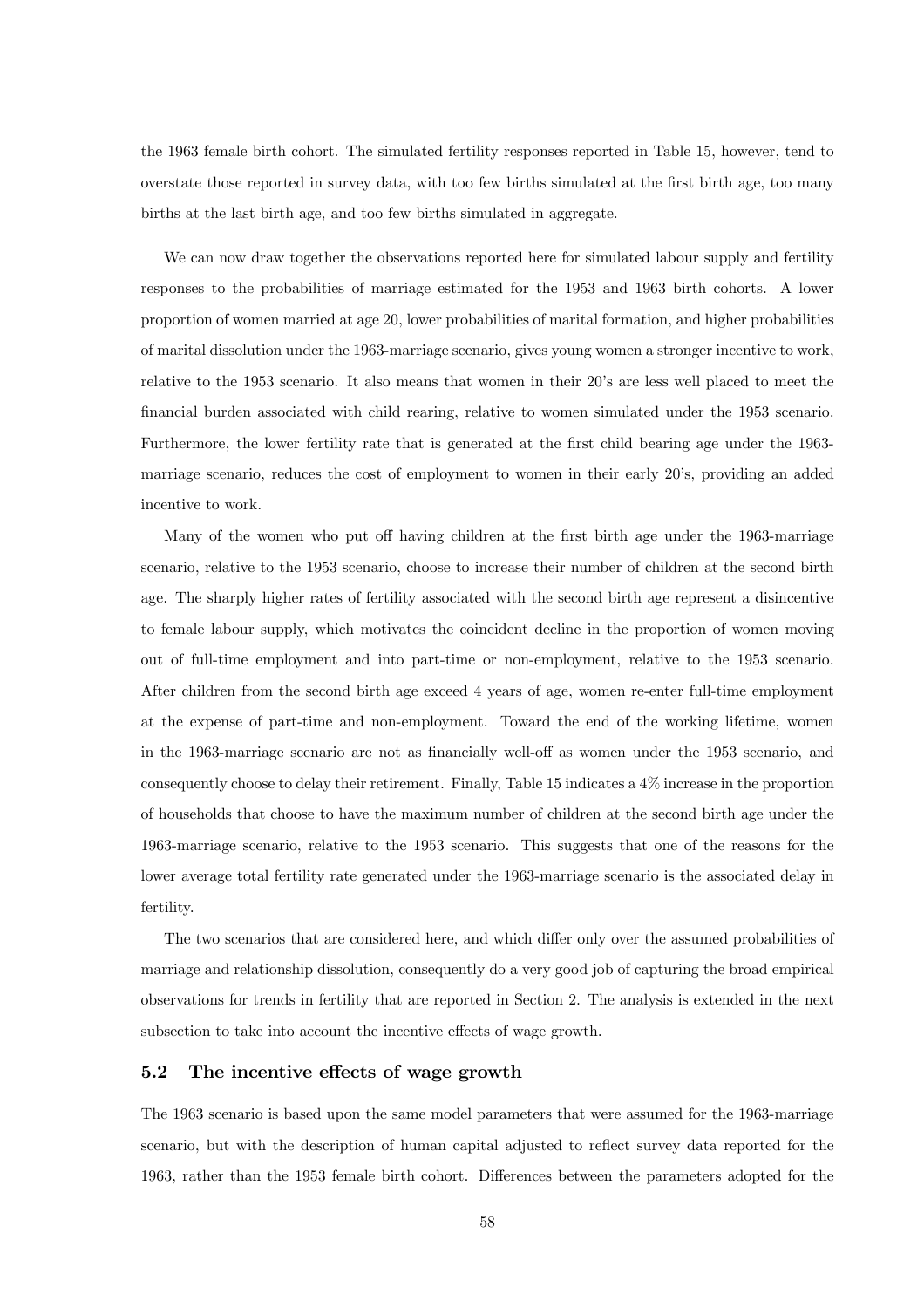the 1963 female birth cohort. The simulated fertility responses reported in Table 15, however, tend to overstate those reported in survey data, with too few births simulated at the first birth age, too many births at the last birth age, and too few births simulated in aggregate.

We can now draw together the observations reported here for simulated labour supply and fertility responses to the probabilities of marriage estimated for the 1953 and 1963 birth cohorts. A lower proportion of women married at age 20, lower probabilities of marital formation, and higher probabilities of marital dissolution under the 1963-marriage scenario, gives young women a stronger incentive to work, relative to the 1953 scenario. It also means that women in their 20's are less well placed to meet the financial burden associated with child rearing, relative to women simulated under the 1953 scenario. Furthermore, the lower fertility rate that is generated at the first child bearing age under the 1963-marriage scenario, reduces the cost of employment to women in their early 20's, providing an added incentive to work.

Many of the women who put off having children at the first birth age under the 1963-marriage scenario, relative to the 1953 scenario, choose to increase their number of children at the second birth age. The sharply higher rates of fertility associated with the second birth age represent a disincentive to female labour supply, which motivates the coincident decline in the proportion of women moving out of full-time employment and into part-time or non-employment, relative to the 1953 scenario. After children from the second birth age exceed 4 years of age, women re-enter full-time employment at the expense of part-time and non-employment. Toward the end of the working lifetime, women in the 1963-marriage scenario are not as financially well-off as women under the 1953 scenario, and consequently choose to delay their retirement. Finally, Table 15 indicates a 4% increase in the proportion of households that choose to have the maximum number of children at the second birth age under the 1963-marriage scenario, relative to the 1953 scenario. This suggests that one of the reasons for the lower average total fertility rate generated under the 1963-marriage scenario is the associated delay in fertility.

The two scenarios that are considered here, and which differ only over the assumed probabilities of marriage and relationship dissolution, consequently do a very good job of capturing the broad empirical observations for trends in fertility that are reported in Section 2. The analysis is extended in the next subsection to take into account the incentive effects of wage growth.

## 5.2 The incentive effects of wage growth

The 1963 scenario is based upon the same model parameters that were assumed for the 1963-marriage scenario, but with the description of human capital adjusted to reflect survey data reported for the 1963, rather than the 1953 female birth cohort. Differences between the parameters adopted for the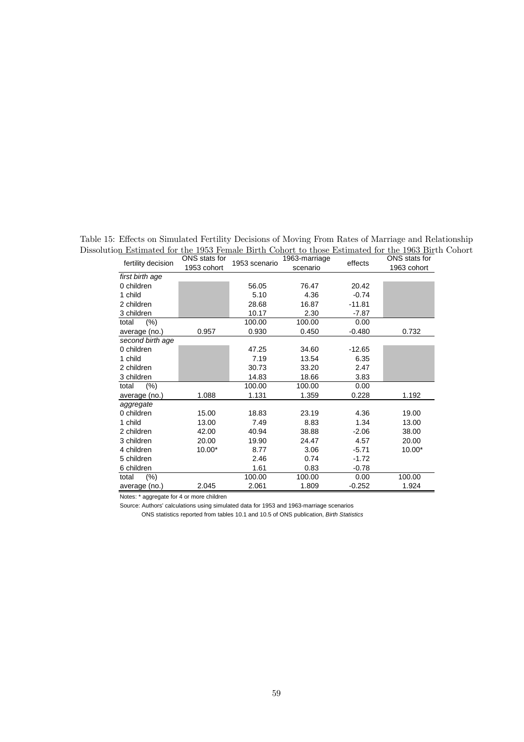Table 15: Effects on Simulated Fertility Decisions of Moving From Rates of Marriage and Relationship Dissolution Estimated for the 1953 Female Birth Cohort to those Estimated for the 1963 Birth Cohort

| fertility decision | ONS stats for 1953 cohort | 1953 scenario | 1963-marriage scenario | effects | ONS stats for 1963 cohort |
|---|---|---|---|---|---|
| *first birth age* | | | | | |
| 0 children | | 56.05 | 76.47 | 20.42 | |
| 1 child | | 5.10 | 4.36 | -0.74 | |
| 2 children | | 28.68 | 16.87 | -11.81 | |
| 3 children | | 10.17 | 2.30 | -7.87 | |
| total (%) | | 100.00 | 100.00 | 0.00 | |
| average (no.) | 0.957 | 0.930 | 0.450 | -0.480 | 0.732 |
| *second birth age* | | | | | |
| 0 children | | 47.25 | 34.60 | -12.65 | |
| 1 child | | 7.19 | 13.54 | 6.35 | |
| 2 children | | 30.73 | 33.20 | 2.47 | |
| 3 children | | 14.83 | 18.66 | 3.83 | |
| total (%) | | 100.00 | 100.00 | 0.00 | |
| average (no.) | 1.088 | 1.131 | 1.359 | 0.228 | 1.192 |
| *aggregate* | | | | | |
| 0 children | 15.00 | 18.83 | 23.19 | 4.36 | 19.00 |
| 1 child | 13.00 | 7.49 | 8.83 | 1.34 | 13.00 |
| 2 children | 42.00 | 40.94 | 38.88 | -2.06 | 38.00 |
| 3 children | 20.00 | 19.90 | 24.47 | 4.57 | 20.00 |
| 4 children | 10.00* | 8.77 | 3.06 | -5.71 | 10.00* |
| 5 children | | 2.46 | 0.74 | -1.72 | |
| 6 children | | 1.61 | 0.83 | -0.78 | |
| total (%) | | 100.00 | 100.00 | 0.00 | 100.00 |
| average (no.) | 2.045 | 2.061 | 1.809 | -0.252 | 1.924 |

Notes: * aggregate for 4 or more children

Source: Authors' calculations using simulated data for 1953 and 1963-marriage scenarios

ONS statistics reported from tables 10.1 and 10.5 of ONS publication, *Birth Statistics*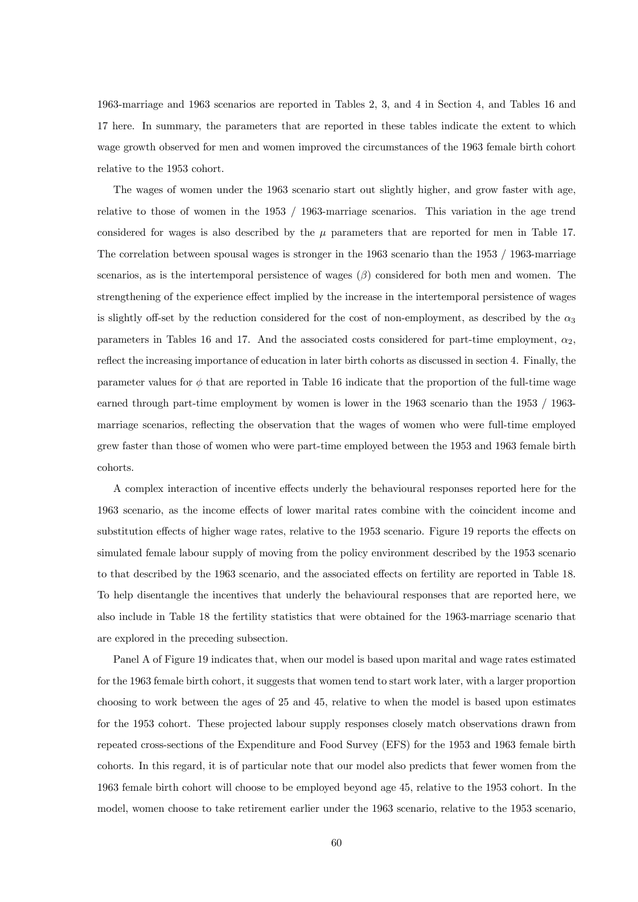1963-marriage and 1963 scenarios are reported in Tables 2, 3, and 4 in Section 4, and Tables 16 and 17 here. In summary, the parameters that are reported in these tables indicate the extent to which wage growth observed for men and women improved the circumstances of the 1963 female birth cohort relative to the 1953 cohort.

The wages of women under the 1963 scenario start out slightly higher, and grow faster with age, relative to those of women in the 1953 / 1963-marriage scenarios. This variation in the age trend considered for wages is also described by the $\mu$ parameters that are reported for men in Table 17. The correlation between spousal wages is stronger in the 1963 scenario than the 1953 / 1963-marriage scenarios, as is the intertemporal persistence of wages ($\beta$) considered for both men and women. The strengthening of the experience effect implied by the increase in the intertemporal persistence of wages is slightly off-set by the reduction considered for the cost of non-employment, as described by the $\alpha_3$ parameters in Tables 16 and 17. And the associated costs considered for part-time employment, $\alpha_2$, reflect the increasing importance of education in later birth cohorts as discussed in section 4. Finally, the parameter values for $\phi$ that are reported in Table 16 indicate that the proportion of the full-time wage earned through part-time employment by women is lower in the 1963 scenario than the 1953 / 1963-marriage scenarios, reflecting the observation that the wages of women who were full-time employed grew faster than those of women who were part-time employed between the 1953 and 1963 female birth cohorts.

A complex interaction of incentive effects underly the behavioural responses reported here for the 1963 scenario, as the income effects of lower marital rates combine with the coincident income and substitution effects of higher wage rates, relative to the 1953 scenario. Figure 19 reports the effects on simulated female labour supply of moving from the policy environment described by the 1953 scenario to that described by the 1963 scenario, and the associated effects on fertility are reported in Table 18. To help disentangle the incentives that underly the behavioural responses that are reported here, we also include in Table 18 the fertility statistics that were obtained for the 1963-marriage scenario that are explored in the preceding subsection.

Panel A of Figure 19 indicates that, when our model is based upon marital and wage rates estimated for the 1963 female birth cohort, it suggests that women tend to start work later, with a larger proportion choosing to work between the ages of 25 and 45, relative to when the model is based upon estimates for the 1953 cohort. These projected labour supply responses closely match observations drawn from repeated cross-sections of the Expenditure and Food Survey (EFS) for the 1953 and 1963 female birth cohorts. In this regard, it is of particular note that our model also predicts that fewer women from the 1963 female birth cohort will choose to be employed beyond age 45, relative to the 1953 cohort. In the model, women choose to take retirement earlier under the 1963 scenario, relative to the 1953 scenario,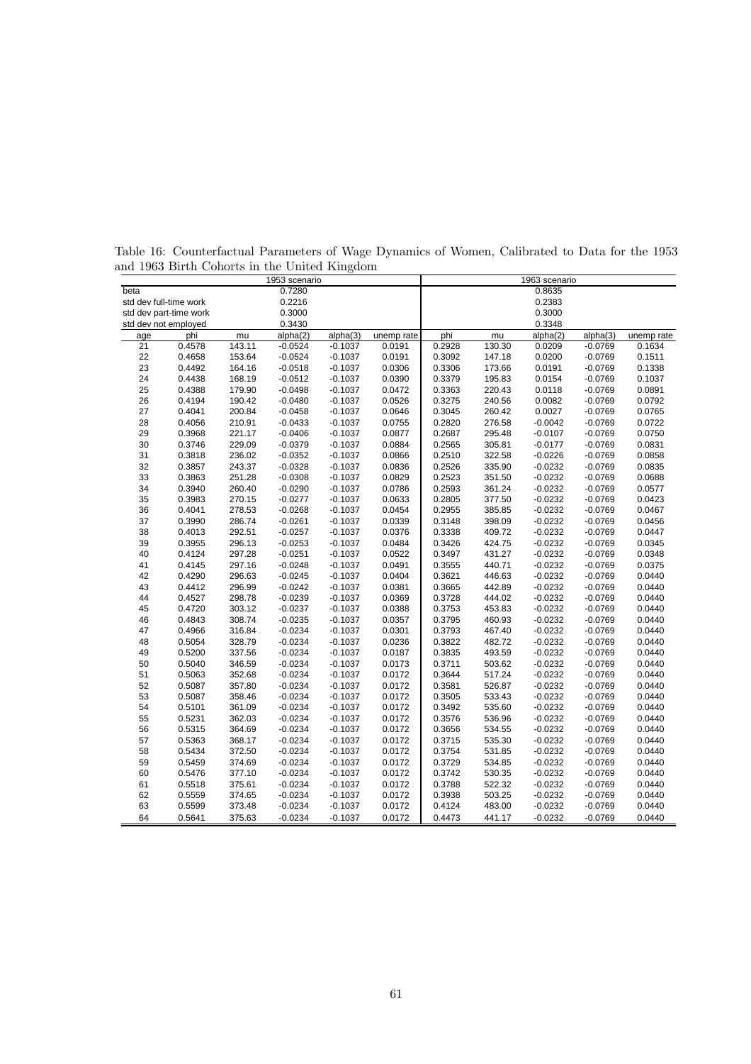Table 16: Counterfactual Parameters of Wage Dynamics of Women, Calibrated to Data for the 1953 and 1963 Birth Cohorts in the United Kingdom

| | | | 1953 scenario | | | | | 1963 scenario | | |
|---|---|---|---|---|---|---|---|---|---|---|
| beta | | | 0.7280 | | | | | 0.8635 | | |
| std dev full-time work | | | 0.2216 | | | | | 0.2383 | | |
| std dev part-time work | | | 0.3000 | | | | | 0.3000 | | |
| std dev not employed | | | 0.3430 | | | | | 0.3348 | | |
| age | phi | mu | alpha(2) | alpha(3) | unemp rate | phi | mu | alpha(2) | alpha(3) | unemp rate |
| 21 | 0.4578 | 143.11 | -0.0524 | -0.1037 | 0.0191 | 0.2928 | 130.30 | 0.0209 | -0.0769 | 0.1634 |
| 22 | 0.4658 | 153.64 | -0.0524 | -0.1037 | 0.0191 | 0.3092 | 147.18 | 0.0200 | -0.0769 | 0.1511 |
| 23 | 0.4492 | 164.16 | -0.0518 | -0.1037 | 0.0306 | 0.3306 | 173.66 | 0.0191 | -0.0769 | 0.1338 |
| 24 | 0.4438 | 168.19 | -0.0512 | -0.1037 | 0.0390 | 0.3379 | 195.83 | 0.0154 | -0.0769 | 0.1037 |
| 25 | 0.4388 | 179.90 | -0.0498 | -0.1037 | 0.0472 | 0.3363 | 220.43 | 0.0118 | -0.0769 | 0.0891 |
| 26 | 0.4194 | 190.42 | -0.0480 | -0.1037 | 0.0526 | 0.3275 | 240.56 | 0.0082 | -0.0769 | 0.0792 |
| 27 | 0.4041 | 200.84 | -0.0458 | -0.1037 | 0.0646 | 0.3045 | 260.42 | 0.0027 | -0.0769 | 0.0765 |
| 28 | 0.4056 | 210.91 | -0.0433 | -0.1037 | 0.0755 | 0.2820 | 276.58 | -0.0042 | -0.0769 | 0.0722 |
| 29 | 0.3968 | 221.17 | -0.0406 | -0.1037 | 0.0877 | 0.2687 | 295.48 | -0.0107 | -0.0769 | 0.0750 |
| 30 | 0.3746 | 229.09 | -0.0379 | -0.1037 | 0.0884 | 0.2565 | 305.81 | -0.0177 | -0.0769 | 0.0831 |
| 31 | 0.3818 | 236.02 | -0.0352 | -0.1037 | 0.0866 | 0.2510 | 322.58 | -0.0226 | -0.0769 | 0.0858 |
| 32 | 0.3857 | 243.37 | -0.0328 | -0.1037 | 0.0836 | 0.2526 | 335.90 | -0.0232 | -0.0769 | 0.0835 |
| 33 | 0.3863 | 251.28 | -0.0308 | -0.1037 | 0.0829 | 0.2523 | 351.50 | -0.0232 | -0.0769 | 0.0688 |
| 34 | 0.3940 | 260.40 | -0.0290 | -0.1037 | 0.0786 | 0.2593 | 361.24 | -0.0232 | -0.0769 | 0.0577 |
| 35 | 0.3983 | 270.15 | -0.0277 | -0.1037 | 0.0633 | 0.2805 | 377.50 | -0.0232 | -0.0769 | 0.0423 |
| 36 | 0.4041 | 278.53 | -0.0268 | -0.1037 | 0.0454 | 0.2955 | 385.85 | -0.0232 | -0.0769 | 0.0467 |
| 37 | 0.3990 | 286.74 | -0.0261 | -0.1037 | 0.0339 | 0.3148 | 398.09 | -0.0232 | -0.0769 | 0.0456 |
| 38 | 0.4013 | 292.51 | -0.0257 | -0.1037 | 0.0376 | 0.3338 | 409.72 | -0.0232 | -0.0769 | 0.0447 |
| 39 | 0.3955 | 296.13 | -0.0253 | -0.1037 | 0.0484 | 0.3426 | 424.75 | -0.0232 | -0.0769 | 0.0345 |
| 40 | 0.4124 | 297.28 | -0.0251 | -0.1037 | 0.0522 | 0.3497 | 431.27 | -0.0232 | -0.0769 | 0.0348 |
| 41 | 0.4145 | 297.16 | -0.0248 | -0.1037 | 0.0491 | 0.3555 | 440.71 | -0.0232 | -0.0769 | 0.0375 |
| 42 | 0.4290 | 296.63 | -0.0245 | -0.1037 | 0.0404 | 0.3621 | 446.63 | -0.0232 | -0.0769 | 0.0440 |
| 43 | 0.4412 | 296.99 | -0.0242 | -0.1037 | 0.0381 | 0.3665 | 442.89 | -0.0232 | -0.0769 | 0.0440 |
| 44 | 0.4527 | 298.78 | -0.0239 | -0.1037 | 0.0369 | 0.3728 | 444.02 | -0.0232 | -0.0769 | 0.0440 |
| 45 | 0.4720 | 303.12 | -0.0237 | -0.1037 | 0.0388 | 0.3753 | 453.83 | -0.0232 | -0.0769 | 0.0440 |
| 46 | 0.4843 | 308.74 | -0.0235 | -0.1037 | 0.0357 | 0.3795 | 460.93 | -0.0232 | -0.0769 | 0.0440 |
| 47 | 0.4966 | 316.84 | -0.0234 | -0.1037 | 0.0301 | 0.3793 | 467.40 | -0.0232 | -0.0769 | 0.0440 |
| 48 | 0.5054 | 328.79 | -0.0234 | -0.1037 | 0.0236 | 0.3822 | 482.72 | -0.0232 | -0.0769 | 0.0440 |
| 49 | 0.5200 | 337.56 | -0.0234 | -0.1037 | 0.0187 | 0.3835 | 493.59 | -0.0232 | -0.0769 | 0.0440 |
| 50 | 0.5040 | 346.59 | -0.0234 | -0.1037 | 0.0173 | 0.3711 | 503.62 | -0.0232 | -0.0769 | 0.0440 |
| 51 | 0.5063 | 352.68 | -0.0234 | -0.1037 | 0.0172 | 0.3644 | 517.24 | -0.0232 | -0.0769 | 0.0440 |
| 52 | 0.5087 | 357.80 | -0.0234 | -0.1037 | 0.0172 | 0.3581 | 526.87 | -0.0232 | -0.0769 | 0.0440 |
| 53 | 0.5087 | 358.46 | -0.0234 | -0.1037 | 0.0172 | 0.3505 | 533.43 | -0.0232 | -0.0769 | 0.0440 |
| 54 | 0.5101 | 361.09 | -0.0234 | -0.1037 | 0.0172 | 0.3492 | 535.60 | -0.0232 | -0.0769 | 0.0440 |
| 55 | 0.5231 | 362.03 | -0.0234 | -0.1037 | 0.0172 | 0.3576 | 536.96 | -0.0232 | -0.0769 | 0.0440 |
| 56 | 0.5315 | 364.69 | -0.0234 | -0.1037 | 0.0172 | 0.3656 | 534.55 | -0.0232 | -0.0769 | 0.0440 |
| 57 | 0.5363 | 368.17 | -0.0234 | -0.1037 | 0.0172 | 0.3715 | 535.30 | -0.0232 | -0.0769 | 0.0440 |
| 58 | 0.5434 | 372.50 | -0.0234 | -0.1037 | 0.0172 | 0.3754 | 531.85 | -0.0232 | -0.0769 | 0.0440 |
| 59 | 0.5459 | 374.69 | -0.0234 | -0.1037 | 0.0172 | 0.3729 | 534.85 | -0.0232 | -0.0769 | 0.0440 |
| 60 | 0.5476 | 377.10 | -0.0234 | -0.1037 | 0.0172 | 0.3742 | 530.35 | -0.0232 | -0.0769 | 0.0440 |
| 61 | 0.5518 | 375.61 | -0.0234 | -0.1037 | 0.0172 | 0.3788 | 522.32 | -0.0232 | -0.0769 | 0.0440 |
| 62 | 0.5559 | 374.65 | -0.0234 | -0.1037 | 0.0172 | 0.3938 | 503.25 | -0.0232 | -0.0769 | 0.0440 |
| 63 | 0.5599 | 373.48 | -0.0234 | -0.1037 | 0.0172 | 0.4124 | 483.00 | -0.0232 | -0.0769 | 0.0440 |
| 64 | 0.5641 | 375.63 | -0.0234 | -0.1037 | 0.0172 | 0.4473 | 441.17 | -0.0232 | -0.0769 | 0.0440 |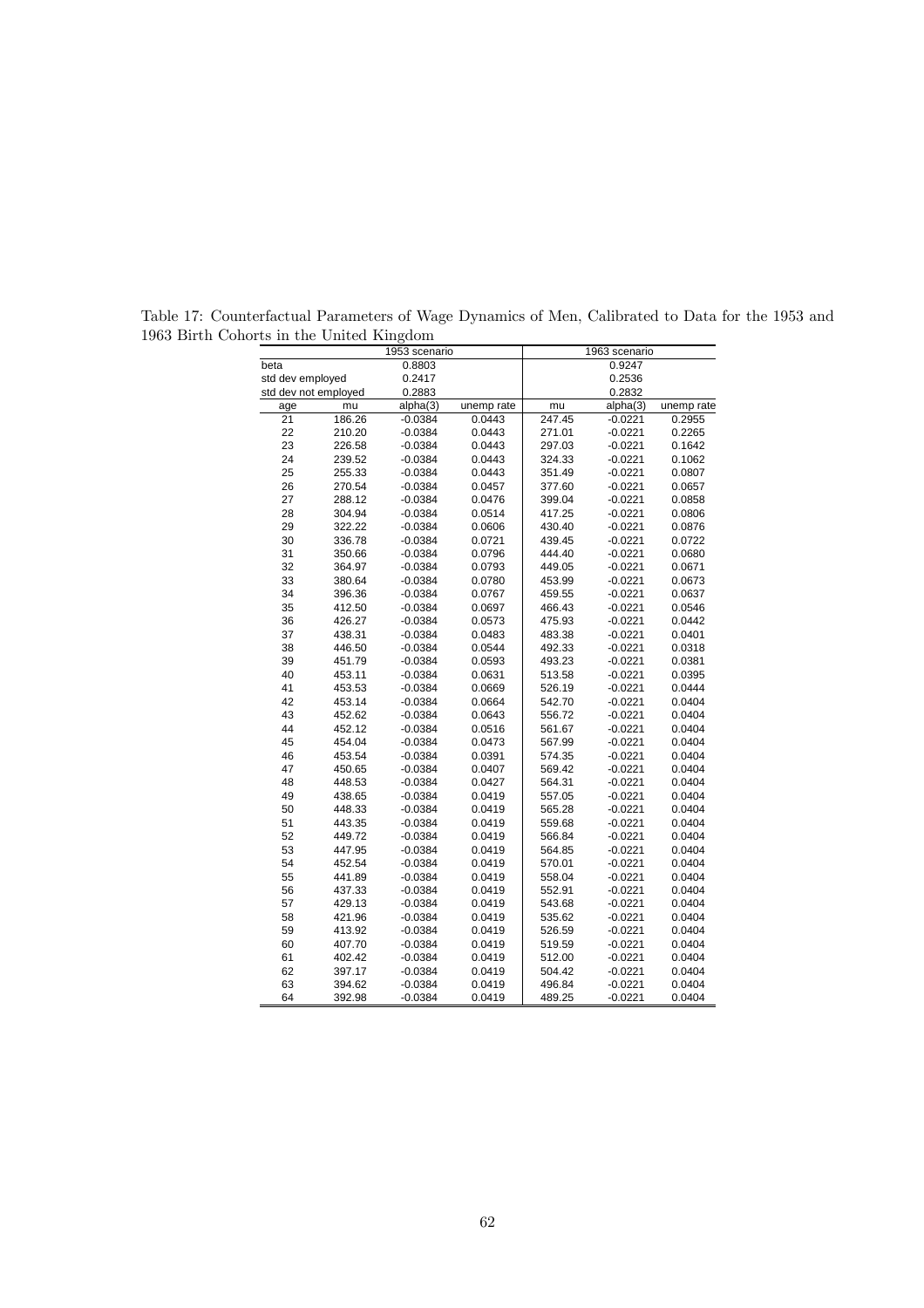Table 17: Counterfactual Parameters of Wage Dynamics of Men, Calibrated to Data for the 1953 and 1963 Birth Cohorts in the United Kingdom

| | 1953 scenario | | | 1963 scenario | | |
|---|---|---|---|---|---|---|
| beta | | 0.8803 | | | 0.9247 | |
| std dev employed | | 0.2417 | | | 0.2536 | |
| std dev not employed | | 0.2883 | | | 0.2832 | |
| age | mu | alpha(3) | unemp rate | mu | alpha(3) | unemp rate |
| 21 | 186.26 | -0.0384 | 0.0443 | 247.45 | -0.0221 | 0.2955 |
| 22 | 210.20 | -0.0384 | 0.0443 | 271.01 | -0.0221 | 0.2265 |
| 23 | 226.58 | -0.0384 | 0.0443 | 297.03 | -0.0221 | 0.1642 |
| 24 | 239.52 | -0.0384 | 0.0443 | 324.33 | -0.0221 | 0.1062 |
| 25 | 255.33 | -0.0384 | 0.0443 | 351.49 | -0.0221 | 0.0807 |
| 26 | 270.54 | -0.0384 | 0.0457 | 377.60 | -0.0221 | 0.0657 |
| 27 | 288.12 | -0.0384 | 0.0476 | 399.04 | -0.0221 | 0.0858 |
| 28 | 304.94 | -0.0384 | 0.0514 | 417.25 | -0.0221 | 0.0806 |
| 29 | 322.22 | -0.0384 | 0.0606 | 430.40 | -0.0221 | 0.0876 |
| 30 | 336.78 | -0.0384 | 0.0721 | 439.45 | -0.0221 | 0.0722 |
| 31 | 350.66 | -0.0384 | 0.0796 | 444.40 | -0.0221 | 0.0680 |
| 32 | 364.97 | -0.0384 | 0.0793 | 449.05 | -0.0221 | 0.0671 |
| 33 | 380.64 | -0.0384 | 0.0780 | 453.99 | -0.0221 | 0.0673 |
| 34 | 396.36 | -0.0384 | 0.0767 | 459.55 | -0.0221 | 0.0637 |
| 35 | 412.50 | -0.0384 | 0.0697 | 466.43 | -0.0221 | 0.0546 |
| 36 | 426.27 | -0.0384 | 0.0573 | 475.93 | -0.0221 | 0.0442 |
| 37 | 438.31 | -0.0384 | 0.0483 | 483.38 | -0.0221 | 0.0401 |
| 38 | 446.50 | -0.0384 | 0.0544 | 492.33 | -0.0221 | 0.0318 |
| 39 | 451.79 | -0.0384 | 0.0593 | 493.23 | -0.0221 | 0.0381 |
| 40 | 453.11 | -0.0384 | 0.0631 | 513.58 | -0.0221 | 0.0395 |
| 41 | 453.53 | -0.0384 | 0.0669 | 526.19 | -0.0221 | 0.0444 |
| 42 | 453.14 | -0.0384 | 0.0664 | 542.70 | -0.0221 | 0.0404 |
| 43 | 452.62 | -0.0384 | 0.0643 | 556.72 | -0.0221 | 0.0404 |
| 44 | 452.12 | -0.0384 | 0.0516 | 561.67 | -0.0221 | 0.0404 |
| 45 | 454.04 | -0.0384 | 0.0473 | 567.99 | -0.0221 | 0.0404 |
| 46 | 453.54 | -0.0384 | 0.0391 | 574.35 | -0.0221 | 0.0404 |
| 47 | 450.65 | -0.0384 | 0.0407 | 569.42 | -0.0221 | 0.0404 |
| 48 | 448.53 | -0.0384 | 0.0427 | 564.31 | -0.0221 | 0.0404 |
| 49 | 438.65 | -0.0384 | 0.0419 | 557.05 | -0.0221 | 0.0404 |
| 50 | 448.33 | -0.0384 | 0.0419 | 565.28 | -0.0221 | 0.0404 |
| 51 | 443.35 | -0.0384 | 0.0419 | 559.68 | -0.0221 | 0.0404 |
| 52 | 449.72 | -0.0384 | 0.0419 | 566.84 | -0.0221 | 0.0404 |
| 53 | 447.95 | -0.0384 | 0.0419 | 564.85 | -0.0221 | 0.0404 |
| 54 | 452.54 | -0.0384 | 0.0419 | 570.01 | -0.0221 | 0.0404 |
| 55 | 441.89 | -0.0384 | 0.0419 | 558.04 | -0.0221 | 0.0404 |
| 56 | 437.33 | -0.0384 | 0.0419 | 552.91 | -0.0221 | 0.0404 |
| 57 | 429.13 | -0.0384 | 0.0419 | 543.68 | -0.0221 | 0.0404 |
| 58 | 421.96 | -0.0384 | 0.0419 | 535.62 | -0.0221 | 0.0404 |
| 59 | 413.92 | -0.0384 | 0.0419 | 526.59 | -0.0221 | 0.0404 |
| 60 | 407.70 | -0.0384 | 0.0419 | 519.59 | -0.0221 | 0.0404 |
| 61 | 402.42 | -0.0384 | 0.0419 | 512.00 | -0.0221 | 0.0404 |
| 62 | 397.17 | -0.0384 | 0.0419 | 504.42 | -0.0221 | 0.0404 |
| 63 | 394.62 | -0.0384 | 0.0419 | 496.84 | -0.0221 | 0.0404 |
| 64 | 392.98 | -0.0384 | 0.0419 | 489.25 | -0.0221 | 0.0404 |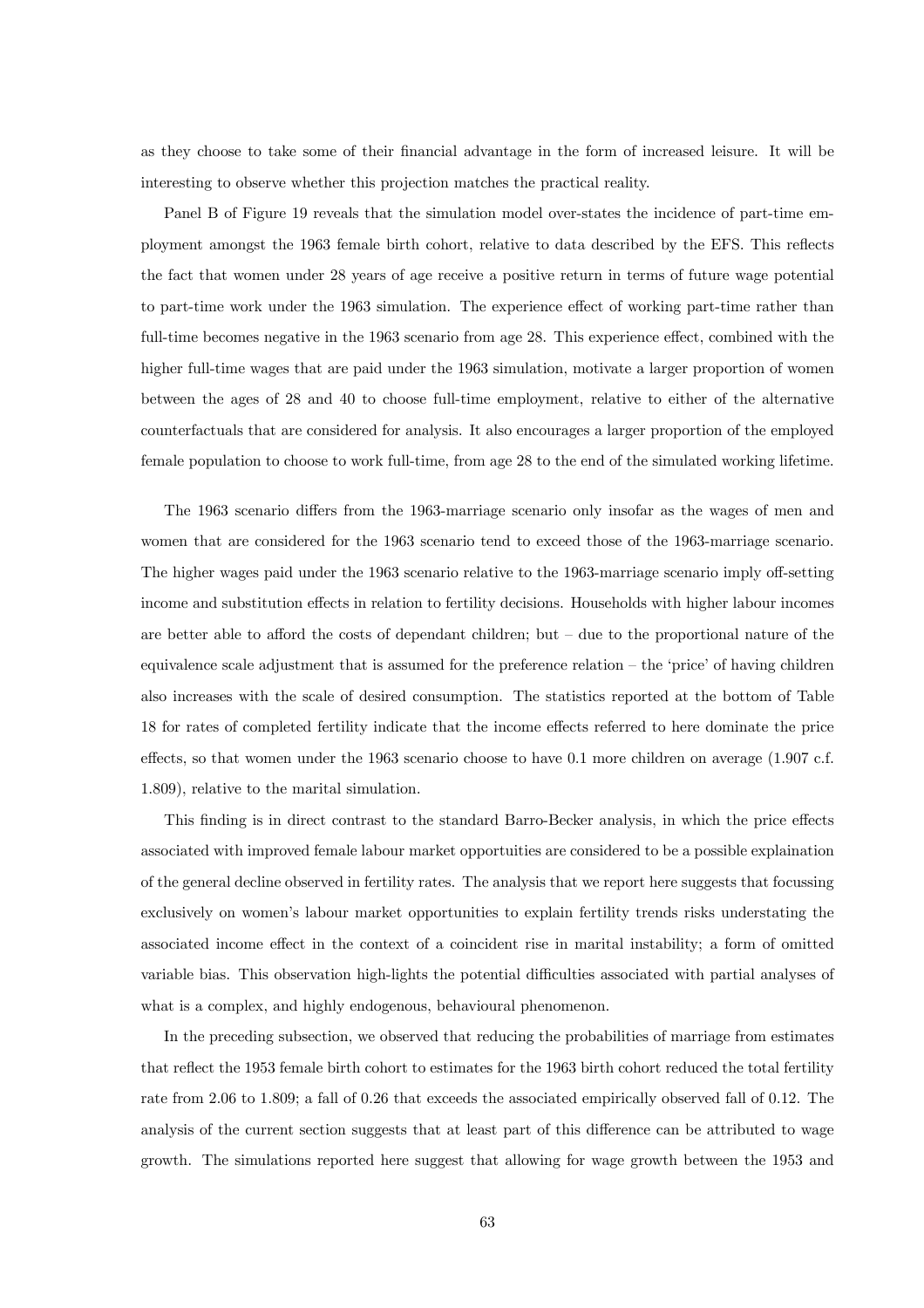as they choose to take some of their financial advantage in the form of increased leisure. It will be interesting to observe whether this projection matches the practical reality.

Panel B of Figure 19 reveals that the simulation model over-states the incidence of part-time employment amongst the 1963 female birth cohort, relative to data described by the EFS. This reflects the fact that women under 28 years of age receive a positive return in terms of future wage potential to part-time work under the 1963 simulation. The experience effect of working part-time rather than full-time becomes negative in the 1963 scenario from age 28. This experience effect, combined with the higher full-time wages that are paid under the 1963 simulation, motivate a larger proportion of women between the ages of 28 and 40 to choose full-time employment, relative to either of the alternative counterfactuals that are considered for analysis. It also encourages a larger proportion of the employed female population to choose to work full-time, from age 28 to the end of the simulated working lifetime.

The 1963 scenario differs from the 1963-marriage scenario only insofar as the wages of men and women that are considered for the 1963 scenario tend to exceed those of the 1963-marriage scenario. The higher wages paid under the 1963 scenario relative to the 1963-marriage scenario imply off-setting income and substitution effects in relation to fertility decisions. Households with higher labour incomes are better able to afford the costs of dependant children; but – due to the proportional nature of the equivalence scale adjustment that is assumed for the preference relation – the 'price' of having children also increases with the scale of desired consumption. The statistics reported at the bottom of Table 18 for rates of completed fertility indicate that the income effects referred to here dominate the price effects, so that women under the 1963 scenario choose to have 0.1 more children on average (1.907 c.f. 1.809), relative to the marital simulation.

This finding is in direct contrast to the standard Barro-Becker analysis, in which the price effects associated with improved female labour market opportuities are considered to be a possible explaination of the general decline observed in fertility rates. The analysis that we report here suggests that focussing exclusively on women's labour market opportunities to explain fertility trends risks understating the associated income effect in the context of a coincident rise in marital instability; a form of omitted variable bias. This observation high-lights the potential difficulties associated with partial analyses of what is a complex, and highly endogenous, behavioural phenomenon.

In the preceding subsection, we observed that reducing the probabilities of marriage from estimates that reflect the 1953 female birth cohort to estimates for the 1963 birth cohort reduced the total fertility rate from 2.06 to 1.809; a fall of 0.26 that exceeds the associated empirically observed fall of 0.12. The analysis of the current section suggests that at least part of this difference can be attributed to wage growth. The simulations reported here suggest that allowing for wage growth between the 1953 and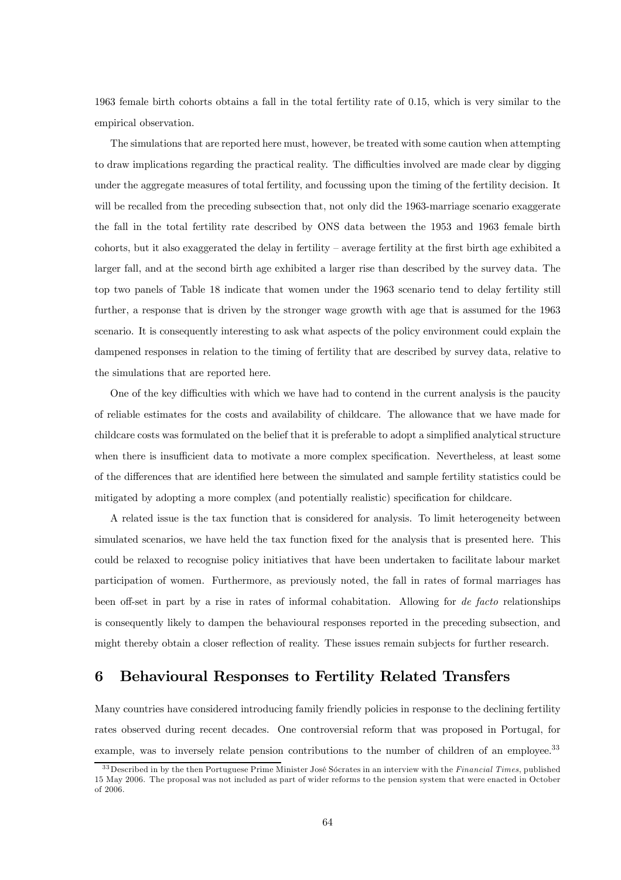1963 female birth cohorts obtains a fall in the total fertility rate of 0.15, which is very similar to the empirical observation.

The simulations that are reported here must, however, be treated with some caution when attempting to draw implications regarding the practical reality. The difficulties involved are made clear by digging under the aggregate measures of total fertility, and focussing upon the timing of the fertility decision. It will be recalled from the preceding subsection that, not only did the 1963-marriage scenario exaggerate the fall in the total fertility rate described by ONS data between the 1953 and 1963 female birth cohorts, but it also exaggerated the delay in fertility – average fertility at the first birth age exhibited a larger fall, and at the second birth age exhibited a larger rise than described by the survey data. The top two panels of Table 18 indicate that women under the 1963 scenario tend to delay fertility still further, a response that is driven by the stronger wage growth with age that is assumed for the 1963 scenario. It is consequently interesting to ask what aspects of the policy environment could explain the dampened responses in relation to the timing of fertility that are described by survey data, relative to the simulations that are reported here.

One of the key difficulties with which we have had to contend in the current analysis is the paucity of reliable estimates for the costs and availability of childcare. The allowance that we have made for childcare costs was formulated on the belief that it is preferable to adopt a simplified analytical structure when there is insufficient data to motivate a more complex specification. Nevertheless, at least some of the differences that are identified here between the simulated and sample fertility statistics could be mitigated by adopting a more complex (and potentially realistic) specification for childcare.

A related issue is the tax function that is considered for analysis. To limit heterogeneity between simulated scenarios, we have held the tax function fixed for the analysis that is presented here. This could be relaxed to recognise policy initiatives that have been undertaken to facilitate labour market participation of women. Furthermore, as previously noted, the fall in rates of formal marriages has been off-set in part by a rise in rates of informal cohabitation. Allowing for *de facto* relationships is consequently likely to dampen the behavioural responses reported in the preceding subsection, and might thereby obtain a closer reflection of reality. These issues remain subjects for further research.

# 6 Behavioural Responses to Fertility Related Transfers

Many countries have considered introducing family friendly policies in response to the declining fertility rates observed during recent decades. One controversial reform that was proposed in Portugal, for example, was to inversely relate pension contributions to the number of children of an employee.[33]

[33] Described in by the then Portuguese Prime Minister José Sócrates in an interview with the *Financial Times*, published 15 May 2006. The proposal was not included as part of wider reforms to the pension system that were enacted in October of 2006.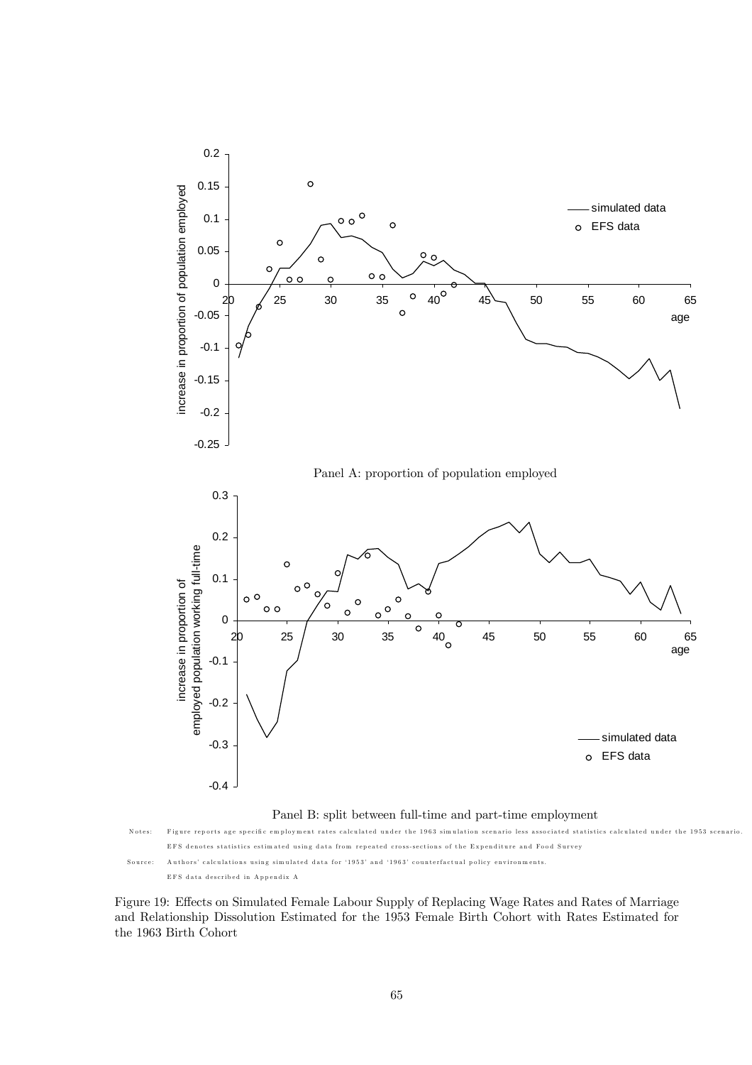Panel A: proportion of population employed

Panel B: split between full-time and part-time employment

Notes: Figure reports age specific employment rates calculated under the 1963 simulation scenario less associated statistics calculated under the 1953 scenario. EFS denotes statistics estimated using data from repeated cross-sections of the Expenditure and Food Survey

Source: Authors' calculations using simulated data for '1953' and '1963' counterfactual policy environments. EFS data described in Appendix A

Figure 19: Effects on Simulated Female Labour Supply of Replacing Wage Rates and Rates of Marriage and Relationship Dissolution Estimated for the 1953 Female Birth Cohort with Rates Estimated for the 1963 Birth Cohort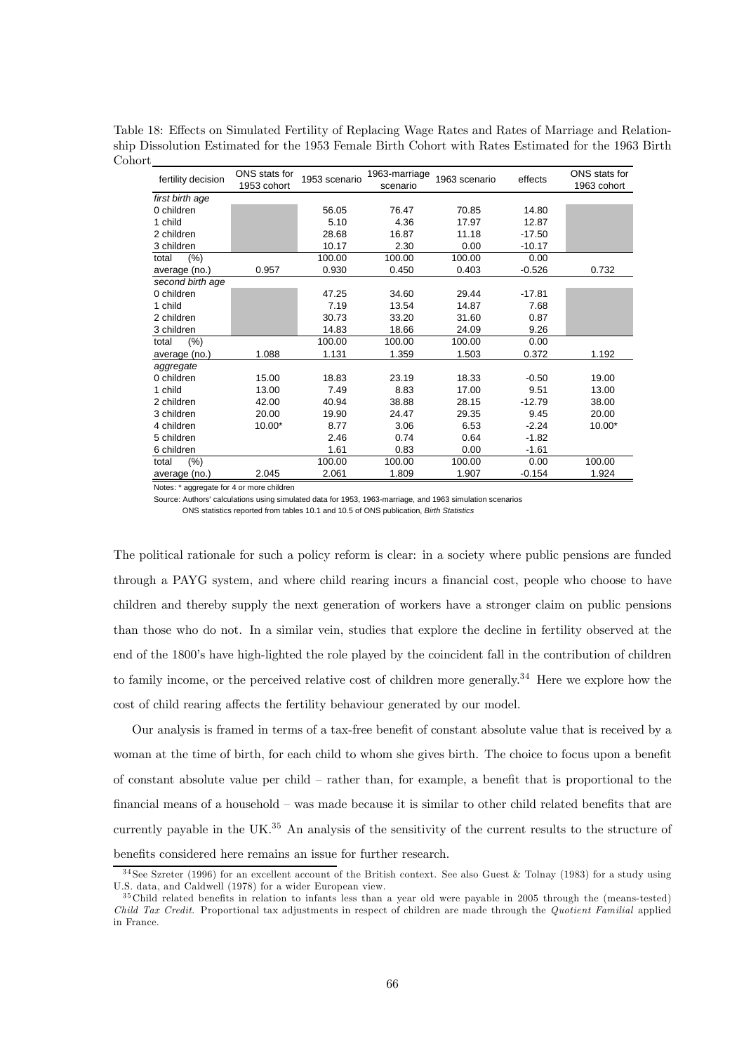Table 18: Effects on Simulated Fertility of Replacing Wage Rates and Rates of Marriage and Relationship Dissolution Estimated for the 1953 Female Birth Cohort with Rates Estimated for the 1963 Birth Cohort

| fertility decision | ONS stats for 1953 cohort | 1953 scenario | 1963-marriage scenario | 1963 scenario | effects | ONS stats for 1963 cohort |
|---|---|---|---|---|---|---|
| *first birth age* | | | | | | |
| 0 children | | 56.05 | 76.47 | 70.85 | 14.80 | |
| 1 child | | 5.10 | 4.36 | 17.97 | 12.87 | |
| 2 children | | 28.68 | 16.87 | 11.18 | -17.50 | |
| 3 children | | 10.17 | 2.30 | 0.00 | -10.17 | |
| total (%) | | 100.00 | 100.00 | 100.00 | 0.00 | |
| average (no.) | 0.957 | 0.930 | 0.450 | 0.403 | -0.526 | 0.732 |
| *second birth age* | | | | | | |
| 0 children | | 47.25 | 34.60 | 29.44 | -17.81 | |
| 1 child | | 7.19 | 13.54 | 14.87 | 7.68 | |
| 2 children | | 30.73 | 33.20 | 31.60 | 0.87 | |
| 3 children | | 14.83 | 18.66 | 24.09 | 9.26 | |
| total (%) | | 100.00 | 100.00 | 100.00 | 0.00 | |
| average (no.) | 1.088 | 1.131 | 1.359 | 1.503 | 0.372 | 1.192 |
| *aggregate* | | | | | | |
| 0 children | 15.00 | 18.83 | 23.19 | 18.33 | -0.50 | 19.00 |
| 1 child | 13.00 | 7.49 | 8.83 | 17.00 | 9.51 | 13.00 |
| 2 children | 42.00 | 40.94 | 38.88 | 28.15 | -12.79 | 38.00 |
| 3 children | 20.00 | 19.90 | 24.47 | 29.35 | 9.45 | 20.00 |
| 4 children | 10.00* | 8.77 | 3.06 | 6.53 | -2.24 | 10.00* |
| 5 children | | 2.46 | 0.74 | 0.64 | -1.82 | |
| 6 children | | 1.61 | 0.83 | 0.00 | -1.61 | |
| total (%) | | 100.00 | 100.00 | 100.00 | 0.00 | 100.00 |
| average (no.) | 2.045 | 2.061 | 1.809 | 1.907 | -0.154 | 1.924 |

Notes: * aggregate for 4 or more children

Source: Authors' calculations using simulated data for 1953, 1963-marriage, and 1963 simulation scenarios

ONS statistics reported from tables 10.1 and 10.5 of ONS publication, *Birth Statistics*

The political rationale for such a policy reform is clear: in a society where public pensions are funded through a PAYG system, and where child rearing incurs a financial cost, people who choose to have children and thereby supply the next generation of workers have a stronger claim on public pensions than those who do not. In a similar vein, studies that explore the decline in fertility observed at the end of the 1800's have high-lighted the role played by the coincident fall in the contribution of children to family income, or the perceived relative cost of children more generally.[34] Here we explore how the cost of child rearing affects the fertility behaviour generated by our model.

Our analysis is framed in terms of a tax-free benefit of constant absolute value that is received by a woman at the time of birth, for each child to whom she gives birth. The choice to focus upon a benefit of constant absolute value per child – rather than, for example, a benefit that is proportional to the financial means of a household – was made because it is similar to other child related benefits that are currently payable in the UK.[35] An analysis of the sensitivity of the current results to the structure of benefits considered here remains an issue for further research.

[34] See Szreter (1996) for an excellent account of the British context. See also Guest & Tolnay (1983) for a study using U.S. data, and Caldwell (1978) for a wider European view.

[35] Child related benefits in relation to infants less than a year old were payable in 2005 through the (means-tested) *Child Tax Credit*. Proportional tax adjustments in respect of children are made through the *Quotient Familial* applied in France.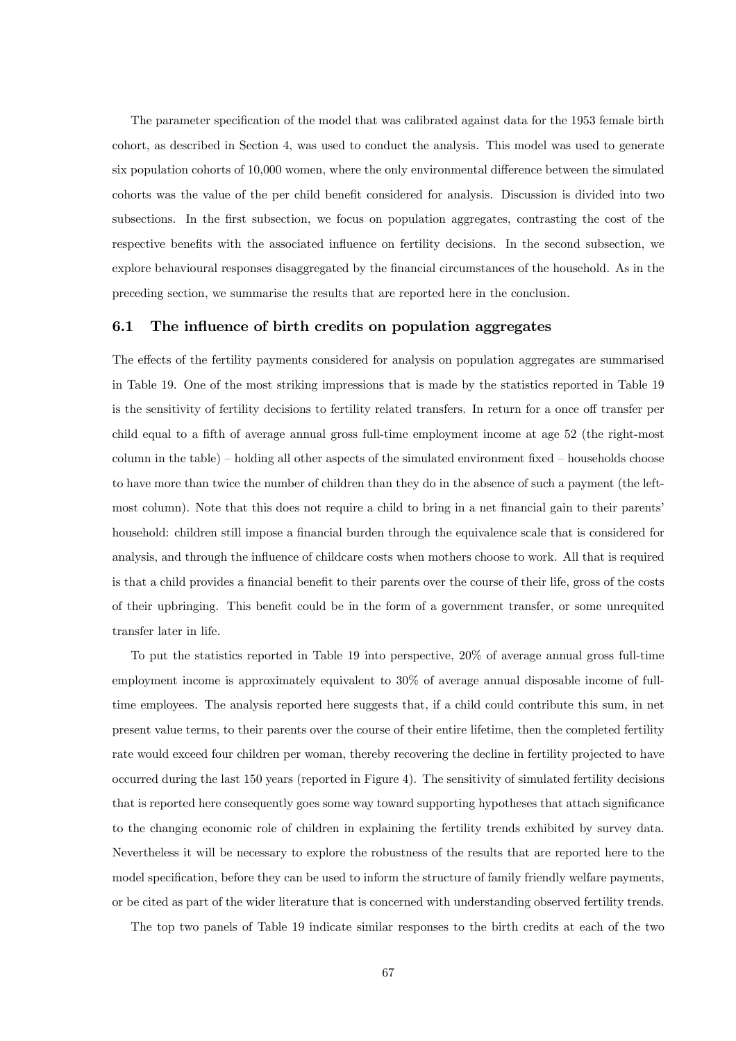The parameter specification of the model that was calibrated against data for the 1953 female birth cohort, as described in Section 4, was used to conduct the analysis. This model was used to generate six population cohorts of 10,000 women, where the only environmental difference between the simulated cohorts was the value of the per child benefit considered for analysis. Discussion is divided into two subsections. In the first subsection, we focus on population aggregates, contrasting the cost of the respective benefits with the associated influence on fertility decisions. In the second subsection, we explore behavioural responses disaggregated by the financial circumstances of the household. As in the preceding section, we summarise the results that are reported here in the conclusion.

### 6.1 The influence of birth credits on population aggregates

The effects of the fertility payments considered for analysis on population aggregates are summarised in Table 19. One of the most striking impressions that is made by the statistics reported in Table 19 is the sensitivity of fertility decisions to fertility related transfers. In return for a once off transfer per child equal to a fifth of average annual gross full-time employment income at age 52 (the right-most column in the table) – holding all other aspects of the simulated environment fixed – households choose to have more than twice the number of children than they do in the absence of such a payment (the left-most column). Note that this does not require a child to bring in a net financial gain to their parents' household: children still impose a financial burden through the equivalence scale that is considered for analysis, and through the influence of childcare costs when mothers choose to work. All that is required is that a child provides a financial benefit to their parents over the course of their life, gross of the costs of their upbringing. This benefit could be in the form of a government transfer, or some unrequited transfer later in life.

To put the statistics reported in Table 19 into perspective, 20% of average annual gross full-time employment income is approximately equivalent to 30% of average annual disposable income of full-time employees. The analysis reported here suggests that, if a child could contribute this sum, in net present value terms, to their parents over the course of their entire lifetime, then the completed fertility rate would exceed four children per woman, thereby recovering the decline in fertility projected to have occurred during the last 150 years (reported in Figure 4). The sensitivity of simulated fertility decisions that is reported here consequently goes some way toward supporting hypotheses that attach significance to the changing economic role of children in explaining the fertility trends exhibited by survey data. Nevertheless it will be necessary to explore the robustness of the results that are reported here to the model specification, before they can be used to inform the structure of family friendly welfare payments, or be cited as part of the wider literature that is concerned with understanding observed fertility trends.

The top two panels of Table 19 indicate similar responses to the birth credits at each of the two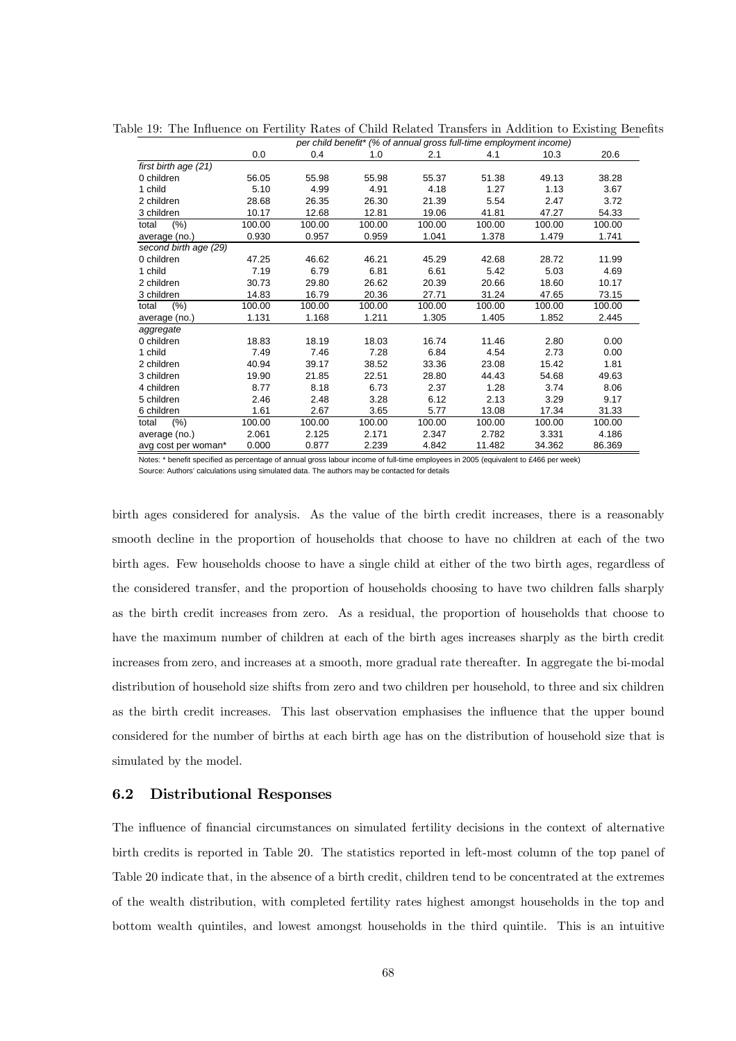Table 19: The Influence on Fertility Rates of Child Related Transfers in Addition to Existing Benefits

| | per child benefit* (% of annual gross full-time employment income) | | | | | | |
|---|---|---|---|---|---|---|---|
| | 0.0 | 0.4 | 1.0 | 2.1 | 4.1 | 10.3 | 20.6 |
| *first birth age (21)* | | | | | | | |
| 0 children | 56.05 | 55.98 | 55.98 | 55.37 | 51.38 | 49.13 | 38.28 |
| 1 child | 5.10 | 4.99 | 4.91 | 4.18 | 1.27 | 1.13 | 3.67 |
| 2 children | 28.68 | 26.35 | 26.30 | 21.39 | 5.54 | 2.47 | 3.72 |
| 3 children | 10.17 | 12.68 | 12.81 | 19.06 | 41.81 | 47.27 | 54.33 |
| total (%) | 100.00 | 100.00 | 100.00 | 100.00 | 100.00 | 100.00 | 100.00 |
| average (no.) | 0.930 | 0.957 | 0.959 | 1.041 | 1.378 | 1.479 | 1.741 |
| *second birth age (29)* | | | | | | | |
| 0 children | 47.25 | 46.62 | 46.21 | 45.29 | 42.68 | 28.72 | 11.99 |
| 1 child | 7.19 | 6.79 | 6.81 | 6.61 | 5.42 | 5.03 | 4.69 |
| 2 children | 30.73 | 29.80 | 26.62 | 20.39 | 20.66 | 18.60 | 10.17 |
| 3 children | 14.83 | 16.79 | 20.36 | 27.71 | 31.24 | 47.65 | 73.15 |
| total (%) | 100.00 | 100.00 | 100.00 | 100.00 | 100.00 | 100.00 | 100.00 |
| average (no.) | 1.131 | 1.168 | 1.211 | 1.305 | 1.405 | 1.852 | 2.445 |
| *aggregate* | | | | | | | |
| 0 children | 18.83 | 18.19 | 18.03 | 16.74 | 11.46 | 2.80 | 0.00 |
| 1 child | 7.49 | 7.46 | 7.28 | 6.84 | 4.54 | 2.73 | 0.00 |
| 2 children | 40.94 | 39.17 | 38.52 | 33.36 | 23.08 | 15.42 | 1.81 |
| 3 children | 19.90 | 21.85 | 22.51 | 28.80 | 44.43 | 54.68 | 49.63 |
| 4 children | 8.77 | 8.18 | 6.73 | 2.37 | 1.28 | 3.74 | 8.06 |
| 5 children | 2.46 | 2.48 | 3.28 | 6.12 | 2.13 | 3.29 | 9.17 |
| 6 children | 1.61 | 2.67 | 3.65 | 5.77 | 13.08 | 17.34 | 31.33 |
| total (%) | 100.00 | 100.00 | 100.00 | 100.00 | 100.00 | 100.00 | 100.00 |
| average (no.) | 2.061 | 2.125 | 2.171 | 2.347 | 2.782 | 3.331 | 4.186 |
| avg cost per woman* | 0.000 | 0.877 | 2.239 | 4.842 | 11.482 | 34.362 | 86.369 |

Notes: * benefit specified as percentage of annual gross labour income of full-time employees in 2005 (equivalent to £466 per week)
Source: Authors' calculations using simulated data. The authors may be contacted for details

birth ages considered for analysis. As the value of the birth credit increases, there is a reasonably smooth decline in the proportion of households that choose to have no children at each of the two birth ages. Few households choose to have a single child at either of the two birth ages, regardless of the considered transfer, and the proportion of households choosing to have two children falls sharply as the birth credit increases from zero. As a residual, the proportion of households that choose to have the maximum number of children at each of the birth ages increases sharply as the birth credit increases from zero, and increases at a smooth, more gradual rate thereafter. In aggregate the bi-modal distribution of household size shifts from zero and two children per household, to three and six children as the birth credit increases. This last observation emphasises the influence that the upper bound considered for the number of births at each birth age has on the distribution of household size that is simulated by the model.

### 6.2 Distributional Responses

The influence of financial circumstances on simulated fertility decisions in the context of alternative birth credits is reported in Table 20. The statistics reported in left-most column of the top panel of Table 20 indicate that, in the absence of a birth credit, children tend to be concentrated at the extremes of the wealth distribution, with completed fertility rates highest amongst households in the top and bottom wealth quintiles, and lowest amongst households in the third quintile. This is an intuitive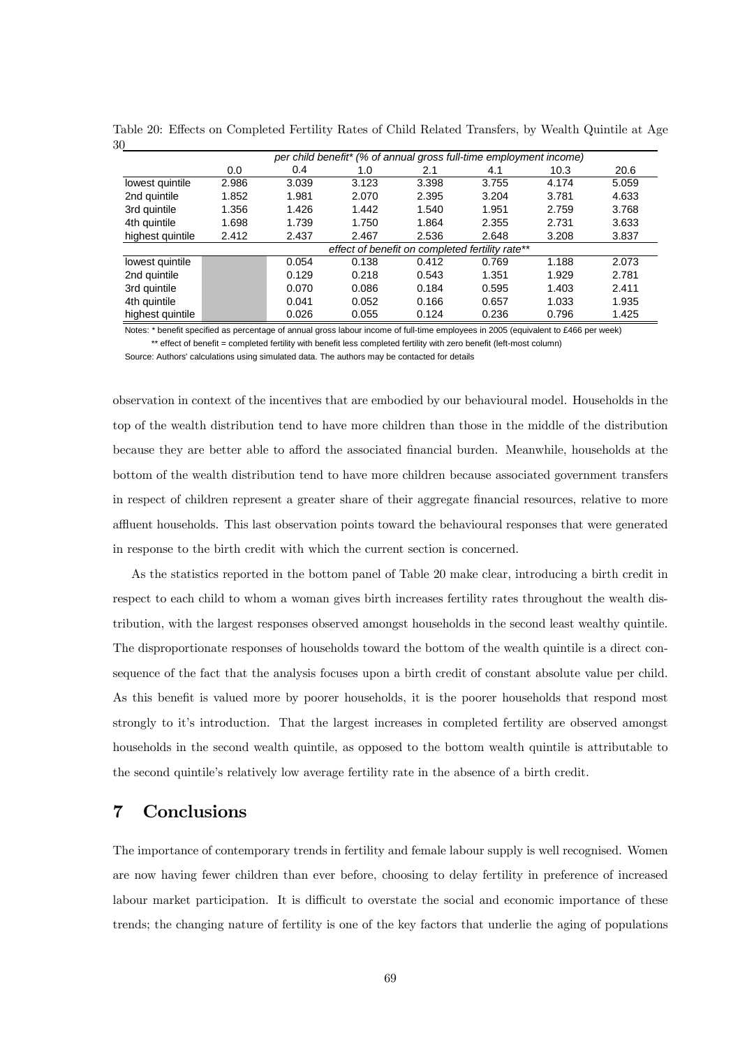Table 20: Effects on Completed Fertility Rates of Child Related Transfers, by Wealth Quintile at Age 30

| | *per child benefit* (% of annual gross full-time employment income)* | | | | | | |
|---|---|---|---|---|---|---|---|
| | 0.0 | 0.4 | 1.0 | 2.1 | 4.1 | 10.3 | 20.6 |
| lowest quintile | 2.986 | 3.039 | 3.123 | 3.398 | 3.755 | 4.174 | 5.059 |
| 2nd quintile | 1.852 | 1.981 | 2.070 | 2.395 | 3.204 | 3.781 | 4.633 |
| 3rd quintile | 1.356 | 1.426 | 1.442 | 1.540 | 1.951 | 2.759 | 3.768 |
| 4th quintile | 1.698 | 1.739 | 1.750 | 1.864 | 2.355 | 2.731 | 3.633 |
| highest quintile | 2.412 | 2.437 | 2.467 | 2.536 | 2.648 | 3.208 | 3.837 |
| | *effect of benefit on completed fertility rate*** | | | | | | |
| lowest quintile | | 0.054 | 0.138 | 0.412 | 0.769 | 1.188 | 2.073 |
| 2nd quintile | | 0.129 | 0.218 | 0.543 | 1.351 | 1.929 | 2.781 |
| 3rd quintile | | 0.070 | 0.086 | 0.184 | 0.595 | 1.403 | 2.411 |
| 4th quintile | | 0.041 | 0.052 | 0.166 | 0.657 | 1.033 | 1.935 |
| highest quintile | | 0.026 | 0.055 | 0.124 | 0.236 | 0.796 | 1.425 |

Notes: * benefit specified as percentage of annual gross labour income of full-time employees in 2005 (equivalent to £466 per week)

** effect of benefit = completed fertility with benefit less completed fertility with zero benefit (left-most column)

Source: Authors' calculations using simulated data. The authors may be contacted for details

observation in context of the incentives that are embodied by our behavioural model. Households in the top of the wealth distribution tend to have more children than those in the middle of the distribution because they are better able to afford the associated financial burden. Meanwhile, households at the bottom of the wealth distribution tend to have more children because associated government transfers in respect of children represent a greater share of their aggregate financial resources, relative to more affluent households. This last observation points toward the behavioural responses that were generated in response to the birth credit with which the current section is concerned.

As the statistics reported in the bottom panel of Table 20 make clear, introducing a birth credit in respect to each child to whom a woman gives birth increases fertility rates throughout the wealth distribution, with the largest responses observed amongst households in the second least wealthy quintile. The disproportionate responses of households toward the bottom of the wealth quintile is a direct consequence of the fact that the analysis focuses upon a birth credit of constant absolute value per child. As this benefit is valued more by poorer households, it is the poorer households that respond most strongly to it's introduction. That the largest increases in completed fertility are observed amongst households in the second wealth quintile, as opposed to the bottom wealth quintile is attributable to the second quintile's relatively low average fertility rate in the absence of a birth credit.

## 7 Conclusions

The importance of contemporary trends in fertility and female labour supply is well recognised. Women are now having fewer children than ever before, choosing to delay fertility in preference of increased labour market participation. It is difficult to overstate the social and economic importance of these trends; the changing nature of fertility is one of the key factors that underlie the aging of populations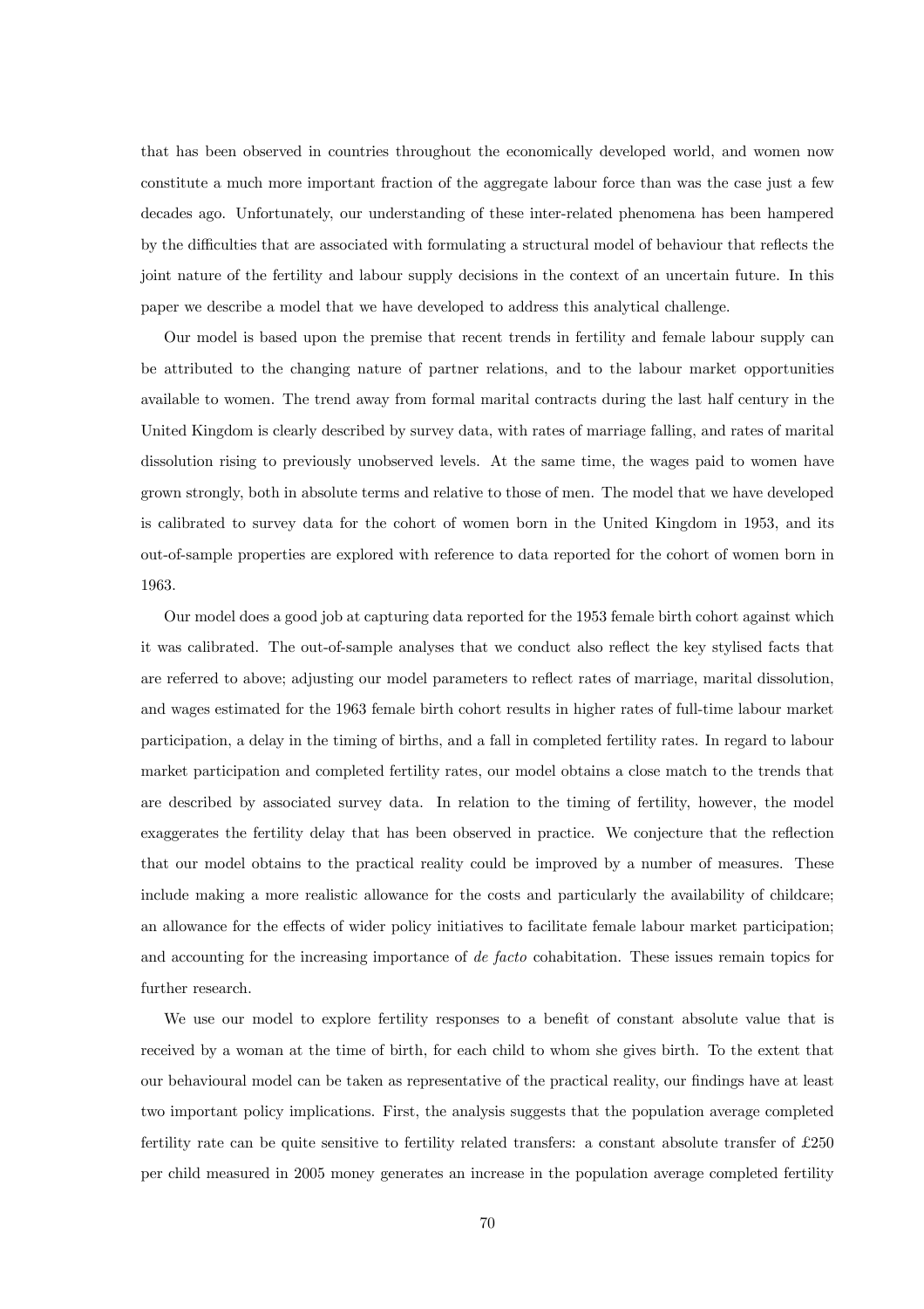that has been observed in countries throughout the economically developed world, and women now constitute a much more important fraction of the aggregate labour force than was the case just a few decades ago. Unfortunately, our understanding of these inter-related phenomena has been hampered by the difficulties that are associated with formulating a structural model of behaviour that reflects the joint nature of the fertility and labour supply decisions in the context of an uncertain future. In this paper we describe a model that we have developed to address this analytical challenge.

Our model is based upon the premise that recent trends in fertility and female labour supply can be attributed to the changing nature of partner relations, and to the labour market opportunities available to women. The trend away from formal marital contracts during the last half century in the United Kingdom is clearly described by survey data, with rates of marriage falling, and rates of marital dissolution rising to previously unobserved levels. At the same time, the wages paid to women have grown strongly, both in absolute terms and relative to those of men. The model that we have developed is calibrated to survey data for the cohort of women born in the United Kingdom in 1953, and its out-of-sample properties are explored with reference to data reported for the cohort of women born in 1963.

Our model does a good job at capturing data reported for the 1953 female birth cohort against which it was calibrated. The out-of-sample analyses that we conduct also reflect the key stylised facts that are referred to above; adjusting our model parameters to reflect rates of marriage, marital dissolution, and wages estimated for the 1963 female birth cohort results in higher rates of full-time labour market participation, a delay in the timing of births, and a fall in completed fertility rates. In regard to labour market participation and completed fertility rates, our model obtains a close match to the trends that are described by associated survey data. In relation to the timing of fertility, however, the model exaggerates the fertility delay that has been observed in practice. We conjecture that the reflection that our model obtains to the practical reality could be improved by a number of measures. These include making a more realistic allowance for the costs and particularly the availability of childcare; an allowance for the effects of wider policy initiatives to facilitate female labour market participation; and accounting for the increasing importance of *de facto* cohabitation. These issues remain topics for further research.

We use our model to explore fertility responses to a benefit of constant absolute value that is received by a woman at the time of birth, for each child to whom she gives birth. To the extent that our behavioural model can be taken as representative of the practical reality, our findings have at least two important policy implications. First, the analysis suggests that the population average completed fertility rate can be quite sensitive to fertility related transfers: a constant absolute transfer of £250 per child measured in 2005 money generates an increase in the population average completed fertility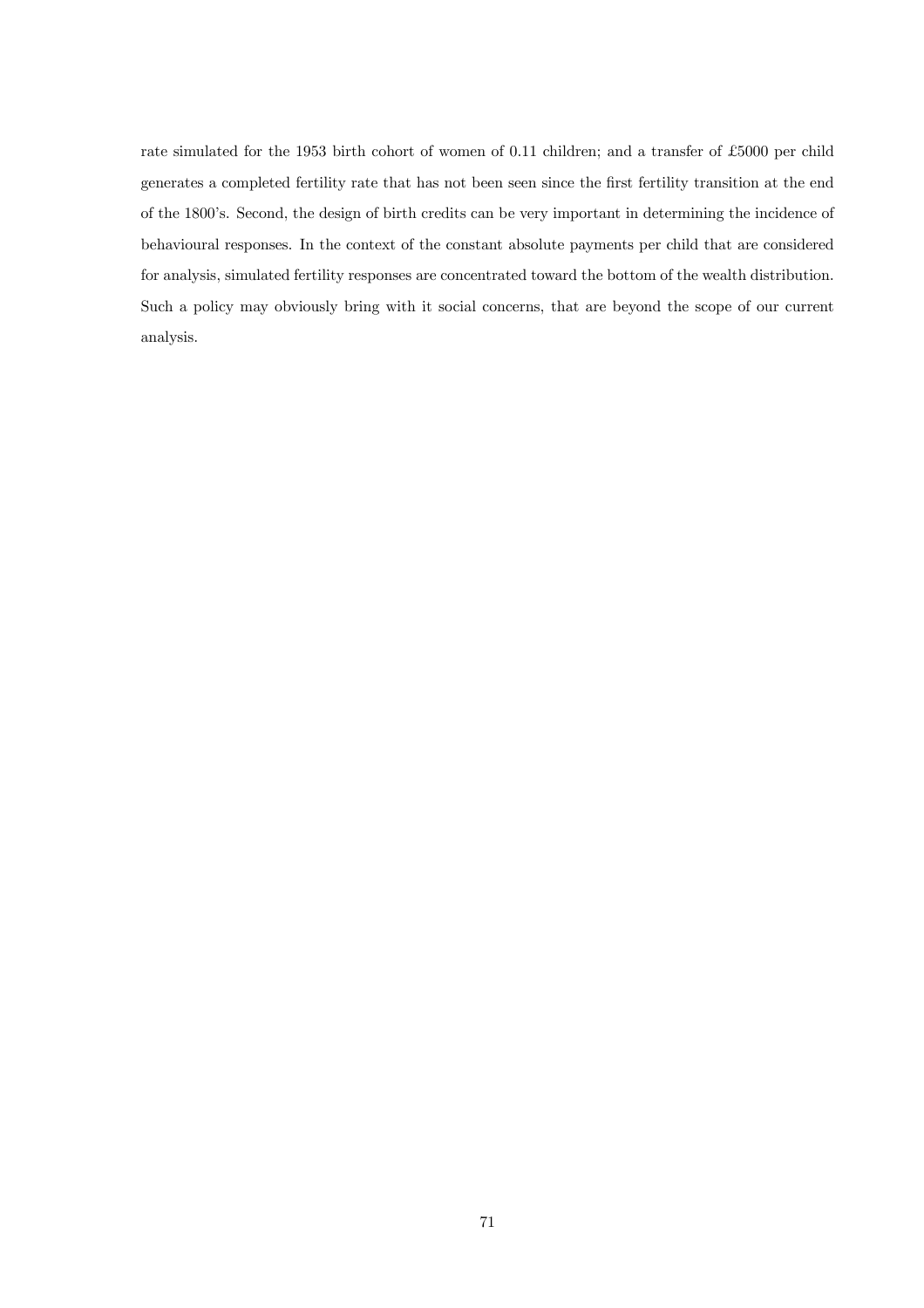rate simulated for the 1953 birth cohort of women of 0.11 children; and a transfer of £5000 per child generates a completed fertility rate that has not been seen since the first fertility transition at the end of the 1800's. Second, the design of birth credits can be very important in determining the incidence of behavioural responses. In the context of the constant absolute payments per child that are considered for analysis, simulated fertility responses are concentrated toward the bottom of the wealth distribution. Such a policy may obviously bring with it social concerns, that are beyond the scope of our current analysis.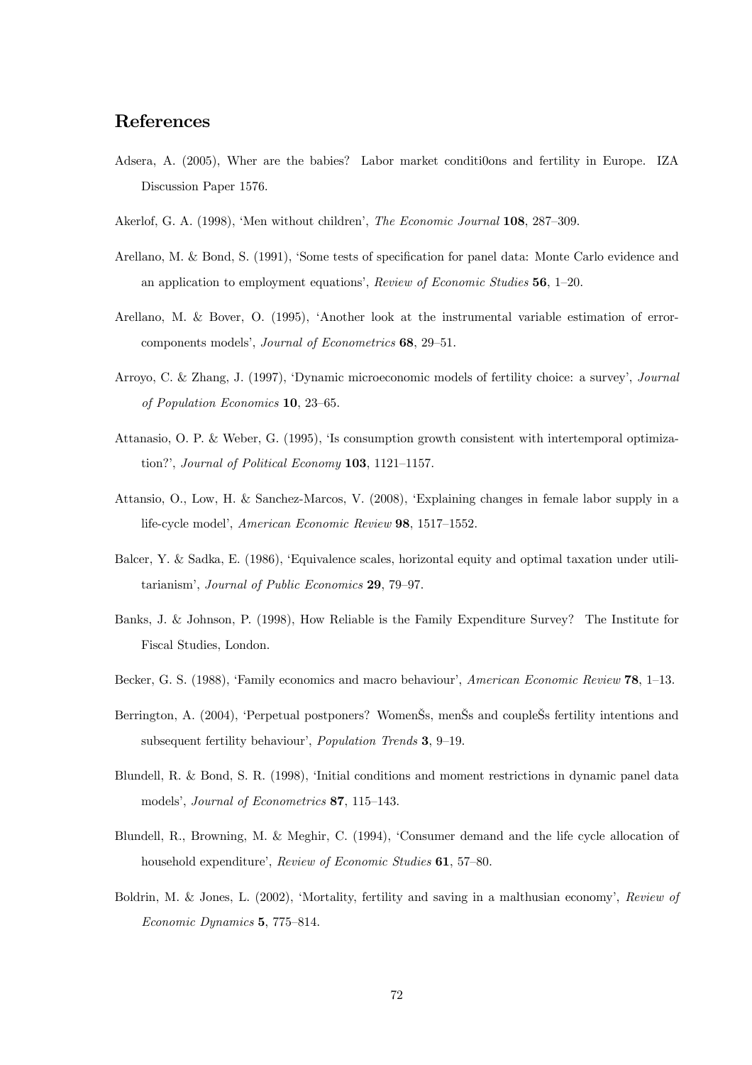## References

Adsera, A. (2005), Wher are the babies? Labor market conditi0ons and fertility in Europe. IZA Discussion Paper 1576.

Akerlof, G. A. (1998), 'Men without children', *The Economic Journal* **108**, 287–309.

Arellano, M. & Bond, S. (1991), 'Some tests of specification for panel data: Monte Carlo evidence and an application to employment equations', *Review of Economic Studies* **56**, 1–20.

Arellano, M. & Bover, O. (1995), 'Another look at the instrumental variable estimation of error-components models', *Journal of Econometrics* **68**, 29–51.

Arroyo, C. & Zhang, J. (1997), 'Dynamic microeconomic models of fertility choice: a survey', *Journal of Population Economics* **10**, 23–65.

Attanasio, O. P. & Weber, G. (1995), 'Is consumption growth consistent with intertemporal optimization?', *Journal of Political Economy* **103**, 1121–1157.

Attansio, O., Low, H. & Sanchez-Marcos, V. (2008), 'Explaining changes in female labor supply in a life-cycle model', *American Economic Review* **98**, 1517–1552.

Balcer, Y. & Sadka, E. (1986), 'Equivalence scales, horizontal equity and optimal taxation under utilitarianism', *Journal of Public Economics* **29**, 79–97.

Banks, J. & Johnson, P. (1998), How Reliable is the Family Expenditure Survey? The Institute for Fiscal Studies, London.

Becker, G. S. (1988), 'Family economics and macro behaviour', *American Economic Review* **78**, 1–13.

Berrington, A. (2004), 'Perpetual postponers? WomenŠs, menŠs and coupleŠs fertility intentions and subsequent fertility behaviour', *Population Trends* **3**, 9–19.

Blundell, R. & Bond, S. R. (1998), 'Initial conditions and moment restrictions in dynamic panel data models', *Journal of Econometrics* **87**, 115–143.

Blundell, R., Browning, M. & Meghir, C. (1994), 'Consumer demand and the life cycle allocation of household expenditure', *Review of Economic Studies* **61**, 57–80.

Boldrin, M. & Jones, L. (2002), 'Mortality, fertility and saving in a malthusian economy', *Review of Economic Dynamics* **5**, 775–814.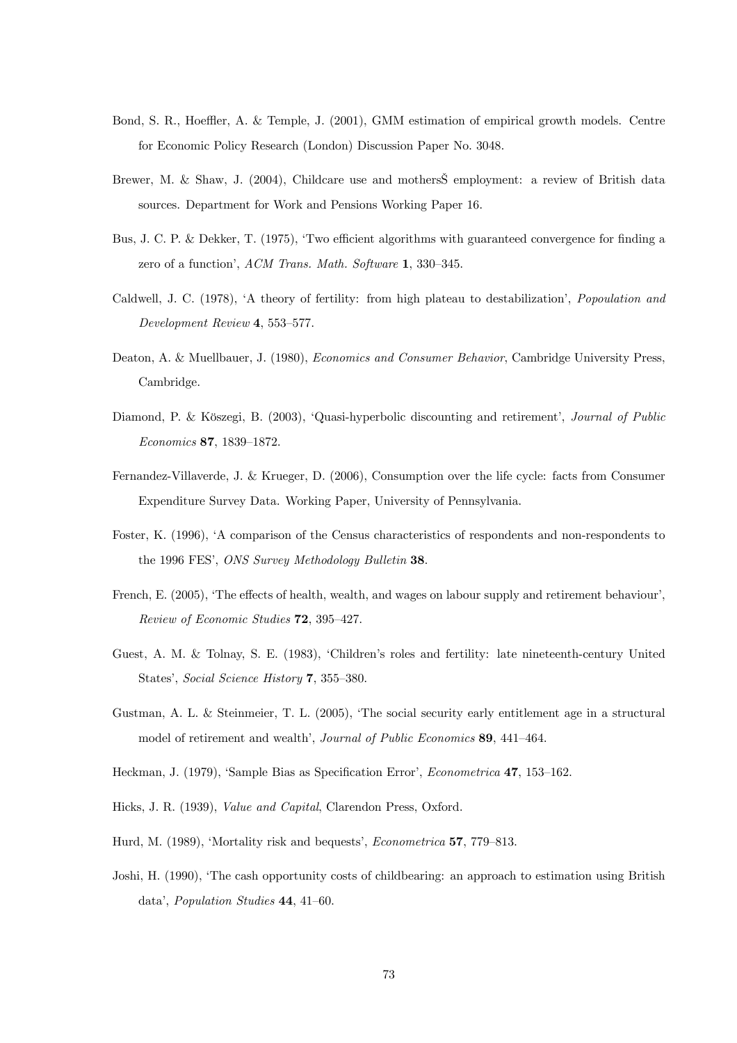Bond, S. R., Hoeffler, A. & Temple, J. (2001), GMM estimation of empirical growth models. Centre for Economic Policy Research (London) Discussion Paper No. 3048.

Brewer, M. & Shaw, J. (2004), Childcare use and mothersŠ employment: a review of British data sources. Department for Work and Pensions Working Paper 16.

Bus, J. C. P. & Dekker, T. (1975), 'Two efficient algorithms with guaranteed convergence for finding a zero of a function', *ACM Trans. Math. Software* **1**, 330–345.

Caldwell, J. C. (1978), 'A theory of fertility: from high plateau to destabilization', *Popoulation and Development Review* **4**, 553–577.

Deaton, A. & Muellbauer, J. (1980), *Economics and Consumer Behavior*, Cambridge University Press, Cambridge.

Diamond, P. & Köszegi, B. (2003), 'Quasi-hyperbolic discounting and retirement', *Journal of Public Economics* **87**, 1839–1872.

Fernandez-Villaverde, J. & Krueger, D. (2006), Consumption over the life cycle: facts from Consumer Expenditure Survey Data. Working Paper, University of Pennsylvania.

Foster, K. (1996), 'A comparison of the Census characteristics of respondents and non-respondents to the 1996 FES', *ONS Survey Methodology Bulletin* **38**.

French, E. (2005), 'The effects of health, wealth, and wages on labour supply and retirement behaviour', *Review of Economic Studies* **72**, 395–427.

Guest, A. M. & Tolnay, S. E. (1983), 'Children's roles and fertility: late nineteenth-century United States', *Social Science History* **7**, 355–380.

Gustman, A. L. & Steinmeier, T. L. (2005), 'The social security early entitlement age in a structural model of retirement and wealth', *Journal of Public Economics* **89**, 441–464.

Heckman, J. (1979), 'Sample Bias as Specification Error', *Econometrica* **47**, 153–162.

Hicks, J. R. (1939), *Value and Capital*, Clarendon Press, Oxford.

Hurd, M. (1989), 'Mortality risk and bequests', *Econometrica* **57**, 779–813.

Joshi, H. (1990), 'The cash opportunity costs of childbearing: an approach to estimation using British data', *Population Studies* **44**, 41–60.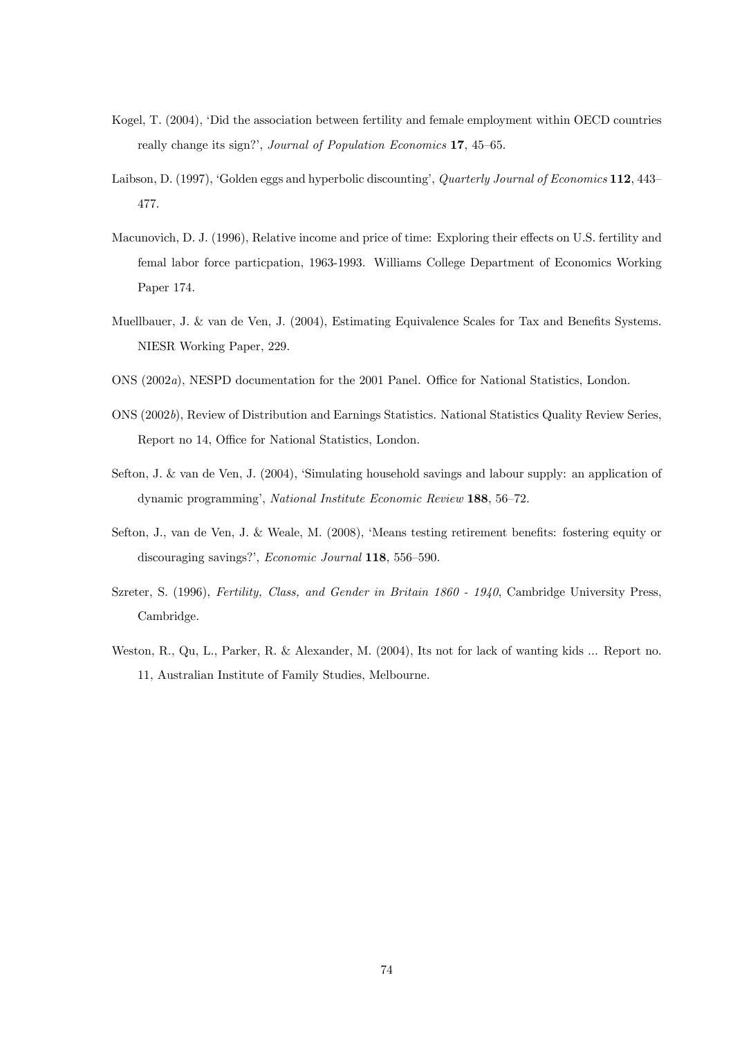Kogel, T. (2004), 'Did the association between fertility and female employment within OECD countries really change its sign?', *Journal of Population Economics* **17**, 45–65.

Laibson, D. (1997), 'Golden eggs and hyperbolic discounting', *Quarterly Journal of Economics* **112**, 443–477.

Macunovich, D. J. (1996), Relative income and price of time: Exploring their effects on U.S. fertility and femal labor force particpation, 1963-1993. Williams College Department of Economics Working Paper 174.

Muellbauer, J. & van de Ven, J. (2004), Estimating Equivalence Scales for Tax and Benefits Systems. NIESR Working Paper, 229.

ONS (2002*a*), NESPD documentation for the 2001 Panel. Office for National Statistics, London.

ONS (2002*b*), Review of Distribution and Earnings Statistics. National Statistics Quality Review Series, Report no 14, Office for National Statistics, London.

Sefton, J. & van de Ven, J. (2004), 'Simulating household savings and labour supply: an application of dynamic programming', *National Institute Economic Review* **188**, 56–72.

Sefton, J., van de Ven, J. & Weale, M. (2008), 'Means testing retirement benefits: fostering equity or discouraging savings?', *Economic Journal* **118**, 556–590.

Szreter, S. (1996), *Fertility, Class, and Gender in Britain 1860 - 1940*, Cambridge University Press, Cambridge.

Weston, R., Qu, L., Parker, R. & Alexander, M. (2004), Its not for lack of wanting kids ... Report no. 11, Australian Institute of Family Studies, Melbourne.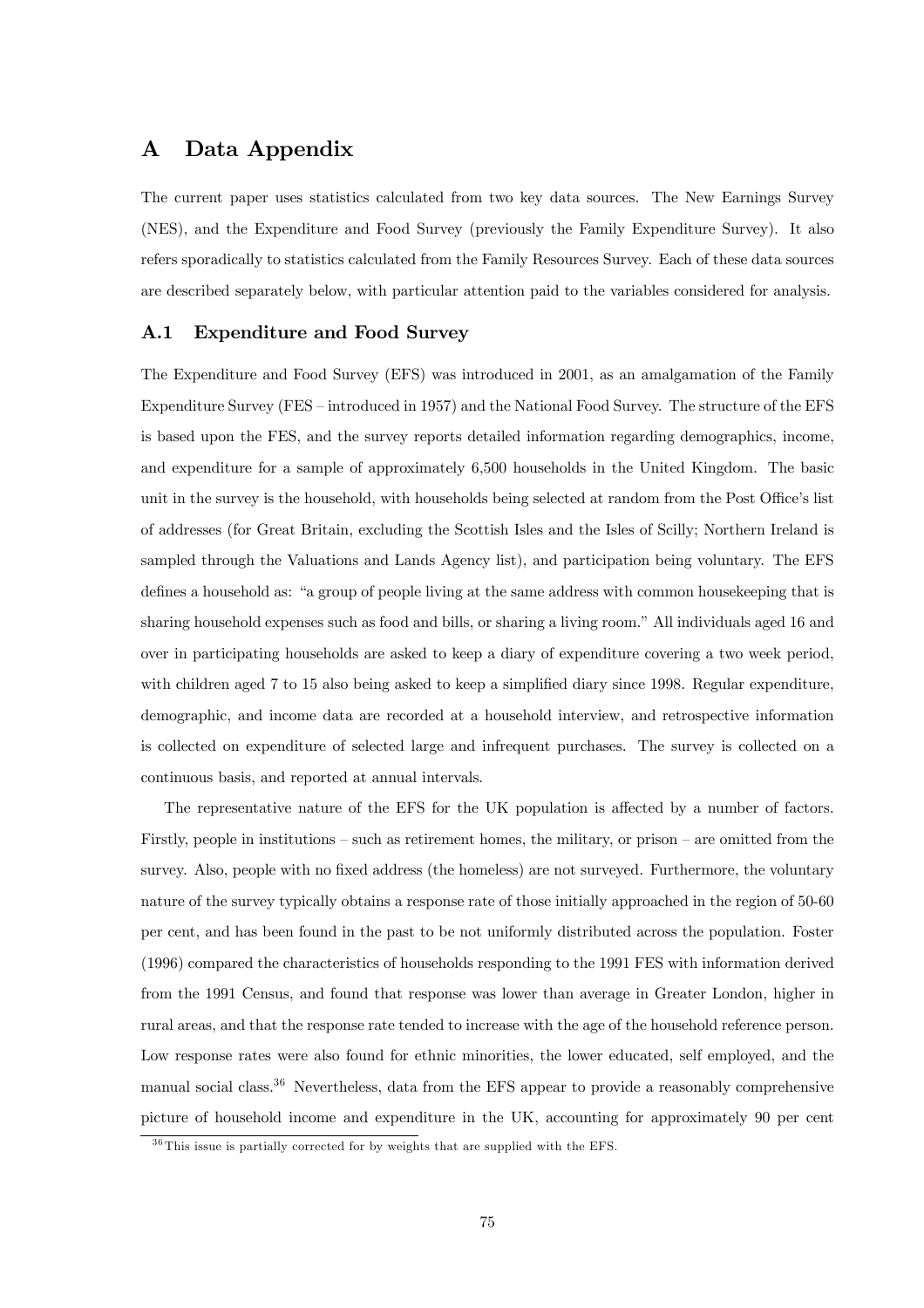# A Data Appendix

The current paper uses statistics calculated from two key data sources. The New Earnings Survey (NES), and the Expenditure and Food Survey (previously the Family Expenditure Survey). It also refers sporadically to statistics calculated from the Family Resources Survey. Each of these data sources are described separately below, with particular attention paid to the variables considered for analysis.

## A.1 Expenditure and Food Survey

The Expenditure and Food Survey (EFS) was introduced in 2001, as an amalgamation of the Family Expenditure Survey (FES – introduced in 1957) and the National Food Survey. The structure of the EFS is based upon the FES, and the survey reports detailed information regarding demographics, income, and expenditure for a sample of approximately 6,500 households in the United Kingdom. The basic unit in the survey is the household, with households being selected at random from the Post Office's list of addresses (for Great Britain, excluding the Scottish Isles and the Isles of Scilly; Northern Ireland is sampled through the Valuations and Lands Agency list), and participation being voluntary. The EFS defines a household as: "a group of people living at the same address with common housekeeping that is sharing household expenses such as food and bills, or sharing a living room." All individuals aged 16 and over in participating households are asked to keep a diary of expenditure covering a two week period, with children aged 7 to 15 also being asked to keep a simplified diary since 1998. Regular expenditure, demographic, and income data are recorded at a household interview, and retrospective information is collected on expenditure of selected large and infrequent purchases. The survey is collected on a continuous basis, and reported at annual intervals.

The representative nature of the EFS for the UK population is affected by a number of factors. Firstly, people in institutions – such as retirement homes, the military, or prison – are omitted from the survey. Also, people with no fixed address (the homeless) are not surveyed. Furthermore, the voluntary nature of the survey typically obtains a response rate of those initially approached in the region of 50-60 per cent, and has been found in the past to be not uniformly distributed across the population. Foster (1996) compared the characteristics of households responding to the 1991 FES with information derived from the 1991 Census, and found that response was lower than average in Greater London, higher in rural areas, and that the response rate tended to increase with the age of the household reference person. Low response rates were also found for ethnic minorities, the lower educated, self employed, and the manual social class.[36] Nevertheless, data from the EFS appear to provide a reasonably comprehensive picture of household income and expenditure in the UK, accounting for approximately 90 per cent

[36] This issue is partially corrected for by weights that are supplied with the EFS.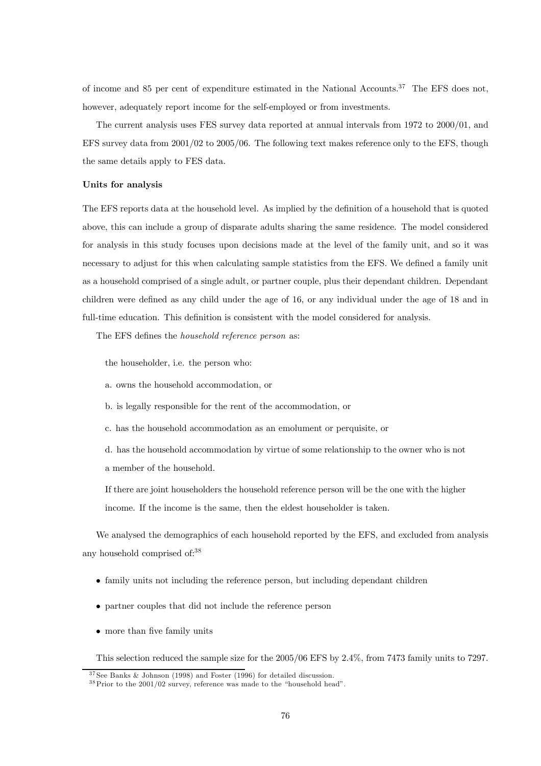of income and 85 per cent of expenditure estimated in the National Accounts.[37] The EFS does not, however, adequately report income for the self-employed or from investments.

The current analysis uses FES survey data reported at annual intervals from 1972 to 2000/01, and EFS survey data from 2001/02 to 2005/06. The following text makes reference only to the EFS, though the same details apply to FES data.

**Units for analysis**

The EFS reports data at the household level. As implied by the definition of a household that is quoted above, this can include a group of disparate adults sharing the same residence. The model considered for analysis in this study focuses upon decisions made at the level of the family unit, and so it was necessary to adjust for this when calculating sample statistics from the EFS. We defined a family unit as a household comprised of a single adult, or partner couple, plus their dependant children. Dependant children were defined as any child under the age of 16, or any individual under the age of 18 and in full-time education. This definition is consistent with the model considered for analysis.

The EFS defines the *household reference person* as:

> the householder, i.e. the person who:
>
> a. owns the household accommodation, or
>
> b. is legally responsible for the rent of the accommodation, or
>
> c. has the household accommodation as an emolument or perquisite, or
>
> d. has the household accommodation by virtue of some relationship to the owner who is not a member of the household.
>
> If there are joint householders the household reference person will be the one with the higher income. If the income is the same, then the eldest householder is taken.

We analysed the demographics of each household reported by the EFS, and excluded from analysis any household comprised of:[38]

- family units not including the reference person, but including dependant children
- partner couples that did not include the reference person
- more than five family units

This selection reduced the sample size for the 2005/06 EFS by 2.4%, from 7473 family units to 7297.

[37] See Banks & Johnson (1998) and Foster (1996) for detailed discussion.

[38] Prior to the 2001/02 survey, reference was made to the "household head".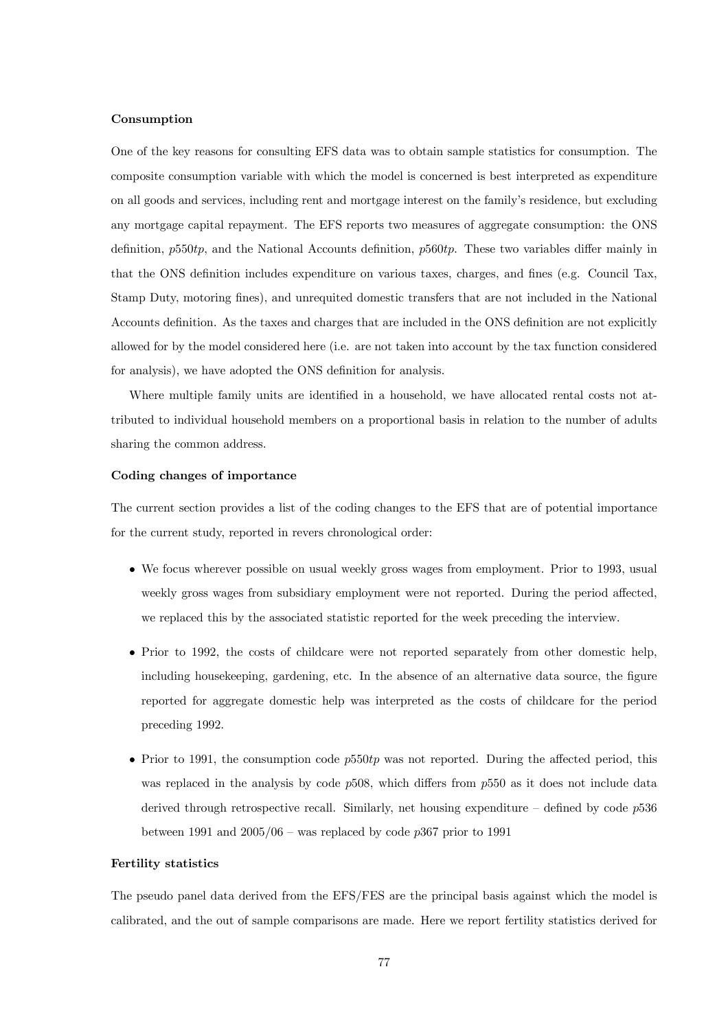**Consumption**

One of the key reasons for consulting EFS data was to obtain sample statistics for consumption. The composite consumption variable with which the model is concerned is best interpreted as expenditure on all goods and services, including rent and mortgage interest on the family's residence, but excluding any mortgage capital repayment. The EFS reports two measures of aggregate consumption: the ONS definition, *p550tp*, and the National Accounts definition, *p560tp*. These two variables differ mainly in that the ONS definition includes expenditure on various taxes, charges, and fines (e.g. Council Tax, Stamp Duty, motoring fines), and unrequited domestic transfers that are not included in the National Accounts definition. As the taxes and charges that are included in the ONS definition are not explicitly allowed for by the model considered here (i.e. are not taken into account by the tax function considered for analysis), we have adopted the ONS definition for analysis.

Where multiple family units are identified in a household, we have allocated rental costs not attributed to individual household members on a proportional basis in relation to the number of adults sharing the common address.

**Coding changes of importance**

The current section provides a list of the coding changes to the EFS that are of potential importance for the current study, reported in revers chronological order:

- We focus wherever possible on usual weekly gross wages from employment. Prior to 1993, usual weekly gross wages from subsidiary employment were not reported. During the period affected, we replaced this by the associated statistic reported for the week preceding the interview.
- Prior to 1992, the costs of childcare were not reported separately from other domestic help, including housekeeping, gardening, etc. In the absence of an alternative data source, the figure reported for aggregate domestic help was interpreted as the costs of childcare for the period preceding 1992.
- Prior to 1991, the consumption code *p550tp* was not reported. During the affected period, this was replaced in the analysis by code *p508*, which differs from *p550* as it does not include data derived through retrospective recall. Similarly, net housing expenditure – defined by code *p536* between 1991 and 2005/06 – was replaced by code *p367* prior to 1991

**Fertility statistics**

The pseudo panel data derived from the EFS/FES are the principal basis against which the model is calibrated, and the out of sample comparisons are made. Here we report fertility statistics derived for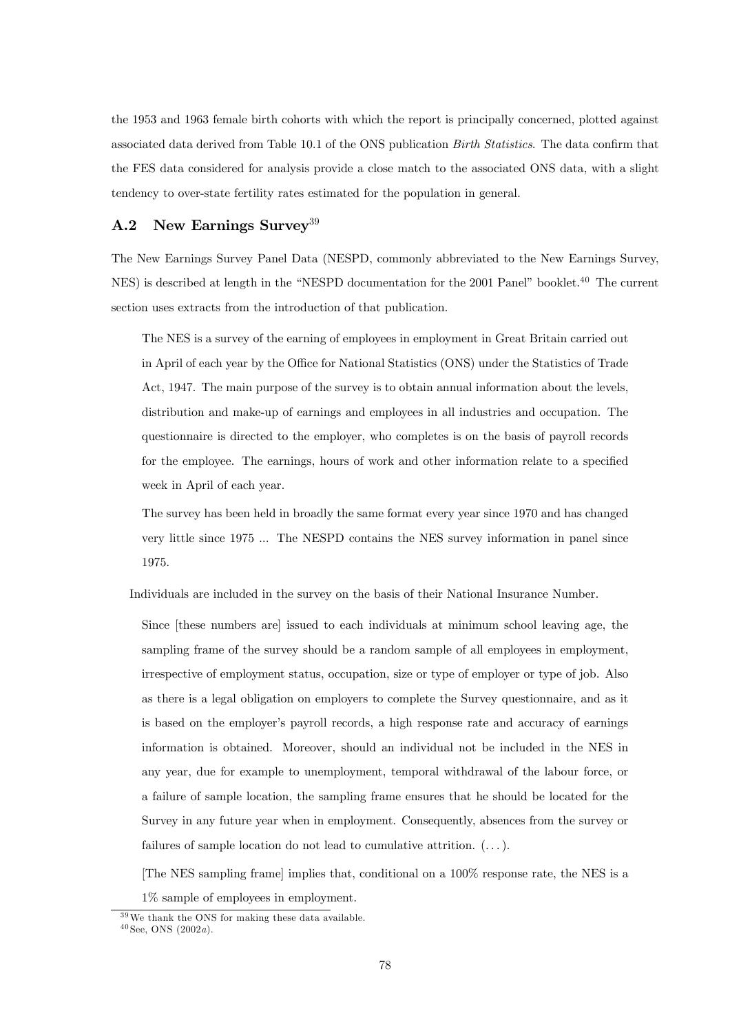the 1953 and 1963 female birth cohorts with which the report is principally concerned, plotted against associated data derived from Table 10.1 of the ONS publication *Birth Statistics*. The data confirm that the FES data considered for analysis provide a close match to the associated ONS data, with a slight tendency to over-state fertility rates estimated for the population in general.

## A.2 New Earnings Survey[39]

The New Earnings Survey Panel Data (NESPD, commonly abbreviated to the New Earnings Survey, NES) is described at length in the "NESPD documentation for the 2001 Panel" booklet.[40] The current section uses extracts from the introduction of that publication.

> The NES is a survey of the earning of employees in employment in Great Britain carried out in April of each year by the Office for National Statistics (ONS) under the Statistics of Trade Act, 1947. The main purpose of the survey is to obtain annual information about the levels, distribution and make-up of earnings and employees in all industries and occupation. The questionnaire is directed to the employer, who completes is on the basis of payroll records for the employee. The earnings, hours of work and other information relate to a specified week in April of each year.
>
> The survey has been held in broadly the same format every year since 1970 and has changed very little since 1975 ... The NESPD contains the NES survey information in panel since 1975.

Individuals are included in the survey on the basis of their National Insurance Number.

> Since [these numbers are] issued to each individuals at minimum school leaving age, the sampling frame of the survey should be a random sample of all employees in employment, irrespective of employment status, occupation, size or type of employer or type of job. Also as there is a legal obligation on employers to complete the Survey questionnaire, and as it is based on the employer's payroll records, a high response rate and accuracy of earnings information is obtained. Moreover, should an individual not be included in the NES in any year, due for example to unemployment, temporal withdrawal of the labour force, or a failure of sample location, the sampling frame ensures that he should be located for the Survey in any future year when in employment. Consequently, absences from the survey or failures of sample location do not lead to cumulative attrition. (...).
>
> [The NES sampling frame] implies that, conditional on a 100% response rate, the NES is a 1% sample of employees in employment.

[39] We thank the ONS for making these data available.

[40] See, ONS (2002*a*).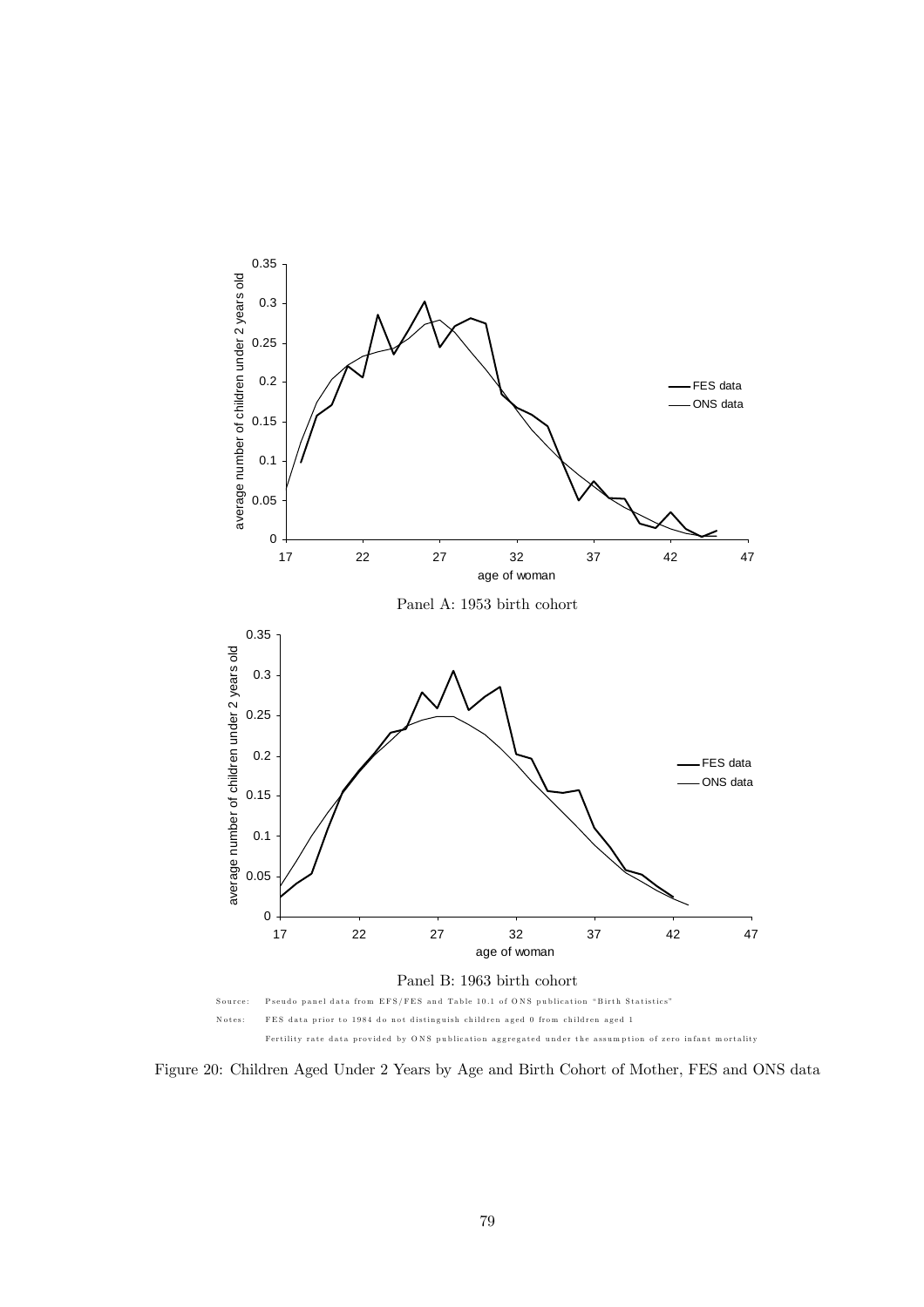Panel A: 1953 birth cohort

Panel B: 1963 birth cohort

Source: Pseudo panel data from EFS/FES and Table 10.1 of ONS publication "Birth Statistics"

Notes: FES data prior to 1984 do not distinguish children aged 0 from children aged 1

Fertility rate data provided by ONS publication aggregated under the assumption of zero infant mortality

Figure 20: Children Aged Under 2 Years by Age and Birth Cohort of Mother, FES and ONS data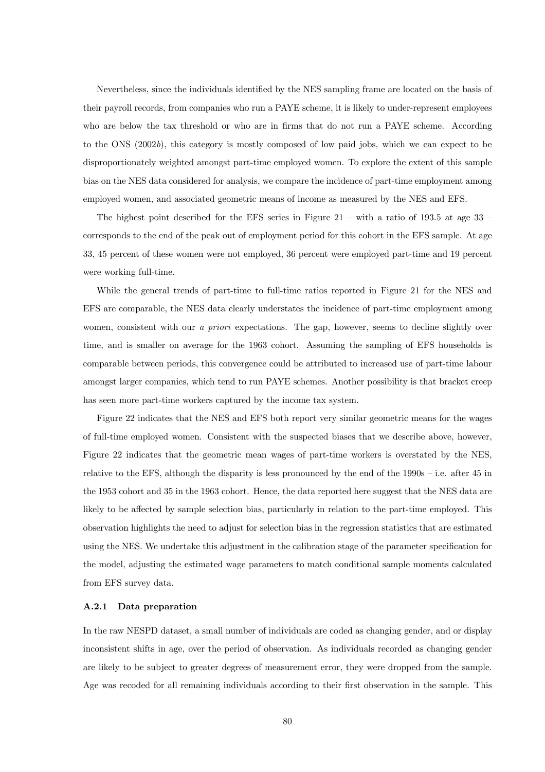Nevertheless, since the individuals identified by the NES sampling frame are located on the basis of their payroll records, from companies who run a PAYE scheme, it is likely to under-represent employees who are below the tax threshold or who are in firms that do not run a PAYE scheme. According to the ONS (2002*b*), this category is mostly composed of low paid jobs, which we can expect to be disproportionately weighted amongst part-time employed women. To explore the extent of this sample bias on the NES data considered for analysis, we compare the incidence of part-time employment among employed women, and associated geometric means of income as measured by the NES and EFS.

The highest point described for the EFS series in Figure 21 – with a ratio of 193.5 at age 33 – corresponds to the end of the peak out of employment period for this cohort in the EFS sample. At age 33, 45 percent of these women were not employed, 36 percent were employed part-time and 19 percent were working full-time.

While the general trends of part-time to full-time ratios reported in Figure 21 for the NES and EFS are comparable, the NES data clearly understates the incidence of part-time employment among women, consistent with our *a priori* expectations. The gap, however, seems to decline slightly over time, and is smaller on average for the 1963 cohort. Assuming the sampling of EFS households is comparable between periods, this convergence could be attributed to increased use of part-time labour amongst larger companies, which tend to run PAYE schemes. Another possibility is that bracket creep has seen more part-time workers captured by the income tax system.

Figure 22 indicates that the NES and EFS both report very similar geometric means for the wages of full-time employed women. Consistent with the suspected biases that we describe above, however, Figure 22 indicates that the geometric mean wages of part-time workers is overstated by the NES, relative to the EFS, although the disparity is less pronounced by the end of the 1990s – i.e. after 45 in the 1953 cohort and 35 in the 1963 cohort. Hence, the data reported here suggest that the NES data are likely to be affected by sample selection bias, particularly in relation to the part-time employed. This observation highlights the need to adjust for selection bias in the regression statistics that are estimated using the NES. We undertake this adjustment in the calibration stage of the parameter specification for the model, adjusting the estimated wage parameters to match conditional sample moments calculated from EFS survey data.

#### A.2.1 Data preparation

In the raw NESPD dataset, a small number of individuals are coded as changing gender, and or display inconsistent shifts in age, over the period of observation. As individuals recorded as changing gender are likely to be subject to greater degrees of measurement error, they were dropped from the sample. Age was recoded for all remaining individuals according to their first observation in the sample. This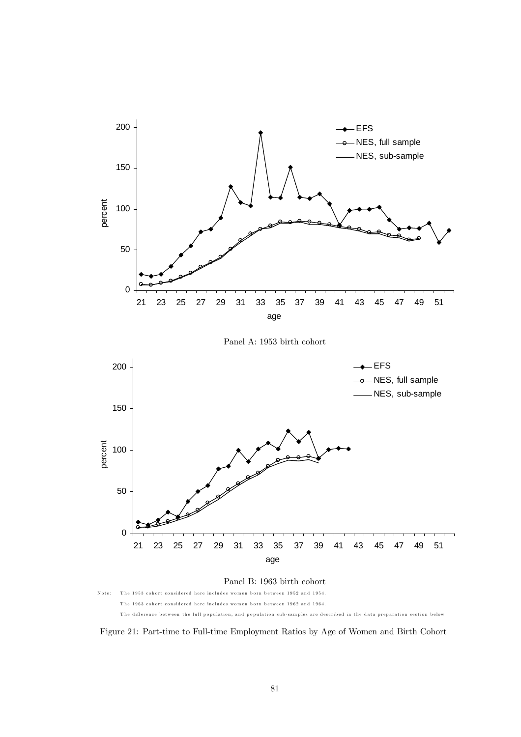Panel A: 1953 birth cohort

Panel B: 1963 birth cohort

Note: The 1953 cohort considered here includes women born between 1952 and 1954.
The 1963 cohort considered here includes women born between 1962 and 1964.
The difference between the full population, and population sub-samples are described in the data preparation section below

Figure 21: Part-time to Full-time Employment Ratios by Age of Women and Birth Cohort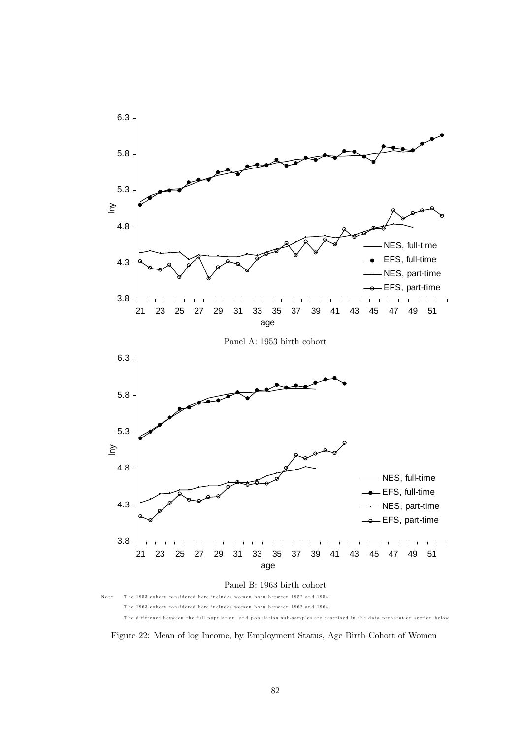Panel A: 1953 birth cohort

Panel B: 1963 birth cohort

Note: The 1953 cohort considered here includes women born between 1952 and 1954.
The 1963 cohort considered here includes women born between 1962 and 1964.
The difference between the full population, and population sub-samples are described in the data preparation section below

Figure 22: Mean of log Income, by Employment Status, Age Birth Cohort of Women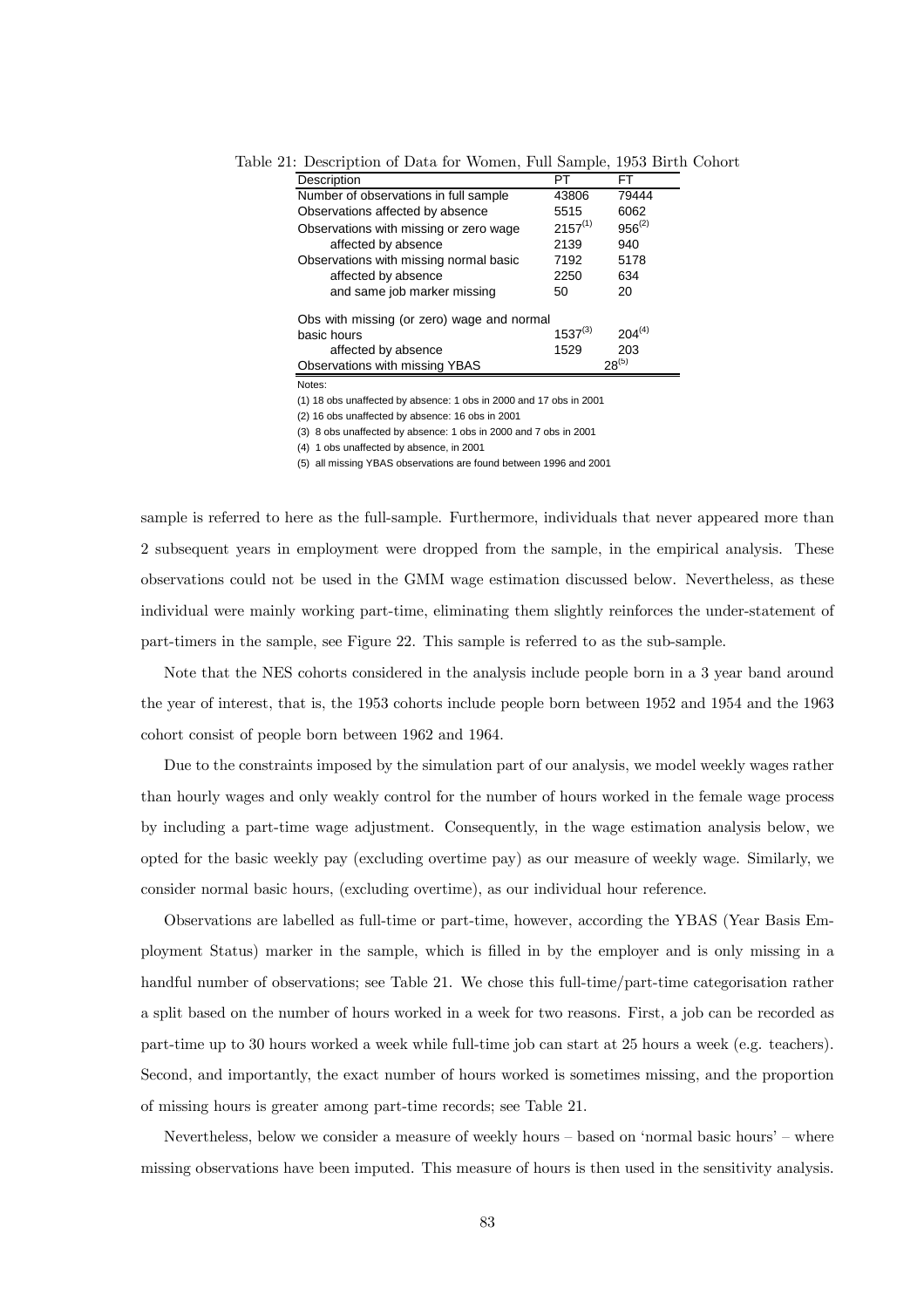Table 21: Description of Data for Women, Full Sample, 1953 Birth Cohort

| Description | PT | FT |
|---|---|---|
| Number of observations in full sample | 43806 | 79444 |
| Observations affected by absence | 5515 | 6062 |
| Observations with missing or zero wage | 2157(1) | 956(2) |
| affected by absence | 2139 | 940 |
| Observations with missing normal basic | 7192 | 5178 |
| affected by absence | 2250 | 634 |
| and same job marker missing | 50 | 20 |
| Obs with missing (or zero) wage and normal basic hours | 1537(3) | 204(4) |
| affected by absence | 1529 | 203 |
| Observations with missing YBAS | 28(5) | |

Notes:

(1) 18 obs unaffected by absence: 1 obs in 2000 and 17 obs in 2001

(2) 16 obs unaffected by absence: 16 obs in 2001

(3) 8 obs unaffected by absence: 1 obs in 2000 and 7 obs in 2001

(4) 1 obs unaffected by absence, in 2001

(5) all missing YBAS observations are found between 1996 and 2001

sample is referred to here as the full-sample. Furthermore, individuals that never appeared more than 2 subsequent years in employment were dropped from the sample, in the empirical analysis. These observations could not be used in the GMM wage estimation discussed below. Nevertheless, as these individual were mainly working part-time, eliminating them slightly reinforces the under-statement of part-timers in the sample, see Figure 22. This sample is referred to as the sub-sample.

Note that the NES cohorts considered in the analysis include people born in a 3 year band around the year of interest, that is, the 1953 cohorts include people born between 1952 and 1954 and the 1963 cohort consist of people born between 1962 and 1964.

Due to the constraints imposed by the simulation part of our analysis, we model weekly wages rather than hourly wages and only weakly control for the number of hours worked in the female wage process by including a part-time wage adjustment. Consequently, in the wage estimation analysis below, we opted for the basic weekly pay (excluding overtime pay) as our measure of weekly wage. Similarly, we consider normal basic hours, (excluding overtime), as our individual hour reference.

Observations are labelled as full-time or part-time, however, according the YBAS (Year Basis Employment Status) marker in the sample, which is filled in by the employer and is only missing in a handful number of observations; see Table 21. We chose this full-time/part-time categorisation rather a split based on the number of hours worked in a week for two reasons. First, a job can be recorded as part-time up to 30 hours worked a week while full-time job can start at 25 hours a week (e.g. teachers). Second, and importantly, the exact number of hours worked is sometimes missing, and the proportion of missing hours is greater among part-time records; see Table 21.

Nevertheless, below we consider a measure of weekly hours – based on 'normal basic hours' – where missing observations have been imputed. This measure of hours is then used in the sensitivity analysis.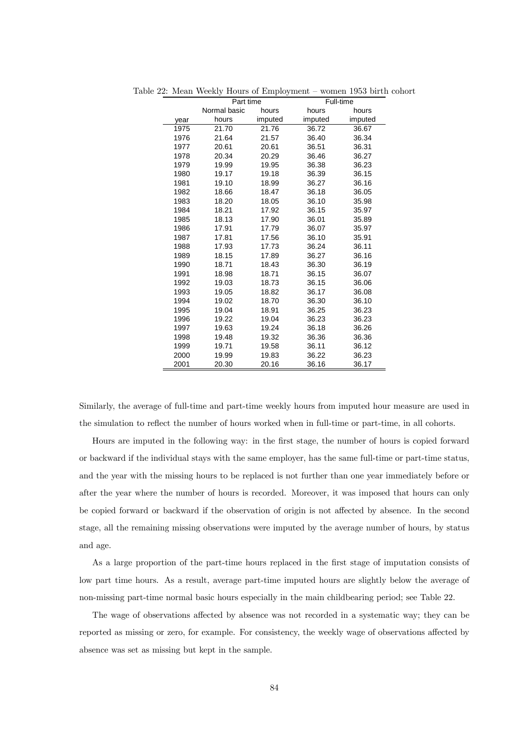Table 22: Mean Weekly Hours of Employment – women 1953 birth cohort

| | Part time | | Full-time | |
|---|---|---|---|---|
| year | Normal basic hours | hours imputed | hours imputed | hours imputed |
| 1975 | 21.70 | 21.76 | 36.72 | 36.67 |
| 1976 | 21.64 | 21.57 | 36.40 | 36.34 |
| 1977 | 20.61 | 20.61 | 36.51 | 36.31 |
| 1978 | 20.34 | 20.29 | 36.46 | 36.27 |
| 1979 | 19.99 | 19.95 | 36.38 | 36.23 |
| 1980 | 19.17 | 19.18 | 36.39 | 36.15 |
| 1981 | 19.10 | 18.99 | 36.27 | 36.16 |
| 1982 | 18.66 | 18.47 | 36.18 | 36.05 |
| 1983 | 18.20 | 18.05 | 36.10 | 35.98 |
| 1984 | 18.21 | 17.92 | 36.15 | 35.97 |
| 1985 | 18.13 | 17.90 | 36.01 | 35.89 |
| 1986 | 17.91 | 17.79 | 36.07 | 35.97 |
| 1987 | 17.81 | 17.56 | 36.10 | 35.91 |
| 1988 | 17.93 | 17.73 | 36.24 | 36.11 |
| 1989 | 18.15 | 17.89 | 36.27 | 36.16 |
| 1990 | 18.71 | 18.43 | 36.30 | 36.19 |
| 1991 | 18.98 | 18.71 | 36.15 | 36.07 |
| 1992 | 19.03 | 18.73 | 36.15 | 36.06 |
| 1993 | 19.05 | 18.82 | 36.17 | 36.08 |
| 1994 | 19.02 | 18.70 | 36.30 | 36.10 |
| 1995 | 19.04 | 18.91 | 36.25 | 36.23 |
| 1996 | 19.22 | 19.04 | 36.23 | 36.23 |
| 1997 | 19.63 | 19.24 | 36.18 | 36.26 |
| 1998 | 19.48 | 19.32 | 36.36 | 36.36 |
| 1999 | 19.71 | 19.58 | 36.11 | 36.12 |
| 2000 | 19.99 | 19.83 | 36.22 | 36.23 |
| 2001 | 20.30 | 20.16 | 36.16 | 36.17 |

Similarly, the average of full-time and part-time weekly hours from imputed hour measure are used in the simulation to reflect the number of hours worked when in full-time or part-time, in all cohorts.

Hours are imputed in the following way: in the first stage, the number of hours is copied forward or backward if the individual stays with the same employer, has the same full-time or part-time status, and the year with the missing hours to be replaced is not further than one year immediately before or after the year where the number of hours is recorded. Moreover, it was imposed that hours can only be copied forward or backward if the observation of origin is not affected by absence. In the second stage, all the remaining missing observations were imputed by the average number of hours, by status and age.

As a large proportion of the part-time hours replaced in the first stage of imputation consists of low part time hours. As a result, average part-time imputed hours are slightly below the average of non-missing part-time normal basic hours especially in the main childbearing period; see Table 22.

The wage of observations affected by absence was not recorded in a systematic way; they can be reported as missing or zero, for example. For consistency, the weekly wage of observations affected by absence was set as missing but kept in the sample.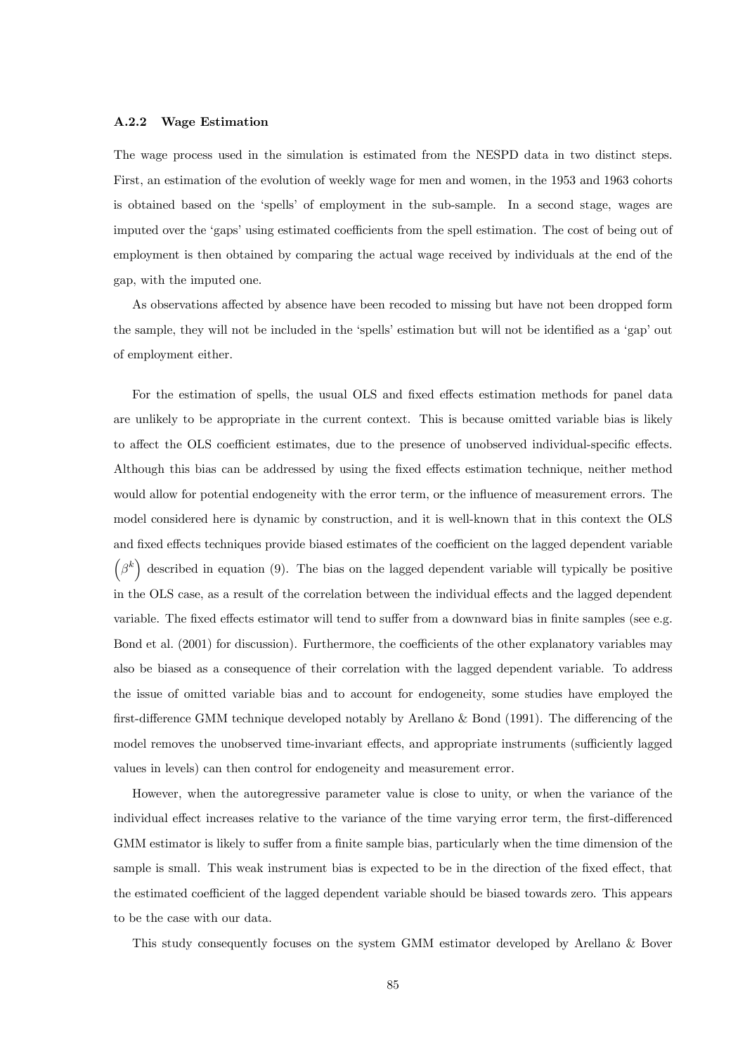### A.2.2 Wage Estimation

The wage process used in the simulation is estimated from the NESPD data in two distinct steps. First, an estimation of the evolution of weekly wage for men and women, in the 1953 and 1963 cohorts is obtained based on the 'spells' of employment in the sub-sample. In a second stage, wages are imputed over the 'gaps' using estimated coefficients from the spell estimation. The cost of being out of employment is then obtained by comparing the actual wage received by individuals at the end of the gap, with the imputed one.

As observations affected by absence have been recoded to missing but have not been dropped form the sample, they will not be included in the 'spells' estimation but will not be identified as a 'gap' out of employment either.

For the estimation of spells, the usual OLS and fixed effects estimation methods for panel data are unlikely to be appropriate in the current context. This is because omitted variable bias is likely to affect the OLS coefficient estimates, due to the presence of unobserved individual-specific effects. Although this bias can be addressed by using the fixed effects estimation technique, neither method would allow for potential endogeneity with the error term, or the influence of measurement errors. The model considered here is dynamic by construction, and it is well-known that in this context the OLS and fixed effects techniques provide biased estimates of the coefficient on the lagged dependent variable $\left(\beta^k\right)$ described in equation (9). The bias on the lagged dependent variable will typically be positive in the OLS case, as a result of the correlation between the individual effects and the lagged dependent variable. The fixed effects estimator will tend to suffer from a downward bias in finite samples (see e.g. Bond et al. (2001) for discussion). Furthermore, the coefficients of the other explanatory variables may also be biased as a consequence of their correlation with the lagged dependent variable. To address the issue of omitted variable bias and to account for endogeneity, some studies have employed the first-difference GMM technique developed notably by Arellano & Bond (1991). The differencing of the model removes the unobserved time-invariant effects, and appropriate instruments (sufficiently lagged values in levels) can then control for endogeneity and measurement error.

However, when the autoregressive parameter value is close to unity, or when the variance of the individual effect increases relative to the variance of the time varying error term, the first-differenced GMM estimator is likely to suffer from a finite sample bias, particularly when the time dimension of the sample is small. This weak instrument bias is expected to be in the direction of the fixed effect, that the estimated coefficient of the lagged dependent variable should be biased towards zero. This appears to be the case with our data.

This study consequently focuses on the system GMM estimator developed by Arellano & Bover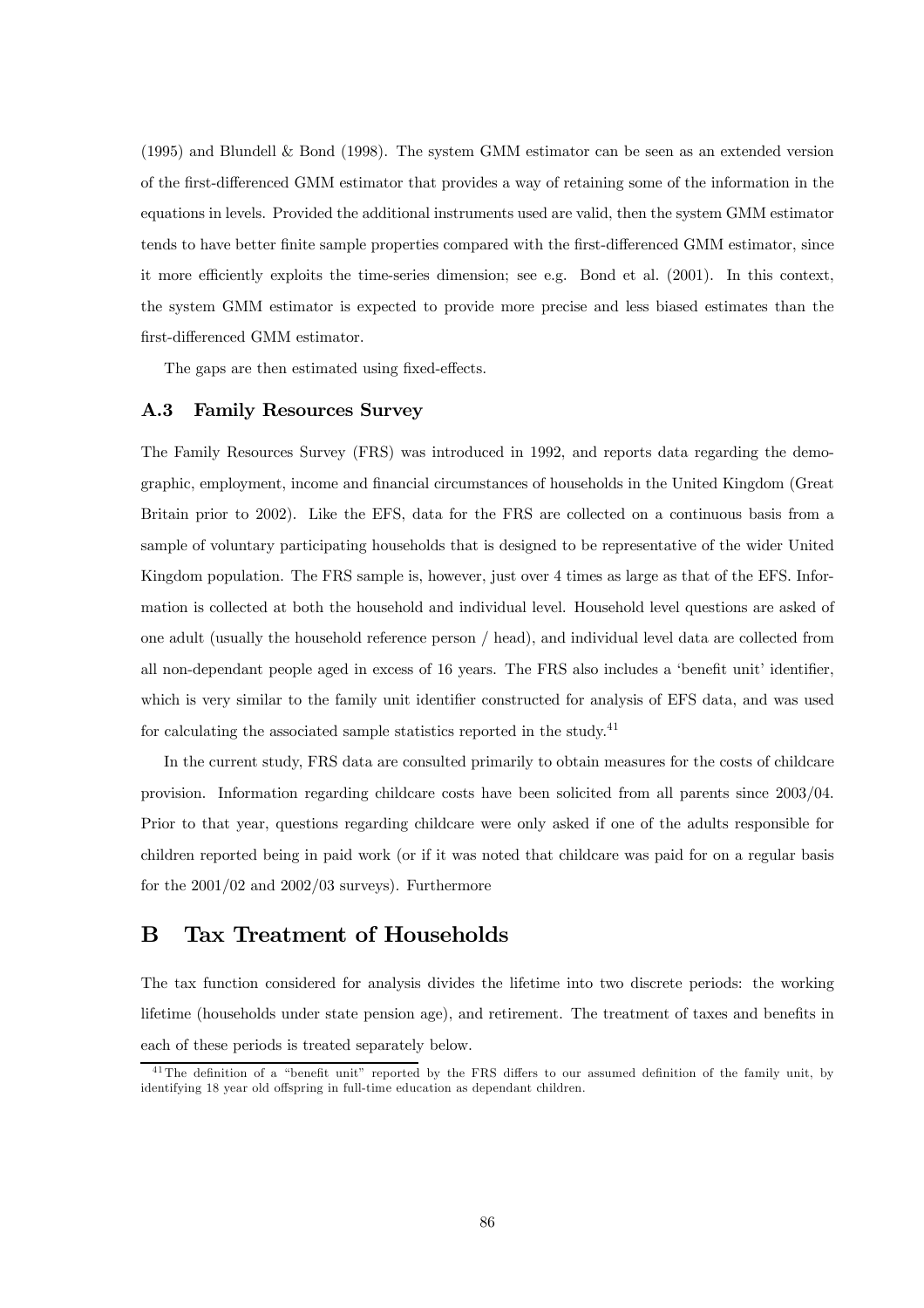(1995) and Blundell & Bond (1998). The system GMM estimator can be seen as an extended version of the first-differenced GMM estimator that provides a way of retaining some of the information in the equations in levels. Provided the additional instruments used are valid, then the system GMM estimator tends to have better finite sample properties compared with the first-differenced GMM estimator, since it more efficiently exploits the time-series dimension; see e.g. Bond et al. (2001). In this context, the system GMM estimator is expected to provide more precise and less biased estimates than the first-differenced GMM estimator.

The gaps are then estimated using fixed-effects.

### A.3 Family Resources Survey

The Family Resources Survey (FRS) was introduced in 1992, and reports data regarding the demographic, employment, income and financial circumstances of households in the United Kingdom (Great Britain prior to 2002). Like the EFS, data for the FRS are collected on a continuous basis from a sample of voluntary participating households that is designed to be representative of the wider United Kingdom population. The FRS sample is, however, just over 4 times as large as that of the EFS. Information is collected at both the household and individual level. Household level questions are asked of one adult (usually the household reference person / head), and individual level data are collected from all non-dependant people aged in excess of 16 years. The FRS also includes a 'benefit unit' identifier, which is very similar to the family unit identifier constructed for analysis of EFS data, and was used for calculating the associated sample statistics reported in the study.[41]

In the current study, FRS data are consulted primarily to obtain measures for the costs of childcare provision. Information regarding childcare costs have been solicited from all parents since 2003/04. Prior to that year, questions regarding childcare were only asked if one of the adults responsible for children reported being in paid work (or if it was noted that childcare was paid for on a regular basis for the 2001/02 and 2002/03 surveys). Furthermore

## B Tax Treatment of Households

The tax function considered for analysis divides the lifetime into two discrete periods: the working lifetime (households under state pension age), and retirement. The treatment of taxes and benefits in each of these periods is treated separately below.

[41] The definition of a "benefit unit" reported by the FRS differs to our assumed definition of the family unit, by identifying 18 year old offspring in full-time education as dependant children.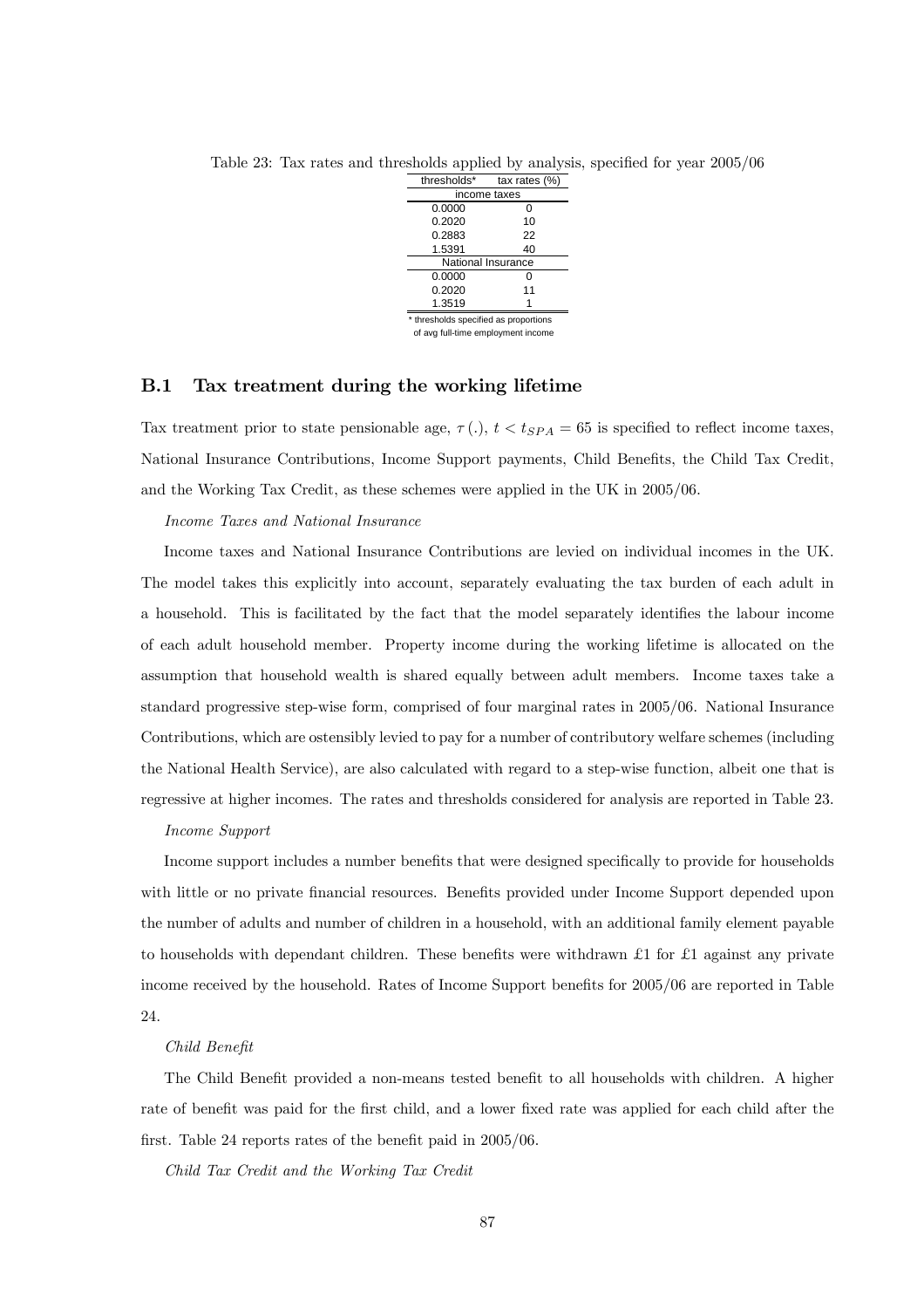Table 23: Tax rates and thresholds applied by analysis, specified for year 2005/06

| thresholds* | tax rates (%) |
|---|---|
| income taxes | |
| 0.0000 | 0 |
| 0.2020 | 10 |
| 0.2883 | 22 |
| 1.5391 | 40 |
| National Insurance | |
| 0.0000 | 0 |
| 0.2020 | 11 |
| 1.3519 | 1 |

\* thresholds specified as proportions of avg full-time employment income

## B.1 Tax treatment during the working lifetime

Tax treatment prior to state pensionable age, $\tau(.)$, $t < t_{SPA} = 65$ is specified to reflect income taxes, National Insurance Contributions, Income Support payments, Child Benefits, the Child Tax Credit, and the Working Tax Credit, as these schemes were applied in the UK in 2005/06.

*Income Taxes and National Insurance*

Income taxes and National Insurance Contributions are levied on individual incomes in the UK. The model takes this explicitly into account, separately evaluating the tax burden of each adult in a household. This is facilitated by the fact that the model separately identifies the labour income of each adult household member. Property income during the working lifetime is allocated on the assumption that household wealth is shared equally between adult members. Income taxes take a standard progressive step-wise form, comprised of four marginal rates in 2005/06. National Insurance Contributions, which are ostensibly levied to pay for a number of contributory welfare schemes (including the National Health Service), are also calculated with regard to a step-wise function, albeit one that is regressive at higher incomes. The rates and thresholds considered for analysis are reported in Table 23.

*Income Support*

Income support includes a number benefits that were designed specifically to provide for households with little or no private financial resources. Benefits provided under Income Support depended upon the number of adults and number of children in a household, with an additional family element payable to households with dependant children. These benefits were withdrawn £1 for £1 against any private income received by the household. Rates of Income Support benefits for 2005/06 are reported in Table 24.

*Child Benefit*

The Child Benefit provided a non-means tested benefit to all households with children. A higher rate of benefit was paid for the first child, and a lower fixed rate was applied for each child after the first. Table 24 reports rates of the benefit paid in 2005/06.

*Child Tax Credit and the Working Tax Credit*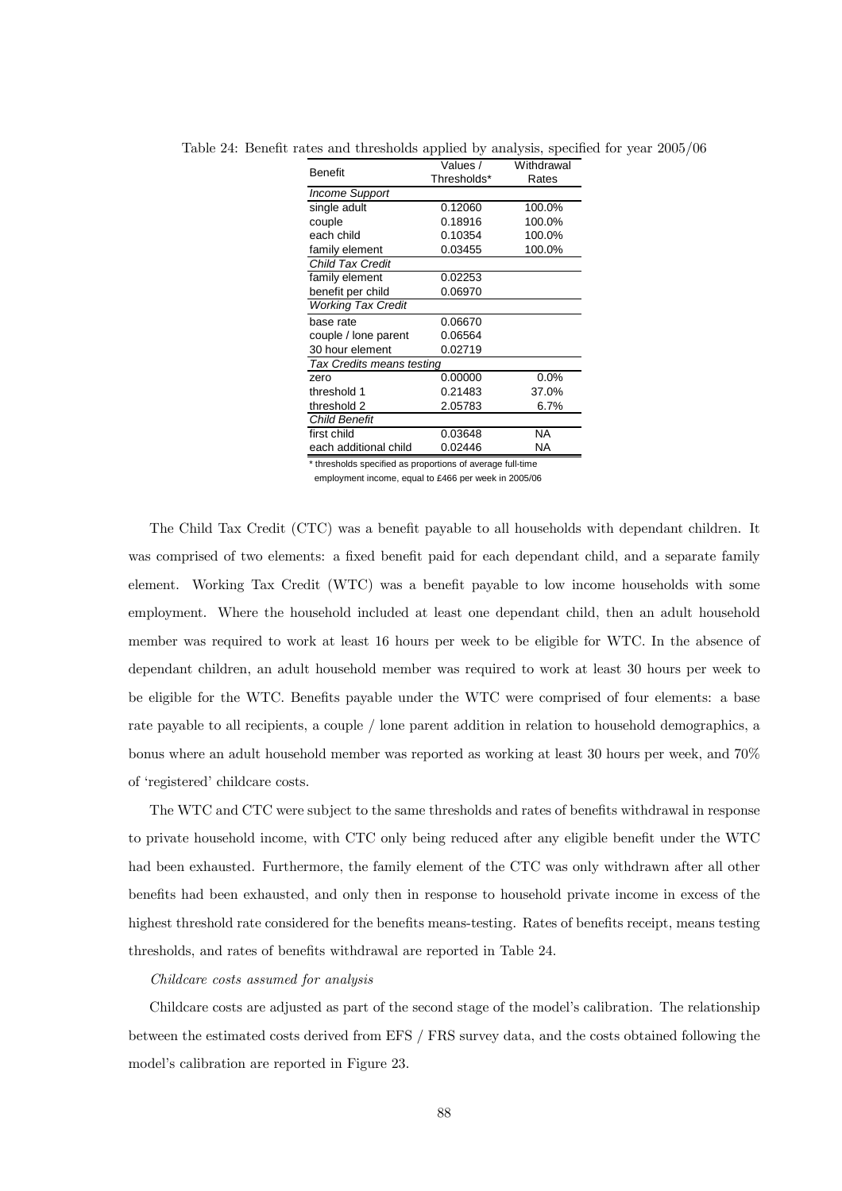Table 24: Benefit rates and thresholds applied by analysis, specified for year 2005/06

| Benefit | Values / Thresholds* | Withdrawal Rates |
|---|---|---|
| *Income Support* | | |
| single adult | 0.12060 | 100.0% |
| couple | 0.18916 | 100.0% |
| each child | 0.10354 | 100.0% |
| family element | 0.03455 | 100.0% |
| *Child Tax Credit* | | |
| family element | 0.02253 | |
| benefit per child | 0.06970 | |
| *Working Tax Credit* | | |
| base rate | 0.06670 | |
| couple / lone parent | 0.06564 | |
| 30 hour element | 0.02719 | |
| *Tax Credits means testing* | | |
| zero | 0.00000 | 0.0% |
| threshold 1 | 0.21483 | 37.0% |
| threshold 2 | 2.05783 | 6.7% |
| *Child Benefit* | | |
| first child | 0.03648 | NA |
| each additional child | 0.02446 | NA |

\* thresholds specified as proportions of average full-time employment income, equal to £466 per week in 2005/06

The Child Tax Credit (CTC) was a benefit payable to all households with dependant children. It was comprised of two elements: a fixed benefit paid for each dependant child, and a separate family element. Working Tax Credit (WTC) was a benefit payable to low income households with some employment. Where the household included at least one dependant child, then an adult household member was required to work at least 16 hours per week to be eligible for WTC. In the absence of dependant children, an adult household member was required to work at least 30 hours per week to be eligible for the WTC. Benefits payable under the WTC were comprised of four elements: a base rate payable to all recipients, a couple / lone parent addition in relation to household demographics, a bonus where an adult household member was reported as working at least 30 hours per week, and 70% of 'registered' childcare costs.

The WTC and CTC were subject to the same thresholds and rates of benefits withdrawal in response to private household income, with CTC only being reduced after any eligible benefit under the WTC had been exhausted. Furthermore, the family element of the CTC was only withdrawn after all other benefits had been exhausted, and only then in response to household private income in excess of the highest threshold rate considered for the benefits means-testing. Rates of benefits receipt, means testing thresholds, and rates of benefits withdrawal are reported in Table 24.

*Childcare costs assumed for analysis*

Childcare costs are adjusted as part of the second stage of the model's calibration. The relationship between the estimated costs derived from EFS / FRS survey data, and the costs obtained following the model's calibration are reported in Figure 23.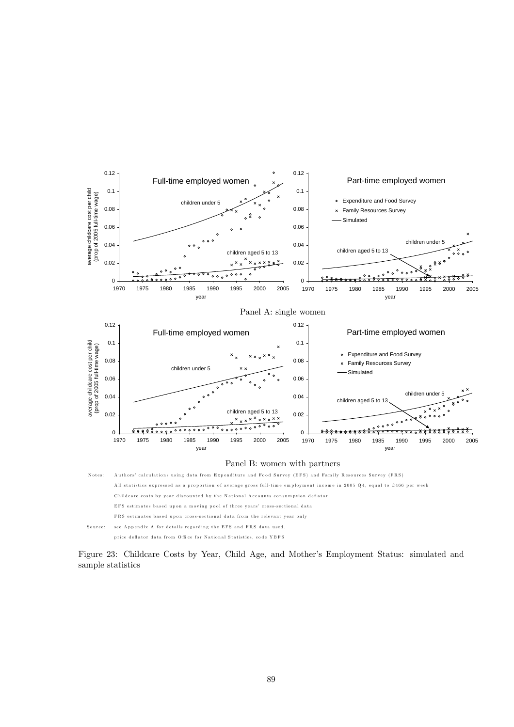Panel A: single women

Panel B: women with partners

Notes: Authors' calculations using data from Expenditure and Food Survey (EFS) and Family Resources Survey (FRS)

All statistics expressed as a proportion of average gross full-time employment income in 2005 Q4, equal to £466 per week

Childcare costs by year discounted by the National Accounts consumption deflator

EFS estimates based upon a moving pool of three years' cross-sectional data

FRS estimates based upon cross-sectional data from the relevant year only

Source: see Appendix A for details regarding the EFS and FRS data used.

price deflator data from Office for National Statistics, code YBFS

Figure 23: Childcare Costs by Year, Child Age, and Mother's Employment Status: simulated and sample statistics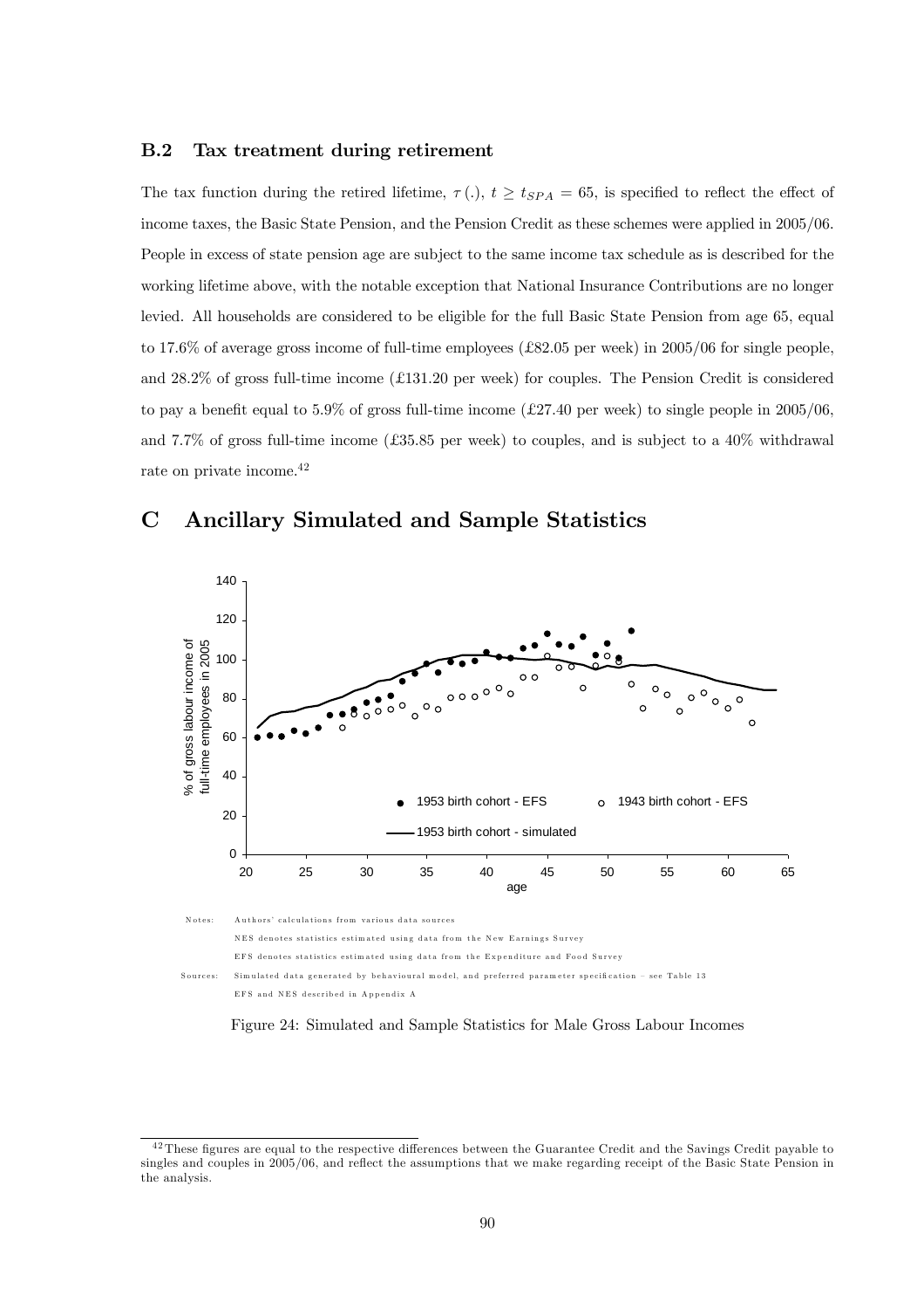### B.2 Tax treatment during retirement

The tax function during the retired lifetime, $\tau(.)$, $t \geq t_{SPA} = 65$, is specified to reflect the effect of income taxes, the Basic State Pension, and the Pension Credit as these schemes were applied in 2005/06. People in excess of state pension age are subject to the same income tax schedule as is described for the working lifetime above, with the notable exception that National Insurance Contributions are no longer levied. All households are considered to be eligible for the full Basic State Pension from age 65, equal to 17.6% of average gross income of full-time employees (£82.05 per week) in 2005/06 for single people, and 28.2% of gross full-time income (£131.20 per week) for couples. The Pension Credit is considered to pay a benefit equal to 5.9% of gross full-time income (£27.40 per week) to single people in 2005/06, and 7.7% of gross full-time income (£35.85 per week) to couples, and is subject to a 40% withdrawal rate on private income.[42]

# C Ancillary Simulated and Sample Statistics

% of gross labour income of full-time employees in 2005

140
120
100
80
60
40
20
0

20 25 30 35 40 45 50 55 60 65

age

1953 birth cohort - EFS
1943 birth cohort - EFS
1953 birth cohort - simulated

Notes: Authors' calculations from various data sources
NES denotes statistics estimated using data from the New Earnings Survey
EFS denotes statistics estimated using data from the Expenditure and Food Survey
Sources: Simulated data generated by behavioural model, and preferred parameter specification – see Table 13
EFS and NES described in Appendix A

Figure 24: Simulated and Sample Statistics for Male Gross Labour Incomes

[42] These figures are equal to the respective differences between the Guarantee Credit and the Savings Credit payable to singles and couples in 2005/06, and reflect the assumptions that we make regarding receipt of the Basic State Pension in the analysis.